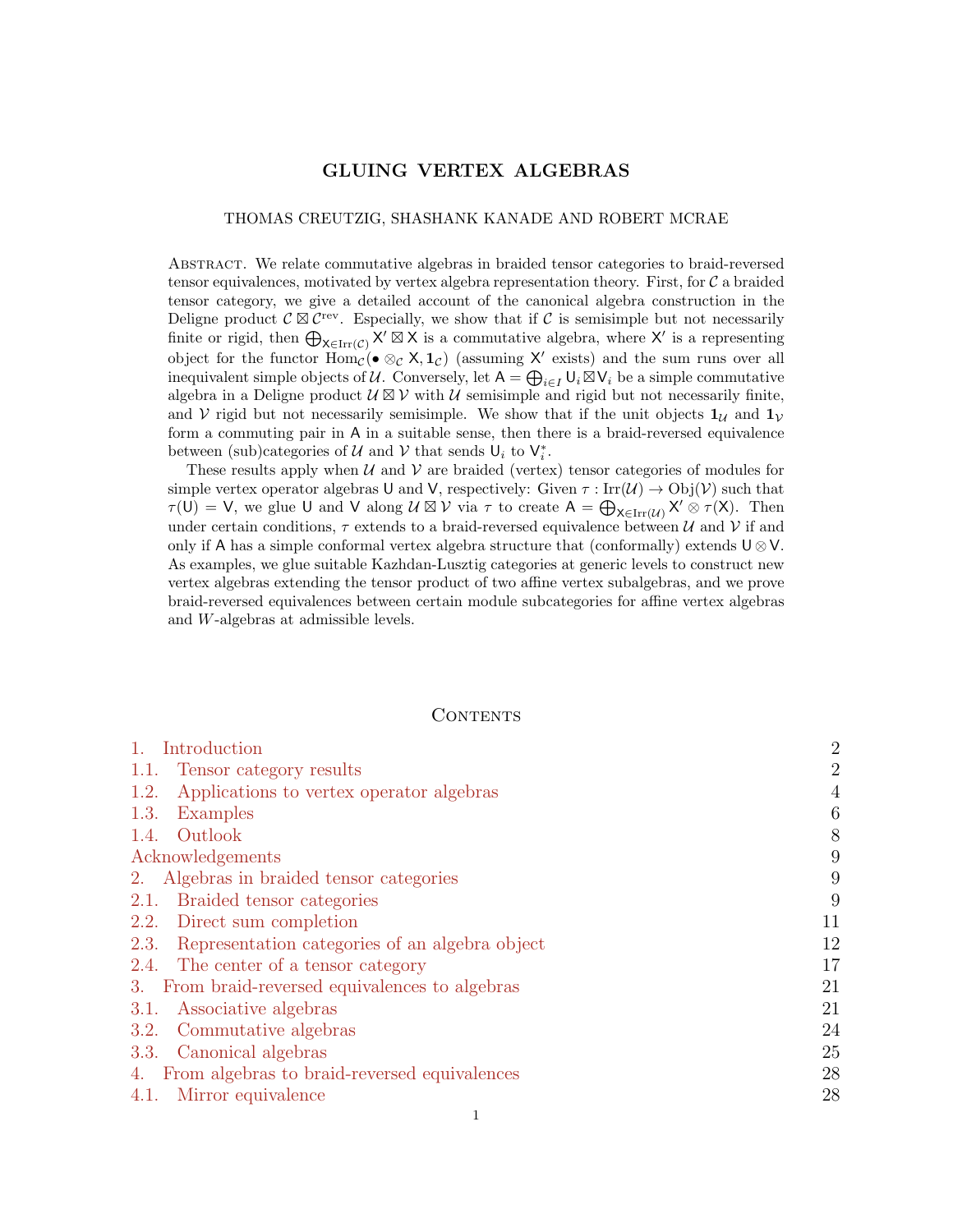# GLUING VERTEX ALGEBRAS

THOMAS CREUTZIG, SHASHANK KANADE AND ROBERT MCRAE

Abstract. We relate commutative algebras in braided tensor categories to braid-reversed tensor equivalences, motivated by vertex algebra representation theory. First, for $\mathcal{C}$ a braided tensor category, we give a detailed account of the canonical algebra construction in the Deligne product $\mathcal{C} \boxtimes \mathcal{C}^{\mathrm{rev}}$. Especially, we show that if $\mathcal{C}$ is semisimple but not necessarily finite or rigid, then $\bigoplus_{\mathsf{X} \in \mathrm{Irr}(\mathcal{C})} \mathsf{X}' \boxtimes \mathsf{X}$ is a commutative algebra, where $\mathsf{X}'$ is a representing object for the functor $\mathrm{Hom}_{\mathcal{C}}(\bullet \otimes_{\mathcal{C}} \mathsf{X}, \mathbf{1}_{\mathcal{C}})$ (assuming $\mathsf{X}'$ exists) and the sum runs over all inequivalent simple objects of $\mathcal{U}$. Conversely, let $\mathsf{A} = \bigoplus_{i \in I} \mathsf{U}_i \boxtimes \mathsf{V}_i$ be a simple commutative algebra in a Deligne product $\mathcal{U} \boxtimes \mathcal{V}$ with $\mathcal{U}$ semisimple and rigid but not necessarily finite, and $\mathcal{V}$ rigid but not necessarily semisimple. We show that if the unit objects $\mathbf{1}_{\mathcal{U}}$ and $\mathbf{1}_{\mathcal{V}}$ form a commuting pair in $\mathsf{A}$ in a suitable sense, then there is a braid-reversed equivalence between (sub)categories of $\mathcal{U}$ and $\mathcal{V}$ that sends $\mathsf{U}_i$ to $\mathsf{V}_i^*$.

These results apply when $\mathcal{U}$ and $\mathcal{V}$ are braided (vertex) tensor categories of modules for simple vertex operator algebras $\mathsf{U}$ and $\mathsf{V}$, respectively: Given $\tau : \mathrm{Irr}(\mathcal{U}) \to \mathrm{Obj}(\mathcal{V})$ such that $\tau(\mathsf{U}) = \mathsf{V}$, we glue $\mathsf{U}$ and $\mathsf{V}$ along $\mathcal{U} \boxtimes \mathcal{V}$ via $\tau$ to create $\mathsf{A} = \bigoplus_{\mathsf{X} \in \mathrm{Irr}(\mathcal{U})} \mathsf{X}' \otimes \tau(\mathsf{X})$. Then under certain conditions, $\tau$ extends to a braid-reversed equivalence between $\mathcal{U}$ and $\mathcal{V}$ if and only if $\mathsf{A}$ has a simple conformal vertex algebra structure that (conformally) extends $\mathsf{U} \otimes \mathsf{V}$. As examples, we glue suitable Kazhdan-Lusztig categories at generic levels to construct new vertex algebras extending the tensor product of two affine vertex subalgebras, and we prove braid-reversed equivalences between certain module subcategories for affine vertex algebras and $W$-algebras at admissible levels.

## Contents

1. Introduction — 2
   1.1. Tensor category results — 2
   1.2. Applications to vertex operator algebras — 4
   1.3. Examples — 6
   1.4. Outlook — 8

Acknowledgements — 9

2. Algebras in braided tensor categories — 9
   2.1. Braided tensor categories — 9
   2.2. Direct sum completion — 11
   2.3. Representation categories of an algebra object — 12
   2.4. The center of a tensor category — 17
3. From braid-reversed equivalences to algebras — 21
   3.1. Associative algebras — 21
   3.2. Commutative algebras — 24
   3.3. Canonical algebras — 25
4. From algebras to braid-reversed equivalences — 28
   4.1. Mirror equivalence — 28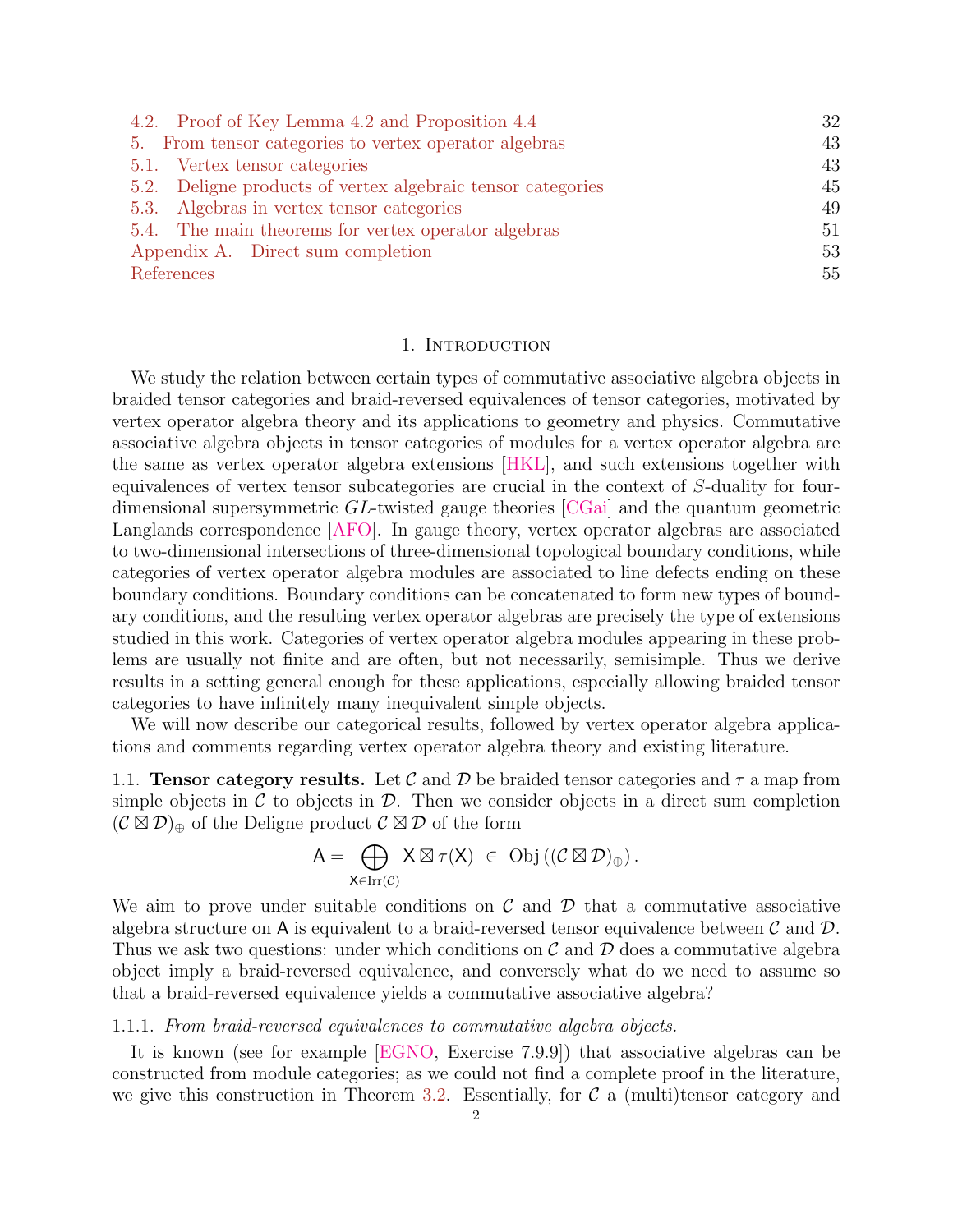4.2. Proof of Key Lemma 4.2 and Proposition 4.4 32
5. From tensor categories to vertex operator algebras 43
5.1. Vertex tensor categories 43
5.2. Deligne products of vertex algebraic tensor categories 45
5.3. Algebras in vertex tensor categories 49
5.4. The main theorems for vertex operator algebras 51
Appendix A. Direct sum completion 53
References 55

## 1. Introduction

We study the relation between certain types of commutative associative algebra objects in braided tensor categories and braid-reversed equivalences of tensor categories, motivated by vertex operator algebra theory and its applications to geometry and physics. Commutative associative algebra objects in tensor categories of modules for a vertex operator algebra are the same as vertex operator algebra extensions [HKL], and such extensions together with equivalences of vertex tensor subcategories are crucial in the context of $S$-duality for four-dimensional supersymmetric $GL$-twisted gauge theories [CGai] and the quantum geometric Langlands correspondence [AFO]. In gauge theory, vertex operator algebras are associated to two-dimensional intersections of three-dimensional topological boundary conditions, while categories of vertex operator algebra modules are associated to line defects ending on these boundary conditions. Boundary conditions can be concatenated to form new types of boundary conditions, and the resulting vertex operator algebras are precisely the type of extensions studied in this work. Categories of vertex operator algebra modules appearing in these problems are usually not finite and are often, but not necessarily, semisimple. Thus we derive results in a setting general enough for these applications, especially allowing braided tensor categories to have infinitely many inequivalent simple objects.

We will now describe our categorical results, followed by vertex operator algebra applications and comments regarding vertex operator algebra theory and existing literature.

### 1.1. **Tensor category results.**

Let $\mathcal{C}$ and $\mathcal{D}$ be braided tensor categories and $\tau$ a map from simple objects in $\mathcal{C}$ to objects in $\mathcal{D}$. Then we consider objects in a direct sum completion $(\mathcal{C} \boxtimes \mathcal{D})_\oplus$ of the Deligne product $\mathcal{C} \boxtimes \mathcal{D}$ of the form

$$\mathsf{A} = \bigoplus_{\mathsf{X} \in \mathrm{Irr}(\mathcal{C})} \mathsf{X} \boxtimes \tau(\mathsf{X}) \ \in \ \mathrm{Obj}\left((\mathcal{C} \boxtimes \mathcal{D})_\oplus\right).$$

We aim to prove under suitable conditions on $\mathcal{C}$ and $\mathcal{D}$ that a commutative associative algebra structure on $\mathsf{A}$ is equivalent to a braid-reversed tensor equivalence between $\mathcal{C}$ and $\mathcal{D}$. Thus we ask two questions: under which conditions on $\mathcal{C}$ and $\mathcal{D}$ does a commutative algebra object imply a braid-reversed equivalence, and conversely what do we need to assume so that a braid-reversed equivalence yields a commutative associative algebra?

#### 1.1.1. *From braid-reversed equivalences to commutative algebra objects.*

It is known (see for example [EGNO, Exercise 7.9.9]) that associative algebras can be constructed from module categories; as we could not find a complete proof in the literature, we give this construction in Theorem 3.2. Essentially, for $\mathcal{C}$ a (multi)tensor category and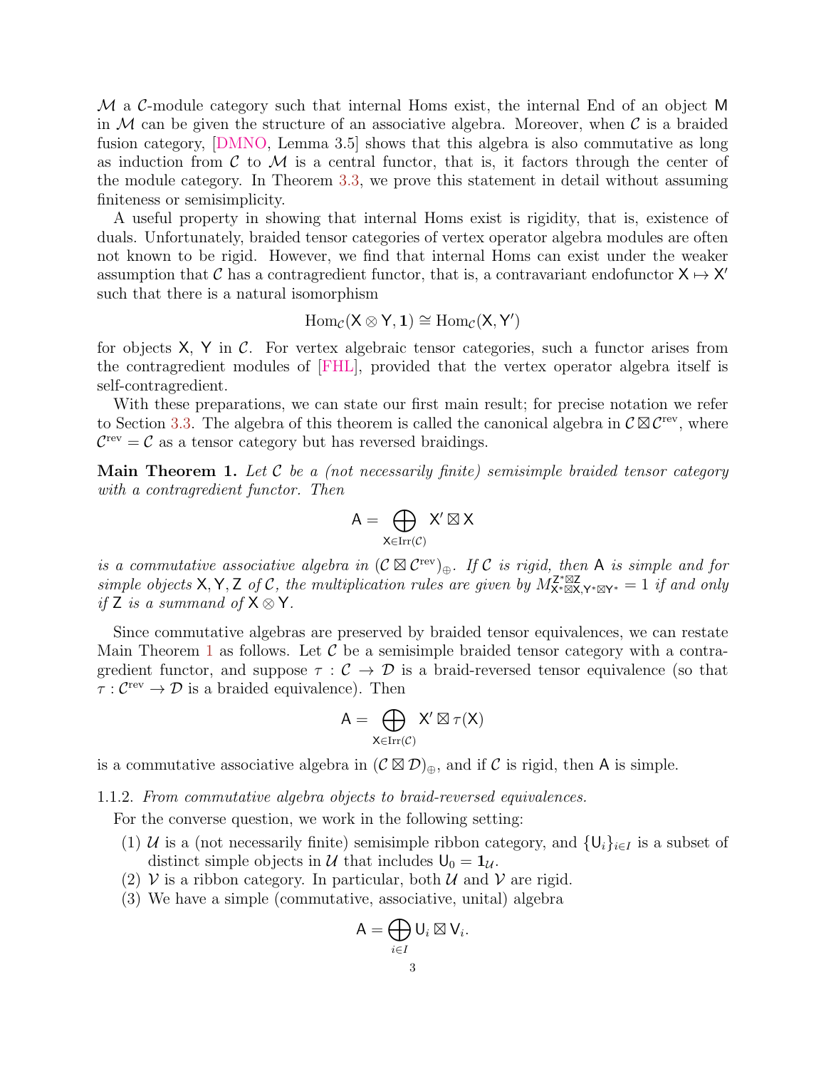$\mathcal{M}$ a $\mathcal{C}$-module category such that internal Homs exist, the internal End of an object $\mathsf{M}$ in $\mathcal{M}$ can be given the structure of an associative algebra. Moreover, when $\mathcal{C}$ is a braided fusion category, [DMNO, Lemma 3.5] shows that this algebra is also commutative as long as induction from $\mathcal{C}$ to $\mathcal{M}$ is a central functor, that is, it factors through the center of the module category. In Theorem 3.3, we prove this statement in detail without assuming finiteness or semisimplicity.

A useful property in showing that internal Homs exist is rigidity, that is, existence of duals. Unfortunately, braided tensor categories of vertex operator algebra modules are often not known to be rigid. However, we find that internal Homs can exist under the weaker assumption that $\mathcal{C}$ has a contragredient functor, that is, a contravariant endofunctor $\mathsf{X} \mapsto \mathsf{X}'$ such that there is a natural isomorphism

$$\mathrm{Hom}_{\mathcal{C}}(\mathsf{X} \otimes \mathsf{Y}, \mathbf{1}) \cong \mathrm{Hom}_{\mathcal{C}}(\mathsf{X}, \mathsf{Y}')$$

for objects $\mathsf{X}$, $\mathsf{Y}$ in $\mathcal{C}$. For vertex algebraic tensor categories, such a functor arises from the contragredient modules of [FHL], provided that the vertex operator algebra itself is self-contragredient.

With these preparations, we can state our first main result; for precise notation we refer to Section 3.3. The algebra of this theorem is called the canonical algebra in $\mathcal{C} \boxtimes \mathcal{C}^{\mathrm{rev}}$, where $\mathcal{C}^{\mathrm{rev}} = \mathcal{C}$ as a tensor category but has reversed braidings.

**Main Theorem 1.** *Let $\mathcal{C}$ be a (not necessarily finite) semisimple braided tensor category with a contragredient functor. Then*

$$\mathsf{A} = \bigoplus_{\mathsf{X} \in \mathrm{Irr}(\mathcal{C})} \mathsf{X}' \boxtimes \mathsf{X}$$

*is a commutative associative algebra in $(\mathcal{C} \boxtimes \mathcal{C}^{\mathrm{rev}})_{\oplus}$. If $\mathcal{C}$ is rigid, then $\mathsf{A}$ is simple and for simple objects $\mathsf{X}, \mathsf{Y}, \mathsf{Z}$ of $\mathcal{C}$, the multiplication rules are given by $M_{\mathsf{X}^* \boxtimes \mathsf{X}, \mathsf{Y}^* \boxtimes \mathsf{Y}^*}^{\mathsf{Z}^* \boxtimes \mathsf{Z}} = 1$ if and only if $\mathsf{Z}$ is a summand of $\mathsf{X} \otimes \mathsf{Y}$.*

Since commutative algebras are preserved by braided tensor equivalences, we can restate Main Theorem 1 as follows. Let $\mathcal{C}$ be a semisimple braided tensor category with a contragredient functor, and suppose $\tau : \mathcal{C} \to \mathcal{D}$ is a braid-reversed tensor equivalence (so that $\tau : \mathcal{C}^{\mathrm{rev}} \to \mathcal{D}$ is a braided equivalence). Then

$$\mathsf{A} = \bigoplus_{\mathsf{X} \in \mathrm{Irr}(\mathcal{C})} \mathsf{X}' \boxtimes \tau(\mathsf{X})$$

is a commutative associative algebra in $(\mathcal{C} \boxtimes \mathcal{D})_{\oplus}$, and if $\mathcal{C}$ is rigid, then $\mathsf{A}$ is simple.

1.1.2. *From commutative algebra objects to braid-reversed equivalences.*

For the converse question, we work in the following setting:

1. $\mathcal{U}$ is a (not necessarily finite) semisimple ribbon category, and $\{\mathsf{U}_i\}_{i \in I}$ is a subset of distinct simple objects in $\mathcal{U}$ that includes $\mathsf{U}_0 = \mathbf{1}_{\mathcal{U}}$.
2. $\mathcal{V}$ is a ribbon category. In particular, both $\mathcal{U}$ and $\mathcal{V}$ are rigid.
3. We have a simple (commutative, associative, unital) algebra

$$\mathsf{A} = \bigoplus_{i \in I} \mathsf{U}_i \boxtimes \mathsf{V}_i.$$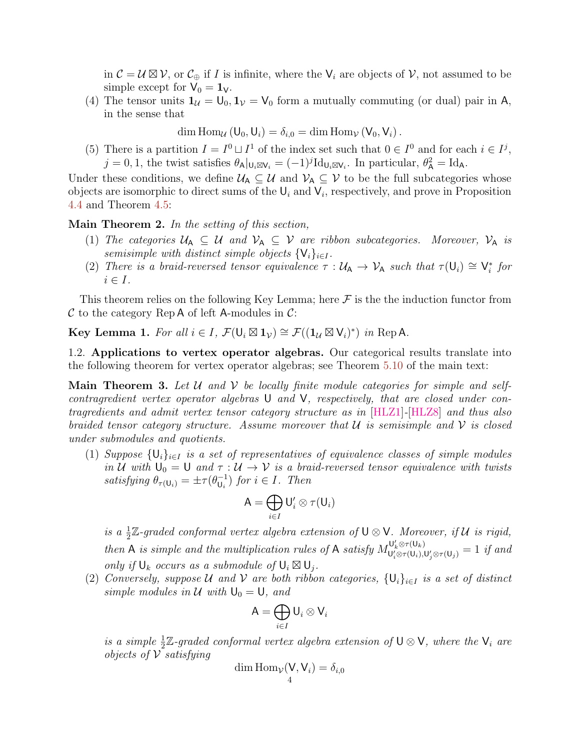in $\mathcal{C} = \mathcal{U} \boxtimes \mathcal{V}$, or $\mathcal{C}_\oplus$ if $I$ is infinite, where the $\mathsf{V}_i$ are objects of $\mathcal{V}$, not assumed to be simple except for $\mathsf{V}_0 = \mathbf{1}_\mathsf{V}$.

(4) The tensor units $\mathbf{1}_\mathcal{U} = \mathsf{U}_0, \mathbf{1}_\mathcal{V} = \mathsf{V}_0$ form a mutually commuting (or dual) pair in $\mathsf{A}$, in the sense that

$$\dim \mathrm{Hom}_\mathcal{U}(\mathsf{U}_0, \mathsf{U}_i) = \delta_{i,0} = \dim \mathrm{Hom}_\mathcal{V}(\mathsf{V}_0, \mathsf{V}_i).$$

(5) There is a partition $I = I^0 \sqcup I^1$ of the index set such that $0 \in I^0$ and for each $i \in I^j$, $j = 0, 1$, the twist satisfies $\theta_\mathsf{A}|_{\mathsf{U}_i \boxtimes \mathsf{V}_i} = (-1)^j \mathrm{Id}_{\mathsf{U}_i \boxtimes \mathsf{V}_i}$. In particular, $\theta_\mathsf{A}^2 = \mathrm{Id}_\mathsf{A}$.

Under these conditions, we define $\mathcal{U}_\mathsf{A} \subseteq \mathcal{U}$ and $\mathcal{V}_\mathsf{A} \subseteq \mathcal{V}$ to be the full subcategories whose objects are isomorphic to direct sums of the $\mathsf{U}_i$ and $\mathsf{V}_i$, respectively, and prove in Proposition 4.4 and Theorem 4.5:

**Main Theorem 2.** *In the setting of this section,*

1. *The categories $\mathcal{U}_\mathsf{A} \subseteq \mathcal{U}$ and $\mathcal{V}_\mathsf{A} \subseteq \mathcal{V}$ are ribbon subcategories. Moreover, $\mathcal{V}_\mathsf{A}$ is semisimple with distinct simple objects $\{\mathsf{V}_i\}_{i \in I}$.*
2. *There is a braid-reversed tensor equivalence $\tau : \mathcal{U}_\mathsf{A} \to \mathcal{V}_\mathsf{A}$ such that $\tau(\mathsf{U}_i) \cong \mathsf{V}_i^*$ for $i \in I$.*

This theorem relies on the following Key Lemma; here $\mathcal{F}$ is the the induction functor from $\mathcal{C}$ to the category $\mathrm{Rep}\,\mathsf{A}$ of left $\mathsf{A}$-modules in $\mathcal{C}$:

**Key Lemma 1.** *For all $i \in I$, $\mathcal{F}(\mathsf{U}_i \boxtimes \mathbf{1}_\mathcal{V}) \cong \mathcal{F}((\mathbf{1}_\mathcal{U} \boxtimes \mathsf{V}_i)^*)$ in $\mathrm{Rep}\,\mathsf{A}$.*

1.2. **Applications to vertex operator algebras.** Our categorical results translate into the following theorem for vertex operator algebras; see Theorem 5.10 of the main text:

**Main Theorem 3.** *Let $\mathcal{U}$ and $\mathcal{V}$ be locally finite module categories for simple and self-contragredient vertex operator algebras $\mathsf{U}$ and $\mathsf{V}$, respectively, that are closed under contragredients and admit vertex tensor category structure as in [HLZ1]-[HLZ8] and thus also braided tensor category structure. Assume moreover that $\mathcal{U}$ is semisimple and $\mathcal{V}$ is closed under submodules and quotients.*

1. *Suppose $\{\mathsf{U}_i\}_{i \in I}$ is a set of representatives of equivalence classes of simple modules in $\mathcal{U}$ with $\mathsf{U}_0 = \mathsf{U}$ and $\tau : \mathcal{U} \to \mathcal{V}$ is a braid-reversed tensor equivalence with twists satisfying $\theta_{\tau(\mathsf{U}_i)} = \pm\tau(\theta_{\mathsf{U}_i}^{-1})$ for $i \in I$. Then*
$$\mathsf{A} = \bigoplus_{i \in I} \mathsf{U}_i' \otimes \tau(\mathsf{U}_i)$$
*is a $\frac{1}{2}\mathbb{Z}$-graded conformal vertex algebra extension of $\mathsf{U} \otimes \mathsf{V}$. Moreover, if $\mathcal{U}$ is rigid, then $\mathsf{A}$ is simple and the multiplication rules of $\mathsf{A}$ satisfy $M^{\mathsf{U}_k' \otimes \tau(\mathsf{U}_k)}_{\mathsf{U}_i' \otimes \tau(\mathsf{U}_i), \mathsf{U}_j' \otimes \tau(\mathsf{U}_j)} = 1$ if and only if $\mathsf{U}_k$ occurs as a submodule of $\mathsf{U}_i \boxtimes \mathsf{U}_j$.*
2. *Conversely, suppose $\mathcal{U}$ and $\mathcal{V}$ are both ribbon categories, $\{\mathsf{U}_i\}_{i \in I}$ is a set of distinct simple modules in $\mathcal{U}$ with $\mathsf{U}_0 = \mathsf{U}$, and*
$$\mathsf{A} = \bigoplus_{i \in I} \mathsf{U}_i \otimes \mathsf{V}_i$$
*is a simple $\frac{1}{2}\mathbb{Z}$-graded conformal vertex algebra extension of $\mathsf{U} \otimes \mathsf{V}$, where the $\mathsf{V}_i$ are objects of $\mathcal{V}$ satisfying*
$$\dim \mathrm{Hom}_\mathcal{V}(\mathsf{V}, \mathsf{V}_i) = \delta_{i,0}$$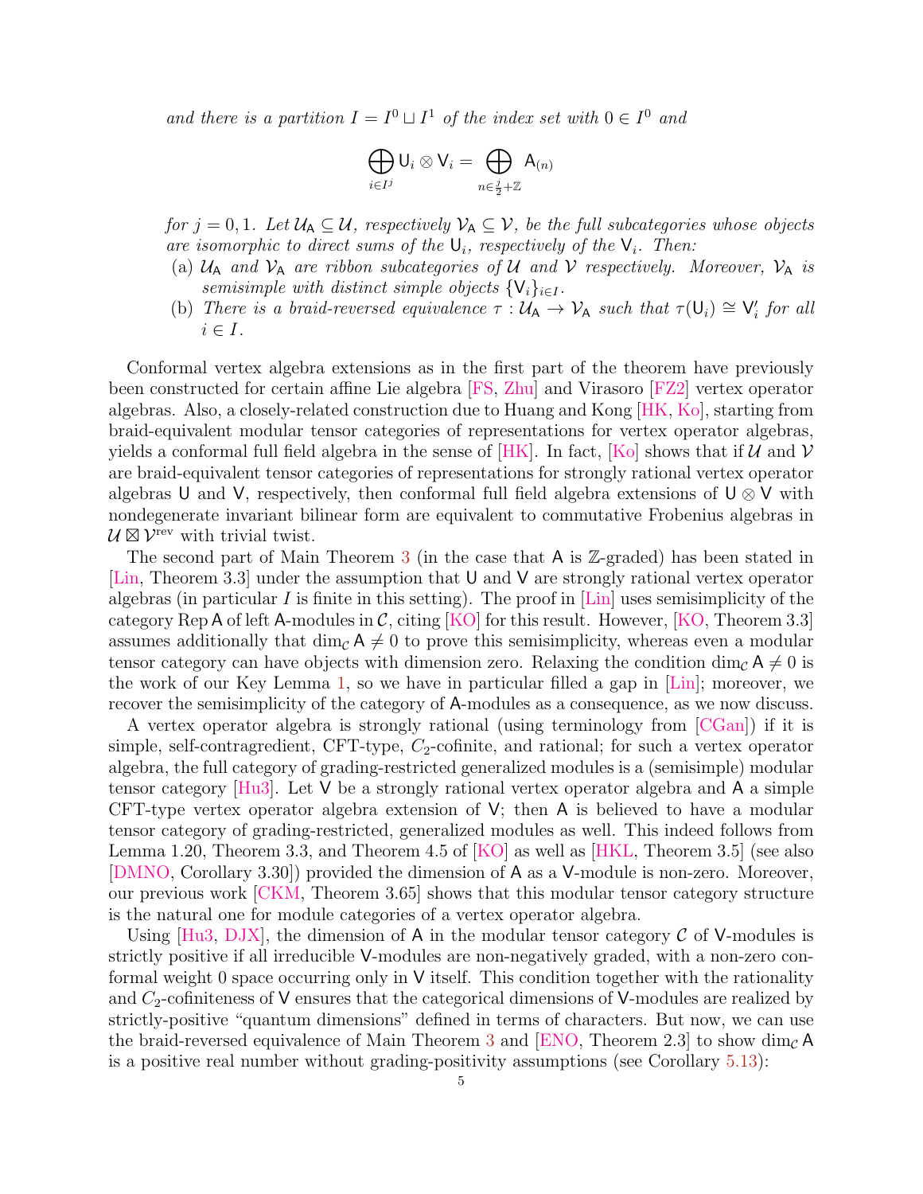*and there is a partition $I = I^0 \sqcup I^1$ of the index set with $0 \in I^0$ and*

$$\bigoplus_{i \in I^j} \mathsf{U}_i \otimes \mathsf{V}_i = \bigoplus_{n \in \frac{j}{2} + \mathbb{Z}} \mathsf{A}_{(n)}$$

*for $j = 0, 1$. Let $\mathcal{U}_\mathsf{A} \subseteq \mathcal{U}$, respectively $\mathcal{V}_\mathsf{A} \subseteq \mathcal{V}$, be the full subcategories whose objects are isomorphic to direct sums of the $\mathsf{U}_i$, respectively of the $\mathsf{V}_i$. Then:*

- (a) *$\mathcal{U}_\mathsf{A}$ and $\mathcal{V}_\mathsf{A}$ are ribbon subcategories of $\mathcal{U}$ and $\mathcal{V}$ respectively. Moreover, $\mathcal{V}_\mathsf{A}$ is semisimple with distinct simple objects $\{\mathsf{V}_i\}_{i \in I}$.*
- (b) *There is a braid-reversed equivalence $\tau : \mathcal{U}_\mathsf{A} \to \mathcal{V}_\mathsf{A}$ such that $\tau(\mathsf{U}_i) \cong \mathsf{V}_i'$ for all $i \in I$.*

Conformal vertex algebra extensions as in the first part of the theorem have previously been constructed for certain affine Lie algebra [FS, Zhu] and Virasoro [FZ2] vertex operator algebras. Also, a closely-related construction due to Huang and Kong [HK, Ko], starting from braid-equivalent modular tensor categories of representations for vertex operator algebras, yields a conformal full field algebra in the sense of [HK]. In fact, [Ko] shows that if $\mathcal{U}$ and $\mathcal{V}$ are braid-equivalent tensor categories of representations for strongly rational vertex operator algebras $\mathsf{U}$ and $\mathsf{V}$, respectively, then conformal full field algebra extensions of $\mathsf{U} \otimes \mathsf{V}$ with nondegenerate invariant bilinear form are equivalent to commutative Frobenius algebras in $\mathcal{U} \boxtimes \mathcal{V}^{\mathrm{rev}}$ with trivial twist.

The second part of Main Theorem 3 (in the case that $\mathsf{A}$ is $\mathbb{Z}$-graded) has been stated in [Lin, Theorem 3.3] under the assumption that $\mathsf{U}$ and $\mathsf{V}$ are strongly rational vertex operator algebras (in particular $I$ is finite in this setting). The proof in [Lin] uses semisimplicity of the category $\mathrm{Rep}\,\mathsf{A}$ of left $\mathsf{A}$-modules in $\mathcal{C}$, citing [KO] for this result. However, [KO, Theorem 3.3] assumes additionally that $\dim_\mathcal{C} \mathsf{A} \neq 0$ to prove this semisimplicity, whereas even a modular tensor category can have objects with dimension zero. Relaxing the condition $\dim_\mathcal{C} \mathsf{A} \neq 0$ is the work of our Key Lemma 1, so we have in particular filled a gap in [Lin]; moreover, we recover the semisimplicity of the category of $\mathsf{A}$-modules as a consequence, as we now discuss.

A vertex operator algebra is strongly rational (using terminology from [CGan]) if it is simple, self-contragredient, CFT-type, $C_2$-cofinite, and rational; for such a vertex operator algebra, the full category of grading-restricted generalized modules is a (semisimple) modular tensor category [Hu3]. Let $\mathsf{V}$ be a strongly rational vertex operator algebra and $\mathsf{A}$ a simple CFT-type vertex operator algebra extension of $\mathsf{V}$; then $\mathsf{A}$ is believed to have a modular tensor category of grading-restricted, generalized modules as well. This indeed follows from Lemma 1.20, Theorem 3.3, and Theorem 4.5 of [KO] as well as [HKL, Theorem 3.5] (see also [DMNO, Corollary 3.30]) provided the dimension of $\mathsf{A}$ as a $\mathsf{V}$-module is non-zero. Moreover, our previous work [CKM, Theorem 3.65] shows that this modular tensor category structure is the natural one for module categories of a vertex operator algebra.

Using [Hu3, DJX], the dimension of $\mathsf{A}$ in the modular tensor category $\mathcal{C}$ of $\mathsf{V}$-modules is strictly positive if all irreducible $\mathsf{V}$-modules are non-negatively graded, with a non-zero conformal weight 0 space occurring only in $\mathsf{V}$ itself. This condition together with the rationality and $C_2$-cofiniteness of $\mathsf{V}$ ensures that the categorical dimensions of $\mathsf{V}$-modules are realized by strictly-positive "quantum dimensions" defined in terms of characters. But now, we can use the braid-reversed equivalence of Main Theorem 3 and [ENO, Theorem 2.3] to show $\dim_\mathcal{C} \mathsf{A}$ is a positive real number without grading-positivity assumptions (see Corollary 5.13):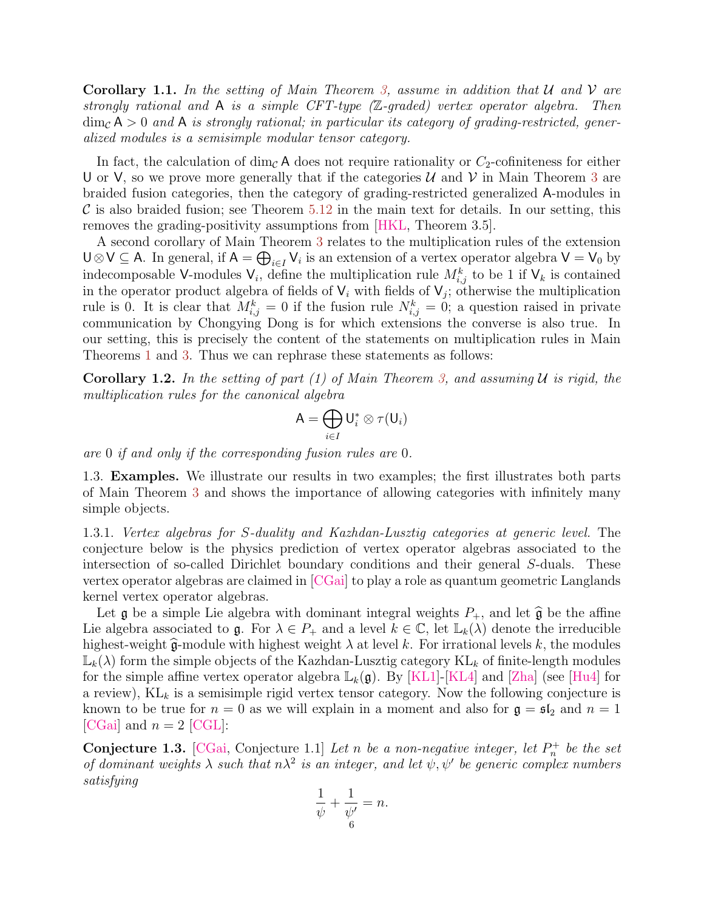**Corollary 1.1.** *In the setting of Main Theorem 3, assume in addition that $\mathcal{U}$ and $\mathcal{V}$ are strongly rational and $\mathsf{A}$ is a simple CFT-type ($\mathbb{Z}$-graded) vertex operator algebra. Then $\dim_{\mathcal{C}} \mathsf{A} > 0$ and $\mathsf{A}$ is strongly rational; in particular its category of grading-restricted, generalized modules is a semisimple modular tensor category.*

In fact, the calculation of $\dim_{\mathcal{C}} \mathsf{A}$ does not require rationality or $C_2$-cofiniteness for either $\mathsf{U}$ or $\mathsf{V}$, so we prove more generally that if the categories $\mathcal{U}$ and $\mathcal{V}$ in Main Theorem 3 are braided fusion categories, then the category of grading-restricted generalized $\mathsf{A}$-modules in $\mathcal{C}$ is also braided fusion; see Theorem 5.12 in the main text for details. In our setting, this removes the grading-positivity assumptions from [HKL, Theorem 3.5].

A second corollary of Main Theorem 3 relates to the multiplication rules of the extension $\mathsf{U} \otimes \mathsf{V} \subseteq \mathsf{A}$. In general, if $\mathsf{A} = \bigoplus_{i \in I} \mathsf{V}_i$ is an extension of a vertex operator algebra $\mathsf{V} = \mathsf{V}_0$ by indecomposable $\mathsf{V}$-modules $\mathsf{V}_i$, define the multiplication rule $M_{i,j}^k$ to be 1 if $\mathsf{V}_k$ is contained in the operator product algebra of fields of $\mathsf{V}_i$ with fields of $\mathsf{V}_j$; otherwise the multiplication rule is 0. It is clear that $M_{i,j}^k = 0$ if the fusion rule $N_{i,j}^k = 0$; a question raised in private communication by Chongying Dong is for which extensions the converse is also true. In our setting, this is precisely the content of the statements on multiplication rules in Main Theorems 1 and 3. Thus we can rephrase these statements as follows:

**Corollary 1.2.** *In the setting of part (1) of Main Theorem 3, and assuming $\mathcal{U}$ is rigid, the multiplication rules for the canonical algebra*

$$\mathsf{A} = \bigoplus_{i \in I} \mathsf{U}_i^* \otimes \tau(\mathsf{U}_i)$$

*are 0 if and only if the corresponding fusion rules are 0.*

1.3. **Examples.** We illustrate our results in two examples; the first illustrates both parts of Main Theorem 3 and shows the importance of allowing categories with infinitely many simple objects.

1.3.1. *Vertex algebras for S-duality and Kazhdan-Lusztig categories at generic level.* The conjecture below is the physics prediction of vertex operator algebras associated to the intersection of so-called Dirichlet boundary conditions and their general $S$-duals. These vertex operator algebras are claimed in [CGai] to play a role as quantum geometric Langlands kernel vertex operator algebras.

Let $\mathfrak{g}$ be a simple Lie algebra with dominant integral weights $P_+$, and let $\widehat{\mathfrak{g}}$ be the affine Lie algebra associated to $\mathfrak{g}$. For $\lambda \in P_+$ and a level $k \in \mathbb{C}$, let $\mathbb{L}_k(\lambda)$ denote the irreducible highest-weight $\widehat{\mathfrak{g}}$-module with highest weight $\lambda$ at level $k$. For irrational levels $k$, the modules $\mathbb{L}_k(\lambda)$ form the simple objects of the Kazhdan-Lusztig category $\mathrm{KL}_k$ of finite-length modules for the simple affine vertex operator algebra $\mathbb{L}_k(\mathfrak{g})$. By [KL1]-[KL4] and [Zha] (see [Hu4] for a review), $\mathrm{KL}_k$ is a semisimple rigid vertex tensor category. Now the following conjecture is known to be true for $n = 0$ as we will explain in a moment and also for $\mathfrak{g} = \mathfrak{sl}_2$ and $n = 1$ [CGai] and $n = 2$ [CGL]:

**Conjecture 1.3.** [CGai, Conjecture 1.1] *Let $n$ be a non-negative integer, let $P_n^+$ be the set of dominant weights $\lambda$ such that $n\lambda^2$ is an integer, and let $\psi, \psi'$ be generic complex numbers satisfying*

$$\frac{1}{\psi} + \frac{1}{\psi'} = n.$$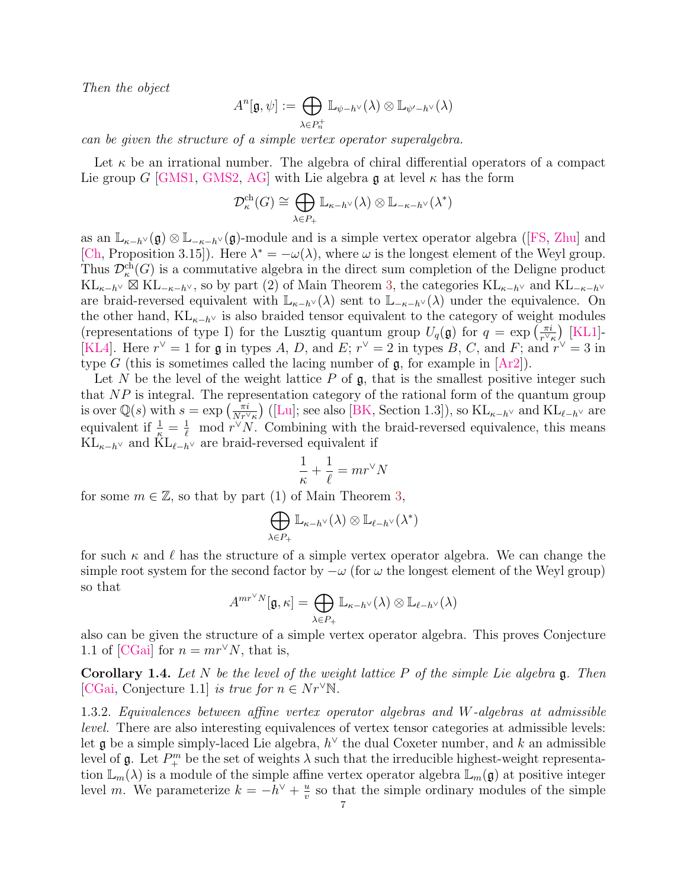*Then the object*

$$A^n[\mathfrak{g}, \psi] := \bigoplus_{\lambda \in P_n^+} \mathbb{L}_{\psi - h^\vee}(\lambda) \otimes \mathbb{L}_{\psi' - h^\vee}(\lambda)$$

*can be given the structure of a simple vertex operator superalgebra.*

Let $\kappa$ be an irrational number. The algebra of chiral differential operators of a compact Lie group $G$ [GMS1, GMS2, AG] with Lie algebra $\mathfrak{g}$ at level $\kappa$ has the form

$$\mathcal{D}_\kappa^{\mathrm{ch}}(G) \cong \bigoplus_{\lambda \in P_+} \mathbb{L}_{\kappa - h^\vee}(\lambda) \otimes \mathbb{L}_{-\kappa - h^\vee}(\lambda^*)$$

as an $\mathbb{L}_{\kappa-h^\vee}(\mathfrak{g}) \otimes \mathbb{L}_{-\kappa-h^\vee}(\mathfrak{g})$-module and is a simple vertex operator algebra ([FS, Zhu] and [Ch, Proposition 3.15]). Here $\lambda^* = -\omega(\lambda)$, where $\omega$ is the longest element of the Weyl group. Thus $\mathcal{D}_\kappa^{\mathrm{ch}}(G)$ is a commutative algebra in the direct sum completion of the Deligne product $\mathrm{KL}_{\kappa-h^\vee} \boxtimes \mathrm{KL}_{-\kappa-h^\vee}$, so by part (2) of Main Theorem 3, the categories $\mathrm{KL}_{\kappa-h^\vee}$ and $\mathrm{KL}_{-\kappa-h^\vee}$ are braid-reversed equivalent with $\mathbb{L}_{\kappa-h^\vee}(\lambda)$ sent to $\mathbb{L}_{-\kappa-h^\vee}(\lambda)$ under the equivalence. On the other hand, $\mathrm{KL}_{\kappa-h^\vee}$ is also braided tensor equivalent to the category of weight modules (representations of type I) for the Lusztig quantum group $U_q(\mathfrak{g})$ for $q = \exp\left(\frac{\pi i}{r^\vee \kappa}\right)$ [KL1]-[KL4]. Here $r^\vee = 1$ for $\mathfrak{g}$ in types $A$, $D$, and $E$; $r^\vee = 2$ in types $B$, $C$, and $F$; and $r^\vee = 3$ in type $G$ (this is sometimes called the lacing number of $\mathfrak{g}$, for example in [Ar2]).

Let $N$ be the level of the weight lattice $P$ of $\mathfrak{g}$, that is the smallest positive integer such that $NP$ is integral. The representation category of the rational form of the quantum group is over $\mathbb{Q}(s)$ with $s = \exp\left(\frac{\pi i}{N r^\vee \kappa}\right)$ ([Lu]; see also [BK, Section 1.3]), so $\mathrm{KL}_{\kappa-h^\vee}$ and $\mathrm{KL}_{\ell-h^\vee}$ are equivalent if $\frac{1}{\kappa} = \frac{1}{\ell} \mod r^\vee N$. Combining with the braid-reversed equivalence, this means $\mathrm{KL}_{\kappa-h^\vee}$ and $\mathrm{KL}_{\ell-h^\vee}$ are braid-reversed equivalent if

$$\frac{1}{\kappa} + \frac{1}{\ell} = m r^\vee N$$

for some $m \in \mathbb{Z}$, so that by part (1) of Main Theorem 3,

$$\bigoplus_{\lambda \in P_+} \mathbb{L}_{\kappa-h^\vee}(\lambda) \otimes \mathbb{L}_{\ell-h^\vee}(\lambda^*)$$

for such $\kappa$ and $\ell$ has the structure of a simple vertex operator algebra. We can change the simple root system for the second factor by $-\omega$ (for $\omega$ the longest element of the Weyl group) so that

$$A^{m r^\vee N}[\mathfrak{g}, \kappa] = \bigoplus_{\lambda \in P_+} \mathbb{L}_{\kappa-h^\vee}(\lambda) \otimes \mathbb{L}_{\ell-h^\vee}(\lambda)$$

also can be given the structure of a simple vertex operator algebra. This proves Conjecture 1.1 of [CGai] for $n = m r^\vee N$, that is,

**Corollary 1.4.** *Let $N$ be the level of the weight lattice $P$ of the simple Lie algebra $\mathfrak{g}$. Then* [CGai, Conjecture 1.1] *is true for $n \in N r^\vee \mathbb{N}$.*

1.3.2. *Equivalences between affine vertex operator algebras and W-algebras at admissible level.* There are also interesting equivalences of vertex tensor categories at admissible levels: let $\mathfrak{g}$ be a simple simply-laced Lie algebra, $h^\vee$ the dual Coxeter number, and $k$ an admissible level of $\mathfrak{g}$. Let $P_+^m$ be the set of weights $\lambda$ such that the irreducible highest-weight representation $\mathbb{L}_m(\lambda)$ is a module of the simple affine vertex operator algebra $\mathbb{L}_m(\mathfrak{g})$ at positive integer level $m$. We parameterize $k = -h^\vee + \frac{u}{v}$ so that the simple ordinary modules of the simple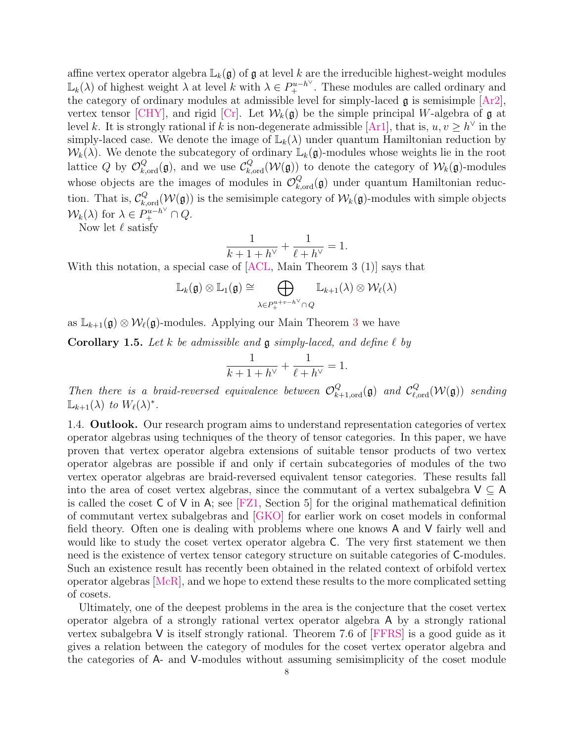affine vertex operator algebra $\mathbb{L}_k(\mathfrak{g})$ of $\mathfrak{g}$ at level $k$ are the irreducible highest-weight modules $\mathbb{L}_k(\lambda)$ of highest weight $\lambda$ at level $k$ with $\lambda \in P_+^{u-h^\vee}$. These modules are called ordinary and the category of ordinary modules at admissible level for simply-laced $\mathfrak{g}$ is semisimple [Ar2], vertex tensor [CHY], and rigid [Cr]. Let $\mathcal{W}_k(\mathfrak{g})$ be the simple principal $W$-algebra of $\mathfrak{g}$ at level $k$. It is strongly rational if $k$ is non-degenerate admissible [Ar1], that is, $u, v \geq h^\vee$ in the simply-laced case. We denote the image of $\mathbb{L}_k(\lambda)$ under quantum Hamiltonian reduction by $\mathcal{W}_k(\lambda)$. We denote the subcategory of ordinary $\mathbb{L}_k(\mathfrak{g})$-modules whose weights lie in the root lattice $Q$ by $\mathcal{O}^Q_{k,\mathrm{ord}}(\mathfrak{g})$, and we use $\mathcal{C}^Q_{k,\mathrm{ord}}(\mathcal{W}(\mathfrak{g}))$ to denote the category of $\mathcal{W}_k(\mathfrak{g})$-modules whose objects are the images of modules in $\mathcal{O}^Q_{k,\mathrm{ord}}(\mathfrak{g})$ under quantum Hamiltonian reduction. That is, $\mathcal{C}^Q_{k,\mathrm{ord}}(\mathcal{W}(\mathfrak{g}))$ is the semisimple category of $\mathcal{W}_k(\mathfrak{g})$-modules with simple objects $\mathcal{W}_k(\lambda)$ for $\lambda \in P_+^{u-h^\vee} \cap Q$.

Now let $\ell$ satisfy

$$\frac{1}{k+1+h^\vee} + \frac{1}{\ell + h^\vee} = 1.$$

With this notation, a special case of [ACL, Main Theorem 3 (1)] says that

$$\mathbb{L}_k(\mathfrak{g}) \otimes \mathbb{L}_1(\mathfrak{g}) \cong \bigoplus_{\lambda \in P_+^{u+v-h^\vee} \cap Q} \mathbb{L}_{k+1}(\lambda) \otimes \mathcal{W}_\ell(\lambda)$$

as $\mathbb{L}_{k+1}(\mathfrak{g}) \otimes \mathcal{W}_\ell(\mathfrak{g})$-modules. Applying our Main Theorem 3 we have

**Corollary 1.5.** *Let $k$ be admissible and $\mathfrak{g}$ simply-laced, and define $\ell$ by*

$$\frac{1}{k+1+h^\vee} + \frac{1}{\ell + h^\vee} = 1.$$

*Then there is a braid-reversed equivalence between $\mathcal{O}^Q_{k+1,\mathrm{ord}}(\mathfrak{g})$ and $\mathcal{C}^Q_{\ell,\mathrm{ord}}(\mathcal{W}(\mathfrak{g}))$ sending $\mathbb{L}_{k+1}(\lambda)$ to $W_\ell(\lambda)^*$.*

1.4. **Outlook.** Our research program aims to understand representation categories of vertex operator algebras using techniques of the theory of tensor categories. In this paper, we have proven that vertex operator algebra extensions of suitable tensor products of two vertex operator algebras are possible if and only if certain subcategories of modules of the two vertex operator algebras are braid-reversed equivalent tensor categories. These results fall into the area of coset vertex algebras, since the commutant of a vertex subalgebra $\mathsf{V} \subseteq \mathsf{A}$ is called the coset $\mathsf{C}$ of $\mathsf{V}$ in $\mathsf{A}$; see [FZ1, Section 5] for the original mathematical definition of commutant vertex subalgebras and [GKO] for earlier work on coset models in conformal field theory. Often one is dealing with problems where one knows $\mathsf{A}$ and $\mathsf{V}$ fairly well and would like to study the coset vertex operator algebra $\mathsf{C}$. The very first statement we then need is the existence of vertex tensor category structure on suitable categories of $\mathsf{C}$-modules. Such an existence result has recently been obtained in the related context of orbifold vertex operator algebras [McR], and we hope to extend these results to the more complicated setting of cosets.

Ultimately, one of the deepest problems in the area is the conjecture that the coset vertex operator algebra of a strongly rational vertex operator algebra $\mathsf{A}$ by a strongly rational vertex subalgebra $\mathsf{V}$ is itself strongly rational. Theorem 7.6 of [FFRS] is a good guide as it gives a relation between the category of modules for the coset vertex operator algebra and the categories of $\mathsf{A}$- and $\mathsf{V}$-modules without assuming semisimplicity of the coset module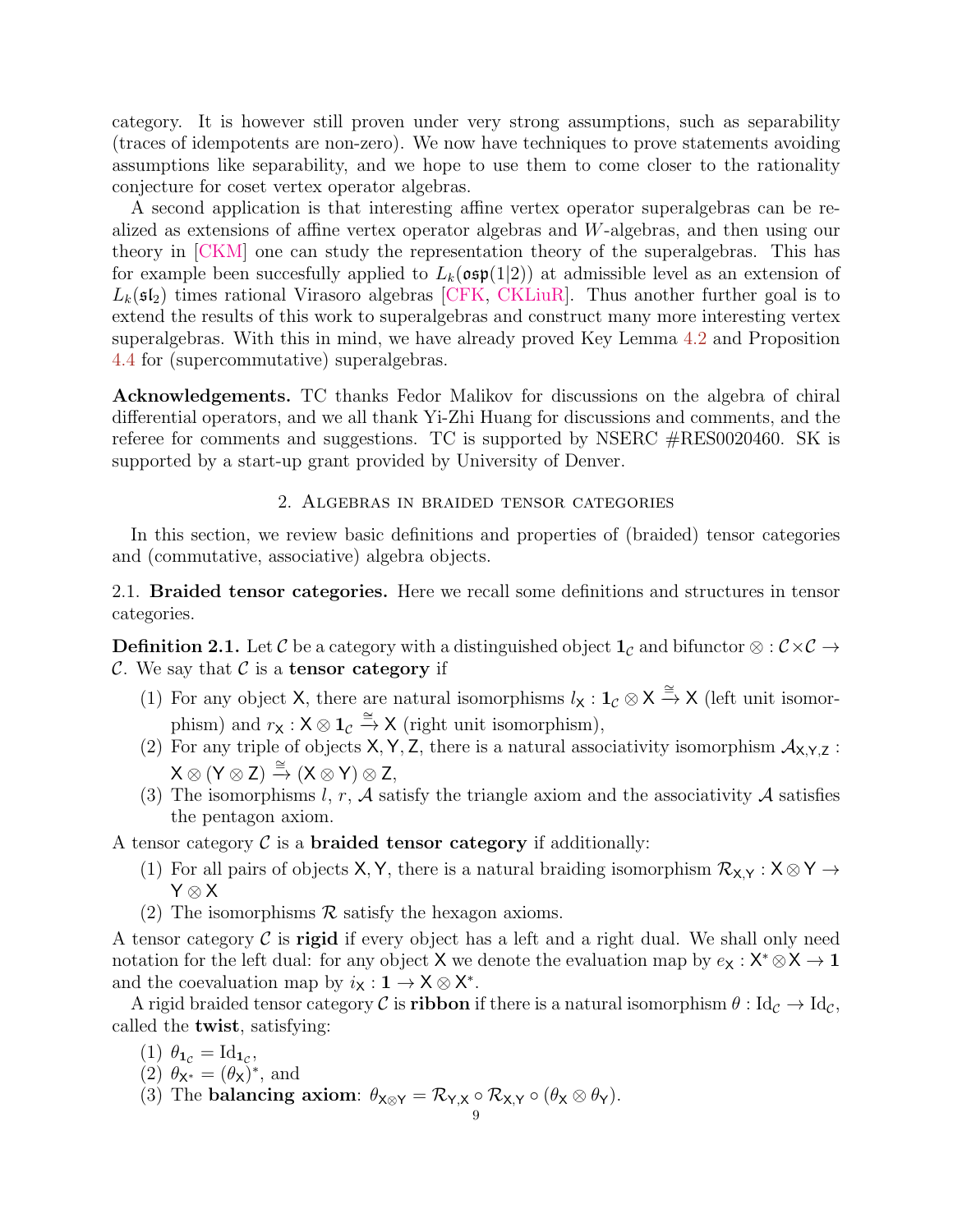category. It is however still proven under very strong assumptions, such as separability (traces of idempotents are non-zero). We now have techniques to prove statements avoiding assumptions like separability, and we hope to use them to come closer to the rationality conjecture for coset vertex operator algebras.

A second application is that interesting affine vertex operator superalgebras can be realized as extensions of affine vertex operator algebras and $W$-algebras, and then using our theory in [CKM] one can study the representation theory of the superalgebras. This has for example been succesfully applied to $L_k(\mathfrak{osp}(1|2))$ at admissible level as an extension of $L_k(\mathfrak{sl}_2)$ times rational Virasoro algebras [CFK, CKLiuR]. Thus another further goal is to extend the results of this work to superalgebras and construct many more interesting vertex superalgebras. With this in mind, we have already proved Key Lemma 4.2 and Proposition 4.4 for (supercommutative) superalgebras.

**Acknowledgements.** TC thanks Fedor Malikov for discussions on the algebra of chiral differential operators, and we all thank Yi-Zhi Huang for discussions and comments, and the referee for comments and suggestions. TC is supported by NSERC #RES0020460. SK is supported by a start-up grant provided by University of Denver.

## 2. Algebras in braided tensor categories

In this section, we review basic definitions and properties of (braided) tensor categories and (commutative, associative) algebra objects.

### 2.1. Braided tensor categories.

Here we recall some definitions and structures in tensor categories.

**Definition 2.1.** Let $\mathcal{C}$ be a category with a distinguished object $\mathbf{1}_{\mathcal{C}}$ and bifunctor $\otimes : \mathcal{C}\times\mathcal{C} \to \mathcal{C}$. We say that $\mathcal{C}$ is a **tensor category** if

1. For any object $\mathsf{X}$, there are natural isomorphisms $l_{\mathsf{X}} : \mathbf{1}_{\mathcal{C}} \otimes \mathsf{X} \xrightarrow{\cong} \mathsf{X}$ (left unit isomorphism) and $r_{\mathsf{X}} : \mathsf{X} \otimes \mathbf{1}_{\mathcal{C}} \xrightarrow{\cong} \mathsf{X}$ (right unit isomorphism),
2. For any triple of objects $\mathsf{X}, \mathsf{Y}, \mathsf{Z}$, there is a natural associativity isomorphism $\mathcal{A}_{\mathsf{X},\mathsf{Y},\mathsf{Z}} : \mathsf{X} \otimes (\mathsf{Y} \otimes \mathsf{Z}) \xrightarrow{\cong} (\mathsf{X} \otimes \mathsf{Y}) \otimes \mathsf{Z}$,
3. The isomorphisms $l$, $r$, $\mathcal{A}$ satisfy the triangle axiom and the associativity $\mathcal{A}$ satisfies the pentagon axiom.

A tensor category $\mathcal{C}$ is a **braided tensor category** if additionally:

1. For all pairs of objects $\mathsf{X}, \mathsf{Y}$, there is a natural braiding isomorphism $\mathcal{R}_{\mathsf{X},\mathsf{Y}} : \mathsf{X} \otimes \mathsf{Y} \to \mathsf{Y} \otimes \mathsf{X}$
2. The isomorphisms $\mathcal{R}$ satisfy the hexagon axioms.

A tensor category $\mathcal{C}$ is **rigid** if every object has a left and a right dual. We shall only need notation for the left dual: for any object $\mathsf{X}$ we denote the evaluation map by $e_{\mathsf{X}} : \mathsf{X}^* \otimes \mathsf{X} \to \mathbf{1}$ and the coevaluation map by $i_{\mathsf{X}} : \mathbf{1} \to \mathsf{X} \otimes \mathsf{X}^*$.

A rigid braided tensor category $\mathcal{C}$ is **ribbon** if there is a natural isomorphism $\theta : \mathrm{Id}_{\mathcal{C}} \to \mathrm{Id}_{\mathcal{C}}$, called the **twist**, satisfying:

1. $\theta_{\mathbf{1}_{\mathcal{C}}} = \mathrm{Id}_{\mathbf{1}_{\mathcal{C}}}$,
2. $\theta_{\mathsf{X}^*} = (\theta_{\mathsf{X}})^*$, and
3. The **balancing axiom**: $\theta_{\mathsf{X}\otimes\mathsf{Y}} = \mathcal{R}_{\mathsf{Y},\mathsf{X}} \circ \mathcal{R}_{\mathsf{X},\mathsf{Y}} \circ (\theta_{\mathsf{X}} \otimes \theta_{\mathsf{Y}})$.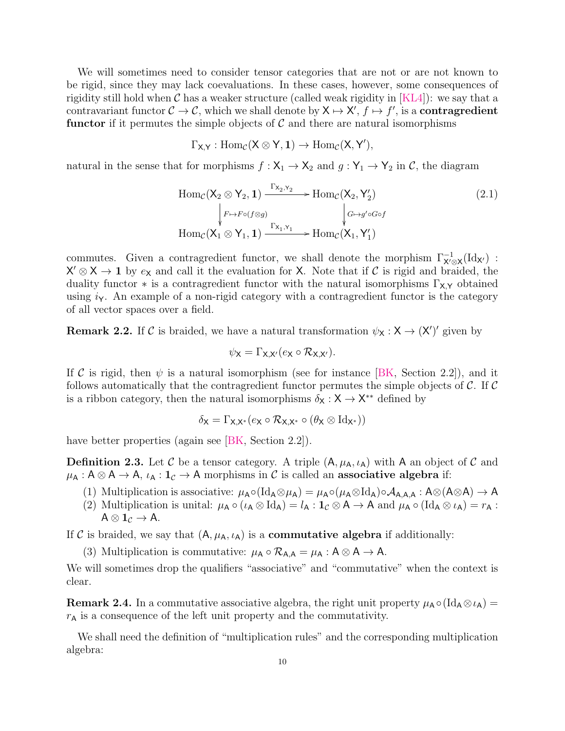We will sometimes need to consider tensor categories that are not or are not known to be rigid, since they may lack coevaluations. In these cases, however, some consequences of rigidity still hold when $\mathcal{C}$ has a weaker structure (called weak rigidity in [KL4]): we say that a contravariant functor $\mathcal{C} \to \mathcal{C}$, which we shall denote by $\mathsf{X} \mapsto \mathsf{X}'$, $f \mapsto f'$, is a **contragredient functor** if it permutes the simple objects of $\mathcal{C}$ and there are natural isomorphisms

$$\Gamma_{\mathsf{X},\mathsf{Y}} : \mathrm{Hom}_{\mathcal{C}}(\mathsf{X} \otimes \mathsf{Y}, \mathbf{1}) \to \mathrm{Hom}_{\mathcal{C}}(\mathsf{X}, \mathsf{Y}'),$$

natural in the sense that for morphisms $f : \mathsf{X}_1 \to \mathsf{X}_2$ and $g : \mathsf{Y}_1 \to \mathsf{Y}_2$ in $\mathcal{C}$, the diagram

$$\begin{array}{ccc} \mathrm{Hom}_{\mathcal{C}}(\mathsf{X}_2 \otimes \mathsf{Y}_2, \mathbf{1}) & \xrightarrow{\Gamma_{\mathsf{X}_2,\mathsf{Y}_2}} & \mathrm{Hom}_{\mathcal{C}}(\mathsf{X}_2, \mathsf{Y}_2') \\ \downarrow{\scriptstyle F \mapsto F \circ (f \otimes g)} & & \downarrow{\scriptstyle G \mapsto g' \circ G \circ f} \\ \mathrm{Hom}_{\mathcal{C}}(\mathsf{X}_1 \otimes \mathsf{Y}_1, \mathbf{1}) & \xrightarrow{\Gamma_{\mathsf{X}_1,\mathsf{Y}_1}} & \mathrm{Hom}_{\mathcal{C}}(\mathsf{X}_1, \mathsf{Y}_1') \end{array} \tag{2.1}$$

commutes. Given a contragredient functor, we shall denote the morphism $\Gamma^{-1}_{\mathsf{X}' \otimes \mathsf{X}}(\mathrm{Id}_{\mathsf{X}'}) : \mathsf{X}' \otimes \mathsf{X} \to \mathbf{1}$ by $e_{\mathsf{X}}$ and call it the evaluation for $\mathsf{X}$. Note that if $\mathcal{C}$ is rigid and braided, the duality functor $*$ is a contragredient functor with the natural isomorphisms $\Gamma_{\mathsf{X},\mathsf{Y}}$ obtained using $i_{\mathsf{Y}}$. An example of a non-rigid category with a contragredient functor is the category of all vector spaces over a field.

**Remark 2.2.** If $\mathcal{C}$ is braided, we have a natural transformation $\psi_{\mathsf{X}} : \mathsf{X} \to (\mathsf{X}')'$ given by

$$\psi_{\mathsf{X}} = \Gamma_{\mathsf{X},\mathsf{X}'}(e_{\mathsf{X}} \circ \mathcal{R}_{\mathsf{X},\mathsf{X}'}).$$

If $\mathcal{C}$ is rigid, then $\psi$ is a natural isomorphism (see for instance [BK, Section 2.2]), and it follows automatically that the contragredient functor permutes the simple objects of $\mathcal{C}$. If $\mathcal{C}$ is a ribbon category, then the natural isomorphisms $\delta_{\mathsf{X}} : \mathsf{X} \to \mathsf{X}^{**}$ defined by

$$\delta_{\mathsf{X}} = \Gamma_{\mathsf{X},\mathsf{X}^*}(e_{\mathsf{X}} \circ \mathcal{R}_{\mathsf{X},\mathsf{X}^*} \circ (\theta_{\mathsf{X}} \otimes \mathrm{Id}_{\mathsf{X}^*}))$$

have better properties (again see [BK, Section 2.2]).

**Definition 2.3.** Let $\mathcal{C}$ be a tensor category. A triple $(\mathsf{A}, \mu_{\mathsf{A}}, \iota_{\mathsf{A}})$ with $\mathsf{A}$ an object of $\mathcal{C}$ and $\mu_{\mathsf{A}} : \mathsf{A} \otimes \mathsf{A} \to \mathsf{A}$, $\iota_{\mathsf{A}} : \mathbf{1}_{\mathcal{C}} \to \mathsf{A}$ morphisms in $\mathcal{C}$ is called an **associative algebra** if:

(1) Multiplication is associative: $\mu_{\mathsf{A}} \circ (\mathrm{Id}_{\mathsf{A}} \otimes \mu_{\mathsf{A}}) = \mu_{\mathsf{A}} \circ (\mu_{\mathsf{A}} \otimes \mathrm{Id}_{\mathsf{A}}) \circ \mathcal{A}_{\mathsf{A},\mathsf{A},\mathsf{A}} : \mathsf{A} \otimes (\mathsf{A} \otimes \mathsf{A}) \to \mathsf{A}$

(2) Multiplication is unital: $\mu_{\mathsf{A}} \circ (\iota_{\mathsf{A}} \otimes \mathrm{Id}_{\mathsf{A}}) = l_{\mathsf{A}} : \mathbf{1}_{\mathcal{C}} \otimes \mathsf{A} \to \mathsf{A}$ and $\mu_{\mathsf{A}} \circ (\mathrm{Id}_{\mathsf{A}} \otimes \iota_{\mathsf{A}}) = r_{\mathsf{A}} : \mathsf{A} \otimes \mathbf{1}_{\mathcal{C}} \to \mathsf{A}$.

If $\mathcal{C}$ is braided, we say that $(\mathsf{A}, \mu_{\mathsf{A}}, \iota_{\mathsf{A}})$ is a **commutative algebra** if additionally:

(3) Multiplication is commutative: $\mu_{\mathsf{A}} \circ \mathcal{R}_{\mathsf{A},\mathsf{A}} = \mu_{\mathsf{A}} : \mathsf{A} \otimes \mathsf{A} \to \mathsf{A}$.

We will sometimes drop the qualifiers "associative" and "commutative" when the context is clear.

**Remark 2.4.** In a commutative associative algebra, the right unit property $\mu_{\mathsf{A}} \circ (\mathrm{Id}_{\mathsf{A}} \otimes \iota_{\mathsf{A}}) = r_{\mathsf{A}}$ is a consequence of the left unit property and the commutativity.

We shall need the definition of "multiplication rules" and the corresponding multiplication algebra: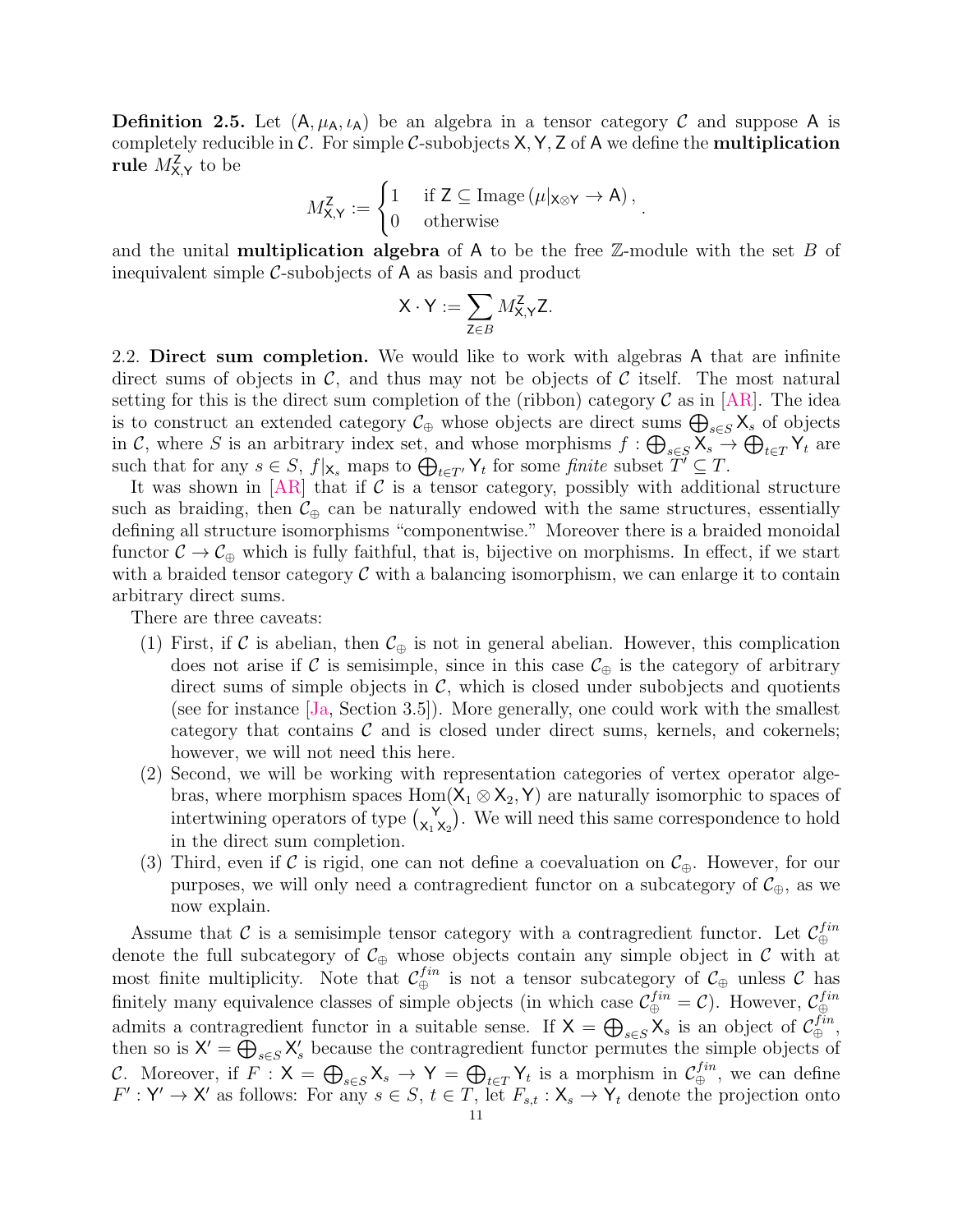**Definition 2.5.** Let $(\mathsf{A}, \mu_{\mathsf{A}}, \iota_{\mathsf{A}})$ be an algebra in a tensor category $\mathcal{C}$ and suppose $\mathsf{A}$ is completely reducible in $\mathcal{C}$. For simple $\mathcal{C}$-subobjects $\mathsf{X}, \mathsf{Y}, \mathsf{Z}$ of $\mathsf{A}$ we define the **multiplication rule** $M_{\mathsf{X},\mathsf{Y}}^{\mathsf{Z}}$ to be

$$M_{\mathsf{X},\mathsf{Y}}^{\mathsf{Z}} := \begin{cases} 1 & \text{if } \mathsf{Z} \subseteq \text{Image}\left(\mu|_{\mathsf{X}\otimes\mathsf{Y}} \to \mathsf{A}\right), \\ 0 & \text{otherwise} \end{cases}.$$

and the unital **multiplication algebra** of $\mathsf{A}$ to be the free $\mathbb{Z}$-module with the set $B$ of inequivalent simple $\mathcal{C}$-subobjects of $\mathsf{A}$ as basis and product

$$\mathsf{X} \cdot \mathsf{Y} := \sum_{\mathsf{Z} \in B} M_{\mathsf{X},\mathsf{Y}}^{\mathsf{Z}} \mathsf{Z}.$$

2.2. **Direct sum completion.** We would like to work with algebras $\mathsf{A}$ that are infinite direct sums of objects in $\mathcal{C}$, and thus may not be objects of $\mathcal{C}$ itself. The most natural setting for this is the direct sum completion of the (ribbon) category $\mathcal{C}$ as in [AR]. The idea is to construct an extended category $\mathcal{C}_\oplus$ whose objects are direct sums $\bigoplus_{s\in S} \mathsf{X}_s$ of objects in $\mathcal{C}$, where $S$ is an arbitrary index set, and whose morphisms $f : \bigoplus_{s\in S} \mathsf{X}_s \to \bigoplus_{t\in T} \mathsf{Y}_t$ are such that for any $s \in S$, $f|_{\mathsf{X}_s}$ maps to $\bigoplus_{t\in T'} \mathsf{Y}_t$ for some *finite* subset $T' \subseteq T$.

It was shown in [AR] that if $\mathcal{C}$ is a tensor category, possibly with additional structure such as braiding, then $\mathcal{C}_\oplus$ can be naturally endowed with the same structures, essentially defining all structure isomorphisms "componentwise." Moreover there is a braided monoidal functor $\mathcal{C} \to \mathcal{C}_\oplus$ which is fully faithful, that is, bijective on morphisms. In effect, if we start with a braided tensor category $\mathcal{C}$ with a balancing isomorphism, we can enlarge it to contain arbitrary direct sums.

There are three caveats:

1. First, if $\mathcal{C}$ is abelian, then $\mathcal{C}_\oplus$ is not in general abelian. However, this complication does not arise if $\mathcal{C}$ is semisimple, since in this case $\mathcal{C}_\oplus$ is the category of arbitrary direct sums of simple objects in $\mathcal{C}$, which is closed under subobjects and quotients (see for instance [Ja, Section 3.5]). More generally, one could work with the smallest category that contains $\mathcal{C}$ and is closed under direct sums, kernels, and cokernels; however, we will not need this here.
2. Second, we will be working with representation categories of vertex operator algebras, where morphism spaces $\mathrm{Hom}(\mathsf{X}_1 \otimes \mathsf{X}_2, \mathsf{Y})$ are naturally isomorphic to spaces of intertwining operators of type $\binom{\mathsf{Y}}{\mathsf{X}_1\,\mathsf{X}_2}$. We will need this same correspondence to hold in the direct sum completion.
3. Third, even if $\mathcal{C}$ is rigid, one can not define a coevaluation on $\mathcal{C}_\oplus$. However, for our purposes, we will only need a contragredient functor on a subcategory of $\mathcal{C}_\oplus$, as we now explain.

Assume that $\mathcal{C}$ is a semisimple tensor category with a contragredient functor. Let $\mathcal{C}_\oplus^{fin}$ denote the full subcategory of $\mathcal{C}_\oplus$ whose objects contain any simple object in $\mathcal{C}$ with at most finite multiplicity. Note that $\mathcal{C}_\oplus^{fin}$ is not a tensor subcategory of $\mathcal{C}_\oplus$ unless $\mathcal{C}$ has finitely many equivalence classes of simple objects (in which case $\mathcal{C}_\oplus^{fin} = \mathcal{C}$). However, $\mathcal{C}_\oplus^{fin}$ admits a contragredient functor in a suitable sense. If $\mathsf{X} = \bigoplus_{s\in S} \mathsf{X}_s$ is an object of $\mathcal{C}_\oplus^{fin}$, then so is $\mathsf{X}' = \bigoplus_{s\in S} \mathsf{X}'_s$ because the contragredient functor permutes the simple objects of $\mathcal{C}$. Moreover, if $F : \mathsf{X} = \bigoplus_{s\in S} \mathsf{X}_s \to \mathsf{Y} = \bigoplus_{t\in T} \mathsf{Y}_t$ is a morphism in $\mathcal{C}_\oplus^{fin}$, we can define $F' : \mathsf{Y}' \to \mathsf{X}'$ as follows: For any $s \in S$, $t \in T$, let $F_{s,t} : \mathsf{X}_s \to \mathsf{Y}_t$ denote the projection onto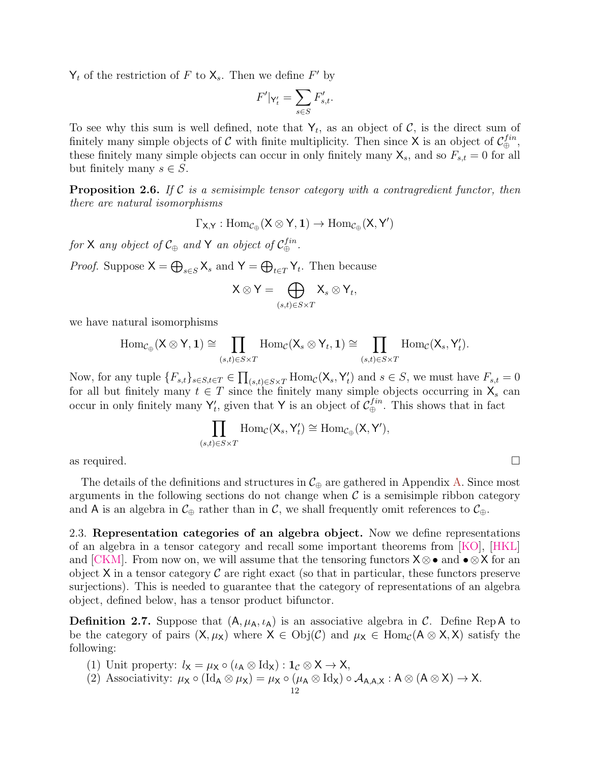$\mathsf{Y}_t$ of the restriction of $F$ to $\mathsf{X}_s$. Then we define $F'$ by

$$F'|_{\mathsf{Y}'_t} = \sum_{s \in S} F'_{s,t}.$$

To see why this sum is well defined, note that $\mathsf{Y}_t$, as an object of $\mathcal{C}$, is the direct sum of finitely many simple objects of $\mathcal{C}$ with finite multiplicity. Then since $\mathsf{X}$ is an object of $\mathcal{C}_\oplus^{fin}$, these finitely many simple objects can occur in only finitely many $\mathsf{X}_s$, and so $F_{s,t} = 0$ for all but finitely many $s \in S$.

**Proposition 2.6.** *If $\mathcal{C}$ is a semisimple tensor category with a contragredient functor, then there are natural isomorphisms*

$$\Gamma_{\mathsf{X},\mathsf{Y}} : \mathrm{Hom}_{\mathcal{C}_\oplus}(\mathsf{X} \otimes \mathsf{Y}, \mathbf{1}) \to \mathrm{Hom}_{\mathcal{C}_\oplus}(\mathsf{X}, \mathsf{Y}')$$

*for $\mathsf{X}$ any object of $\mathcal{C}_\oplus$ and $\mathsf{Y}$ an object of $\mathcal{C}_\oplus^{fin}$.*

*Proof.* Suppose $\mathsf{X} = \bigoplus_{s\in S} \mathsf{X}_s$ and $\mathsf{Y} = \bigoplus_{t \in T} \mathsf{Y}_t$. Then because

$$\mathsf{X} \otimes \mathsf{Y} = \bigoplus_{(s,t)\in S\times T} \mathsf{X}_s \otimes \mathsf{Y}_t,$$

we have natural isomorphisms

$$\mathrm{Hom}_{\mathcal{C}_\oplus}(\mathsf{X} \otimes \mathsf{Y}, \mathbf{1}) \cong \prod_{(s,t)\in S\times T} \mathrm{Hom}_{\mathcal{C}}(\mathsf{X}_s \otimes \mathsf{Y}_t, \mathbf{1}) \cong \prod_{(s,t)\in S\times T} \mathrm{Hom}_{\mathcal{C}}(\mathsf{X}_s, \mathsf{Y}'_t).$$

Now, for any tuple $\{F_{s,t}\}_{s\in S, t\in T} \in \prod_{(s,t)\in S\times T} \mathrm{Hom}_{\mathcal{C}}(\mathsf{X}_s, \mathsf{Y}'_t)$ and $s \in S$, we must have $F_{s,t} = 0$ for all but finitely many $t \in T$ since the finitely many simple objects occurring in $\mathsf{X}_s$ can occur in only finitely many $\mathsf{Y}'_t$, given that $\mathsf{Y}$ is an object of $\mathcal{C}_\oplus^{fin}$. This shows that in fact

$$\prod_{(s,t)\in S\times T} \mathrm{Hom}_{\mathcal{C}}(\mathsf{X}_s, \mathsf{Y}'_t) \cong \mathrm{Hom}_{\mathcal{C}_\oplus}(\mathsf{X}, \mathsf{Y}'),$$

as required. $\square$

The details of the definitions and structures in $\mathcal{C}_\oplus$ are gathered in Appendix A. Since most arguments in the following sections do not change when $\mathcal{C}$ is a semisimple ribbon category and $\mathsf{A}$ is an algebra in $\mathcal{C}_\oplus$ rather than in $\mathcal{C}$, we shall frequently omit references to $\mathcal{C}_\oplus$.

2.3. **Representation categories of an algebra object.** Now we define representations of an algebra in a tensor category and recall some important theorems from [KO], [HKL] and [CKM]. From now on, we will assume that the tensoring functors $\mathsf{X} \otimes \bullet$ and $\bullet \otimes \mathsf{X}$ for an object $\mathsf{X}$ in a tensor category $\mathcal{C}$ are right exact (so that in particular, these functors preserve surjections). This is needed to guarantee that the category of representations of an algebra object, defined below, has a tensor product bifunctor.

**Definition 2.7.** Suppose that $(\mathsf{A}, \mu_\mathsf{A}, \iota_\mathsf{A})$ is an associative algebra in $\mathcal{C}$. Define $\mathrm{Rep}\,\mathsf{A}$ to be the category of pairs $(\mathsf{X}, \mu_\mathsf{X})$ where $\mathsf{X} \in \mathrm{Obj}(\mathcal{C})$ and $\mu_\mathsf{X} \in \mathrm{Hom}_{\mathcal{C}}(\mathsf{A} \otimes \mathsf{X}, \mathsf{X})$ satisfy the following:

(1) Unit property: $l_\mathsf{X} = \mu_\mathsf{X} \circ (\iota_\mathsf{A} \otimes \mathrm{Id}_\mathsf{X}) : \mathbf{1}_{\mathcal{C}} \otimes \mathsf{X} \to \mathsf{X}$,
(2) Associativity: $\mu_\mathsf{X} \circ (\mathrm{Id}_\mathsf{A} \otimes \mu_\mathsf{X}) = \mu_\mathsf{X} \circ (\mu_\mathsf{A} \otimes \mathrm{Id}_\mathsf{X}) \circ \mathcal{A}_{\mathsf{A},\mathsf{A},\mathsf{X}} : \mathsf{A} \otimes (\mathsf{A} \otimes \mathsf{X}) \to \mathsf{X}$.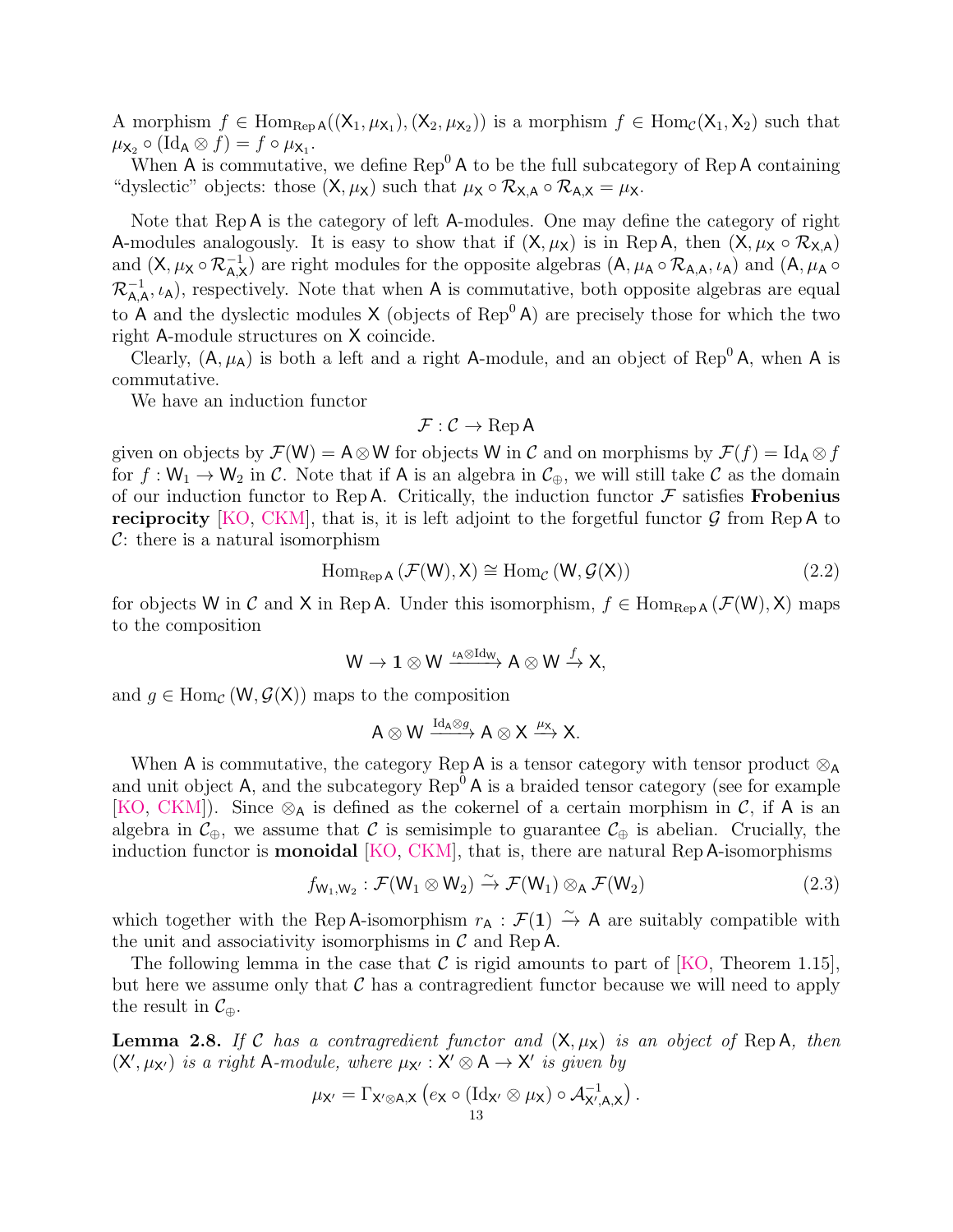A morphism $f \in \mathrm{Hom}_{\mathrm{Rep}\,\mathsf{A}}((\mathsf{X}_1, \mu_{\mathsf{X}_1}), (\mathsf{X}_2, \mu_{\mathsf{X}_2}))$ is a morphism $f \in \mathrm{Hom}_{\mathcal{C}}(\mathsf{X}_1, \mathsf{X}_2)$ such that $\mu_{\mathsf{X}_2} \circ (\mathrm{Id}_{\mathsf{A}} \otimes f) = f \circ \mu_{\mathsf{X}_1}$.

When $\mathsf{A}$ is commutative, we define $\mathrm{Rep}^0\,\mathsf{A}$ to be the full subcategory of $\mathrm{Rep}\,\mathsf{A}$ containing "dyslectic" objects: those $(\mathsf{X}, \mu_{\mathsf{X}})$ such that $\mu_{\mathsf{X}} \circ \mathcal{R}_{\mathsf{X},\mathsf{A}} \circ \mathcal{R}_{\mathsf{A},\mathsf{X}} = \mu_{\mathsf{X}}$.

Note that $\mathrm{Rep}\,\mathsf{A}$ is the category of left $\mathsf{A}$-modules. One may define the category of right $\mathsf{A}$-modules analogously. It is easy to show that if $(\mathsf{X}, \mu_{\mathsf{X}})$ is in $\mathrm{Rep}\,\mathsf{A}$, then $(\mathsf{X}, \mu_{\mathsf{X}} \circ \mathcal{R}_{\mathsf{X},\mathsf{A}})$ and $(\mathsf{X}, \mu_{\mathsf{X}} \circ \mathcal{R}^{-1}_{\mathsf{A},\mathsf{X}})$ are right modules for the opposite algebras $(\mathsf{A}, \mu_{\mathsf{A}} \circ \mathcal{R}_{\mathsf{A},\mathsf{A}}, \iota_{\mathsf{A}})$ and $(\mathsf{A}, \mu_{\mathsf{A}} \circ \mathcal{R}^{-1}_{\mathsf{A},\mathsf{A}}, \iota_{\mathsf{A}})$, respectively. Note that when $\mathsf{A}$ is commutative, both opposite algebras are equal to $\mathsf{A}$ and the dyslectic modules $\mathsf{X}$ (objects of $\mathrm{Rep}^0\,\mathsf{A}$) are precisely those for which the two right $\mathsf{A}$-module structures on $\mathsf{X}$ coincide.

Clearly, $(\mathsf{A}, \mu_{\mathsf{A}})$ is both a left and a right $\mathsf{A}$-module, and an object of $\mathrm{Rep}^0\,\mathsf{A}$, when $\mathsf{A}$ is commutative.

We have an induction functor

$$\mathcal{F} : \mathcal{C} \to \mathrm{Rep}\,\mathsf{A}$$

given on objects by $\mathcal{F}(\mathsf{W}) = \mathsf{A} \otimes \mathsf{W}$ for objects $\mathsf{W}$ in $\mathcal{C}$ and on morphisms by $\mathcal{F}(f) = \mathrm{Id}_{\mathsf{A}} \otimes f$ for $f : \mathsf{W}_1 \to \mathsf{W}_2$ in $\mathcal{C}$. Note that if $\mathsf{A}$ is an algebra in $\mathcal{C}_{\oplus}$, we will still take $\mathcal{C}$ as the domain of our induction functor to $\mathrm{Rep}\,\mathsf{A}$. Critically, the induction functor $\mathcal{F}$ satisfies **Frobenius reciprocity** [KO, CKM], that is, it is left adjoint to the forgetful functor $\mathcal{G}$ from $\mathrm{Rep}\,\mathsf{A}$ to $\mathcal{C}$: there is a natural isomorphism

$$\mathrm{Hom}_{\mathrm{Rep}\,\mathsf{A}}\left(\mathcal{F}(\mathsf{W}), \mathsf{X}\right) \cong \mathrm{Hom}_{\mathcal{C}}\left(\mathsf{W}, \mathcal{G}(\mathsf{X})\right) \tag{2.2}$$

for objects $\mathsf{W}$ in $\mathcal{C}$ and $\mathsf{X}$ in $\mathrm{Rep}\,\mathsf{A}$. Under this isomorphism, $f \in \mathrm{Hom}_{\mathrm{Rep}\,\mathsf{A}}\left(\mathcal{F}(\mathsf{W}), \mathsf{X}\right)$ maps to the composition

$$\mathsf{W} \to \mathbf{1} \otimes \mathsf{W} \xrightarrow{\iota_{\mathsf{A}} \otimes \mathrm{Id}_{\mathsf{W}}} \mathsf{A} \otimes \mathsf{W} \xrightarrow{f} \mathsf{X},$$

and $g \in \mathrm{Hom}_{\mathcal{C}}\left(\mathsf{W}, \mathcal{G}(\mathsf{X})\right)$ maps to the composition

$$\mathsf{A} \otimes \mathsf{W} \xrightarrow{\mathrm{Id}_{\mathsf{A}} \otimes g} \mathsf{A} \otimes \mathsf{X} \xrightarrow{\mu_{\mathsf{X}}} \mathsf{X}.$$

When $\mathsf{A}$ is commutative, the category $\mathrm{Rep}\,\mathsf{A}$ is a tensor category with tensor product $\otimes_{\mathsf{A}}$ and unit object $\mathsf{A}$, and the subcategory $\mathrm{Rep}^0\,\mathsf{A}$ is a braided tensor category (see for example [KO, CKM]). Since $\otimes_{\mathsf{A}}$ is defined as the cokernel of a certain morphism in $\mathcal{C}$, if $\mathsf{A}$ is an algebra in $\mathcal{C}_{\oplus}$, we assume that $\mathcal{C}$ is semisimple to guarantee $\mathcal{C}_{\oplus}$ is abelian. Crucially, the induction functor is **monoidal** [KO, CKM], that is, there are natural $\mathrm{Rep}\,\mathsf{A}$-isomorphisms

$$f_{\mathsf{W}_1,\mathsf{W}_2} : \mathcal{F}(\mathsf{W}_1 \otimes \mathsf{W}_2) \xrightarrow{\sim} \mathcal{F}(\mathsf{W}_1) \otimes_{\mathsf{A}} \mathcal{F}(\mathsf{W}_2) \tag{2.3}$$

which together with the $\mathrm{Rep}\,\mathsf{A}$-isomorphism $r_{\mathsf{A}} : \mathcal{F}(\mathbf{1}) \xrightarrow{\sim} \mathsf{A}$ are suitably compatible with the unit and associativity isomorphisms in $\mathcal{C}$ and $\mathrm{Rep}\,\mathsf{A}$.

The following lemma in the case that $\mathcal{C}$ is rigid amounts to part of [KO, Theorem 1.15], but here we assume only that $\mathcal{C}$ has a contragredient functor because we will need to apply the result in $\mathcal{C}_{\oplus}$.

**Lemma 2.8.** *If $\mathcal{C}$ has a contragredient functor and $(\mathsf{X}, \mu_{\mathsf{X}})$ is an object of $\mathrm{Rep}\,\mathsf{A}$, then $(\mathsf{X}', \mu_{\mathsf{X}'})$ is a right $\mathsf{A}$-module, where $\mu_{\mathsf{X}'} : \mathsf{X}' \otimes \mathsf{A} \to \mathsf{X}'$ is given by*

$$\mu_{\mathsf{X}'} = \Gamma_{\mathsf{X}' \otimes \mathsf{A}, \mathsf{X}}\left(e_{\mathsf{X}} \circ (\mathrm{Id}_{\mathsf{X}'} \otimes \mu_{\mathsf{X}}) \circ \mathcal{A}^{-1}_{\mathsf{X}',\mathsf{A},\mathsf{X}}\right).$$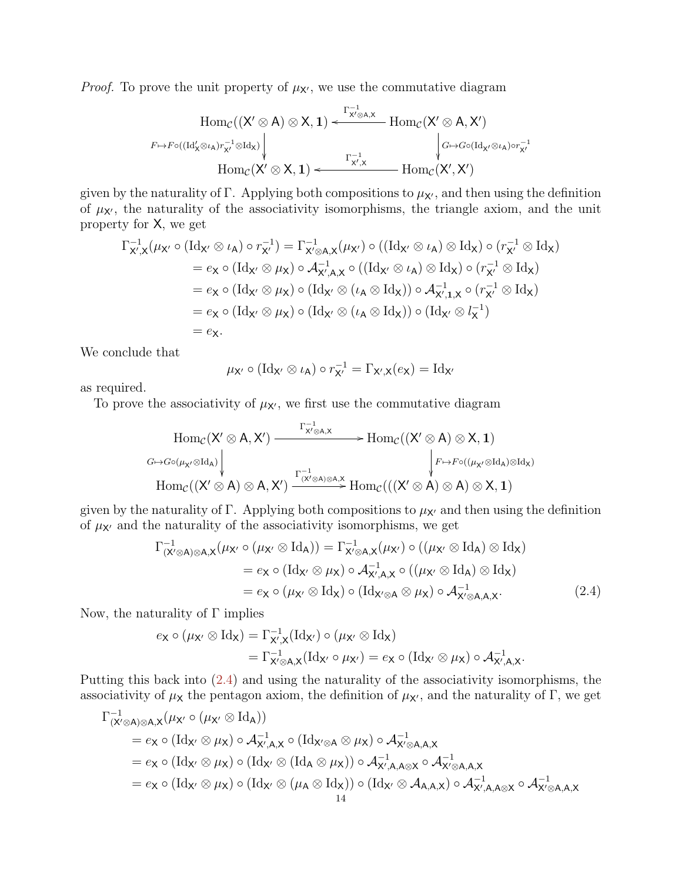*Proof.* To prove the unit property of $\mu_{\mathsf{X}'}$, we use the commutative diagram

$$\begin{array}{ccc}
\mathrm{Hom}_{\mathcal{C}}((\mathsf{X}' \otimes \mathsf{A}) \otimes \mathsf{X}, \mathbf{1}) & \xleftarrow{\Gamma^{-1}_{\mathsf{X}' \otimes \mathsf{A}, \mathsf{X}}} & \mathrm{Hom}_{\mathcal{C}}(\mathsf{X}' \otimes \mathsf{A}, \mathsf{X}') \\
\Big\downarrow {\scriptstyle F \mapsto F \circ ((\mathrm{Id}'_{\mathsf{X}} \otimes \iota_{\mathsf{A}}) r^{-1}_{\mathsf{X}'} \otimes \mathrm{Id}_{\mathsf{X}})} & & \Big\downarrow {\scriptstyle G \mapsto G \circ (\mathrm{Id}_{\mathsf{X}'} \otimes \iota_{\mathsf{A}}) \circ r^{-1}_{\mathsf{X}'}} \\
\mathrm{Hom}_{\mathcal{C}}(\mathsf{X}' \otimes \mathsf{X}, \mathbf{1}) & \xleftarrow{\Gamma^{-1}_{\mathsf{X}', \mathsf{X}}} & \mathrm{Hom}_{\mathcal{C}}(\mathsf{X}', \mathsf{X}')
\end{array}$$

given by the naturality of $\Gamma$. Applying both compositions to $\mu_{\mathsf{X}'}$, and then using the definition of $\mu_{\mathsf{X}'}$, the naturality of the associativity isomorphisms, the triangle axiom, and the unit property for $\mathsf{X}$, we get

$$\begin{aligned}
\Gamma^{-1}_{\mathsf{X}', \mathsf{X}}(\mu_{\mathsf{X}'} \circ (\mathrm{Id}_{\mathsf{X}'} \otimes \iota_{\mathsf{A}}) \circ r^{-1}_{\mathsf{X}'}) &= \Gamma^{-1}_{\mathsf{X}' \otimes \mathsf{A}, \mathsf{X}}(\mu_{\mathsf{X}'}) \circ ((\mathrm{Id}_{\mathsf{X}'} \otimes \iota_{\mathsf{A}}) \otimes \mathrm{Id}_{\mathsf{X}}) \circ (r^{-1}_{\mathsf{X}'} \otimes \mathrm{Id}_{\mathsf{X}}) \\
&= e_{\mathsf{X}} \circ (\mathrm{Id}_{\mathsf{X}'} \otimes \mu_{\mathsf{X}}) \circ \mathcal{A}^{-1}_{\mathsf{X}', \mathsf{A}, \mathsf{X}} \circ ((\mathrm{Id}_{\mathsf{X}'} \otimes \iota_{\mathsf{A}}) \otimes \mathrm{Id}_{\mathsf{X}}) \circ (r^{-1}_{\mathsf{X}'} \otimes \mathrm{Id}_{\mathsf{X}}) \\
&= e_{\mathsf{X}} \circ (\mathrm{Id}_{\mathsf{X}'} \otimes \mu_{\mathsf{X}}) \circ (\mathrm{Id}_{\mathsf{X}'} \otimes (\iota_{\mathsf{A}} \otimes \mathrm{Id}_{\mathsf{X}})) \circ \mathcal{A}^{-1}_{\mathsf{X}', \mathbf{1}, \mathsf{X}} \circ (r^{-1}_{\mathsf{X}'} \otimes \mathrm{Id}_{\mathsf{X}}) \\
&= e_{\mathsf{X}} \circ (\mathrm{Id}_{\mathsf{X}'} \otimes \mu_{\mathsf{X}}) \circ (\mathrm{Id}_{\mathsf{X}'} \otimes (\iota_{\mathsf{A}} \otimes \mathrm{Id}_{\mathsf{X}})) \circ (\mathrm{Id}_{\mathsf{X}'} \otimes l^{-1}_{\mathsf{X}}) \\
&= e_{\mathsf{X}}.
\end{aligned}$$

We conclude that

$$\mu_{\mathsf{X}'} \circ (\mathrm{Id}_{\mathsf{X}'} \otimes \iota_{\mathsf{A}}) \circ r^{-1}_{\mathsf{X}'} = \Gamma_{\mathsf{X}', \mathsf{X}}(e_{\mathsf{X}}) = \mathrm{Id}_{\mathsf{X}'}$$

as required.

To prove the associativity of $\mu_{\mathsf{X}'}$, we first use the commutative diagram

$$\begin{array}{ccc}
\mathrm{Hom}_{\mathcal{C}}(\mathsf{X}' \otimes \mathsf{A}, \mathsf{X}') & \xrightarrow{\Gamma^{-1}_{\mathsf{X}' \otimes \mathsf{A}, \mathsf{X}}} & \mathrm{Hom}_{\mathcal{C}}((\mathsf{X}' \otimes \mathsf{A}) \otimes \mathsf{X}, \mathbf{1}) \\
\Big\downarrow {\scriptstyle G \mapsto G \circ (\mu_{\mathsf{X}'} \otimes \mathrm{Id}_{\mathsf{A}})} & & \Big\downarrow {\scriptstyle F \mapsto F \circ ((\mu_{\mathsf{X}'} \otimes \mathrm{Id}_{\mathsf{A}}) \otimes \mathrm{Id}_{\mathsf{X}})} \\
\mathrm{Hom}_{\mathcal{C}}((\mathsf{X}' \otimes \mathsf{A}) \otimes \mathsf{A}, \mathsf{X}') & \xrightarrow{\Gamma^{-1}_{(\mathsf{X}' \otimes \mathsf{A}) \otimes \mathsf{A}, \mathsf{X}}} & \mathrm{Hom}_{\mathcal{C}}(((\mathsf{X}' \otimes \mathsf{A}) \otimes \mathsf{A}) \otimes \mathsf{X}, \mathbf{1})
\end{array}$$

given by the naturality of $\Gamma$. Applying both compositions to $\mu_{\mathsf{X}'}$ and then using the definition of $\mu_{\mathsf{X}'}$ and the naturality of the associativity isomorphisms, we get

$$\begin{aligned}
\Gamma^{-1}_{(\mathsf{X}' \otimes \mathsf{A}) \otimes \mathsf{A}, \mathsf{X}}(\mu_{\mathsf{X}'} \circ (\mu_{\mathsf{X}'} \otimes \mathrm{Id}_{\mathsf{A}})) &= \Gamma^{-1}_{\mathsf{X}' \otimes \mathsf{A}, \mathsf{X}}(\mu_{\mathsf{X}'}) \circ ((\mu_{\mathsf{X}'} \otimes \mathrm{Id}_{\mathsf{A}}) \otimes \mathrm{Id}_{\mathsf{X}}) \\
&= e_{\mathsf{X}} \circ (\mathrm{Id}_{\mathsf{X}'} \otimes \mu_{\mathsf{X}}) \circ \mathcal{A}^{-1}_{\mathsf{X}', \mathsf{A}, \mathsf{X}} \circ ((\mu_{\mathsf{X}'} \otimes \mathrm{Id}_{\mathsf{A}}) \otimes \mathrm{Id}_{\mathsf{X}}) \\
&= e_{\mathsf{X}} \circ (\mu_{\mathsf{X}'} \otimes \mathrm{Id}_{\mathsf{X}}) \circ (\mathrm{Id}_{\mathsf{X}' \otimes \mathsf{A}} \otimes \mu_{\mathsf{X}}) \circ \mathcal{A}^{-1}_{\mathsf{X}' \otimes \mathsf{A}, \mathsf{A}, \mathsf{X}}. \qquad (2.4)
\end{aligned}$$

Now, the naturality of $\Gamma$ implies

$$\begin{aligned}
e_{\mathsf{X}} \circ (\mu_{\mathsf{X}'} \otimes \mathrm{Id}_{\mathsf{X}}) &= \Gamma^{-1}_{\mathsf{X}', \mathsf{X}}(\mathrm{Id}_{\mathsf{X}'}) \circ (\mu_{\mathsf{X}'} \otimes \mathrm{Id}_{\mathsf{X}}) \\
&= \Gamma^{-1}_{\mathsf{X}' \otimes \mathsf{A}, \mathsf{X}}(\mathrm{Id}_{\mathsf{X}'} \circ \mu_{\mathsf{X}'}) = e_{\mathsf{X}} \circ (\mathrm{Id}_{\mathsf{X}'} \otimes \mu_{\mathsf{X}}) \circ \mathcal{A}^{-1}_{\mathsf{X}', \mathsf{A}, \mathsf{X}}.
\end{aligned}$$

Putting this back into (2.4) and using the naturality of the associativity isomorphisms, the associativity of $\mu_{\mathsf{X}}$ the pentagon axiom, the definition of $\mu_{\mathsf{X}'}$, and the naturality of $\Gamma$, we get

$$\begin{aligned}
&\Gamma^{-1}_{(\mathsf{X}' \otimes \mathsf{A}) \otimes \mathsf{A}, \mathsf{X}}(\mu_{\mathsf{X}'} \circ (\mu_{\mathsf{X}'} \otimes \mathrm{Id}_{\mathsf{A}})) \\
&\quad = e_{\mathsf{X}} \circ (\mathrm{Id}_{\mathsf{X}'} \otimes \mu_{\mathsf{X}}) \circ \mathcal{A}^{-1}_{\mathsf{X}', \mathsf{A}, \mathsf{X}} \circ (\mathrm{Id}_{\mathsf{X}' \otimes \mathsf{A}} \otimes \mu_{\mathsf{X}}) \circ \mathcal{A}^{-1}_{\mathsf{X}' \otimes \mathsf{A}, \mathsf{A}, \mathsf{X}} \\
&\quad = e_{\mathsf{X}} \circ (\mathrm{Id}_{\mathsf{X}'} \otimes \mu_{\mathsf{X}}) \circ (\mathrm{Id}_{\mathsf{X}'} \otimes (\mathrm{Id}_{\mathsf{A}} \otimes \mu_{\mathsf{X}})) \circ \mathcal{A}^{-1}_{\mathsf{X}', \mathsf{A}, \mathsf{A} \otimes \mathsf{X}} \circ \mathcal{A}^{-1}_{\mathsf{X}' \otimes \mathsf{A}, \mathsf{A}, \mathsf{X}} \\
&\quad = e_{\mathsf{X}} \circ (\mathrm{Id}_{\mathsf{X}'} \otimes \mu_{\mathsf{X}}) \circ (\mathrm{Id}_{\mathsf{X}'} \otimes (\mu_{\mathsf{A}} \otimes \mathrm{Id}_{\mathsf{X}})) \circ (\mathrm{Id}_{\mathsf{X}'} \otimes \mathcal{A}_{\mathsf{A}, \mathsf{A}, \mathsf{X}}) \circ \mathcal{A}^{-1}_{\mathsf{X}', \mathsf{A}, \mathsf{A} \otimes \mathsf{X}} \circ \mathcal{A}^{-1}_{\mathsf{X}' \otimes \mathsf{A}, \mathsf{A}, \mathsf{X}}
\end{aligned}$$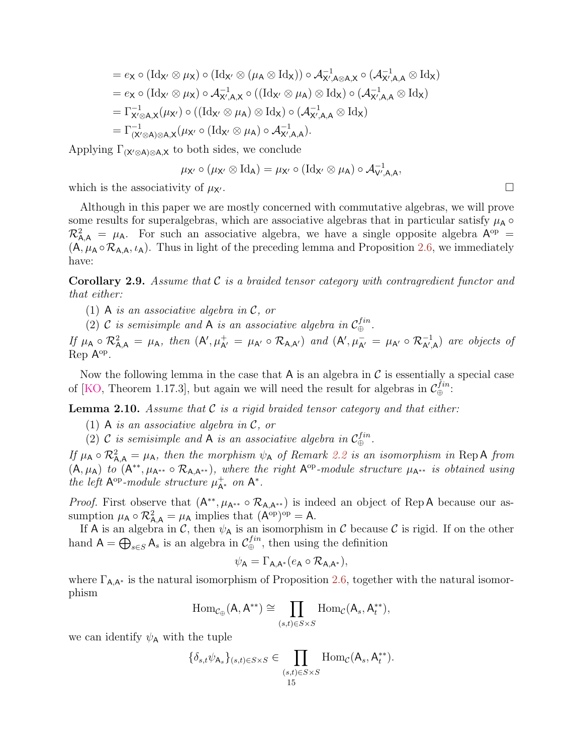$$= e_{\mathsf{X}} \circ (\mathrm{Id}_{\mathsf{X}'} \otimes \mu_{\mathsf{X}}) \circ (\mathrm{Id}_{\mathsf{X}'} \otimes (\mu_{\mathsf{A}} \otimes \mathrm{Id}_{\mathsf{X}})) \circ \mathcal{A}^{-1}_{\mathsf{X}',\mathsf{A}\otimes\mathsf{A},\mathsf{X}} \circ (\mathcal{A}^{-1}_{\mathsf{X}',\mathsf{A},\mathsf{A}} \otimes \mathrm{Id}_{\mathsf{X}})$$
$$= e_{\mathsf{X}} \circ (\mathrm{Id}_{\mathsf{X}'} \otimes \mu_{\mathsf{X}}) \circ \mathcal{A}^{-1}_{\mathsf{X}',\mathsf{A},\mathsf{X}} \circ ((\mathrm{Id}_{\mathsf{X}'} \otimes \mu_{\mathsf{A}}) \otimes \mathrm{Id}_{\mathsf{X}}) \circ (\mathcal{A}^{-1}_{\mathsf{X}',\mathsf{A},\mathsf{A}} \otimes \mathrm{Id}_{\mathsf{X}})$$
$$= \Gamma^{-1}_{\mathsf{X}'\otimes\mathsf{A},\mathsf{X}}(\mu_{\mathsf{X}'}) \circ ((\mathrm{Id}_{\mathsf{X}'} \otimes \mu_{\mathsf{A}}) \otimes \mathrm{Id}_{\mathsf{X}}) \circ (\mathcal{A}^{-1}_{\mathsf{X}',\mathsf{A},\mathsf{A}} \otimes \mathrm{Id}_{\mathsf{X}})$$
$$= \Gamma^{-1}_{(\mathsf{X}'\otimes\mathsf{A})\otimes\mathsf{A},\mathsf{X}}(\mu_{\mathsf{X}'} \circ (\mathrm{Id}_{\mathsf{X}'} \otimes \mu_{\mathsf{A}}) \circ \mathcal{A}^{-1}_{\mathsf{X}',\mathsf{A},\mathsf{A}}).$$

Applying $\Gamma_{(\mathsf{X}'\otimes\mathsf{A})\otimes\mathsf{A},\mathsf{X}}$ to both sides, we conclude

$$\mu_{\mathsf{X}'} \circ (\mu_{\mathsf{X}'} \otimes \mathrm{Id}_{\mathsf{A}}) = \mu_{\mathsf{X}'} \circ (\mathrm{Id}_{\mathsf{X}'} \otimes \mu_{\mathsf{A}}) \circ \mathcal{A}^{-1}_{\mathsf{V}',\mathsf{A},\mathsf{A}},$$

which is the associativity of $\mu_{\mathsf{X}'}$. □

Although in this paper we are mostly concerned with commutative algebras, we will prove some results for superalgebras, which are associative algebras that in particular satisfy $\mu_{\mathsf{A}} \circ \mathcal{R}^2_{\mathsf{A},\mathsf{A}} = \mu_{\mathsf{A}}$. For such an associative algebra, we have a single opposite algebra $\mathsf{A}^{\mathrm{op}} = (\mathsf{A}, \mu_{\mathsf{A}} \circ \mathcal{R}_{\mathsf{A},\mathsf{A}}, \iota_{\mathsf{A}})$. Thus in light of the preceding lemma and Proposition 2.6, we immediately have:

**Corollary 2.9.** *Assume that $\mathcal{C}$ is a braided tensor category with contragredient functor and that either:*

1. *$\mathsf{A}$ is an associative algebra in $\mathcal{C}$, or*
2. *$\mathcal{C}$ is semisimple and $\mathsf{A}$ is an associative algebra in $\mathcal{C}_\oplus^{fin}$.*

*If $\mu_{\mathsf{A}} \circ \mathcal{R}^2_{\mathsf{A},\mathsf{A}} = \mu_{\mathsf{A}}$, then $(\mathsf{A}', \mu^+_{\mathsf{A}'} = \mu_{\mathsf{A}'} \circ \mathcal{R}_{\mathsf{A},\mathsf{A}'})$ and $(\mathsf{A}', \mu^-_{\mathsf{A}'} = \mu_{\mathsf{A}'} \circ \mathcal{R}^{-1}_{\mathsf{A}',\mathsf{A}})$ are objects of* $\mathrm{Rep}\,\mathsf{A}^{\mathrm{op}}$.

Now the following lemma in the case that $\mathsf{A}$ is an algebra in $\mathcal{C}$ is essentially a special case of [KO, Theorem 1.17.3], but again we will need the result for algebras in $\mathcal{C}_\oplus^{fin}$:

**Lemma 2.10.** *Assume that $\mathcal{C}$ is a rigid braided tensor category and that either:*

1. *$\mathsf{A}$ is an associative algebra in $\mathcal{C}$, or*
2. *$\mathcal{C}$ is semisimple and $\mathsf{A}$ is an associative algebra in $\mathcal{C}_\oplus^{fin}$.*

*If $\mu_{\mathsf{A}} \circ \mathcal{R}^2_{\mathsf{A},\mathsf{A}} = \mu_{\mathsf{A}}$, then the morphism $\psi_{\mathsf{A}}$ of Remark 2.2 is an isomorphism in* $\mathrm{Rep}\,\mathsf{A}$ *from $(\mathsf{A}, \mu_{\mathsf{A}})$ to $(\mathsf{A}^{**}, \mu_{\mathsf{A}^{**}} \circ \mathcal{R}_{\mathsf{A},\mathsf{A}^{**}})$, where the right $\mathsf{A}^{\mathrm{op}}$-module structure $\mu_{\mathsf{A}^{**}}$ is obtained using the left $\mathsf{A}^{\mathrm{op}}$-module structure $\mu^+_{\mathsf{A}^*}$ on $\mathsf{A}^*$.*

*Proof.* First observe that $(\mathsf{A}^{**}, \mu_{\mathsf{A}^{**}} \circ \mathcal{R}_{\mathsf{A},\mathsf{A}^{**}})$ is indeed an object of $\mathrm{Rep}\,\mathsf{A}$ because our assumption $\mu_{\mathsf{A}} \circ \mathcal{R}^2_{\mathsf{A},\mathsf{A}} = \mu_{\mathsf{A}}$ implies that $(\mathsf{A}^{\mathrm{op}})^{\mathrm{op}} = \mathsf{A}$.

If $\mathsf{A}$ is an algebra in $\mathcal{C}$, then $\psi_{\mathsf{A}}$ is an isomorphism in $\mathcal{C}$ because $\mathcal{C}$ is rigid. If on the other hand $\mathsf{A} = \bigoplus_{s\in S} \mathsf{A}_s$ is an algebra in $\mathcal{C}_\oplus^{fin}$, then using the definition

$$\psi_{\mathsf{A}} = \Gamma_{\mathsf{A},\mathsf{A}^*}(e_{\mathsf{A}} \circ \mathcal{R}_{\mathsf{A},\mathsf{A}^*}),$$

where $\Gamma_{\mathsf{A},\mathsf{A}^*}$ is the natural isomorphism of Proposition 2.6, together with the natural isomorphism

$$\mathrm{Hom}_{\mathcal{C}_\oplus}(\mathsf{A}, \mathsf{A}^{**}) \cong \prod_{(s,t)\in S\times S} \mathrm{Hom}_{\mathcal{C}}(\mathsf{A}_s, \mathsf{A}_t^{**}),$$

we can identify $\psi_{\mathsf{A}}$ with the tuple

$$\{\delta_{s,t}\psi_{\mathsf{A}_s}\}_{(s,t)\in S\times S} \in \prod_{(s,t)\in S\times S} \mathrm{Hom}_{\mathcal{C}}(\mathsf{A}_s, \mathsf{A}_t^{**}).$$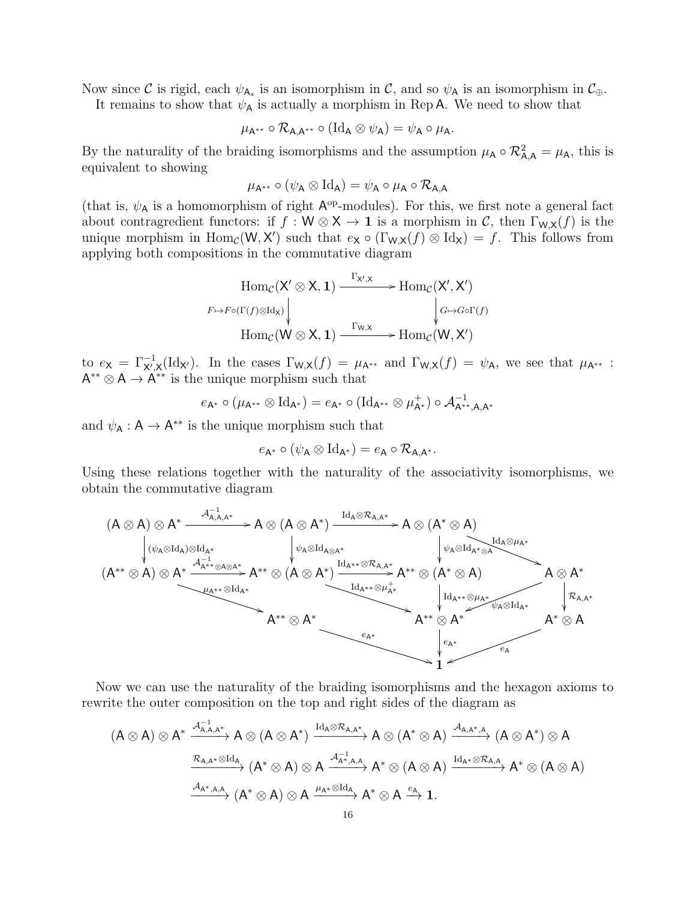Now since $\mathcal{C}$ is rigid, each $\psi_{\mathsf{A}_s}$ is an isomorphism in $\mathcal{C}$, and so $\psi_{\mathsf{A}}$ is an isomorphism in $\mathcal{C}_\oplus$.

It remains to show that $\psi_{\mathsf{A}}$ is actually a morphism in $\operatorname{Rep}\mathsf{A}$. We need to show that

$$\mu_{\mathsf{A}^{**}} \circ \mathcal{R}_{\mathsf{A},\mathsf{A}^{**}} \circ (\mathrm{Id}_{\mathsf{A}} \otimes \psi_{\mathsf{A}}) = \psi_{\mathsf{A}} \circ \mu_{\mathsf{A}}.$$

By the naturality of the braiding isomorphisms and the assumption $\mu_{\mathsf{A}} \circ \mathcal{R}^2_{\mathsf{A},\mathsf{A}} = \mu_{\mathsf{A}}$, this is equivalent to showing

$$\mu_{\mathsf{A}^{**}} \circ (\psi_{\mathsf{A}} \otimes \mathrm{Id}_{\mathsf{A}}) = \psi_{\mathsf{A}} \circ \mu_{\mathsf{A}} \circ \mathcal{R}_{\mathsf{A},\mathsf{A}}$$

(that is, $\psi_{\mathsf{A}}$ is a homomorphism of right $\mathsf{A}^{\mathrm{op}}$-modules). For this, we first note a general fact about contragredient functors: if $f : \mathsf{W} \otimes \mathsf{X} \to \mathbf{1}$ is a morphism in $\mathcal{C}$, then $\Gamma_{\mathsf{W},\mathsf{X}}(f)$ is the unique morphism in $\mathrm{Hom}_{\mathcal{C}}(\mathsf{W}, \mathsf{X}')$ such that $e_{\mathsf{X}} \circ (\Gamma_{\mathsf{W},\mathsf{X}}(f) \otimes \mathrm{Id}_{\mathsf{X}}) = f$. This follows from applying both compositions in the commutative diagram

$$\begin{array}{ccc}
\mathrm{Hom}_{\mathcal{C}}(\mathsf{X}' \otimes \mathsf{X}, \mathbf{1}) & \xrightarrow{\Gamma_{\mathsf{X}',\mathsf{X}}} & \mathrm{Hom}_{\mathcal{C}}(\mathsf{X}', \mathsf{X}') \\
\Big\downarrow {\scriptstyle F \mapsto F \circ (\Gamma(f) \otimes \mathrm{Id}_{\mathsf{X}})} & & \Big\downarrow {\scriptstyle G \mapsto G \circ \Gamma(f)} \\
\mathrm{Hom}_{\mathcal{C}}(\mathsf{W} \otimes \mathsf{X}, \mathbf{1}) & \xrightarrow{\Gamma_{\mathsf{W},\mathsf{X}}} & \mathrm{Hom}_{\mathcal{C}}(\mathsf{W}, \mathsf{X}')
\end{array}$$

to $e_{\mathsf{X}} = \Gamma^{-1}_{\mathsf{X}',\mathsf{X}}(\mathrm{Id}_{\mathsf{X}'})$. In the cases $\Gamma_{\mathsf{W},\mathsf{X}}(f) = \mu_{\mathsf{A}^{**}}$ and $\Gamma_{\mathsf{W},\mathsf{X}}(f) = \psi_{\mathsf{A}}$, we see that $\mu_{\mathsf{A}^{**}} : \mathsf{A}^{**} \otimes \mathsf{A} \to \mathsf{A}^{**}$ is the unique morphism such that

$$e_{\mathsf{A}^*} \circ (\mu_{\mathsf{A}^{**}} \otimes \mathrm{Id}_{\mathsf{A}^*}) = e_{\mathsf{A}^*} \circ (\mathrm{Id}_{\mathsf{A}^{**}} \otimes \mu^+_{\mathsf{A}^*}) \circ \mathcal{A}^{-1}_{\mathsf{A}^{**},\mathsf{A},\mathsf{A}^*}$$

and $\psi_{\mathsf{A}} : \mathsf{A} \to \mathsf{A}^{**}$ is the unique morphism such that

$$e_{\mathsf{A}^*} \circ (\psi_{\mathsf{A}} \otimes \mathrm{Id}_{\mathsf{A}^*}) = e_{\mathsf{A}} \circ \mathcal{R}_{\mathsf{A},\mathsf{A}^*}.$$

Using these relations together with the naturality of the associativity isomorphisms, we obtain the commutative diagram

$$\begin{array}{ccccccc}
(\mathsf{A} \otimes \mathsf{A}) \otimes \mathsf{A}^* & \xrightarrow{\mathcal{A}^{-1}_{\mathsf{A},\mathsf{A},\mathsf{A}^*}} & \mathsf{A} \otimes (\mathsf{A} \otimes \mathsf{A}^*) & \xrightarrow{\mathrm{Id}_{\mathsf{A}} \otimes \mathcal{R}_{\mathsf{A},\mathsf{A}^*}} & \mathsf{A} \otimes (\mathsf{A}^* \otimes \mathsf{A}) & \xrightarrow{\mathrm{Id}_{\mathsf{A}} \otimes \mu_{\mathsf{A}^*}} & \mathsf{A} \otimes \mathsf{A}^* \\
\Big\downarrow {\scriptstyle (\psi_{\mathsf{A}} \otimes \mathrm{Id}_{\mathsf{A}}) \otimes \mathrm{Id}_{\mathsf{A}^*}} & & \Big\downarrow {\scriptstyle \psi_{\mathsf{A}} \otimes \mathrm{Id}_{\mathsf{A} \otimes \mathsf{A}^*}} & & \Big\downarrow {\scriptstyle \psi_{\mathsf{A}} \otimes \mathrm{Id}_{\mathsf{A}^* \otimes \mathsf{A}}} & & \Big\downarrow {\scriptstyle \mathcal{R}_{\mathsf{A},\mathsf{A}^*}} \\
(\mathsf{A}^{**} \otimes \mathsf{A}) \otimes \mathsf{A}^* & \xrightarrow{\mathcal{A}^{-1}_{\mathsf{A}^{**} \otimes \mathsf{A} \otimes \mathsf{A}^*}} & \mathsf{A}^{**} \otimes (\mathsf{A} \otimes \mathsf{A}^*) & \xrightarrow{\mathrm{Id}_{\mathsf{A}^{**}} \otimes \mathcal{R}_{\mathsf{A},\mathsf{A}^*}} & \mathsf{A}^{**} \otimes (\mathsf{A}^* \otimes \mathsf{A}) & & \mathsf{A}^* \otimes \mathsf{A}
\end{array}$$

with further arrows $\mu_{\mathsf{A}^{**}} \otimes \mathrm{Id}_{\mathsf{A}^*} : (\mathsf{A}^{**} \otimes \mathsf{A}) \otimes \mathsf{A}^* \to \mathsf{A}^{**} \otimes \mathsf{A}^*$, $\mathrm{Id}_{\mathsf{A}^{**}} \otimes \mu^+_{\mathsf{A}^*} : \mathsf{A}^{**} \otimes (\mathsf{A} \otimes \mathsf{A}^*) \to \mathsf{A}^{**} \otimes \mathsf{A}^*$, $\mathrm{Id}_{\mathsf{A}^{**}} \otimes \mu_{\mathsf{A}^*} : \mathsf{A}^{**} \otimes (\mathsf{A}^* \otimes \mathsf{A}) \to \mathsf{A}^{**} \otimes \mathsf{A}^*$, $\psi_{\mathsf{A}} \otimes \mathrm{Id}_{\mathsf{A}^*} : \mathsf{A} \otimes \mathsf{A}^* \to \mathsf{A}^{**} \otimes \mathsf{A}^*$, and $e_{\mathsf{A}^*} : \mathsf{A}^{**} \otimes \mathsf{A}^* \to \mathbf{1}$ (from both copies of $\mathsf{A}^{**} \otimes \mathsf{A}^*$), $e_{\mathsf{A}} : \mathsf{A}^* \otimes \mathsf{A} \to \mathbf{1}$.

Now we can use the naturality of the braiding isomorphisms and the hexagon axioms to rewrite the outer composition on the top and right sides of the diagram as

$$\begin{aligned}
(\mathsf{A} \otimes \mathsf{A}) \otimes \mathsf{A}^* & \xrightarrow{\mathcal{A}^{-1}_{\mathsf{A},\mathsf{A},\mathsf{A}^*}} \mathsf{A} \otimes (\mathsf{A} \otimes \mathsf{A}^*) \xrightarrow{\mathrm{Id}_{\mathsf{A}} \otimes \mathcal{R}_{\mathsf{A},\mathsf{A}^*}} \mathsf{A} \otimes (\mathsf{A}^* \otimes \mathsf{A}) \xrightarrow{\mathcal{A}_{\mathsf{A},\mathsf{A}^*,\mathsf{A}}} (\mathsf{A} \otimes \mathsf{A}^*) \otimes \mathsf{A} \\
& \xrightarrow{\mathcal{R}_{\mathsf{A},\mathsf{A}^*} \otimes \mathrm{Id}_{\mathsf{A}}} (\mathsf{A}^* \otimes \mathsf{A}) \otimes \mathsf{A} \xrightarrow{\mathcal{A}^{-1}_{\mathsf{A}^*,\mathsf{A},\mathsf{A}}} \mathsf{A}^* \otimes (\mathsf{A} \otimes \mathsf{A}) \xrightarrow{\mathrm{Id}_{\mathsf{A}^*} \otimes \mathcal{R}_{\mathsf{A},\mathsf{A}}} \mathsf{A}^* \otimes (\mathsf{A} \otimes \mathsf{A}) \\
& \xrightarrow{\mathcal{A}_{\mathsf{A}^*,\mathsf{A},\mathsf{A}}} (\mathsf{A}^* \otimes \mathsf{A}) \otimes \mathsf{A} \xrightarrow{\mu_{\mathsf{A}^*} \otimes \mathrm{Id}_{\mathsf{A}}} \mathsf{A}^* \otimes \mathsf{A} \xrightarrow{e_{\mathsf{A}}} \mathbf{1}.
\end{aligned}$$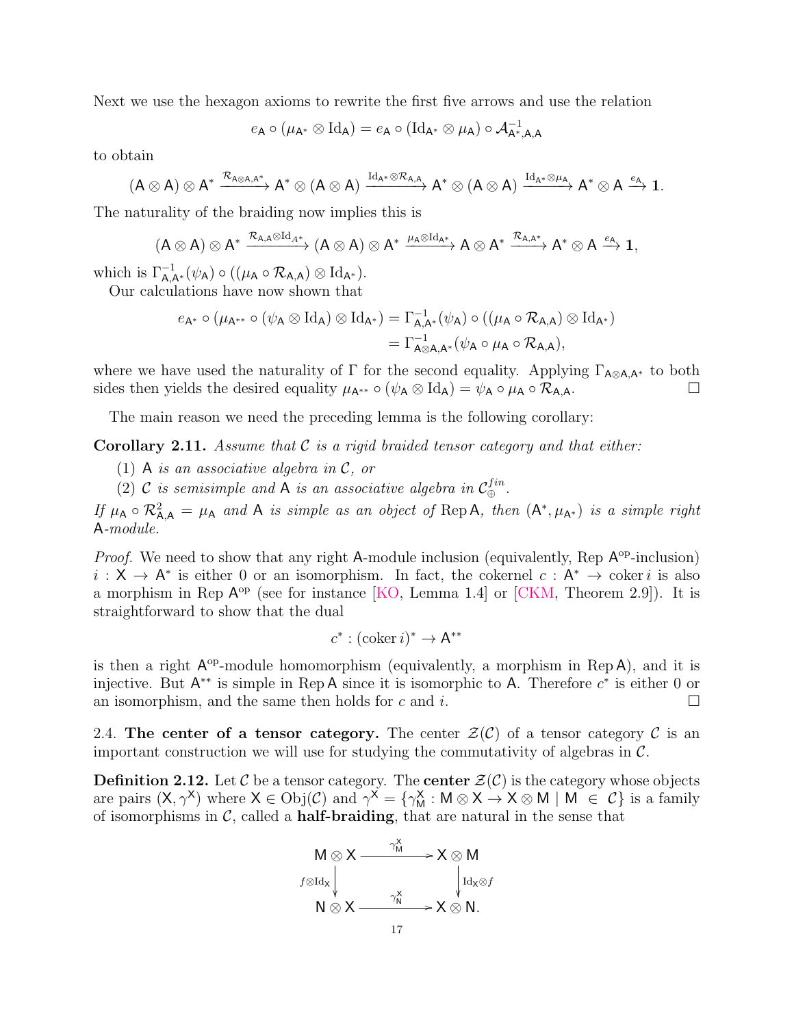Next we use the hexagon axioms to rewrite the first five arrows and use the relation

$$e_{\mathsf{A}} \circ (\mu_{\mathsf{A}^*} \otimes \mathrm{Id}_{\mathsf{A}}) = e_{\mathsf{A}} \circ (\mathrm{Id}_{\mathsf{A}^*} \otimes \mu_{\mathsf{A}}) \circ \mathcal{A}^{-1}_{\mathsf{A}^*,\mathsf{A},\mathsf{A}}$$

to obtain

$$(\mathsf{A} \otimes \mathsf{A}) \otimes \mathsf{A}^* \xrightarrow{\mathcal{R}_{\mathsf{A}\otimes\mathsf{A},\mathsf{A}^*}} \mathsf{A}^* \otimes (\mathsf{A} \otimes \mathsf{A}) \xrightarrow{\mathrm{Id}_{\mathsf{A}^*}\otimes\mathcal{R}_{\mathsf{A},\mathsf{A}}} \mathsf{A}^* \otimes (\mathsf{A} \otimes \mathsf{A}) \xrightarrow{\mathrm{Id}_{\mathsf{A}^*}\otimes\mu_{\mathsf{A}}} \mathsf{A}^* \otimes \mathsf{A} \xrightarrow{e_{\mathsf{A}}} \mathbf{1}.$$

The naturality of the braiding now implies this is

$$(\mathsf{A} \otimes \mathsf{A}) \otimes \mathsf{A}^* \xrightarrow{\mathcal{R}_{\mathsf{A},\mathsf{A}}\otimes\mathrm{Id}_{A^*}} (\mathsf{A} \otimes \mathsf{A}) \otimes \mathsf{A}^* \xrightarrow{\mu_{\mathsf{A}}\otimes\mathrm{Id}_{\mathsf{A}^*}} \mathsf{A} \otimes \mathsf{A}^* \xrightarrow{\mathcal{R}_{\mathsf{A},\mathsf{A}^*}} \mathsf{A}^* \otimes \mathsf{A} \xrightarrow{e_{\mathsf{A}}} \mathbf{1},$$

which is $\Gamma^{-1}_{\mathsf{A},\mathsf{A}^*}(\psi_{\mathsf{A}}) \circ ((\mu_{\mathsf{A}} \circ \mathcal{R}_{\mathsf{A},\mathsf{A}}) \otimes \mathrm{Id}_{\mathsf{A}^*})$.

Our calculations have now shown that

$$\begin{aligned} e_{\mathsf{A}^*} \circ (\mu_{\mathsf{A}^{**}} \circ (\psi_{\mathsf{A}} \otimes \mathrm{Id}_{\mathsf{A}}) \otimes \mathrm{Id}_{\mathsf{A}^*}) &= \Gamma^{-1}_{\mathsf{A},\mathsf{A}^*}(\psi_{\mathsf{A}}) \circ ((\mu_{\mathsf{A}} \circ \mathcal{R}_{\mathsf{A},\mathsf{A}}) \otimes \mathrm{Id}_{\mathsf{A}^*}) \\ &= \Gamma^{-1}_{\mathsf{A}\otimes\mathsf{A},\mathsf{A}^*}(\psi_{\mathsf{A}} \circ \mu_{\mathsf{A}} \circ \mathcal{R}_{\mathsf{A},\mathsf{A}}), \end{aligned}$$

where we have used the naturality of $\Gamma$ for the second equality. Applying $\Gamma_{\mathsf{A}\otimes\mathsf{A},\mathsf{A}^*}$ to both sides then yields the desired equality $\mu_{\mathsf{A}^{**}} \circ (\psi_{\mathsf{A}} \otimes \mathrm{Id}_{\mathsf{A}}) = \psi_{\mathsf{A}} \circ \mu_{\mathsf{A}} \circ \mathcal{R}_{\mathsf{A},\mathsf{A}}$. □

The main reason we need the preceding lemma is the following corollary:

**Corollary 2.11.** *Assume that $\mathcal{C}$ is a rigid braided tensor category and that either:*

(1) *$\mathsf{A}$ is an associative algebra in $\mathcal{C}$, or*
(2) *$\mathcal{C}$ is semisimple and $\mathsf{A}$ is an associative algebra in $\mathcal{C}^{fin}_{\oplus}$.*

*If $\mu_{\mathsf{A}} \circ \mathcal{R}^2_{\mathsf{A},\mathsf{A}} = \mu_{\mathsf{A}}$ and $\mathsf{A}$ is simple as an object of $\mathrm{Rep}\,\mathsf{A}$, then $(\mathsf{A}^*, \mu_{\mathsf{A}^*})$ is a simple right $\mathsf{A}$-module.*

*Proof.* We need to show that any right $\mathsf{A}$-module inclusion (equivalently, $\mathrm{Rep}\,\mathsf{A}^{\mathrm{op}}$-inclusion) $i : \mathsf{X} \to \mathsf{A}^*$ is either 0 or an isomorphism. In fact, the cokernel $c : \mathsf{A}^* \to \mathrm{coker}\, i$ is also a morphism in $\mathrm{Rep}\,\mathsf{A}^{\mathrm{op}}$ (see for instance [KO, Lemma 1.4] or [CKM, Theorem 2.9]). It is straightforward to show that the dual

$$c^* : (\mathrm{coker}\, i)^* \to \mathsf{A}^{**}$$

is then a right $\mathsf{A}^{\mathrm{op}}$-module homomorphism (equivalently, a morphism in $\mathrm{Rep}\,\mathsf{A}$), and it is injective. But $\mathsf{A}^{**}$ is simple in $\mathrm{Rep}\,\mathsf{A}$ since it is isomorphic to $\mathsf{A}$. Therefore $c^*$ is either 0 or an isomorphism, and the same then holds for $c$ and $i$. □

2.4. **The center of a tensor category.** The center $\mathcal{Z}(\mathcal{C})$ of a tensor category $\mathcal{C}$ is an important construction we will use for studying the commutativity of algebras in $\mathcal{C}$.

**Definition 2.12.** Let $\mathcal{C}$ be a tensor category. The **center** $\mathcal{Z}(\mathcal{C})$ is the category whose objects are pairs $(\mathsf{X}, \gamma^{\mathsf{X}})$ where $\mathsf{X} \in \mathrm{Obj}(\mathcal{C})$ and $\gamma^{\mathsf{X}} = \{\gamma^{\mathsf{X}}_{\mathsf{M}} : \mathsf{M} \otimes \mathsf{X} \to \mathsf{X} \otimes \mathsf{M} \mid \mathsf{M} \in \mathcal{C}\}$ is a family of isomorphisms in $\mathcal{C}$, called a **half-braiding**, that are natural in the sense that

$$\begin{array}{ccc} \mathsf{M} \otimes \mathsf{X} & \xrightarrow{\gamma^{\mathsf{X}}_{\mathsf{M}}} & \mathsf{X} \otimes \mathsf{M} \\ \downarrow{\scriptstyle f\otimes\mathrm{Id}_{\mathsf{X}}} & & \downarrow{\scriptstyle \mathrm{Id}_{\mathsf{X}}\otimes f} \\ \mathsf{N} \otimes \mathsf{X} & \xrightarrow{\gamma^{\mathsf{X}}_{\mathsf{N}}} & \mathsf{X} \otimes \mathsf{N}. \end{array}$$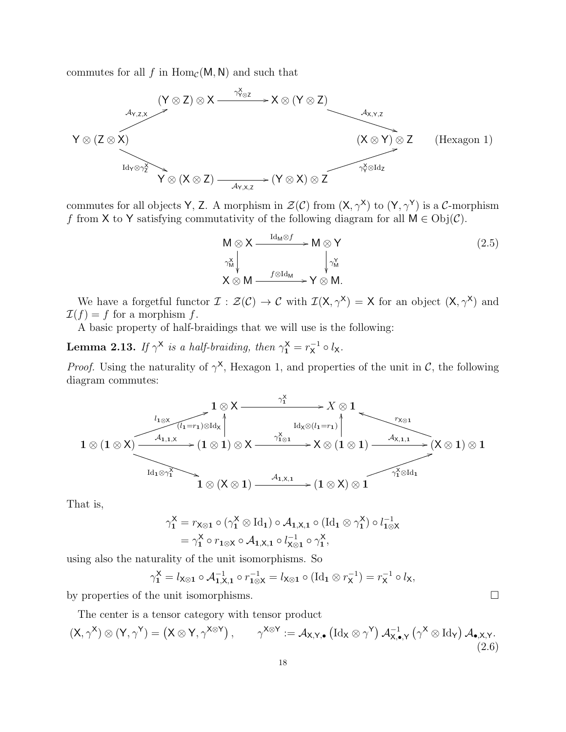commutes for all $f$ in $\mathrm{Hom}_{\mathcal{C}}(\mathsf{M},\mathsf{N})$ and such that

$$
\begin{array}{ccccc}
 & (\mathsf{Y}\otimes\mathsf{Z})\otimes\mathsf{X} & \xrightarrow{\gamma^{\mathsf{X}}_{\mathsf{Y}\otimes\mathsf{Z}}} & \mathsf{X}\otimes(\mathsf{Y}\otimes\mathsf{Z}) & \\
{\scriptstyle\mathcal{A}_{\mathsf{Y},\mathsf{Z},\mathsf{X}}}\nearrow & & & & \searrow{\scriptstyle\mathcal{A}_{\mathsf{X},\mathsf{Y},\mathsf{Z}}} \\
\mathsf{Y}\otimes(\mathsf{Z}\otimes\mathsf{X}) & & & & (\mathsf{X}\otimes\mathsf{Y})\otimes\mathsf{Z} \\
{\scriptstyle\mathrm{Id}_{\mathsf{Y}}\otimes\gamma^{\mathsf{X}}_{\mathsf{Z}}}\searrow & & & & \nearrow{\scriptstyle\gamma^{\mathsf{X}}_{\mathsf{Y}}\otimes\mathrm{Id}_{\mathsf{Z}}} \\
 & \mathsf{Y}\otimes(\mathsf{X}\otimes\mathsf{Z}) & \xrightarrow{\mathcal{A}_{\mathsf{Y},\mathsf{X},\mathsf{Z}}} & (\mathsf{Y}\otimes\mathsf{X})\otimes\mathsf{Z} &
\end{array}
\qquad \text{(Hexagon 1)}
$$

commutes for all objects $\mathsf{Y}$, $\mathsf{Z}$. A morphism in $\mathcal{Z}(\mathcal{C})$ from $(\mathsf{X},\gamma^{\mathsf{X}})$ to $(\mathsf{Y},\gamma^{\mathsf{Y}})$ is a $\mathcal{C}$-morphism $f$ from $\mathsf{X}$ to $\mathsf{Y}$ satisfying commutativity of the following diagram for all $\mathsf{M}\in\mathrm{Obj}(\mathcal{C})$.

$$
\begin{array}{ccc}
\mathsf{M}\otimes\mathsf{X} & \xrightarrow{\mathrm{Id}_{\mathsf{M}}\otimes f} & \mathsf{M}\otimes\mathsf{Y} \\
{\scriptstyle\gamma^{\mathsf{X}}_{\mathsf{M}}}\downarrow & & \downarrow{\scriptstyle\gamma^{\mathsf{Y}}_{\mathsf{M}}} \\
\mathsf{X}\otimes\mathsf{M} & \xrightarrow{f\otimes\mathrm{Id}_{\mathsf{M}}} & \mathsf{Y}\otimes\mathsf{M}.
\end{array}
\qquad (2.5)
$$

We have a forgetful functor $\mathcal{I}:\mathcal{Z}(\mathcal{C})\to\mathcal{C}$ with $\mathcal{I}(\mathsf{X},\gamma^{\mathsf{X}})=\mathsf{X}$ for an object $(\mathsf{X},\gamma^{\mathsf{X}})$ and $\mathcal{I}(f)=f$ for a morphism $f$.

A basic property of half-braidings that we will use is the following:

**Lemma 2.13.** *If $\gamma^{\mathsf{X}}$ is a half-braiding, then $\gamma^{\mathsf{X}}_{\mathbf{1}}=r_{\mathsf{X}}^{-1}\circ l_{\mathsf{X}}$.*

*Proof.* Using the naturality of $\gamma^{\mathsf{X}}$, Hexagon 1, and properties of the unit in $\mathcal{C}$, the following diagram commutes:

$$
\begin{array}{ccccccc}
 & & \mathbf{1}\otimes\mathsf{X} & \xrightarrow{\gamma^{\mathsf{X}}_{\mathbf{1}}} & X\otimes\mathbf{1} & & \\
 & {\scriptstyle l_{\mathbf{1}\otimes\mathsf{X}}}\nearrow & \uparrow{\scriptstyle(l_{\mathbf{1}}=r_{\mathbf{1}})\otimes\mathrm{Id}_{\mathsf{X}}} & & \uparrow{\scriptstyle\mathrm{Id}_{\mathsf{X}}\otimes(l_{\mathbf{1}}=r_{\mathbf{1}})} & \nwarrow{\scriptstyle r_{\mathsf{X}\otimes\mathbf{1}}} & \\
\mathbf{1}\otimes(\mathbf{1}\otimes\mathsf{X}) & \xrightarrow{\mathcal{A}_{\mathbf{1},\mathbf{1},\mathsf{X}}} & (\mathbf{1}\otimes\mathbf{1})\otimes\mathsf{X} & \xrightarrow{\gamma^{\mathsf{X}}_{\mathbf{1}\otimes\mathbf{1}}} & \mathsf{X}\otimes(\mathbf{1}\otimes\mathbf{1}) & \xrightarrow{\mathcal{A}_{\mathsf{X},\mathbf{1},\mathbf{1}}} & (\mathsf{X}\otimes\mathbf{1})\otimes\mathbf{1} \\
 & {\scriptstyle\mathrm{Id}_{\mathbf{1}}\otimes\gamma^{\mathsf{X}}_{\mathbf{1}}}\searrow & & & & \nearrow{\scriptstyle\gamma^{\mathsf{X}}_{\mathbf{1}}\otimes\mathrm{Id}_{\mathbf{1}}} & \\
 & & \mathbf{1}\otimes(\mathsf{X}\otimes\mathbf{1}) & \xrightarrow{\mathcal{A}_{\mathbf{1},\mathsf{X},\mathbf{1}}} & (\mathbf{1}\otimes\mathsf{X})\otimes\mathbf{1} & &
\end{array}
$$

That is,

$$
\begin{aligned}
\gamma^{\mathsf{X}}_{\mathbf{1}} &= r_{\mathsf{X}\otimes\mathbf{1}}\circ(\gamma^{\mathsf{X}}_{\mathbf{1}}\otimes\mathrm{Id}_{\mathbf{1}})\circ\mathcal{A}_{\mathbf{1},\mathsf{X},\mathbf{1}}\circ(\mathrm{Id}_{\mathbf{1}}\otimes\gamma^{\mathsf{X}}_{\mathbf{1}})\circ l^{-1}_{\mathbf{1}\otimes\mathsf{X}} \\
&= \gamma^{\mathsf{X}}_{\mathbf{1}}\circ r_{\mathbf{1}\otimes\mathsf{X}}\circ\mathcal{A}_{\mathbf{1},\mathsf{X},\mathbf{1}}\circ l^{-1}_{\mathsf{X}\otimes\mathbf{1}}\circ\gamma^{\mathsf{X}}_{\mathbf{1}},
\end{aligned}
$$

using also the naturality of the unit isomorphisms. So

$$
\gamma^{\mathsf{X}}_{\mathbf{1}} = l_{\mathsf{X}\otimes\mathbf{1}}\circ\mathcal{A}^{-1}_{\mathbf{1},\mathsf{X},\mathbf{1}}\circ r^{-1}_{\mathbf{1}\otimes\mathsf{X}} = l_{\mathsf{X}\otimes\mathbf{1}}\circ(\mathrm{Id}_{\mathbf{1}}\otimes r_{\mathsf{X}}^{-1}) = r_{\mathsf{X}}^{-1}\circ l_{\mathsf{X}},
$$

by properties of the unit isomorphisms. $\square$

The center is a tensor category with tensor product

$$
(\mathsf{X},\gamma^{\mathsf{X}})\otimes(\mathsf{Y},\gamma^{\mathsf{Y}}) = \left(\mathsf{X}\otimes\mathsf{Y},\gamma^{\mathsf{X}\otimes\mathsf{Y}}\right), \qquad \gamma^{\mathsf{X}\otimes\mathsf{Y}} := \mathcal{A}_{\mathsf{X},\mathsf{Y},\bullet}\left(\mathrm{Id}_{\mathsf{X}}\otimes\gamma^{\mathsf{Y}}\right)\mathcal{A}^{-1}_{\mathsf{X},\bullet,\mathsf{Y}}\left(\gamma^{\mathsf{X}}\otimes\mathrm{Id}_{\mathsf{Y}}\right)\mathcal{A}_{\bullet,\mathsf{X},\mathsf{Y}}. \qquad (2.6)
$$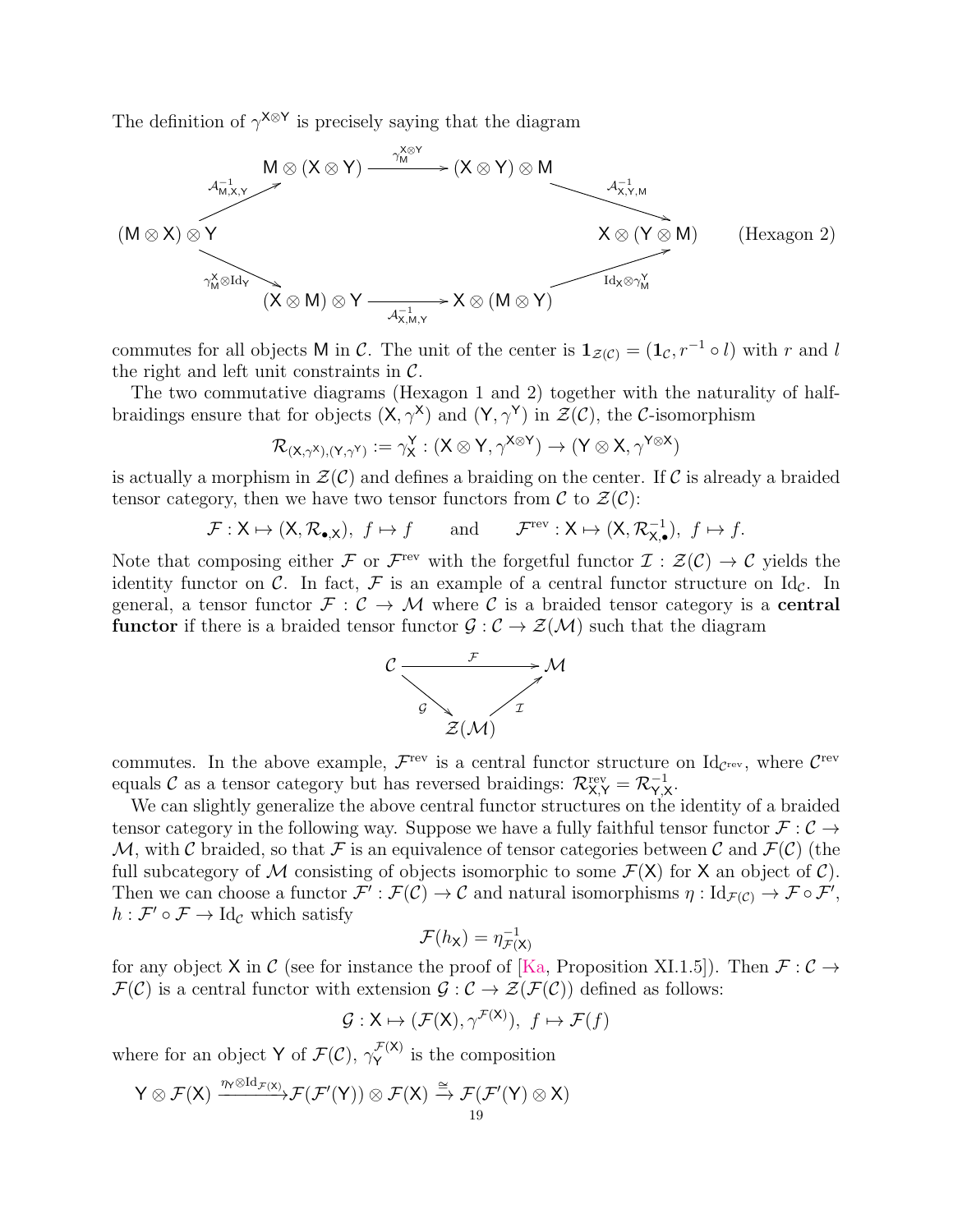The definition of $\gamma^{\mathsf{X}\otimes\mathsf{Y}}$ is precisely saying that the diagram

$$\begin{array}{ccccc} & \mathsf{M}\otimes(\mathsf{X}\otimes\mathsf{Y}) & \xrightarrow{\gamma^{\mathsf{X}\otimes\mathsf{Y}}_{\mathsf{M}}} & (\mathsf{X}\otimes\mathsf{Y})\otimes\mathsf{M} & \\ {\scriptstyle\mathcal{A}^{-1}_{\mathsf{M},\mathsf{X},\mathsf{Y}}}\nearrow & & & & \searrow{\scriptstyle\mathcal{A}^{-1}_{\mathsf{X},\mathsf{Y},\mathsf{M}}} \\ (\mathsf{M}\otimes\mathsf{X})\otimes\mathsf{Y} & & & & \mathsf{X}\otimes(\mathsf{Y}\otimes\mathsf{M}) \\ {\scriptstyle\gamma^{\mathsf{X}}_{\mathsf{M}}\otimes\mathrm{Id}_{\mathsf{Y}}}\searrow & & & & \nearrow{\scriptstyle\mathrm{Id}_{\mathsf{X}}\otimes\gamma^{\mathsf{Y}}_{\mathsf{M}}} \\ & (\mathsf{X}\otimes\mathsf{M})\otimes\mathsf{Y} & \xrightarrow[\mathcal{A}^{-1}_{\mathsf{X},\mathsf{M},\mathsf{Y}}]{} & \mathsf{X}\otimes(\mathsf{M}\otimes\mathsf{Y}) & \end{array} \qquad \text{(Hexagon 2)}$$

commutes for all objects $\mathsf{M}$ in $\mathcal{C}$. The unit of the center is $\mathbf{1}_{\mathcal{Z}(\mathcal{C})} = (\mathbf{1}_{\mathcal{C}}, r^{-1}\circ l)$ with $r$ and $l$ the right and left unit constraints in $\mathcal{C}$.

The two commutative diagrams (Hexagon 1 and 2) together with the naturality of half-braidings ensure that for objects $(\mathsf{X},\gamma^{\mathsf{X}})$ and $(\mathsf{Y},\gamma^{\mathsf{Y}})$ in $\mathcal{Z}(\mathcal{C})$, the $\mathcal{C}$-isomorphism

$$\mathcal{R}_{(\mathsf{X},\gamma^{\mathsf{X}}),(\mathsf{Y},\gamma^{\mathsf{Y}})} := \gamma^{\mathsf{Y}}_{\mathsf{X}} : (\mathsf{X}\otimes\mathsf{Y},\gamma^{\mathsf{X}\otimes\mathsf{Y}}) \to (\mathsf{Y}\otimes\mathsf{X},\gamma^{\mathsf{Y}\otimes\mathsf{X}})$$

is actually a morphism in $\mathcal{Z}(\mathcal{C})$ and defines a braiding on the center. If $\mathcal{C}$ is already a braided tensor category, then we have two tensor functors from $\mathcal{C}$ to $\mathcal{Z}(\mathcal{C})$:

$$\mathcal{F}:\mathsf{X}\mapsto(\mathsf{X},\mathcal{R}_{\bullet,\mathsf{X}}),\ f\mapsto f \qquad \text{and} \qquad \mathcal{F}^{\mathrm{rev}}:\mathsf{X}\mapsto(\mathsf{X},\mathcal{R}^{-1}_{\mathsf{X},\bullet}),\ f\mapsto f.$$

Note that composing either $\mathcal{F}$ or $\mathcal{F}^{\mathrm{rev}}$ with the forgetful functor $\mathcal{I}:\mathcal{Z}(\mathcal{C})\to\mathcal{C}$ yields the identity functor on $\mathcal{C}$. In fact, $\mathcal{F}$ is an example of a central functor structure on $\mathrm{Id}_{\mathcal{C}}$. In general, a tensor functor $\mathcal{F}:\mathcal{C}\to\mathcal{M}$ where $\mathcal{C}$ is a braided tensor category is a **central functor** if there is a braided tensor functor $\mathcal{G}:\mathcal{C}\to\mathcal{Z}(\mathcal{M})$ such that the diagram

$$\begin{array}{ccc} \mathcal{C} & \xrightarrow{\mathcal{F}} & \mathcal{M} \\ & {\scriptstyle\mathcal{G}}\searrow \quad \nearrow{\scriptstyle\mathcal{I}} & \\ & \mathcal{Z}(\mathcal{M}) & \end{array}$$

commutes. In the above example, $\mathcal{F}^{\mathrm{rev}}$ is a central functor structure on $\mathrm{Id}_{\mathcal{C}^{\mathrm{rev}}}$, where $\mathcal{C}^{\mathrm{rev}}$ equals $\mathcal{C}$ as a tensor category but has reversed braidings: $\mathcal{R}^{\mathrm{rev}}_{\mathsf{X},\mathsf{Y}} = \mathcal{R}^{-1}_{\mathsf{Y},\mathsf{X}}$.

We can slightly generalize the above central functor structures on the identity of a braided tensor category in the following way. Suppose we have a fully faithful tensor functor $\mathcal{F}:\mathcal{C}\to\mathcal{M}$, with $\mathcal{C}$ braided, so that $\mathcal{F}$ is an equivalence of tensor categories between $\mathcal{C}$ and $\mathcal{F}(\mathcal{C})$ (the full subcategory of $\mathcal{M}$ consisting of objects isomorphic to some $\mathcal{F}(\mathsf{X})$ for $\mathsf{X}$ an object of $\mathcal{C}$). Then we can choose a functor $\mathcal{F}':\mathcal{F}(\mathcal{C})\to\mathcal{C}$ and natural isomorphisms $\eta:\mathrm{Id}_{\mathcal{F}(\mathcal{C})}\to\mathcal{F}\circ\mathcal{F}'$, $h:\mathcal{F}'\circ\mathcal{F}\to\mathrm{Id}_{\mathcal{C}}$ which satisfy

$$\mathcal{F}(h_{\mathsf{X}}) = \eta^{-1}_{\mathcal{F}(\mathsf{X})}$$

for any object $\mathsf{X}$ in $\mathcal{C}$ (see for instance the proof of [Ka, Proposition XI.1.5]). Then $\mathcal{F}:\mathcal{C}\to\mathcal{F}(\mathcal{C})$ is a central functor with extension $\mathcal{G}:\mathcal{C}\to\mathcal{Z}(\mathcal{F}(\mathcal{C}))$ defined as follows:

$$\mathcal{G}:\mathsf{X}\mapsto(\mathcal{F}(\mathsf{X}),\gamma^{\mathcal{F}(\mathsf{X})}),\ f\mapsto\mathcal{F}(f)$$

where for an object $\mathsf{Y}$ of $\mathcal{F}(\mathcal{C})$, $\gamma^{\mathcal{F}(\mathsf{X})}_{\mathsf{Y}}$ is the composition

$$\mathsf{Y}\otimes\mathcal{F}(\mathsf{X}) \xrightarrow{\eta_{\mathsf{Y}}\otimes\mathrm{Id}_{\mathcal{F}(\mathsf{X})}} \mathcal{F}(\mathcal{F}'(\mathsf{Y}))\otimes\mathcal{F}(\mathsf{X}) \xrightarrow{\cong} \mathcal{F}(\mathcal{F}'(\mathsf{Y})\otimes\mathsf{X})$$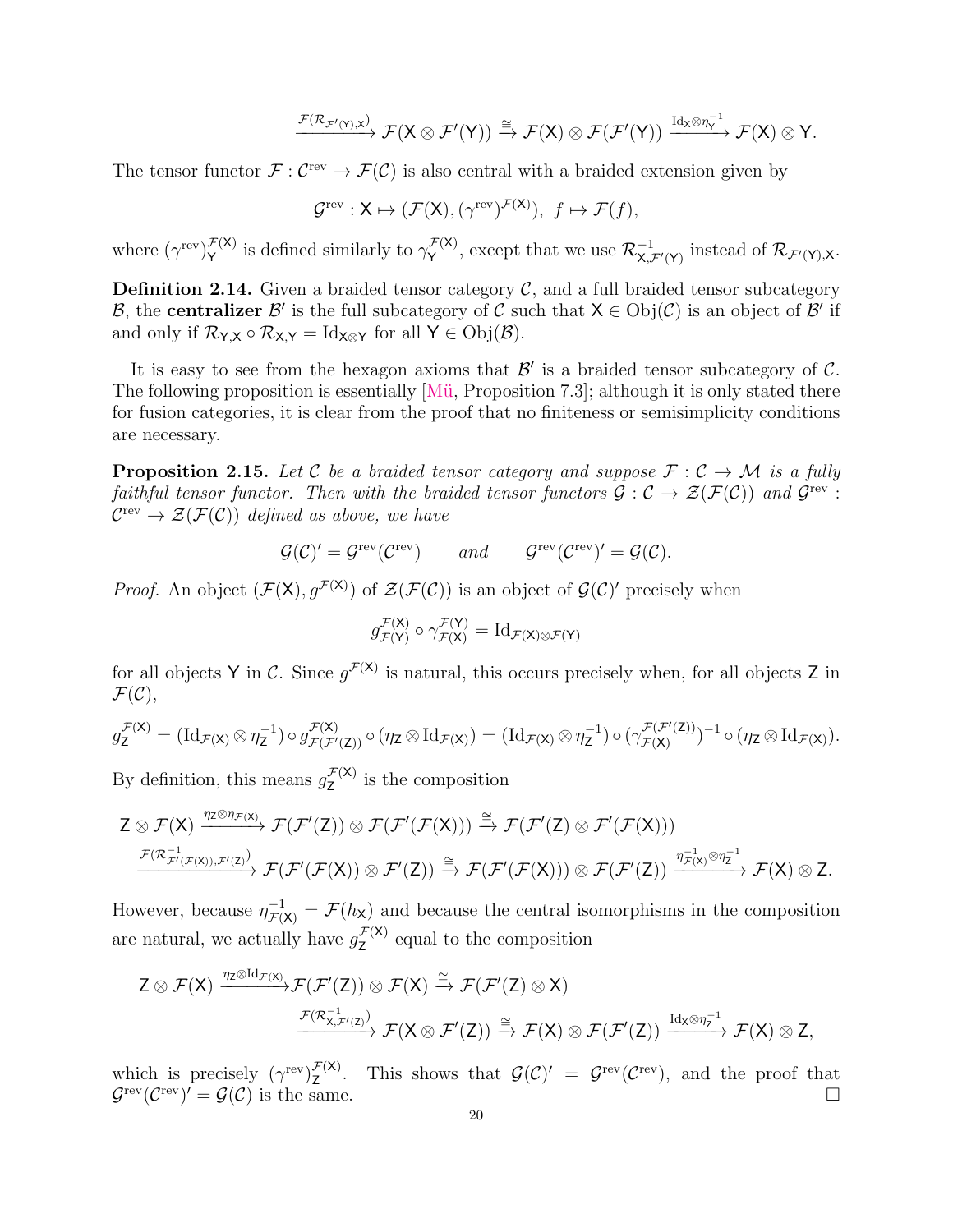$$\xrightarrow{\mathcal{F}(\mathcal{R}_{\mathcal{F}'(\mathsf{Y}),\mathsf{X}})} \mathcal{F}(\mathsf{X}\otimes\mathcal{F}'(\mathsf{Y})) \xrightarrow{\cong} \mathcal{F}(\mathsf{X})\otimes\mathcal{F}(\mathcal{F}'(\mathsf{Y})) \xrightarrow{\mathrm{Id}_{\mathsf{X}}\otimes\eta_{\mathsf{Y}}^{-1}} \mathcal{F}(\mathsf{X})\otimes\mathsf{Y}.$$

The tensor functor $\mathcal{F}:\mathcal{C}^{\mathrm{rev}}\to\mathcal{F}(\mathcal{C})$ is also central with a braided extension given by

$$\mathcal{G}^{\mathrm{rev}}:\mathsf{X}\mapsto(\mathcal{F}(\mathsf{X}),(\gamma^{\mathrm{rev}})^{\mathcal{F}(\mathsf{X})}),\ f\mapsto\mathcal{F}(f),$$

where $(\gamma^{\mathrm{rev}})_{\mathsf{Y}}^{\mathcal{F}(\mathsf{X})}$ is defined similarly to $\gamma_{\mathsf{Y}}^{\mathcal{F}(\mathsf{X})}$, except that we use $\mathcal{R}_{\mathsf{X},\mathcal{F}'(\mathsf{Y})}^{-1}$ instead of $\mathcal{R}_{\mathcal{F}'(\mathsf{Y}),\mathsf{X}}$.

**Definition 2.14.** Given a braided tensor category $\mathcal{C}$, and a full braided tensor subcategory $\mathcal{B}$, the **centralizer** $\mathcal{B}'$ is the full subcategory of $\mathcal{C}$ such that $\mathsf{X}\in\mathrm{Obj}(\mathcal{C})$ is an object of $\mathcal{B}'$ if and only if $\mathcal{R}_{\mathsf{Y},\mathsf{X}}\circ\mathcal{R}_{\mathsf{X},\mathsf{Y}}=\mathrm{Id}_{\mathsf{X}\otimes\mathsf{Y}}$ for all $\mathsf{Y}\in\mathrm{Obj}(\mathcal{B})$.

It is easy to see from the hexagon axioms that $\mathcal{B}'$ is a braided tensor subcategory of $\mathcal{C}$. The following proposition is essentially [Mü, Proposition 7.3]; although it is only stated there for fusion categories, it is clear from the proof that no finiteness or semisimplicity conditions are necessary.

**Proposition 2.15.** *Let $\mathcal{C}$ be a braided tensor category and suppose $\mathcal{F}:\mathcal{C}\to\mathcal{M}$ is a fully faithful tensor functor. Then with the braided tensor functors $\mathcal{G}:\mathcal{C}\to\mathcal{Z}(\mathcal{F}(\mathcal{C}))$ and $\mathcal{G}^{\mathrm{rev}}:\mathcal{C}^{\mathrm{rev}}\to\mathcal{Z}(\mathcal{F}(\mathcal{C}))$ defined as above, we have*

$$\mathcal{G}(\mathcal{C})'=\mathcal{G}^{\mathrm{rev}}(\mathcal{C}^{\mathrm{rev}})\qquad\text{and}\qquad\mathcal{G}^{\mathrm{rev}}(\mathcal{C}^{\mathrm{rev}})'=\mathcal{G}(\mathcal{C}).$$

*Proof.* An object $(\mathcal{F}(\mathsf{X}),g^{\mathcal{F}(\mathsf{X})})$ of $\mathcal{Z}(\mathcal{F}(\mathcal{C}))$ is an object of $\mathcal{G}(\mathcal{C})'$ precisely when

$$g_{\mathcal{F}(\mathsf{Y})}^{\mathcal{F}(\mathsf{X})}\circ\gamma_{\mathcal{F}(\mathsf{X})}^{\mathcal{F}(\mathsf{Y})}=\mathrm{Id}_{\mathcal{F}(\mathsf{X})\otimes\mathcal{F}(\mathsf{Y})}$$

for all objects $\mathsf{Y}$ in $\mathcal{C}$. Since $g^{\mathcal{F}(\mathsf{X})}$ is natural, this occurs precisely when, for all objects $\mathsf{Z}$ in $\mathcal{F}(\mathcal{C})$,

$$g_{\mathsf{Z}}^{\mathcal{F}(\mathsf{X})}=(\mathrm{Id}_{\mathcal{F}(\mathsf{X})}\otimes\eta_{\mathsf{Z}}^{-1})\circ g_{\mathcal{F}(\mathcal{F}'(\mathsf{Z}))}^{\mathcal{F}(\mathsf{X})}\circ(\eta_{\mathsf{Z}}\otimes\mathrm{Id}_{\mathcal{F}(\mathsf{X})})=(\mathrm{Id}_{\mathcal{F}(\mathsf{X})}\otimes\eta_{\mathsf{Z}}^{-1})\circ(\gamma_{\mathcal{F}(\mathsf{X})}^{\mathcal{F}(\mathcal{F}'(\mathsf{Z}))})^{-1}\circ(\eta_{\mathsf{Z}}\otimes\mathrm{Id}_{\mathcal{F}(\mathsf{X})}).$$

By definition, this means $g_{\mathsf{Z}}^{\mathcal{F}(\mathsf{X})}$ is the composition

$$\mathsf{Z}\otimes\mathcal{F}(\mathsf{X})\xrightarrow{\eta_{\mathsf{Z}}\otimes\eta_{\mathcal{F}(\mathsf{X})}}\mathcal{F}(\mathcal{F}'(\mathsf{Z}))\otimes\mathcal{F}(\mathcal{F}'(\mathcal{F}(\mathsf{X})))\xrightarrow{\cong}\mathcal{F}(\mathcal{F}'(\mathsf{Z})\otimes\mathcal{F}'(\mathcal{F}(\mathsf{X})))$$
$$\xrightarrow{\mathcal{F}(\mathcal{R}_{\mathcal{F}'(\mathcal{F}(\mathsf{X})),\mathcal{F}'(\mathsf{Z})}^{-1})}\mathcal{F}(\mathcal{F}'(\mathcal{F}(\mathsf{X}))\otimes\mathcal{F}'(\mathsf{Z}))\xrightarrow{\cong}\mathcal{F}(\mathcal{F}'(\mathcal{F}(\mathsf{X})))\otimes\mathcal{F}(\mathcal{F}'(\mathsf{Z}))\xrightarrow{\eta_{\mathcal{F}(\mathsf{X})}^{-1}\otimes\eta_{\mathsf{Z}}^{-1}}\mathcal{F}(\mathsf{X})\otimes\mathsf{Z}.$$

However, because $\eta_{\mathcal{F}(\mathsf{X})}^{-1}=\mathcal{F}(h_{\mathsf{X}})$ and because the central isomorphisms in the composition are natural, we actually have $g_{\mathsf{Z}}^{\mathcal{F}(\mathsf{X})}$ equal to the composition

$$\mathsf{Z}\otimes\mathcal{F}(\mathsf{X})\xrightarrow{\eta_{\mathsf{Z}}\otimes\mathrm{Id}_{\mathcal{F}(\mathsf{X})}}\mathcal{F}(\mathcal{F}'(\mathsf{Z}))\otimes\mathcal{F}(\mathsf{X})\xrightarrow{\cong}\mathcal{F}(\mathcal{F}'(\mathsf{Z})\otimes\mathsf{X})$$
$$\xrightarrow{\mathcal{F}(\mathcal{R}_{\mathsf{X},\mathcal{F}'(\mathsf{Z})}^{-1})}\mathcal{F}(\mathsf{X}\otimes\mathcal{F}'(\mathsf{Z}))\xrightarrow{\cong}\mathcal{F}(\mathsf{X})\otimes\mathcal{F}(\mathcal{F}'(\mathsf{Z}))\xrightarrow{\mathrm{Id}_{\mathsf{X}}\otimes\eta_{\mathsf{Z}}^{-1}}\mathcal{F}(\mathsf{X})\otimes\mathsf{Z},$$

which is precisely $(\gamma^{\mathrm{rev}})_{\mathsf{Z}}^{\mathcal{F}(\mathsf{X})}$. This shows that $\mathcal{G}(\mathcal{C})'=\mathcal{G}^{\mathrm{rev}}(\mathcal{C}^{\mathrm{rev}})$, and the proof that $\mathcal{G}^{\mathrm{rev}}(\mathcal{C}^{\mathrm{rev}})'=\mathcal{G}(\mathcal{C})$ is the same. □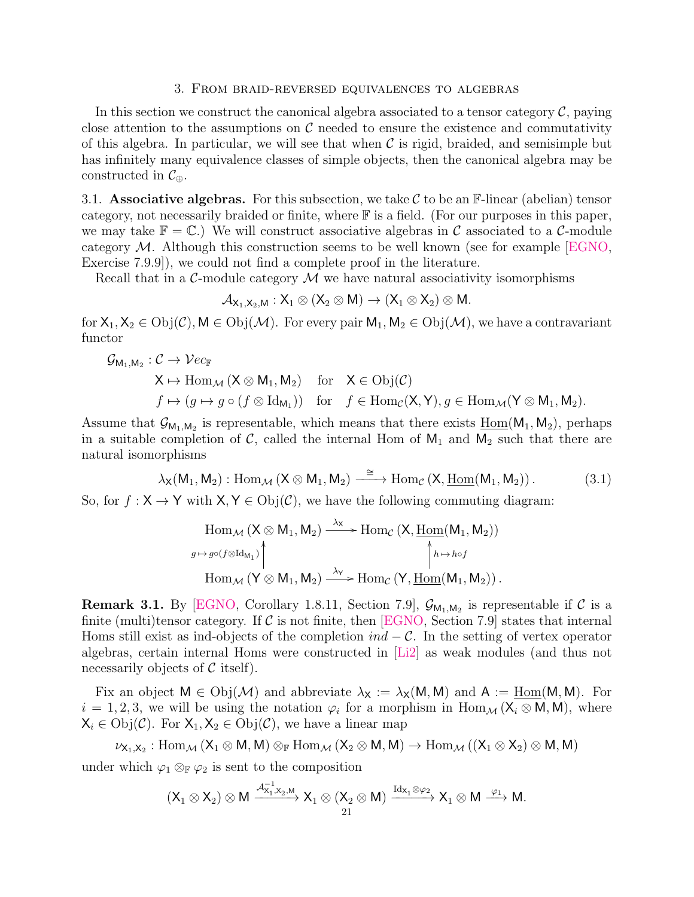## 3. From braid-reversed equivalences to algebras

In this section we construct the canonical algebra associated to a tensor category $\mathcal{C}$, paying close attention to the assumptions on $\mathcal{C}$ needed to ensure the existence and commutativity of this algebra. In particular, we will see that when $\mathcal{C}$ is rigid, braided, and semisimple but has infinitely many equivalence classes of simple objects, then the canonical algebra may be constructed in $\mathcal{C}_\oplus$.

### 3.1. Associative algebras.

For this subsection, we take $\mathcal{C}$ to be an $\mathbb{F}$-linear (abelian) tensor category, not necessarily braided or finite, where $\mathbb{F}$ is a field. (For our purposes in this paper, we may take $\mathbb{F} = \mathbb{C}$.) We will construct associative algebras in $\mathcal{C}$ associated to a $\mathcal{C}$-module category $\mathcal{M}$. Although this construction seems to be well known (see for example [EGNO, Exercise 7.9.9]), we could not find a complete proof in the literature.

Recall that in a $\mathcal{C}$-module category $\mathcal{M}$ we have natural associativity isomorphisms

$$\mathcal{A}_{\mathsf{X}_1,\mathsf{X}_2,\mathsf{M}} : \mathsf{X}_1 \otimes (\mathsf{X}_2 \otimes \mathsf{M}) \to (\mathsf{X}_1 \otimes \mathsf{X}_2) \otimes \mathsf{M}.$$

for $\mathsf{X}_1, \mathsf{X}_2 \in \mathrm{Obj}(\mathcal{C}), \mathsf{M} \in \mathrm{Obj}(\mathcal{M})$. For every pair $\mathsf{M}_1, \mathsf{M}_2 \in \mathrm{Obj}(\mathcal{M})$, we have a contravariant functor

$$\begin{aligned}
\mathcal{G}_{\mathsf{M}_1,\mathsf{M}_2} : \mathcal{C} &\to \mathcal{V}ec_{\mathbb{F}} \\
\mathsf{X} &\mapsto \mathrm{Hom}_{\mathcal{M}}(\mathsf{X} \otimes \mathsf{M}_1, \mathsf{M}_2) \quad \text{for} \quad \mathsf{X} \in \mathrm{Obj}(\mathcal{C}) \\
f &\mapsto (g \mapsto g \circ (f \otimes \mathrm{Id}_{\mathsf{M}_1})) \quad \text{for} \quad f \in \mathrm{Hom}_{\mathcal{C}}(\mathsf{X}, \mathsf{Y}), g \in \mathrm{Hom}_{\mathcal{M}}(\mathsf{Y} \otimes \mathsf{M}_1, \mathsf{M}_2).
\end{aligned}$$

Assume that $\mathcal{G}_{\mathsf{M}_1,\mathsf{M}_2}$ is representable, which means that there exists $\underline{\mathrm{Hom}}(\mathsf{M}_1, \mathsf{M}_2)$, perhaps in a suitable completion of $\mathcal{C}$, called the internal Hom of $\mathsf{M}_1$ and $\mathsf{M}_2$ such that there are natural isomorphisms

$$\lambda_{\mathsf{X}}(\mathsf{M}_1, \mathsf{M}_2) : \mathrm{Hom}_{\mathcal{M}}(\mathsf{X} \otimes \mathsf{M}_1, \mathsf{M}_2) \xrightarrow{\cong} \mathrm{Hom}_{\mathcal{C}}(\mathsf{X}, \underline{\mathrm{Hom}}(\mathsf{M}_1, \mathsf{M}_2)). \tag{3.1}$$

So, for $f : \mathsf{X} \to \mathsf{Y}$ with $\mathsf{X}, \mathsf{Y} \in \mathrm{Obj}(\mathcal{C})$, we have the following commuting diagram:

$$\begin{array}{ccc}
\mathrm{Hom}_{\mathcal{M}}(\mathsf{X} \otimes \mathsf{M}_1, \mathsf{M}_2) & \xrightarrow{\lambda_{\mathsf{X}}} & \mathrm{Hom}_{\mathcal{C}}(\mathsf{X}, \underline{\mathrm{Hom}}(\mathsf{M}_1, \mathsf{M}_2)) \\
{\scriptstyle g \mapsto g \circ (f \otimes \mathrm{Id}_{\mathsf{M}_1})} \uparrow & & \uparrow {\scriptstyle h \mapsto h \circ f} \\
\mathrm{Hom}_{\mathcal{M}}(\mathsf{Y} \otimes \mathsf{M}_1, \mathsf{M}_2) & \xrightarrow{\lambda_{\mathsf{Y}}} & \mathrm{Hom}_{\mathcal{C}}(\mathsf{Y}, \underline{\mathrm{Hom}}(\mathsf{M}_1, \mathsf{M}_2)).
\end{array}$$

**Remark 3.1.** By [EGNO, Corollary 1.8.11, Section 7.9], $\mathcal{G}_{\mathsf{M}_1,\mathsf{M}_2}$ is representable if $\mathcal{C}$ is a finite (multi)tensor category. If $\mathcal{C}$ is not finite, then [EGNO, Section 7.9] states that internal Homs still exist as ind-objects of the completion $ind - \mathcal{C}$. In the setting of vertex operator algebras, certain internal Homs were constructed in [Li2] as weak modules (and thus not necessarily objects of $\mathcal{C}$ itself).

Fix an object $\mathsf{M} \in \mathrm{Obj}(\mathcal{M})$ and abbreviate $\lambda_{\mathsf{X}} := \lambda_{\mathsf{X}}(\mathsf{M}, \mathsf{M})$ and $\mathsf{A} := \underline{\mathrm{Hom}}(\mathsf{M}, \mathsf{M})$. For $i = 1, 2, 3$, we will be using the notation $\varphi_i$ for a morphism in $\mathrm{Hom}_{\mathcal{M}}(\mathsf{X}_i \otimes \mathsf{M}, \mathsf{M})$, where $\mathsf{X}_i \in \mathrm{Obj}(\mathcal{C})$. For $\mathsf{X}_1, \mathsf{X}_2 \in \mathrm{Obj}(\mathcal{C})$, we have a linear map

$$\nu_{\mathsf{X}_1,\mathsf{X}_2} : \mathrm{Hom}_{\mathcal{M}}(\mathsf{X}_1 \otimes \mathsf{M}, \mathsf{M}) \otimes_{\mathbb{F}} \mathrm{Hom}_{\mathcal{M}}(\mathsf{X}_2 \otimes \mathsf{M}, \mathsf{M}) \to \mathrm{Hom}_{\mathcal{M}}((\mathsf{X}_1 \otimes \mathsf{X}_2) \otimes \mathsf{M}, \mathsf{M})$$

under which $\varphi_1 \otimes_{\mathbb{F}} \varphi_2$ is sent to the composition

$$(\mathsf{X}_1 \otimes \mathsf{X}_2) \otimes \mathsf{M} \xrightarrow{\mathcal{A}^{-1}_{\mathsf{X}_1,\mathsf{X}_2,\mathsf{M}}} \mathsf{X}_1 \otimes (\mathsf{X}_2 \otimes \mathsf{M}) \xrightarrow{\mathrm{Id}_{\mathsf{X}_1} \otimes \varphi_2} \mathsf{X}_1 \otimes \mathsf{M} \xrightarrow{\varphi_1} \mathsf{M}.$$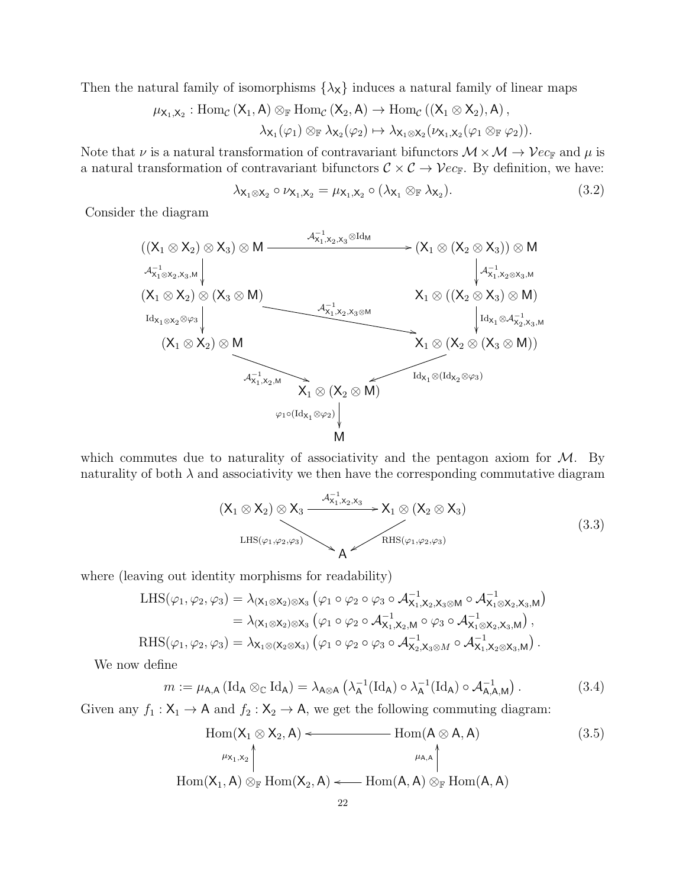Then the natural family of isomorphisms $\{\lambda_{\mathsf{X}}\}$ induces a natural family of linear maps

$$\mu_{\mathsf{X}_1,\mathsf{X}_2} : \mathrm{Hom}_{\mathcal{C}}(\mathsf{X}_1, \mathsf{A}) \otimes_{\mathbb{F}} \mathrm{Hom}_{\mathcal{C}}(\mathsf{X}_2, \mathsf{A}) \to \mathrm{Hom}_{\mathcal{C}}((\mathsf{X}_1 \otimes \mathsf{X}_2), \mathsf{A}),$$
$$\lambda_{\mathsf{X}_1}(\varphi_1) \otimes_{\mathbb{F}} \lambda_{\mathsf{X}_2}(\varphi_2) \mapsto \lambda_{\mathsf{X}_1 \otimes \mathsf{X}_2}(\nu_{\mathsf{X}_1,\mathsf{X}_2}(\varphi_1 \otimes_{\mathbb{F}} \varphi_2)).$$

Note that $\nu$ is a natural transformation of contravariant bifunctors $\mathcal{M} \times \mathcal{M} \to \mathcal{V}ec_{\mathbb{F}}$ and $\mu$ is a natural transformation of contravariant bifunctors $\mathcal{C} \times \mathcal{C} \to \mathcal{V}ec_{\mathbb{F}}$. By definition, we have:

$$\lambda_{\mathsf{X}_1 \otimes \mathsf{X}_2} \circ \nu_{\mathsf{X}_1,\mathsf{X}_2} = \mu_{\mathsf{X}_1,\mathsf{X}_2} \circ (\lambda_{\mathsf{X}_1} \otimes_{\mathbb{F}} \lambda_{\mathsf{X}_2}). \tag{3.2}$$

Consider the diagram

$$\begin{array}{ccc}
((\mathsf{X}_1 \otimes \mathsf{X}_2) \otimes \mathsf{X}_3) \otimes \mathsf{M} & \xrightarrow{\mathcal{A}^{-1}_{\mathsf{X}_1,\mathsf{X}_2,\mathsf{X}_3} \otimes \mathrm{Id}_{\mathsf{M}}} & (\mathsf{X}_1 \otimes (\mathsf{X}_2 \otimes \mathsf{X}_3)) \otimes \mathsf{M} \\
\downarrow \mathcal{A}^{-1}_{\mathsf{X}_1 \otimes \mathsf{X}_2, \mathsf{X}_3, \mathsf{M}} & & \downarrow \mathcal{A}^{-1}_{\mathsf{X}_1, \mathsf{X}_2 \otimes \mathsf{X}_3, \mathsf{M}} \\
(\mathsf{X}_1 \otimes \mathsf{X}_2) \otimes (\mathsf{X}_3 \otimes \mathsf{M}) & \xrightarrow{\mathcal{A}^{-1}_{\mathsf{X}_1,\mathsf{X}_2,\mathsf{X}_3 \otimes \mathsf{M}}} & \mathsf{X}_1 \otimes ((\mathsf{X}_2 \otimes \mathsf{X}_3) \otimes \mathsf{M}) \\
\downarrow \mathrm{Id}_{\mathsf{X}_1 \otimes \mathsf{X}_2} \otimes \varphi_3 & & \downarrow \mathrm{Id}_{\mathsf{X}_1} \otimes \mathcal{A}^{-1}_{\mathsf{X}_2,\mathsf{X}_3,\mathsf{M}} \\
(\mathsf{X}_1 \otimes \mathsf{X}_2) \otimes \mathsf{M} & & \mathsf{X}_1 \otimes (\mathsf{X}_2 \otimes (\mathsf{X}_3 \otimes \mathsf{M})) \\
& \searrow^{\mathcal{A}^{-1}_{\mathsf{X}_1,\mathsf{X}_2,\mathsf{M}}} \quad \swarrow_{\mathrm{Id}_{\mathsf{X}_1} \otimes (\mathrm{Id}_{\mathsf{X}_2} \otimes \varphi_3)} & \\
& \mathsf{X}_1 \otimes (\mathsf{X}_2 \otimes \mathsf{M}) & \\
& \downarrow \varphi_1 \circ (\mathrm{Id}_{\mathsf{X}_1} \otimes \varphi_2) & \\
& \mathsf{M} &
\end{array}$$

which commutes due to naturality of associativity and the pentagon axiom for $\mathcal{M}$. By naturality of both $\lambda$ and associativity we then have the corresponding commutative diagram

$$\begin{array}{ccc}
(\mathsf{X}_1 \otimes \mathsf{X}_2) \otimes \mathsf{X}_3 & \xrightarrow{\mathcal{A}^{-1}_{\mathsf{X}_1,\mathsf{X}_2,\mathsf{X}_3}} & \mathsf{X}_1 \otimes (\mathsf{X}_2 \otimes \mathsf{X}_3) \\
& \searrow^{\mathrm{LHS}(\varphi_1,\varphi_2,\varphi_3)} \quad \swarrow_{\mathrm{RHS}(\varphi_1,\varphi_2,\varphi_3)} & \\
& \mathsf{A} &
\end{array} \tag{3.3}$$

where (leaving out identity morphisms for readability)

$$\begin{aligned}
\mathrm{LHS}(\varphi_1, \varphi_2, \varphi_3) &= \lambda_{(\mathsf{X}_1 \otimes \mathsf{X}_2) \otimes \mathsf{X}_3} \left( \varphi_1 \circ \varphi_2 \circ \varphi_3 \circ \mathcal{A}^{-1}_{\mathsf{X}_1,\mathsf{X}_2,\mathsf{X}_3 \otimes \mathsf{M}} \circ \mathcal{A}^{-1}_{\mathsf{X}_1 \otimes \mathsf{X}_2, \mathsf{X}_3, \mathsf{M}} \right) \\
&= \lambda_{(\mathsf{X}_1 \otimes \mathsf{X}_2) \otimes \mathsf{X}_3} \left( \varphi_1 \circ \varphi_2 \circ \mathcal{A}^{-1}_{\mathsf{X}_1,\mathsf{X}_2,\mathsf{M}} \circ \varphi_3 \circ \mathcal{A}^{-1}_{\mathsf{X}_1 \otimes \mathsf{X}_2, \mathsf{X}_3, \mathsf{M}} \right), \\
\mathrm{RHS}(\varphi_1, \varphi_2, \varphi_3) &= \lambda_{\mathsf{X}_1 \otimes (\mathsf{X}_2 \otimes \mathsf{X}_3)} \left( \varphi_1 \circ \varphi_2 \circ \varphi_3 \circ \mathcal{A}^{-1}_{\mathsf{X}_2,\mathsf{X}_3 \otimes M} \circ \mathcal{A}^{-1}_{\mathsf{X}_1, \mathsf{X}_2 \otimes \mathsf{X}_3, \mathsf{M}} \right).
\end{aligned}$$

We now define

$$m := \mu_{\mathsf{A},\mathsf{A}} \left( \mathrm{Id}_{\mathsf{A}} \otimes_{\mathbb{C}} \mathrm{Id}_{\mathsf{A}} \right) = \lambda_{\mathsf{A} \otimes \mathsf{A}} \left( \lambda^{-1}_{\mathsf{A}}(\mathrm{Id}_{\mathsf{A}}) \circ \lambda^{-1}_{\mathsf{A}}(\mathrm{Id}_{\mathsf{A}}) \circ \mathcal{A}^{-1}_{\mathsf{A},\mathsf{A},\mathsf{M}} \right). \tag{3.4}$$

Given any $f_1 : \mathsf{X}_1 \to \mathsf{A}$ and $f_2 : \mathsf{X}_2 \to \mathsf{A}$, we get the following commuting diagram:

$$\begin{array}{ccc}
\mathrm{Hom}(\mathsf{X}_1 \otimes \mathsf{X}_2, \mathsf{A}) & \longleftarrow & \mathrm{Hom}(\mathsf{A} \otimes \mathsf{A}, \mathsf{A}) \\
\uparrow \mu_{\mathsf{X}_1,\mathsf{X}_2} & & \uparrow \mu_{\mathsf{A},\mathsf{A}} \\
\mathrm{Hom}(\mathsf{X}_1, \mathsf{A}) \otimes_{\mathbb{F}} \mathrm{Hom}(\mathsf{X}_2, \mathsf{A}) & \longleftarrow & \mathrm{Hom}(\mathsf{A}, \mathsf{A}) \otimes_{\mathbb{F}} \mathrm{Hom}(\mathsf{A}, \mathsf{A})
\end{array} \tag{3.5}$$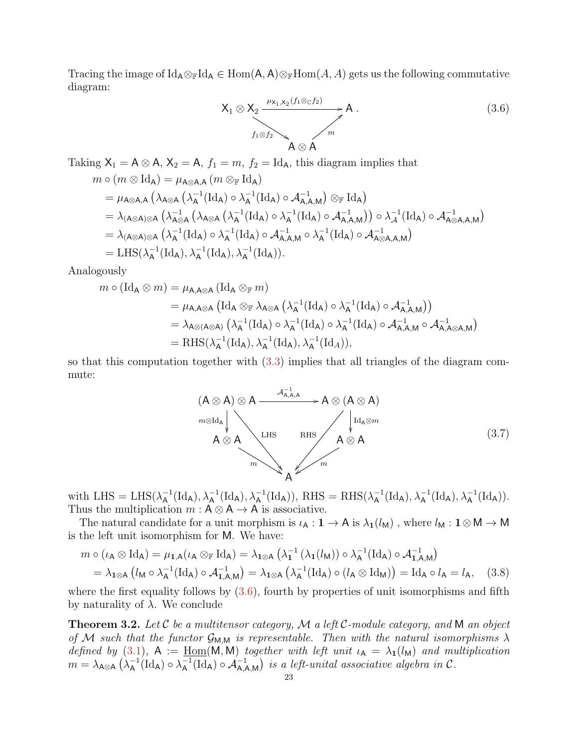Tracing the image of $\mathrm{Id}_{\mathsf{A}} \otimes_{\mathbb{F}} \mathrm{Id}_{\mathsf{A}} \in \mathrm{Hom}(\mathsf{A}, \mathsf{A}) \otimes_{\mathbb{F}} \mathrm{Hom}(A, A)$ gets us the following commutative diagram:

$$\begin{array}{ccc} \mathsf{X}_1 \otimes \mathsf{X}_2 & \xrightarrow{\mu_{\mathsf{X}_1,\mathsf{X}_2}(f_1 \otimes_{\mathbb{C}} f_2)} & \mathsf{A} \\ & {\scriptstyle f_1 \otimes f_2} \searrow \quad \nearrow {\scriptstyle m} & \\ & \mathsf{A} \otimes \mathsf{A} & \end{array} \tag{3.6}$$

Taking $\mathsf{X}_1 = \mathsf{A} \otimes \mathsf{A}$, $\mathsf{X}_2 = \mathsf{A}$, $f_1 = m$, $f_2 = \mathrm{Id}_{\mathsf{A}}$, this diagram implies that

$$\begin{aligned}
m \circ (m \otimes \mathrm{Id}_{\mathsf{A}}) &= \mu_{\mathsf{A}\otimes\mathsf{A},\mathsf{A}} \left(m \otimes_{\mathbb{F}} \mathrm{Id}_{\mathsf{A}}\right) \\
&= \mu_{\mathsf{A}\otimes\mathsf{A},\mathsf{A}} \left(\lambda_{\mathsf{A}\otimes\mathsf{A}} \left(\lambda_{\mathsf{A}}^{-1}(\mathrm{Id}_{\mathsf{A}}) \circ \lambda_{\mathsf{A}}^{-1}(\mathrm{Id}_{\mathsf{A}}) \circ \mathcal{A}_{\mathsf{A},\mathsf{A},\mathsf{M}}^{-1}\right) \otimes_{\mathbb{F}} \mathrm{Id}_{\mathsf{A}}\right) \\
&= \lambda_{(\mathsf{A}\otimes\mathsf{A})\otimes\mathsf{A}} \left(\lambda_{\mathsf{A}\otimes\mathsf{A}}^{-1} \left(\lambda_{\mathsf{A}\otimes\mathsf{A}} \left(\lambda_{\mathsf{A}}^{-1}(\mathrm{Id}_{\mathsf{A}}) \circ \lambda_{\mathsf{A}}^{-1}(\mathrm{Id}_{\mathsf{A}}) \circ \mathcal{A}_{\mathsf{A},\mathsf{A},\mathsf{M}}^{-1}\right)\right) \circ \lambda_{\mathcal{A}}^{-1}(\mathrm{Id}_{\mathsf{A}}) \circ \mathcal{A}_{\mathsf{A}\otimes\mathsf{A},\mathsf{A},\mathsf{M}}^{-1}\right) \\
&= \lambda_{(\mathsf{A}\otimes\mathsf{A})\otimes\mathsf{A}} \left(\lambda_{\mathsf{A}}^{-1}(\mathrm{Id}_{\mathsf{A}}) \circ \lambda_{\mathsf{A}}^{-1}(\mathrm{Id}_{\mathsf{A}}) \circ \mathcal{A}_{\mathsf{A},\mathsf{A},\mathsf{M}}^{-1} \circ \lambda_{\mathsf{A}}^{-1}(\mathrm{Id}_{\mathsf{A}}) \circ \mathcal{A}_{\mathsf{A}\otimes\mathsf{A},\mathsf{A},\mathsf{M}}^{-1}\right) \\
&= \mathrm{LHS}(\lambda_{\mathsf{A}}^{-1}(\mathrm{Id}_{\mathsf{A}}), \lambda_{\mathsf{A}}^{-1}(\mathrm{Id}_{\mathsf{A}}), \lambda_{\mathsf{A}}^{-1}(\mathrm{Id}_{\mathsf{A}})).
\end{aligned}$$

Analogously

$$\begin{aligned}
m \circ (\mathrm{Id}_{\mathsf{A}} \otimes m) &= \mu_{\mathsf{A},\mathsf{A}\otimes\mathsf{A}} \left(\mathrm{Id}_{\mathsf{A}} \otimes_{\mathbb{F}} m\right) \\
&= \mu_{\mathsf{A},\mathsf{A}\otimes\mathsf{A}} \left(\mathrm{Id}_{\mathsf{A}} \otimes_{\mathbb{F}} \lambda_{\mathsf{A}\otimes\mathsf{A}} \left(\lambda_{\mathsf{A}}^{-1}(\mathrm{Id}_{\mathsf{A}}) \circ \lambda_{\mathsf{A}}^{-1}(\mathrm{Id}_{\mathsf{A}}) \circ \mathcal{A}_{\mathsf{A},\mathsf{A},\mathsf{M}}^{-1}\right)\right) \\
&= \lambda_{\mathsf{A}\otimes(\mathsf{A}\otimes\mathsf{A})} \left(\lambda_{\mathsf{A}}^{-1}(\mathrm{Id}_{\mathsf{A}}) \circ \lambda_{\mathsf{A}}^{-1}(\mathrm{Id}_{\mathsf{A}}) \circ \lambda_{\mathsf{A}}^{-1}(\mathrm{Id}_{\mathsf{A}}) \circ \mathcal{A}_{\mathsf{A},\mathsf{A},\mathsf{M}}^{-1} \circ \mathcal{A}_{\mathsf{A},\mathsf{A}\otimes\mathsf{A},\mathsf{M}}^{-1}\right) \\
&= \mathrm{RHS}(\lambda_{\mathsf{A}}^{-1}(\mathrm{Id}_{\mathsf{A}}), \lambda_{\mathsf{A}}^{-1}(\mathrm{Id}_{\mathsf{A}}), \lambda_{\mathsf{A}}^{-1}(\mathrm{Id}_{A})),
\end{aligned}$$

so that this computation together with (3.3) implies that all triangles of the diagram commute:

$$\begin{array}{ccc} (\mathsf{A} \otimes \mathsf{A}) \otimes \mathsf{A} & \xrightarrow{\mathcal{A}_{\mathsf{A},\mathsf{A},\mathsf{A}}^{-1}} & \mathsf{A} \otimes (\mathsf{A} \otimes \mathsf{A}) \\ {\scriptstyle m \otimes \mathrm{Id}_{\mathsf{A}}} \downarrow \quad \searrow {\scriptstyle \mathrm{LHS}} & & {\scriptstyle \mathrm{RHS}} \swarrow \quad \downarrow {\scriptstyle \mathrm{Id}_{\mathsf{A}} \otimes m} \\ \mathsf{A} \otimes \mathsf{A} & & \mathsf{A} \otimes \mathsf{A} \\ & {\scriptstyle m} \searrow \quad \swarrow {\scriptstyle m} & \\ & \mathsf{A} & \end{array} \tag{3.7}$$

with $\mathrm{LHS} = \mathrm{LHS}(\lambda_{\mathsf{A}}^{-1}(\mathrm{Id}_{\mathsf{A}}), \lambda_{\mathsf{A}}^{-1}(\mathrm{Id}_{\mathsf{A}}), \lambda_{\mathsf{A}}^{-1}(\mathrm{Id}_{\mathsf{A}}))$, $\mathrm{RHS} = \mathrm{RHS}(\lambda_{\mathsf{A}}^{-1}(\mathrm{Id}_{\mathsf{A}}), \lambda_{\mathsf{A}}^{-1}(\mathrm{Id}_{\mathsf{A}}), \lambda_{\mathsf{A}}^{-1}(\mathrm{Id}_{\mathsf{A}}))$. Thus the multiplication $m : \mathsf{A} \otimes \mathsf{A} \to \mathsf{A}$ is associative.

The natural candidate for a unit morphism is $\iota_{\mathsf{A}} : \mathbf{1} \to \mathsf{A}$ is $\lambda_{\mathbf{1}}(l_{\mathsf{M}})$ , where $l_{\mathsf{M}} : \mathbf{1} \otimes \mathsf{M} \to \mathsf{M}$ is the left unit isomorphism for $\mathsf{M}$. We have:

$$\begin{aligned}
m \circ (\iota_{\mathsf{A}} \otimes \mathrm{Id}_{\mathsf{A}}) &= \mu_{\mathbf{1},\mathsf{A}}(\iota_{\mathsf{A}} \otimes_{\mathbb{F}} \mathrm{Id}_{\mathsf{A}}) = \lambda_{\mathbf{1}\otimes\mathsf{A}} \left(\lambda_{\mathbf{1}}^{-1}\left(\lambda_{\mathbf{1}}(l_{\mathsf{M}})\right) \circ \lambda_{\mathsf{A}}^{-1}(\mathrm{Id}_{\mathsf{A}}) \circ \mathcal{A}_{\mathbf{1},\mathsf{A},\mathsf{M}}^{-1}\right) \\
&= \lambda_{\mathbf{1}\otimes\mathsf{A}} \left(l_{\mathsf{M}} \circ \lambda_{\mathsf{A}}^{-1}(\mathrm{Id}_{\mathsf{A}}) \circ \mathcal{A}_{\mathbf{1},\mathsf{A},\mathsf{M}}^{-1}\right) = \lambda_{\mathbf{1}\otimes\mathsf{A}} \left(\lambda_{\mathsf{A}}^{-1}(\mathrm{Id}_{\mathsf{A}}) \circ (l_{\mathsf{A}} \otimes \mathrm{Id}_{\mathsf{M}})\right) = \mathrm{Id}_{\mathsf{A}} \circ l_{\mathsf{A}} = l_{\mathsf{A}},
\end{aligned} \tag{3.8}$$

where the first equality follows by (3.6), fourth by properties of unit isomorphisms and fifth by naturality of $\lambda$. We conclude

**Theorem 3.2.** *Let $\mathcal{C}$ be a multitensor category, $\mathcal{M}$ a left $\mathcal{C}$-module category, and $\mathsf{M}$ an object of $\mathcal{M}$ such that the functor $\mathcal{G}_{\mathsf{M},\mathsf{M}}$ is representable. Then with the natural isomorphisms $\lambda$ defined by (3.1), $\mathsf{A} := \underline{\mathrm{Hom}}(\mathsf{M}, \mathsf{M})$ together with left unit $\iota_{\mathsf{A}} = \lambda_{\mathbf{1}}(l_{\mathsf{M}})$ and multiplication $m = \lambda_{\mathsf{A}\otimes\mathsf{A}} \left(\lambda_{\mathsf{A}}^{-1}(\mathrm{Id}_{\mathsf{A}}) \circ \lambda_{\mathsf{A}}^{-1}(\mathrm{Id}_{\mathsf{A}}) \circ \mathcal{A}_{\mathsf{A},\mathsf{A},\mathsf{M}}^{-1}\right)$ is a left-unital associative algebra in $\mathcal{C}$.*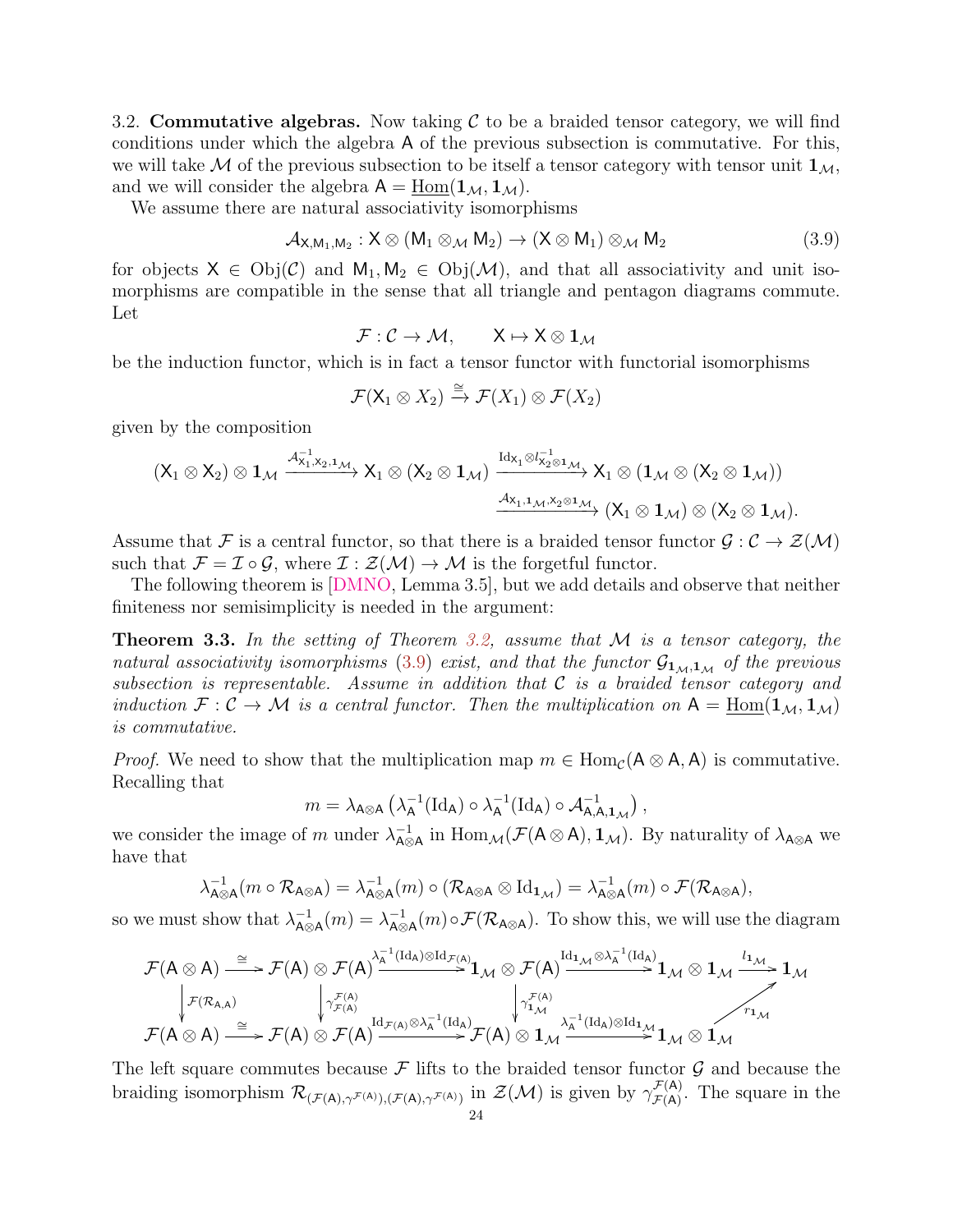3.2. **Commutative algebras.** Now taking $\mathcal{C}$ to be a braided tensor category, we will find conditions under which the algebra $\mathsf{A}$ of the previous subsection is commutative. For this, we will take $\mathcal{M}$ of the previous subsection to be itself a tensor category with tensor unit $\mathbf{1}_{\mathcal{M}}$, and we will consider the algebra $\mathsf{A} = \underline{\mathrm{Hom}}(\mathbf{1}_{\mathcal{M}}, \mathbf{1}_{\mathcal{M}})$.

We assume there are natural associativity isomorphisms

$$\mathcal{A}_{\mathsf{X},\mathsf{M}_1,\mathsf{M}_2} : \mathsf{X} \otimes (\mathsf{M}_1 \otimes_{\mathcal{M}} \mathsf{M}_2) \to (\mathsf{X} \otimes \mathsf{M}_1) \otimes_{\mathcal{M}} \mathsf{M}_2 \tag{3.9}$$

for objects $\mathsf{X} \in \mathrm{Obj}(\mathcal{C})$ and $\mathsf{M}_1, \mathsf{M}_2 \in \mathrm{Obj}(\mathcal{M})$, and that all associativity and unit isomorphisms are compatible in the sense that all triangle and pentagon diagrams commute. Let

$$\mathcal{F} : \mathcal{C} \to \mathcal{M}, \qquad \mathsf{X} \mapsto \mathsf{X} \otimes \mathbf{1}_{\mathcal{M}}$$

be the induction functor, which is in fact a tensor functor with functorial isomorphisms

$$\mathcal{F}(\mathsf{X}_1 \otimes X_2) \xrightarrow{\cong} \mathcal{F}(X_1) \otimes \mathcal{F}(X_2)$$

given by the composition

$$(\mathsf{X}_1 \otimes \mathsf{X}_2) \otimes \mathbf{1}_{\mathcal{M}} \xrightarrow{\mathcal{A}^{-1}_{\mathsf{X}_1,\mathsf{X}_2,\mathbf{1}_{\mathcal{M}}}} \mathsf{X}_1 \otimes (\mathsf{X}_2 \otimes \mathbf{1}_{\mathcal{M}}) \xrightarrow{\mathrm{Id}_{\mathsf{X}_1} \otimes l^{-1}_{\mathsf{X}_2 \otimes \mathbf{1}_{\mathcal{M}}}} \mathsf{X}_1 \otimes (\mathbf{1}_{\mathcal{M}} \otimes (\mathsf{X}_2 \otimes \mathbf{1}_{\mathcal{M}}))$$
$$\xrightarrow{\mathcal{A}_{\mathsf{X}_1,\mathbf{1}_{\mathcal{M}},\mathsf{X}_2\otimes\mathbf{1}_{\mathcal{M}}}} (\mathsf{X}_1 \otimes \mathbf{1}_{\mathcal{M}}) \otimes (\mathsf{X}_2 \otimes \mathbf{1}_{\mathcal{M}}).$$

Assume that $\mathcal{F}$ is a central functor, so that there is a braided tensor functor $\mathcal{G} : \mathcal{C} \to \mathcal{Z}(\mathcal{M})$ such that $\mathcal{F} = \mathcal{I} \circ \mathcal{G}$, where $\mathcal{I} : \mathcal{Z}(\mathcal{M}) \to \mathcal{M}$ is the forgetful functor.

The following theorem is [DMNO, Lemma 3.5], but we add details and observe that neither finiteness nor semisimplicity is needed in the argument:

**Theorem 3.3.** *In the setting of Theorem 3.2, assume that $\mathcal{M}$ is a tensor category, the natural associativity isomorphisms (3.9) exist, and that the functor $\mathcal{G}_{\mathbf{1}_{\mathcal{M}},\mathbf{1}_{\mathcal{M}}}$ of the previous subsection is representable. Assume in addition that $\mathcal{C}$ is a braided tensor category and induction $\mathcal{F} : \mathcal{C} \to \mathcal{M}$ is a central functor. Then the multiplication on $\mathsf{A} = \underline{\mathrm{Hom}}(\mathbf{1}_{\mathcal{M}}, \mathbf{1}_{\mathcal{M}})$ is commutative.*

*Proof.* We need to show that the multiplication map $m \in \mathrm{Hom}_{\mathcal{C}}(\mathsf{A} \otimes \mathsf{A}, \mathsf{A})$ is commutative. Recalling that

$$m = \lambda_{\mathsf{A}\otimes\mathsf{A}}\left(\lambda_{\mathsf{A}}^{-1}(\mathrm{Id}_{\mathsf{A}}) \circ \lambda_{\mathsf{A}}^{-1}(\mathrm{Id}_{\mathsf{A}}) \circ \mathcal{A}^{-1}_{\mathsf{A},\mathsf{A},\mathbf{1}_{\mathcal{M}}}\right),$$

we consider the image of $m$ under $\lambda^{-1}_{\mathsf{A}\otimes\mathsf{A}}$ in $\mathrm{Hom}_{\mathcal{M}}(\mathcal{F}(\mathsf{A} \otimes \mathsf{A}), \mathbf{1}_{\mathcal{M}})$. By naturality of $\lambda_{\mathsf{A}\otimes\mathsf{A}}$ we have that

$$\lambda^{-1}_{\mathsf{A}\otimes\mathsf{A}}(m \circ \mathcal{R}_{\mathsf{A}\otimes\mathsf{A}}) = \lambda^{-1}_{\mathsf{A}\otimes\mathsf{A}}(m) \circ (\mathcal{R}_{\mathsf{A}\otimes\mathsf{A}} \otimes \mathrm{Id}_{\mathbf{1}_{\mathcal{M}}}) = \lambda^{-1}_{\mathsf{A}\otimes\mathsf{A}}(m) \circ \mathcal{F}(\mathcal{R}_{\mathsf{A}\otimes\mathsf{A}}),$$

so we must show that $\lambda^{-1}_{\mathsf{A}\otimes\mathsf{A}}(m) = \lambda^{-1}_{\mathsf{A}\otimes\mathsf{A}}(m) \circ \mathcal{F}(\mathcal{R}_{\mathsf{A}\otimes\mathsf{A}})$. To show this, we will use the diagram

$$\begin{array}{ccccccccc}
\mathcal{F}(\mathsf{A}\otimes\mathsf{A}) & \xrightarrow{\cong} & \mathcal{F}(\mathsf{A})\otimes\mathcal{F}(\mathsf{A}) & \xrightarrow{\lambda_{\mathsf{A}}^{-1}(\mathrm{Id}_{\mathsf{A}})\otimes\mathrm{Id}_{\mathcal{F}(\mathsf{A})}} & \mathbf{1}_{\mathcal{M}}\otimes\mathcal{F}(\mathsf{A}) & \xrightarrow{\mathrm{Id}_{\mathbf{1}_{\mathcal{M}}}\otimes\lambda_{\mathsf{A}}^{-1}(\mathrm{Id}_{\mathsf{A}})} & \mathbf{1}_{\mathcal{M}}\otimes\mathbf{1}_{\mathcal{M}} & \xrightarrow{l_{\mathbf{1}_{\mathcal{M}}}} & \mathbf{1}_{\mathcal{M}} \\
\downarrow{\scriptstyle \mathcal{F}(\mathcal{R}_{\mathsf{A},\mathsf{A}})} & & \downarrow{\scriptstyle \gamma^{\mathcal{F}(\mathsf{A})}_{\mathcal{F}(\mathsf{A})}} & & \downarrow{\scriptstyle \gamma^{\mathcal{F}(\mathsf{A})}_{\mathbf{1}_{\mathcal{M}}}} & & & \nearrow{\scriptstyle r_{\mathbf{1}_{\mathcal{M}}}} & \\
\mathcal{F}(\mathsf{A}\otimes\mathsf{A}) & \xrightarrow{\cong} & \mathcal{F}(\mathsf{A})\otimes\mathcal{F}(\mathsf{A}) & \xrightarrow{\mathrm{Id}_{\mathcal{F}(\mathsf{A})}\otimes\lambda_{\mathsf{A}}^{-1}(\mathrm{Id}_{\mathsf{A}})} & \mathcal{F}(\mathsf{A})\otimes\mathbf{1}_{\mathcal{M}} & \xrightarrow{\lambda_{\mathsf{A}}^{-1}(\mathrm{Id}_{\mathsf{A}})\otimes\mathrm{Id}_{\mathbf{1}_{\mathcal{M}}}} & \mathbf{1}_{\mathcal{M}}\otimes\mathbf{1}_{\mathcal{M}} & &
\end{array}$$

The left square commutes because $\mathcal{F}$ lifts to the braided tensor functor $\mathcal{G}$ and because the braiding isomorphism $\mathcal{R}_{(\mathcal{F}(\mathsf{A}),\gamma^{\mathcal{F}(\mathsf{A})}),(\mathcal{F}(\mathsf{A}),\gamma^{\mathcal{F}(\mathsf{A})})}$ in $\mathcal{Z}(\mathcal{M})$ is given by $\gamma^{\mathcal{F}(\mathsf{A})}_{\mathcal{F}(\mathsf{A})}$. The square in the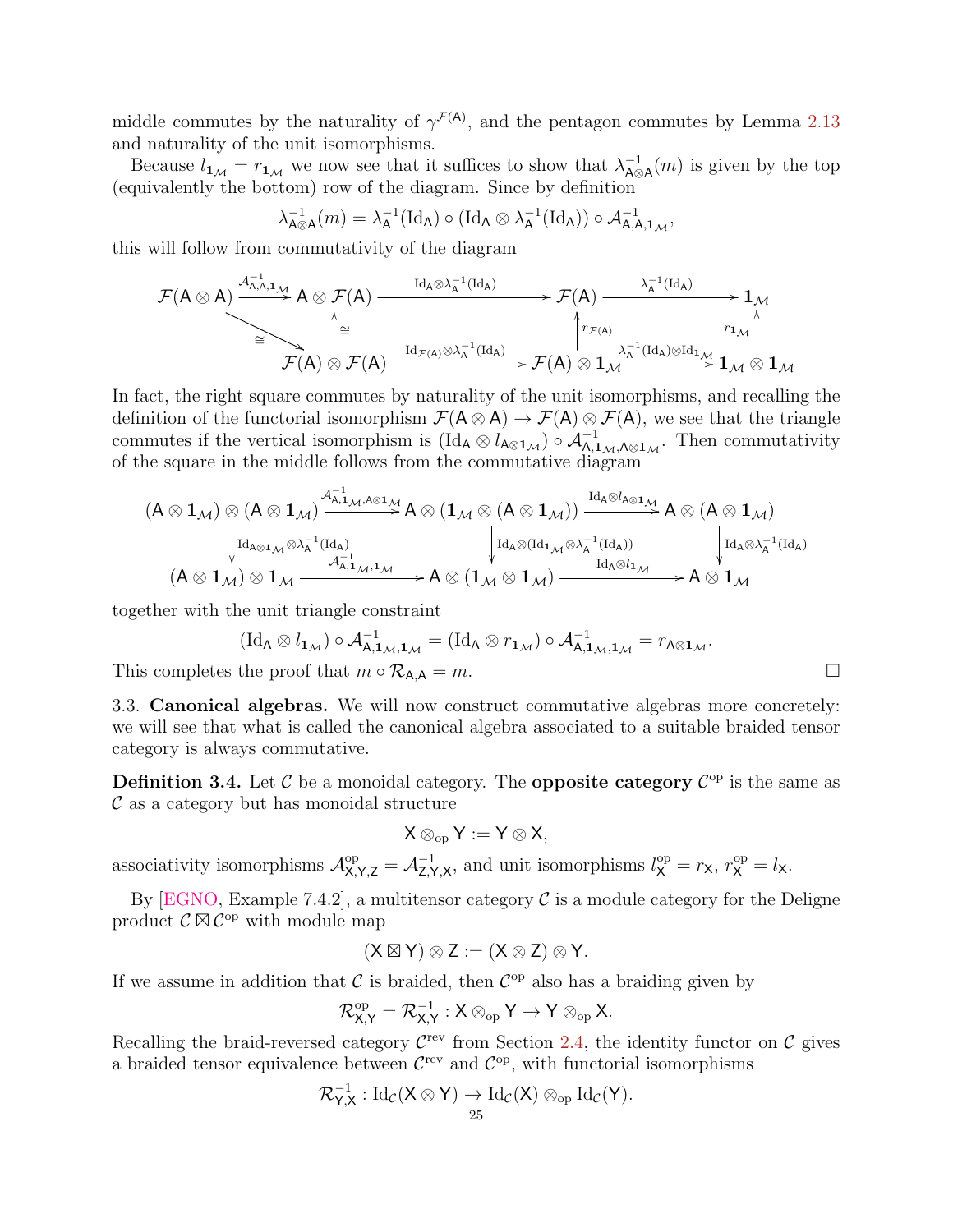middle commutes by the naturality of $\gamma^{\mathcal{F}(\mathsf{A})}$, and the pentagon commutes by Lemma 2.13 and naturality of the unit isomorphisms.

Because $l_{\mathbf{1}_\mathcal{M}} = r_{\mathbf{1}_\mathcal{M}}$ we now see that it suffices to show that $\lambda^{-1}_{\mathsf{A}\otimes\mathsf{A}}(m)$ is given by the top (equivalently the bottom) row of the diagram. Since by definition

$$\lambda^{-1}_{\mathsf{A}\otimes\mathsf{A}}(m) = \lambda^{-1}_{\mathsf{A}}(\mathrm{Id}_\mathsf{A}) \circ (\mathrm{Id}_\mathsf{A} \otimes \lambda^{-1}_\mathsf{A}(\mathrm{Id}_\mathsf{A})) \circ \mathcal{A}^{-1}_{\mathsf{A},\mathsf{A},\mathbf{1}_\mathcal{M}},$$

this will follow from commutativity of the diagram

$$\begin{array}{ccccccc}
\mathcal{F}(\mathsf{A}\otimes\mathsf{A}) & \xrightarrow{\mathcal{A}^{-1}_{\mathsf{A},\mathsf{A},\mathbf{1}_\mathcal{M}}} & \mathsf{A}\otimes\mathcal{F}(\mathsf{A}) & \xrightarrow{\mathrm{Id}_\mathsf{A}\otimes\lambda^{-1}_\mathsf{A}(\mathrm{Id}_\mathsf{A})} & \mathcal{F}(\mathsf{A}) & \xrightarrow{\lambda^{-1}_\mathsf{A}(\mathrm{Id}_\mathsf{A})} & \mathbf{1}_\mathcal{M} \\
& \searrow^{\cong} & \uparrow{\cong} & & \uparrow{r_{\mathcal{F}(\mathsf{A})}} & & \uparrow{r_{\mathbf{1}_\mathcal{M}}} \\
& & \mathcal{F}(\mathsf{A})\otimes\mathcal{F}(\mathsf{A}) & \xrightarrow{\mathrm{Id}_{\mathcal{F}(\mathsf{A})}\otimes\lambda^{-1}_\mathsf{A}(\mathrm{Id}_\mathsf{A})} & \mathcal{F}(\mathsf{A})\otimes\mathbf{1}_\mathcal{M} & \xrightarrow{\lambda^{-1}_\mathsf{A}(\mathrm{Id}_\mathsf{A})\otimes\mathrm{Id}_{\mathbf{1}_\mathcal{M}}} & \mathbf{1}_\mathcal{M}\otimes\mathbf{1}_\mathcal{M}
\end{array}$$

In fact, the right square commutes by naturality of the unit isomorphisms, and recalling the definition of the functorial isomorphism $\mathcal{F}(\mathsf{A}\otimes\mathsf{A}) \to \mathcal{F}(\mathsf{A})\otimes\mathcal{F}(\mathsf{A})$, we see that the triangle commutes if the vertical isomorphism is $(\mathrm{Id}_\mathsf{A}\otimes l_{\mathsf{A}\otimes\mathbf{1}_\mathcal{M}}) \circ \mathcal{A}^{-1}_{\mathsf{A},\mathbf{1}_\mathcal{M},\mathsf{A}\otimes\mathbf{1}_\mathcal{M}}$. Then commutativity of the square in the middle follows from the commutative diagram

$$\begin{array}{ccccc}
(\mathsf{A}\otimes\mathbf{1}_\mathcal{M})\otimes(\mathsf{A}\otimes\mathbf{1}_\mathcal{M}) & \xrightarrow{\mathcal{A}^{-1}_{\mathsf{A},\mathbf{1}_\mathcal{M},\mathsf{A}\otimes\mathbf{1}_\mathcal{M}}} & \mathsf{A}\otimes(\mathbf{1}_\mathcal{M}\otimes(\mathsf{A}\otimes\mathbf{1}_\mathcal{M})) & \xrightarrow{\mathrm{Id}_\mathsf{A}\otimes l_{\mathsf{A}\otimes\mathbf{1}_\mathcal{M}}} & \mathsf{A}\otimes(\mathsf{A}\otimes\mathbf{1}_\mathcal{M}) \\
\downarrow{\mathrm{Id}_{\mathsf{A}\otimes\mathbf{1}_\mathcal{M}}\otimes\lambda^{-1}_\mathsf{A}(\mathrm{Id}_\mathsf{A})} & & \downarrow{\mathrm{Id}_\mathsf{A}\otimes(\mathrm{Id}_{\mathbf{1}_\mathcal{M}}\otimes\lambda^{-1}_\mathsf{A}(\mathrm{Id}_\mathsf{A}))} & & \downarrow{\mathrm{Id}_\mathsf{A}\otimes\lambda^{-1}_\mathsf{A}(\mathrm{Id}_\mathsf{A})} \\
(\mathsf{A}\otimes\mathbf{1}_\mathcal{M})\otimes\mathbf{1}_\mathcal{M} & \xrightarrow{\mathcal{A}^{-1}_{\mathsf{A},\mathbf{1}_\mathcal{M},\mathbf{1}_\mathcal{M}}} & \mathsf{A}\otimes(\mathbf{1}_\mathcal{M}\otimes\mathbf{1}_\mathcal{M}) & \xrightarrow{\mathrm{Id}_\mathsf{A}\otimes l_{\mathbf{1}_\mathcal{M}}} & \mathsf{A}\otimes\mathbf{1}_\mathcal{M}
\end{array}$$

together with the unit triangle constraint

$$(\mathrm{Id}_\mathsf{A}\otimes l_{\mathbf{1}_\mathcal{M}}) \circ \mathcal{A}^{-1}_{\mathsf{A},\mathbf{1}_\mathcal{M},\mathbf{1}_\mathcal{M}} = (\mathrm{Id}_\mathsf{A}\otimes r_{\mathbf{1}_\mathcal{M}}) \circ \mathcal{A}^{-1}_{\mathsf{A},\mathbf{1}_\mathcal{M},\mathbf{1}_\mathcal{M}} = r_{\mathsf{A}\otimes\mathbf{1}_\mathcal{M}}.$$

This completes the proof that $m \circ \mathcal{R}_{\mathsf{A},\mathsf{A}} = m$. □

## 3.3. Canonical algebras.

We will now construct commutative algebras more concretely: we will see that what is called the canonical algebra associated to a suitable braided tensor category is always commutative.

**Definition 3.4.** Let $\mathcal{C}$ be a monoidal category. The **opposite category** $\mathcal{C}^{\mathrm{op}}$ is the same as $\mathcal{C}$ as a category but has monoidal structure

$$\mathsf{X}\otimes_{\mathrm{op}}\mathsf{Y} := \mathsf{Y}\otimes\mathsf{X},$$

associativity isomorphisms $\mathcal{A}^{\mathrm{op}}_{\mathsf{X},\mathsf{Y},\mathsf{Z}} = \mathcal{A}^{-1}_{\mathsf{Z},\mathsf{Y},\mathsf{X}}$, and unit isomorphisms $l^{\mathrm{op}}_\mathsf{X} = r_\mathsf{X}$, $r^{\mathrm{op}}_\mathsf{X} = l_\mathsf{X}$.

By [EGNO, Example 7.4.2], a multitensor category $\mathcal{C}$ is a module category for the Deligne product $\mathcal{C}\boxtimes\mathcal{C}^{\mathrm{op}}$ with module map

$$(\mathsf{X}\boxtimes\mathsf{Y})\otimes\mathsf{Z} := (\mathsf{X}\otimes\mathsf{Z})\otimes\mathsf{Y}.$$

If we assume in addition that $\mathcal{C}$ is braided, then $\mathcal{C}^{\mathrm{op}}$ also has a braiding given by

$$\mathcal{R}^{\mathrm{op}}_{\mathsf{X},\mathsf{Y}} = \mathcal{R}^{-1}_{\mathsf{X},\mathsf{Y}} : \mathsf{X}\otimes_{\mathrm{op}}\mathsf{Y} \to \mathsf{Y}\otimes_{\mathrm{op}}\mathsf{X}.$$

Recalling the braid-reversed category $\mathcal{C}^{\mathrm{rev}}$ from Section 2.4, the identity functor on $\mathcal{C}$ gives a braided tensor equivalence between $\mathcal{C}^{\mathrm{rev}}$ and $\mathcal{C}^{\mathrm{op}}$, with functorial isomorphisms

$$\mathcal{R}^{-1}_{\mathsf{Y},\mathsf{X}} : \mathrm{Id}_\mathcal{C}(\mathsf{X}\otimes\mathsf{Y}) \to \mathrm{Id}_\mathcal{C}(\mathsf{X})\otimes_{\mathrm{op}}\mathrm{Id}_\mathcal{C}(\mathsf{Y}).$$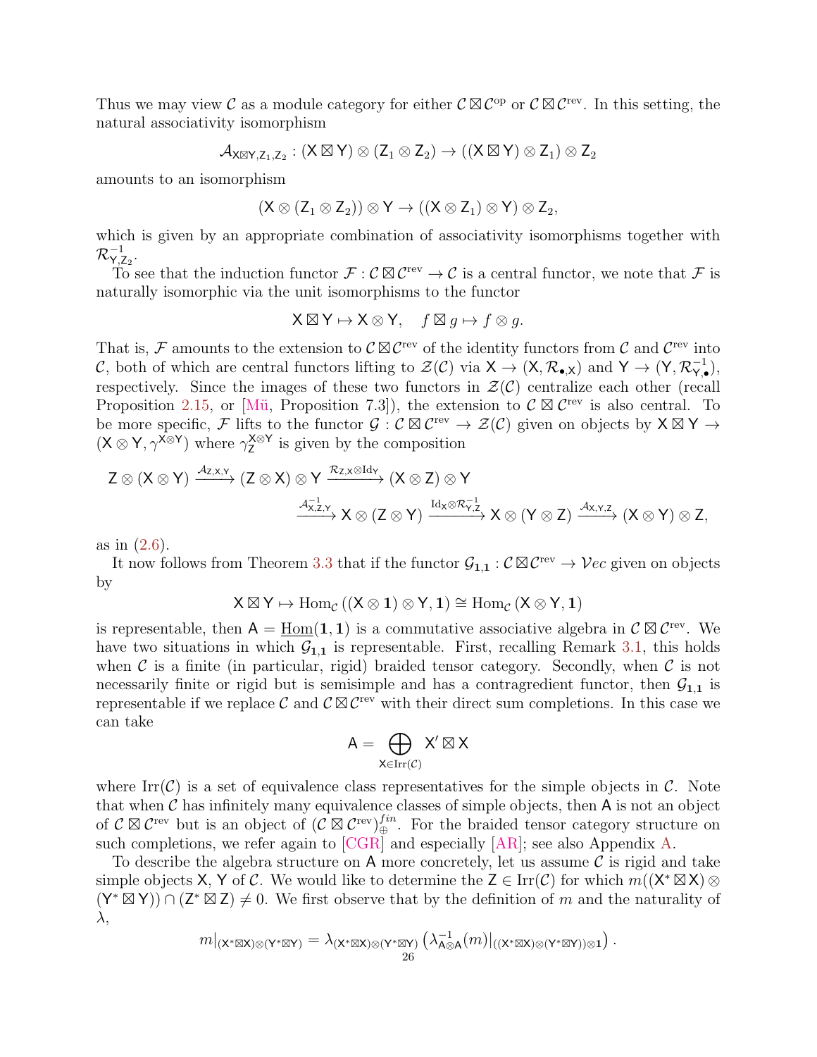Thus we may view $\mathcal{C}$ as a module category for either $\mathcal{C} \boxtimes \mathcal{C}^{\mathrm{op}}$ or $\mathcal{C} \boxtimes \mathcal{C}^{\mathrm{rev}}$. In this setting, the natural associativity isomorphism

$$\mathcal{A}_{\mathsf{X}\boxtimes\mathsf{Y},\mathsf{Z}_1,\mathsf{Z}_2} : (\mathsf{X} \boxtimes \mathsf{Y}) \otimes (\mathsf{Z}_1 \otimes \mathsf{Z}_2) \to ((\mathsf{X} \boxtimes \mathsf{Y}) \otimes \mathsf{Z}_1) \otimes \mathsf{Z}_2$$

amounts to an isomorphism

$$(\mathsf{X} \otimes (\mathsf{Z}_1 \otimes \mathsf{Z}_2)) \otimes \mathsf{Y} \to ((\mathsf{X} \otimes \mathsf{Z}_1) \otimes \mathsf{Y}) \otimes \mathsf{Z}_2,$$

which is given by an appropriate combination of associativity isomorphisms together with $\mathcal{R}^{-1}_{\mathsf{Y},\mathsf{Z}_2}$.

To see that the induction functor $\mathcal{F} : \mathcal{C} \boxtimes \mathcal{C}^{\mathrm{rev}} \to \mathcal{C}$ is a central functor, we note that $\mathcal{F}$ is naturally isomorphic via the unit isomorphisms to the functor

$$\mathsf{X} \boxtimes \mathsf{Y} \mapsto \mathsf{X} \otimes \mathsf{Y}, \quad f \boxtimes g \mapsto f \otimes g.$$

That is, $\mathcal{F}$ amounts to the extension to $\mathcal{C} \boxtimes \mathcal{C}^{\mathrm{rev}}$ of the identity functors from $\mathcal{C}$ and $\mathcal{C}^{\mathrm{rev}}$ into $\mathcal{C}$, both of which are central functors lifting to $\mathcal{Z}(\mathcal{C})$ via $\mathsf{X} \to (\mathsf{X}, \mathcal{R}_{\bullet,\mathsf{X}})$ and $\mathsf{Y} \to (\mathsf{Y}, \mathcal{R}^{-1}_{\mathsf{Y},\bullet})$, respectively. Since the images of these two functors in $\mathcal{Z}(\mathcal{C})$ centralize each other (recall Proposition 2.15, or [Mü, Proposition 7.3]), the extension to $\mathcal{C} \boxtimes \mathcal{C}^{\mathrm{rev}}$ is also central. To be more specific, $\mathcal{F}$ lifts to the functor $\mathcal{G} : \mathcal{C} \boxtimes \mathcal{C}^{\mathrm{rev}} \to \mathcal{Z}(\mathcal{C})$ given on objects by $\mathsf{X} \boxtimes \mathsf{Y} \to (\mathsf{X} \otimes \mathsf{Y}, \gamma^{\mathsf{X}\otimes\mathsf{Y}})$ where $\gamma^{\mathsf{X}\otimes\mathsf{Y}}_{\mathsf{Z}}$ is given by the composition

$$\mathsf{Z} \otimes (\mathsf{X} \otimes \mathsf{Y}) \xrightarrow{\mathcal{A}_{\mathsf{Z},\mathsf{X},\mathsf{Y}}} (\mathsf{Z} \otimes \mathsf{X}) \otimes \mathsf{Y} \xrightarrow{\mathcal{R}_{\mathsf{Z},\mathsf{X}} \otimes \mathrm{Id}_{\mathsf{Y}}} (\mathsf{X} \otimes \mathsf{Z}) \otimes \mathsf{Y}$$
$$\xrightarrow{\mathcal{A}^{-1}_{\mathsf{X},\mathsf{Z},\mathsf{Y}}} \mathsf{X} \otimes (\mathsf{Z} \otimes \mathsf{Y}) \xrightarrow{\mathrm{Id}_{\mathsf{X}} \otimes \mathcal{R}^{-1}_{\mathsf{Y},\mathsf{Z}}} \mathsf{X} \otimes (\mathsf{Y} \otimes \mathsf{Z}) \xrightarrow{\mathcal{A}_{\mathsf{X},\mathsf{Y},\mathsf{Z}}} (\mathsf{X} \otimes \mathsf{Y}) \otimes \mathsf{Z},$$

as in (2.6).

It now follows from Theorem 3.3 that if the functor $\mathcal{G}_{\mathbf{1},\mathbf{1}} : \mathcal{C} \boxtimes \mathcal{C}^{\mathrm{rev}} \to \mathcal{V}ec$ given on objects by

$$\mathsf{X} \boxtimes \mathsf{Y} \mapsto \mathrm{Hom}_{\mathcal{C}}\left((\mathsf{X} \otimes \mathbf{1}) \otimes \mathsf{Y}, \mathbf{1}\right) \cong \mathrm{Hom}_{\mathcal{C}}\left(\mathsf{X} \otimes \mathsf{Y}, \mathbf{1}\right)$$

is representable, then $\mathsf{A} = \underline{\mathrm{Hom}}(\mathbf{1}, \mathbf{1})$ is a commutative associative algebra in $\mathcal{C} \boxtimes \mathcal{C}^{\mathrm{rev}}$. We have two situations in which $\mathcal{G}_{\mathbf{1},\mathbf{1}}$ is representable. First, recalling Remark 3.1, this holds when $\mathcal{C}$ is a finite (in particular, rigid) braided tensor category. Secondly, when $\mathcal{C}$ is not necessarily finite or rigid but is semisimple and has a contragredient functor, then $\mathcal{G}_{\mathbf{1},\mathbf{1}}$ is representable if we replace $\mathcal{C}$ and $\mathcal{C} \boxtimes \mathcal{C}^{\mathrm{rev}}$ with their direct sum completions. In this case we can take

$$\mathsf{A} = \bigoplus_{\mathsf{X} \in \mathrm{Irr}(\mathcal{C})} \mathsf{X}' \boxtimes \mathsf{X}$$

where $\mathrm{Irr}(\mathcal{C})$ is a set of equivalence class representatives for the simple objects in $\mathcal{C}$. Note that when $\mathcal{C}$ has infinitely many equivalence classes of simple objects, then $\mathsf{A}$ is not an object of $\mathcal{C} \boxtimes \mathcal{C}^{\mathrm{rev}}$ but is an object of $(\mathcal{C} \boxtimes \mathcal{C}^{\mathrm{rev}})^{fin}_{\oplus}$. For the braided tensor category structure on such completions, we refer again to [CGR] and especially [AR]; see also Appendix A.

To describe the algebra structure on $\mathsf{A}$ more concretely, let us assume $\mathcal{C}$ is rigid and take simple objects $\mathsf{X}, \mathsf{Y}$ of $\mathcal{C}$. We would like to determine the $\mathsf{Z} \in \mathrm{Irr}(\mathcal{C})$ for which $m((\mathsf{X}^* \boxtimes \mathsf{X}) \otimes (\mathsf{Y}^* \boxtimes \mathsf{Y})) \cap (\mathsf{Z}^* \boxtimes \mathsf{Z}) \neq 0$. We first observe that by the definition of $m$ and the naturality of $\lambda$,

$$m|_{(\mathsf{X}^*\boxtimes\mathsf{X})\otimes(\mathsf{Y}^*\boxtimes\mathsf{Y})} = \lambda_{(\mathsf{X}^*\boxtimes\mathsf{X})\otimes(\mathsf{Y}^*\boxtimes\mathsf{Y})}\left(\lambda^{-1}_{\mathsf{A}\otimes\mathsf{A}}(m)|_{((\mathsf{X}^*\boxtimes\mathsf{X})\otimes(\mathsf{Y}^*\boxtimes\mathsf{Y}))\otimes\mathbf{1}}\right).$$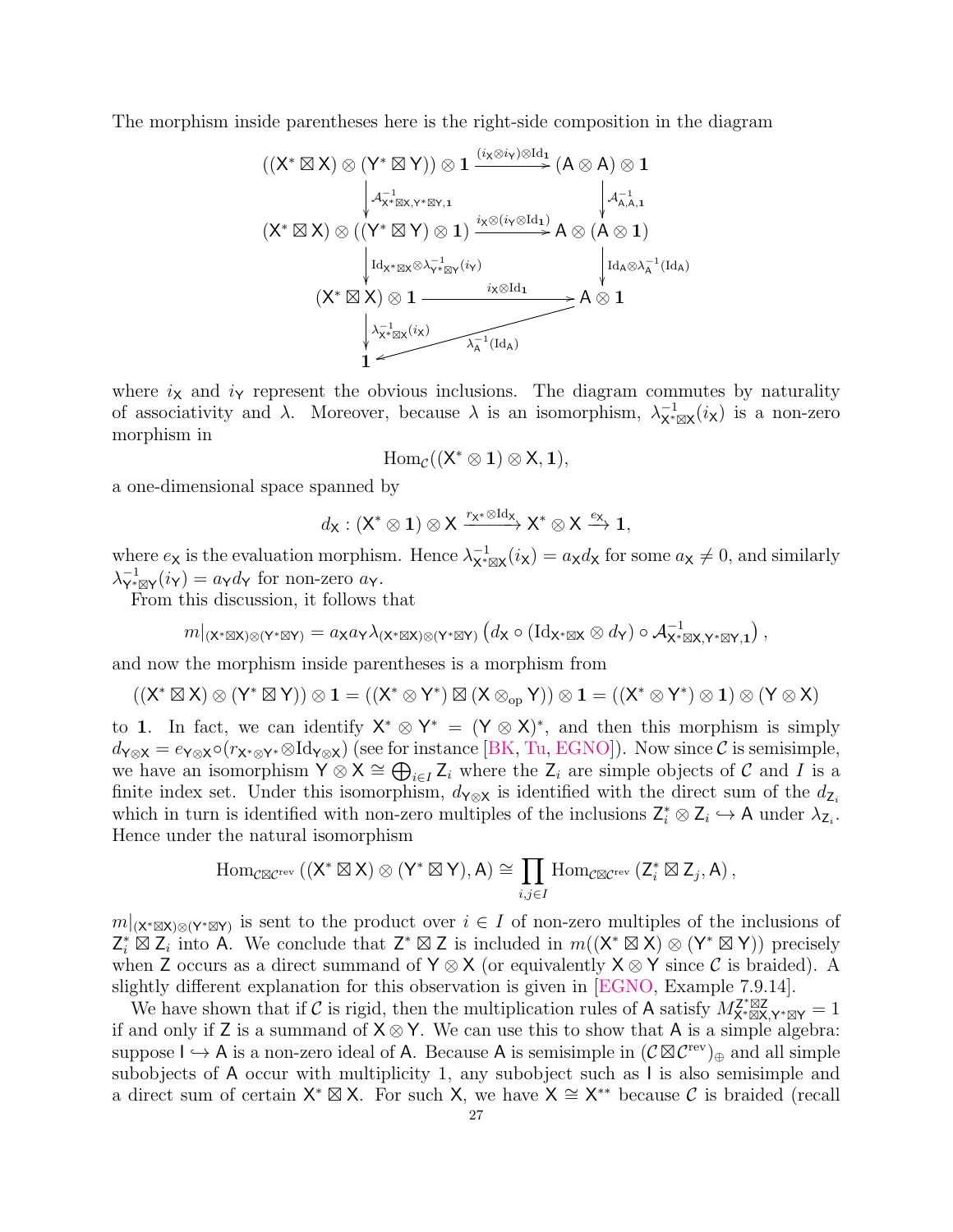The morphism inside parentheses here is the right-side composition in the diagram

$$\begin{array}{ccc}
((\mathsf{X}^*\boxtimes\mathsf{X})\otimes(\mathsf{Y}^*\boxtimes\mathsf{Y}))\otimes\mathbf{1} & \xrightarrow{(i_\mathsf{X}\otimes i_\mathsf{Y})\otimes\mathrm{Id}_\mathbf{1}} & (\mathsf{A}\otimes\mathsf{A})\otimes\mathbf{1} \\
\downarrow{\scriptstyle \mathcal{A}^{-1}_{\mathsf{X}^*\boxtimes\mathsf{X},\mathsf{Y}^*\boxtimes\mathsf{Y},\mathbf{1}}} & & \downarrow{\scriptstyle \mathcal{A}^{-1}_{\mathsf{A},\mathsf{A},\mathbf{1}}} \\
(\mathsf{X}^*\boxtimes\mathsf{X})\otimes((\mathsf{Y}^*\boxtimes\mathsf{Y})\otimes\mathbf{1}) & \xrightarrow{i_\mathsf{X}\otimes(i_\mathsf{Y}\otimes\mathrm{Id}_\mathbf{1})} & \mathsf{A}\otimes(\mathsf{A}\otimes\mathbf{1}) \\
\downarrow{\scriptstyle \mathrm{Id}_{\mathsf{X}^*\boxtimes\mathsf{X}}\otimes\lambda^{-1}_{\mathsf{Y}^*\boxtimes\mathsf{Y}}(i_\mathsf{Y})} & & \downarrow{\scriptstyle \mathrm{Id}_\mathsf{A}\otimes\lambda_\mathsf{A}^{-1}(\mathrm{Id}_\mathsf{A})} \\
(\mathsf{X}^*\boxtimes\mathsf{X})\otimes\mathbf{1} & \xrightarrow{i_\mathsf{X}\otimes\mathrm{Id}_\mathbf{1}} & \mathsf{A}\otimes\mathbf{1} \\
\downarrow{\scriptstyle \lambda^{-1}_{\mathsf{X}^*\boxtimes\mathsf{X}}(i_\mathsf{X})} & \swarrow{\scriptstyle \lambda_\mathsf{A}^{-1}(\mathrm{Id}_\mathsf{A})} & \\
\mathbf{1} & &
\end{array}$$

where $i_\mathsf{X}$ and $i_\mathsf{Y}$ represent the obvious inclusions. The diagram commutes by naturality of associativity and $\lambda$. Moreover, because $\lambda$ is an isomorphism, $\lambda^{-1}_{\mathsf{X}^*\boxtimes\mathsf{X}}(i_\mathsf{X})$ is a non-zero morphism in

$$\mathrm{Hom}_\mathcal{C}((\mathsf{X}^*\otimes\mathbf{1})\otimes\mathsf{X},\mathbf{1}),$$

a one-dimensional space spanned by

$$d_\mathsf{X}:(\mathsf{X}^*\otimes\mathbf{1})\otimes\mathsf{X}\xrightarrow{r_{\mathsf{X}^*}\otimes\mathrm{Id}_\mathsf{X}}\mathsf{X}^*\otimes\mathsf{X}\xrightarrow{e_\mathsf{X}}\mathbf{1},$$

where $e_\mathsf{X}$ is the evaluation morphism. Hence $\lambda^{-1}_{\mathsf{X}^*\boxtimes\mathsf{X}}(i_\mathsf{X})=a_\mathsf{X}d_\mathsf{X}$ for some $a_\mathsf{X}\neq 0$, and similarly $\lambda^{-1}_{\mathsf{Y}^*\boxtimes\mathsf{Y}}(i_\mathsf{Y})=a_\mathsf{Y}d_\mathsf{Y}$ for non-zero $a_\mathsf{Y}$.

From this discussion, it follows that

$$m|_{(\mathsf{X}^*\boxtimes\mathsf{X})\otimes(\mathsf{Y}^*\boxtimes\mathsf{Y})}=a_\mathsf{X}a_\mathsf{Y}\lambda_{(\mathsf{X}^*\boxtimes\mathsf{X})\otimes(\mathsf{Y}^*\boxtimes\mathsf{Y})}\left(d_\mathsf{X}\circ(\mathrm{Id}_{\mathsf{X}^*\boxtimes\mathsf{X}}\otimes d_\mathsf{Y})\circ\mathcal{A}^{-1}_{\mathsf{X}^*\boxtimes\mathsf{X},\mathsf{Y}^*\boxtimes\mathsf{Y},\mathbf{1}}\right),$$

and now the morphism inside parentheses is a morphism from

$$((\mathsf{X}^*\boxtimes\mathsf{X})\otimes(\mathsf{Y}^*\boxtimes\mathsf{Y}))\otimes\mathbf{1}=((\mathsf{X}^*\otimes\mathsf{Y}^*)\boxtimes(\mathsf{X}\otimes_{\mathrm{op}}\mathsf{Y}))\otimes\mathbf{1}=((\mathsf{X}^*\otimes\mathsf{Y}^*)\otimes\mathbf{1})\otimes(\mathsf{Y}\otimes\mathsf{X})$$

to $\mathbf{1}$. In fact, we can identify $\mathsf{X}^*\otimes\mathsf{Y}^*=(\mathsf{Y}\otimes\mathsf{X})^*$, and then this morphism is simply $d_{\mathsf{Y}\otimes\mathsf{X}}=e_{\mathsf{Y}\otimes\mathsf{X}}\circ(r_{\mathsf{X}^*\otimes\mathsf{Y}^*}\otimes\mathrm{Id}_{\mathsf{Y}\otimes\mathsf{X}})$ (see for instance [BK, Tu, EGNO]). Now since $\mathcal{C}$ is semisimple, we have an isomorphism $\mathsf{Y}\otimes\mathsf{X}\cong\bigoplus_{i\in I}\mathsf{Z}_i$ where the $\mathsf{Z}_i$ are simple objects of $\mathcal{C}$ and $I$ is a finite index set. Under this isomorphism, $d_{\mathsf{Y}\otimes\mathsf{X}}$ is identified with the direct sum of the $d_{\mathsf{Z}_i}$ which in turn is identified with non-zero multiples of the inclusions $\mathsf{Z}_i^*\otimes\mathsf{Z}_i\hookrightarrow\mathsf{A}$ under $\lambda_{\mathsf{Z}_i}$. Hence under the natural isomorphism

$$\mathrm{Hom}_{\mathcal{C}\boxtimes\mathcal{C}^{\mathrm{rev}}}\left((\mathsf{X}^*\boxtimes\mathsf{X})\otimes(\mathsf{Y}^*\boxtimes\mathsf{Y}),\mathsf{A}\right)\cong\prod_{i,j\in I}\mathrm{Hom}_{\mathcal{C}\boxtimes\mathcal{C}^{\mathrm{rev}}}\left(\mathsf{Z}_i^*\boxtimes\mathsf{Z}_j,\mathsf{A}\right),$$

$m|_{(\mathsf{X}^*\boxtimes\mathsf{X})\otimes(\mathsf{Y}^*\boxtimes\mathsf{Y})}$ is sent to the product over $i\in I$ of non-zero multiples of the inclusions of $\mathsf{Z}_i^*\boxtimes\mathsf{Z}_i$ into $\mathsf{A}$. We conclude that $\mathsf{Z}^*\boxtimes\mathsf{Z}$ is included in $m((\mathsf{X}^*\boxtimes\mathsf{X})\otimes(\mathsf{Y}^*\boxtimes\mathsf{Y}))$ precisely when $\mathsf{Z}$ occurs as a direct summand of $\mathsf{Y}\otimes\mathsf{X}$ (or equivalently $\mathsf{X}\otimes\mathsf{Y}$ since $\mathcal{C}$ is braided). A slightly different explanation for this observation is given in [EGNO, Example 7.9.14].

We have shown that if $\mathcal{C}$ is rigid, then the multiplication rules of $\mathsf{A}$ satisfy $M^{\mathsf{Z}^*\boxtimes\mathsf{Z}}_{\mathsf{X}^*\boxtimes\mathsf{X},\mathsf{Y}^*\boxtimes\mathsf{Y}}=1$ if and only if $\mathsf{Z}$ is a summand of $\mathsf{X}\otimes\mathsf{Y}$. We can use this to show that $\mathsf{A}$ is a simple algebra: suppose $\mathsf{I}\hookrightarrow\mathsf{A}$ is a non-zero ideal of $\mathsf{A}$. Because $\mathsf{A}$ is semisimple in $(\mathcal{C}\boxtimes\mathcal{C}^{\mathrm{rev}})_\oplus$ and all simple subobjects of $\mathsf{A}$ occur with multiplicity 1, any subobject such as $\mathsf{I}$ is also semisimple and a direct sum of certain $\mathsf{X}^*\boxtimes\mathsf{X}$. For such $\mathsf{X}$, we have $\mathsf{X}\cong\mathsf{X}^{**}$ because $\mathcal{C}$ is braided (recall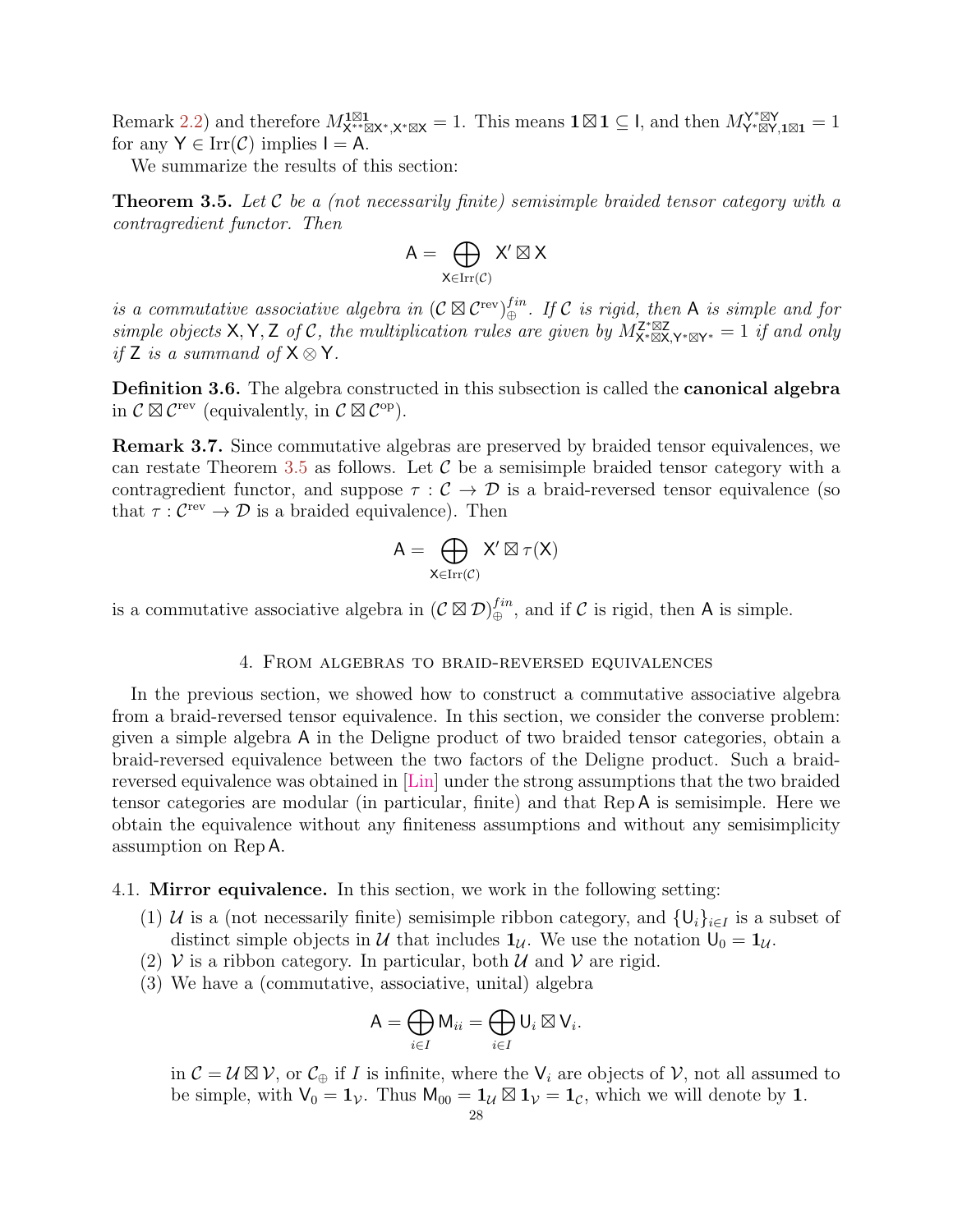Remark 2.2) and therefore $M^{\mathbf{1}\boxtimes\mathbf{1}}_{\mathsf{X}^{**}\boxtimes\mathsf{X}^*,\mathsf{X}^*\boxtimes\mathsf{X}} = 1$. This means $\mathbf{1}\boxtimes\mathbf{1} \subseteq \mathsf{I}$, and then $M^{\mathsf{Y}^*\boxtimes\mathsf{Y}}_{\mathsf{Y}^*\boxtimes\mathsf{Y},\mathbf{1}\boxtimes\mathbf{1}} = 1$ for any $\mathsf{Y} \in \mathrm{Irr}(\mathcal{C})$ implies $\mathsf{I} = \mathsf{A}$.

We summarize the results of this section:

**Theorem 3.5.** *Let $\mathcal{C}$ be a (not necessarily finite) semisimple braided tensor category with a contragredient functor. Then*

$$\mathsf{A} = \bigoplus_{\mathsf{X}\in\mathrm{Irr}(\mathcal{C})} \mathsf{X}' \boxtimes \mathsf{X}$$

*is a commutative associative algebra in $(\mathcal{C}\boxtimes\mathcal{C}^{\mathrm{rev}})^{fin}_{\oplus}$. If $\mathcal{C}$ is rigid, then $\mathsf{A}$ is simple and for simple objects $\mathsf{X},\mathsf{Y},\mathsf{Z}$ of $\mathcal{C}$, the multiplication rules are given by $M^{\mathsf{Z}^*\boxtimes\mathsf{Z}}_{\mathsf{X}^*\boxtimes\mathsf{X},\mathsf{Y}^*\boxtimes\mathsf{Y}^*} = 1$ if and only if $\mathsf{Z}$ is a summand of $\mathsf{X}\otimes\mathsf{Y}$.*

**Definition 3.6.** The algebra constructed in this subsection is called the **canonical algebra** in $\mathcal{C}\boxtimes\mathcal{C}^{\mathrm{rev}}$ (equivalently, in $\mathcal{C}\boxtimes\mathcal{C}^{\mathrm{op}}$).

**Remark 3.7.** Since commutative algebras are preserved by braided tensor equivalences, we can restate Theorem 3.5 as follows. Let $\mathcal{C}$ be a semisimple braided tensor category with a contragredient functor, and suppose $\tau : \mathcal{C} \to \mathcal{D}$ is a braid-reversed tensor equivalence (so that $\tau : \mathcal{C}^{\mathrm{rev}} \to \mathcal{D}$ is a braided equivalence). Then

$$\mathsf{A} = \bigoplus_{\mathsf{X}\in\mathrm{Irr}(\mathcal{C})} \mathsf{X}' \boxtimes \tau(\mathsf{X})$$

is a commutative associative algebra in $(\mathcal{C}\boxtimes\mathcal{D})^{fin}_{\oplus}$, and if $\mathcal{C}$ is rigid, then $\mathsf{A}$ is simple.

## 4. From algebras to braid-reversed equivalences

In the previous section, we showed how to construct a commutative associative algebra from a braid-reversed tensor equivalence. In this section, we consider the converse problem: given a simple algebra $\mathsf{A}$ in the Deligne product of two braided tensor categories, obtain a braid-reversed equivalence between the two factors of the Deligne product. Such a braid-reversed equivalence was obtained in [Lin] under the strong assumptions that the two braided tensor categories are modular (in particular, finite) and that $\mathrm{Rep}\,\mathsf{A}$ is semisimple. Here we obtain the equivalence without any finiteness assumptions and without any semisimplicity assumption on $\mathrm{Rep}\,\mathsf{A}$.

### 4.1. Mirror equivalence.

In this section, we work in the following setting:

1. $\mathcal{U}$ is a (not necessarily finite) semisimple ribbon category, and $\{\mathsf{U}_i\}_{i\in I}$ is a subset of distinct simple objects in $\mathcal{U}$ that includes $\mathbf{1}_{\mathcal{U}}$. We use the notation $\mathsf{U}_0 = \mathbf{1}_{\mathcal{U}}$.
2. $\mathcal{V}$ is a ribbon category. In particular, both $\mathcal{U}$ and $\mathcal{V}$ are rigid.
3. We have a (commutative, associative, unital) algebra

$$\mathsf{A} = \bigoplus_{i\in I} \mathsf{M}_{ii} = \bigoplus_{i\in I} \mathsf{U}_i \boxtimes \mathsf{V}_i.$$

in $\mathcal{C} = \mathcal{U}\boxtimes\mathcal{V}$, or $\mathcal{C}_{\oplus}$ if $I$ is infinite, where the $\mathsf{V}_i$ are objects of $\mathcal{V}$, not all assumed to be simple, with $\mathsf{V}_0 = \mathbf{1}_{\mathcal{V}}$. Thus $\mathsf{M}_{00} = \mathbf{1}_{\mathcal{U}}\boxtimes\mathbf{1}_{\mathcal{V}} = \mathbf{1}_{\mathcal{C}}$, which we will denote by $\mathbf{1}$.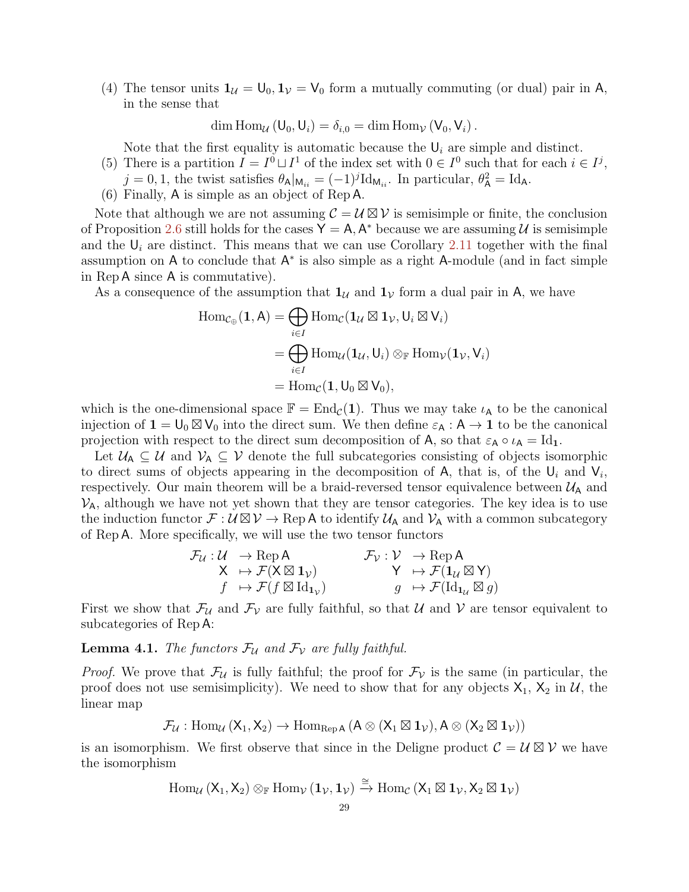(4) The tensor units $\mathbf{1}_\mathcal{U} = \mathsf{U}_0, \mathbf{1}_\mathcal{V} = \mathsf{V}_0$ form a mutually commuting (or dual) pair in $\mathsf{A}$, in the sense that

$$\dim \mathrm{Hom}_\mathcal{U}(\mathsf{U}_0, \mathsf{U}_i) = \delta_{i,0} = \dim \mathrm{Hom}_\mathcal{V}(\mathsf{V}_0, \mathsf{V}_i).$$

Note that the first equality is automatic because the $\mathsf{U}_i$ are simple and distinct.

(5) There is a partition $I = I^0 \sqcup I^1$ of the index set with $0 \in I^0$ such that for each $i \in I^j$, $j = 0, 1$, the twist satisfies $\theta_\mathsf{A}|_{\mathsf{M}_{ii}} = (-1)^j \mathrm{Id}_{\mathsf{M}_{ii}}$. In particular, $\theta_\mathsf{A}^2 = \mathrm{Id}_\mathsf{A}$.

(6) Finally, $\mathsf{A}$ is simple as an object of $\mathrm{Rep}\,\mathsf{A}$.

Note that although we are not assuming $\mathcal{C} = \mathcal{U} \boxtimes \mathcal{V}$ is semisimple or finite, the conclusion of Proposition 2.6 still holds for the cases $\mathsf{Y} = \mathsf{A}, \mathsf{A}^*$ because we are assuming $\mathcal{U}$ is semisimple and the $\mathsf{U}_i$ are distinct. This means that we can use Corollary 2.11 together with the final assumption on $\mathsf{A}$ to conclude that $\mathsf{A}^*$ is also simple as a right $\mathsf{A}$-module (and in fact simple in $\mathrm{Rep}\,\mathsf{A}$ since $\mathsf{A}$ is commutative).

As a consequence of the assumption that $\mathbf{1}_\mathcal{U}$ and $\mathbf{1}_\mathcal{V}$ form a dual pair in $\mathsf{A}$, we have

$$\begin{aligned}
\mathrm{Hom}_{\mathcal{C}_\oplus}(\mathbf{1}, \mathsf{A}) &= \bigoplus_{i \in I} \mathrm{Hom}_\mathcal{C}(\mathbf{1}_\mathcal{U} \boxtimes \mathbf{1}_\mathcal{V}, \mathsf{U}_i \boxtimes \mathsf{V}_i) \\
&= \bigoplus_{i \in I} \mathrm{Hom}_\mathcal{U}(\mathbf{1}_\mathcal{U}, \mathsf{U}_i) \otimes_\mathbb{F} \mathrm{Hom}_\mathcal{V}(\mathbf{1}_\mathcal{V}, \mathsf{V}_i) \\
&= \mathrm{Hom}_\mathcal{C}(\mathbf{1}, \mathsf{U}_0 \boxtimes \mathsf{V}_0),
\end{aligned}$$

which is the one-dimensional space $\mathbb{F} = \mathrm{End}_\mathcal{C}(\mathbf{1})$. Thus we may take $\iota_\mathsf{A}$ to be the canonical injection of $\mathbf{1} = \mathsf{U}_0 \boxtimes \mathsf{V}_0$ into the direct sum. We then define $\varepsilon_\mathsf{A} : \mathsf{A} \to \mathbf{1}$ to be the canonical projection with respect to the direct sum decomposition of $\mathsf{A}$, so that $\varepsilon_\mathsf{A} \circ \iota_\mathsf{A} = \mathrm{Id}_\mathbf{1}$.

Let $\mathcal{U}_\mathsf{A} \subseteq \mathcal{U}$ and $\mathcal{V}_\mathsf{A} \subseteq \mathcal{V}$ denote the full subcategories consisting of objects isomorphic to direct sums of objects appearing in the decomposition of $\mathsf{A}$, that is, of the $\mathsf{U}_i$ and $\mathsf{V}_i$, respectively. Our main theorem will be a braid-reversed tensor equivalence between $\mathcal{U}_\mathsf{A}$ and $\mathcal{V}_\mathsf{A}$, although we have not yet shown that they are tensor categories. The key idea is to use the induction functor $\mathcal{F} : \mathcal{U} \boxtimes \mathcal{V} \to \mathrm{Rep}\,\mathsf{A}$ to identify $\mathcal{U}_\mathsf{A}$ and $\mathcal{V}_\mathsf{A}$ with a common subcategory of $\mathrm{Rep}\,\mathsf{A}$. More specifically, we will use the two tensor functors

$$\begin{array}{rll}
\mathcal{F}_\mathcal{U} : \mathcal{U} & \to \mathrm{Rep}\,\mathsf{A} \\
\mathsf{X} & \mapsto \mathcal{F}(\mathsf{X} \boxtimes \mathbf{1}_\mathcal{V}) \\
f & \mapsto \mathcal{F}(f \boxtimes \mathrm{Id}_{\mathbf{1}_\mathcal{V}})
\end{array}
\qquad
\begin{array}{rll}
\mathcal{F}_\mathcal{V} : \mathcal{V} & \to \mathrm{Rep}\,\mathsf{A} \\
\mathsf{Y} & \mapsto \mathcal{F}(\mathbf{1}_\mathcal{U} \boxtimes \mathsf{Y}) \\
g & \mapsto \mathcal{F}(\mathrm{Id}_{\mathbf{1}_\mathcal{U}} \boxtimes g)
\end{array}$$

First we show that $\mathcal{F}_\mathcal{U}$ and $\mathcal{F}_\mathcal{V}$ are fully faithful, so that $\mathcal{U}$ and $\mathcal{V}$ are tensor equivalent to subcategories of $\mathrm{Rep}\,\mathsf{A}$:

**Lemma 4.1.** *The functors $\mathcal{F}_\mathcal{U}$ and $\mathcal{F}_\mathcal{V}$ are fully faithful.*

*Proof.* We prove that $\mathcal{F}_\mathcal{U}$ is fully faithful; the proof for $\mathcal{F}_\mathcal{V}$ is the same (in particular, the proof does not use semisimplicity). We need to show that for any objects $\mathsf{X}_1$, $\mathsf{X}_2$ in $\mathcal{U}$, the linear map

$$\mathcal{F}_\mathcal{U} : \mathrm{Hom}_\mathcal{U}(\mathsf{X}_1, \mathsf{X}_2) \to \mathrm{Hom}_{\mathrm{Rep}\,\mathsf{A}}(\mathsf{A} \otimes (\mathsf{X}_1 \boxtimes \mathbf{1}_\mathcal{V}), \mathsf{A} \otimes (\mathsf{X}_2 \boxtimes \mathbf{1}_\mathcal{V}))$$

is an isomorphism. We first observe that since in the Deligne product $\mathcal{C} = \mathcal{U} \boxtimes \mathcal{V}$ we have the isomorphism

$$\mathrm{Hom}_\mathcal{U}(\mathsf{X}_1, \mathsf{X}_2) \otimes_\mathbb{F} \mathrm{Hom}_\mathcal{V}(\mathbf{1}_\mathcal{V}, \mathbf{1}_\mathcal{V}) \xrightarrow{\cong} \mathrm{Hom}_\mathcal{C}(\mathsf{X}_1 \boxtimes \mathbf{1}_\mathcal{V}, \mathsf{X}_2 \boxtimes \mathbf{1}_\mathcal{V})$$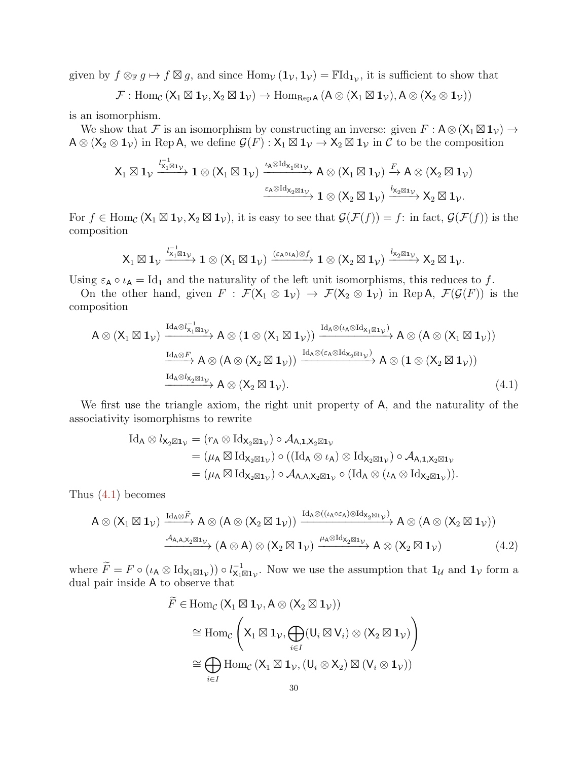given by $f \otimes_{\mathbb{F}} g \mapsto f \boxtimes g$, and since $\mathrm{Hom}_{\mathcal{V}}(\mathbf{1}_{\mathcal{V}}, \mathbf{1}_{\mathcal{V}}) = \mathbb{F}\mathrm{Id}_{\mathbf{1}_{\mathcal{V}}}$, it is sufficient to show that

$$\mathcal{F} : \mathrm{Hom}_{\mathcal{C}}(\mathsf{X}_1 \boxtimes \mathbf{1}_{\mathcal{V}}, \mathsf{X}_2 \boxtimes \mathbf{1}_{\mathcal{V}}) \to \mathrm{Hom}_{\mathrm{Rep}\,\mathsf{A}}(\mathsf{A} \otimes (\mathsf{X}_1 \boxtimes \mathbf{1}_{\mathcal{V}}), \mathsf{A} \otimes (\mathsf{X}_2 \otimes \mathbf{1}_{\mathcal{V}}))$$

is an isomorphism.

We show that $\mathcal{F}$ is an isomorphism by constructing an inverse: given $F : \mathsf{A} \otimes (\mathsf{X}_1 \boxtimes \mathbf{1}_{\mathcal{V}}) \to \mathsf{A} \otimes (\mathsf{X}_2 \otimes \mathbf{1}_{\mathcal{V}})$ in $\mathrm{Rep}\,\mathsf{A}$, we define $\mathcal{G}(F) : \mathsf{X}_1 \boxtimes \mathbf{1}_{\mathcal{V}} \to \mathsf{X}_2 \boxtimes \mathbf{1}_{\mathcal{V}}$ in $\mathcal{C}$ to be the composition

$$\mathsf{X}_1 \boxtimes \mathbf{1}_{\mathcal{V}} \xrightarrow{l^{-1}_{\mathsf{X}_1 \boxtimes \mathbf{1}_{\mathcal{V}}}} \mathbf{1} \otimes (\mathsf{X}_1 \boxtimes \mathbf{1}_{\mathcal{V}}) \xrightarrow{\iota_{\mathsf{A}} \otimes \mathrm{Id}_{\mathsf{X}_1 \boxtimes \mathbf{1}_{\mathcal{V}}}} \mathsf{A} \otimes (\mathsf{X}_1 \boxtimes \mathbf{1}_{\mathcal{V}}) \xrightarrow{F} \mathsf{A} \otimes (\mathsf{X}_2 \boxtimes \mathbf{1}_{\mathcal{V}})$$
$$\xrightarrow{\varepsilon_{\mathsf{A}} \otimes \mathrm{Id}_{\mathsf{X}_2 \boxtimes \mathbf{1}_{\mathcal{V}}}} \mathbf{1} \otimes (\mathsf{X}_2 \boxtimes \mathbf{1}_{\mathcal{V}}) \xrightarrow{l_{\mathsf{X}_2 \boxtimes \mathbf{1}_{\mathcal{V}}}} \mathsf{X}_2 \boxtimes \mathbf{1}_{\mathcal{V}}.$$

For $f \in \mathrm{Hom}_{\mathcal{C}}(\mathsf{X}_1 \boxtimes \mathbf{1}_{\mathcal{V}}, \mathsf{X}_2 \boxtimes \mathbf{1}_{\mathcal{V}})$, it is easy to see that $\mathcal{G}(\mathcal{F}(f)) = f$: in fact, $\mathcal{G}(\mathcal{F}(f))$ is the composition

$$\mathsf{X}_1 \boxtimes \mathbf{1}_{\mathcal{V}} \xrightarrow{l^{-1}_{\mathsf{X}_1 \boxtimes \mathbf{1}_{\mathcal{V}}}} \mathbf{1} \otimes (\mathsf{X}_1 \boxtimes \mathbf{1}_{\mathcal{V}}) \xrightarrow{(\varepsilon_{\mathsf{A}} \circ \iota_{\mathsf{A}}) \otimes f} \mathbf{1} \otimes (\mathsf{X}_2 \boxtimes \mathbf{1}_{\mathcal{V}}) \xrightarrow{l_{\mathsf{X}_2 \boxtimes \mathbf{1}_{\mathcal{V}}}} \mathsf{X}_2 \boxtimes \mathbf{1}_{\mathcal{V}}.$$

Using $\varepsilon_{\mathsf{A}} \circ \iota_{\mathsf{A}} = \mathrm{Id}_{\mathbf{1}}$ and the naturality of the left unit isomorphisms, this reduces to $f$.

On the other hand, given $F : \mathcal{F}(\mathsf{X}_1 \otimes \mathbf{1}_{\mathcal{V}}) \to \mathcal{F}(\mathsf{X}_2 \otimes \mathbf{1}_{\mathcal{V}})$ in $\mathrm{Rep}\,\mathsf{A}$, $\mathcal{F}(\mathcal{G}(F))$ is the composition

$$\mathsf{A} \otimes (\mathsf{X}_1 \boxtimes \mathbf{1}_{\mathcal{V}}) \xrightarrow{\mathrm{Id}_{\mathsf{A}} \otimes l^{-1}_{\mathsf{X}_1 \boxtimes \mathbf{1}_{\mathcal{V}}}} \mathsf{A} \otimes (\mathbf{1} \otimes (\mathsf{X}_1 \boxtimes \mathbf{1}_{\mathcal{V}})) \xrightarrow{\mathrm{Id}_{\mathsf{A}} \otimes (\iota_{\mathsf{A}} \otimes \mathrm{Id}_{\mathsf{X}_1 \boxtimes \mathbf{1}_{\mathcal{V}}})} \mathsf{A} \otimes (\mathsf{A} \otimes (\mathsf{X}_1 \boxtimes \mathbf{1}_{\mathcal{V}}))$$
$$\xrightarrow{\mathrm{Id}_{\mathsf{A}} \otimes F} \mathsf{A} \otimes (\mathsf{A} \otimes (\mathsf{X}_2 \boxtimes \mathbf{1}_{\mathcal{V}})) \xrightarrow{\mathrm{Id}_{\mathsf{A}} \otimes (\varepsilon_{\mathsf{A}} \otimes \mathrm{Id}_{\mathsf{X}_2 \boxtimes \mathbf{1}_{\mathcal{V}}})} \mathsf{A} \otimes (\mathbf{1} \otimes (\mathsf{X}_2 \boxtimes \mathbf{1}_{\mathcal{V}}))$$
$$\xrightarrow{\mathrm{Id}_{\mathsf{A}} \otimes l_{\mathsf{X}_2 \boxtimes \mathbf{1}_{\mathcal{V}}}} \mathsf{A} \otimes (\mathsf{X}_2 \boxtimes \mathbf{1}_{\mathcal{V}}). \tag{4.1}$$

We first use the triangle axiom, the right unit property of $\mathsf{A}$, and the naturality of the associativity isomorphisms to rewrite

$$\begin{aligned}
\mathrm{Id}_{\mathsf{A}} \otimes l_{\mathsf{X}_2 \boxtimes \mathbf{1}_{\mathcal{V}}} &= (r_{\mathsf{A}} \otimes \mathrm{Id}_{\mathsf{X}_2 \boxtimes \mathbf{1}_{\mathcal{V}}}) \circ \mathcal{A}_{\mathsf{A}, \mathbf{1}, \mathsf{X}_2 \boxtimes \mathbf{1}_{\mathcal{V}}} \\
&= (\mu_{\mathsf{A}} \boxtimes \mathrm{Id}_{\mathsf{X}_2 \boxtimes \mathbf{1}_{\mathcal{V}}}) \circ ((\mathrm{Id}_{\mathsf{A}} \otimes \iota_{\mathsf{A}}) \otimes \mathrm{Id}_{\mathsf{X}_2 \boxtimes \mathbf{1}_{\mathcal{V}}}) \circ \mathcal{A}_{\mathsf{A}, \mathbf{1}, \mathsf{X}_2 \boxtimes \mathbf{1}_{\mathcal{V}}} \\
&= (\mu_{\mathsf{A}} \boxtimes \mathrm{Id}_{\mathsf{X}_2 \boxtimes \mathbf{1}_{\mathcal{V}}}) \circ \mathcal{A}_{\mathsf{A}, \mathsf{A}, \mathsf{X}_2 \boxtimes \mathbf{1}_{\mathcal{V}}} \circ (\mathrm{Id}_{\mathsf{A}} \otimes (\iota_{\mathsf{A}} \otimes \mathrm{Id}_{\mathsf{X}_2 \boxtimes \mathbf{1}_{\mathcal{V}}})).
\end{aligned}$$

Thus (4.1) becomes

$$\mathsf{A} \otimes (\mathsf{X}_1 \boxtimes \mathbf{1}_{\mathcal{V}}) \xrightarrow{\mathrm{Id}_{\mathsf{A}} \otimes \widetilde{F}} \mathsf{A} \otimes (\mathsf{A} \otimes (\mathsf{X}_2 \boxtimes \mathbf{1}_{\mathcal{V}})) \xrightarrow{\mathrm{Id}_{\mathsf{A}} \otimes ((\iota_{\mathsf{A}} \circ \varepsilon_{\mathsf{A}}) \otimes \mathrm{Id}_{\mathsf{X}_2 \boxtimes \mathbf{1}_{\mathcal{V}}})} \mathsf{A} \otimes (\mathsf{A} \otimes (\mathsf{X}_2 \boxtimes \mathbf{1}_{\mathcal{V}}))$$
$$\xrightarrow{\mathcal{A}_{\mathsf{A}, \mathsf{A}, \mathsf{X}_2 \boxtimes \mathbf{1}_{\mathcal{V}}}} (\mathsf{A} \otimes \mathsf{A}) \otimes (\mathsf{X}_2 \boxtimes \mathbf{1}_{\mathcal{V}}) \xrightarrow{\mu_{\mathsf{A}} \otimes \mathrm{Id}_{\mathsf{X}_2 \boxtimes \mathbf{1}_{\mathcal{V}}}} \mathsf{A} \otimes (\mathsf{X}_2 \boxtimes \mathbf{1}_{\mathcal{V}}) \tag{4.2}$$

where $\widetilde{F} = F \circ (\iota_{\mathsf{A}} \otimes \mathrm{Id}_{\mathsf{X}_1 \boxtimes \mathbf{1}_{\mathcal{V}}})) \circ l^{-1}_{\mathsf{X}_1 \boxtimes \mathbf{1}_{\mathcal{V}}}$. Now we use the assumption that $\mathbf{1}_{\mathcal{U}}$ and $\mathbf{1}_{\mathcal{V}}$ form a dual pair inside $\mathsf{A}$ to observe that

$$\begin{aligned}
\widetilde{F} &\in \mathrm{Hom}_{\mathcal{C}}(\mathsf{X}_1 \boxtimes \mathbf{1}_{\mathcal{V}}, \mathsf{A} \otimes (\mathsf{X}_2 \boxtimes \mathbf{1}_{\mathcal{V}})) \\
&\cong \mathrm{Hom}_{\mathcal{C}}\left(\mathsf{X}_1 \boxtimes \mathbf{1}_{\mathcal{V}}, \bigoplus_{i \in I} (\mathsf{U}_i \boxtimes \mathsf{V}_i) \otimes (\mathsf{X}_2 \boxtimes \mathbf{1}_{\mathcal{V}})\right) \\
&\cong \bigoplus_{i \in I} \mathrm{Hom}_{\mathcal{C}}(\mathsf{X}_1 \boxtimes \mathbf{1}_{\mathcal{V}}, (\mathsf{U}_i \otimes \mathsf{X}_2) \boxtimes (\mathsf{V}_i \otimes \mathbf{1}_{\mathcal{V}}))
\end{aligned}$$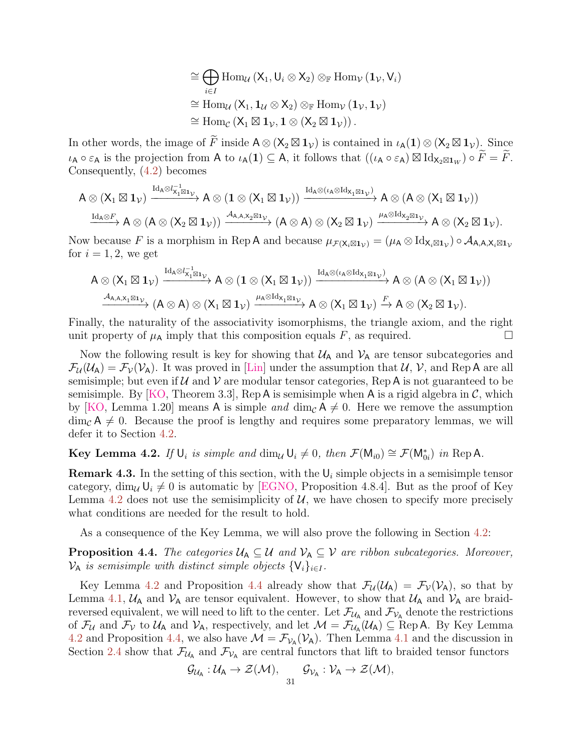$$\cong \bigoplus_{i\in I} \mathrm{Hom}_{\mathcal{U}}(\mathsf{X}_1, \mathsf{U}_i \otimes \mathsf{X}_2) \otimes_{\mathbb{F}} \mathrm{Hom}_{\mathcal{V}}(\mathbf{1}_{\mathcal{V}}, \mathsf{V}_i)$$
$$\cong \mathrm{Hom}_{\mathcal{U}}(\mathsf{X}_1, \mathbf{1}_{\mathcal{U}} \otimes \mathsf{X}_2) \otimes_{\mathbb{F}} \mathrm{Hom}_{\mathcal{V}}(\mathbf{1}_{\mathcal{V}}, \mathbf{1}_{\mathcal{V}})$$
$$\cong \mathrm{Hom}_{\mathcal{C}}(\mathsf{X}_1 \boxtimes \mathbf{1}_{\mathcal{V}}, \mathbf{1} \otimes (\mathsf{X}_2 \boxtimes \mathbf{1}_{\mathcal{V}})).$$

In other words, the image of $\widetilde{F}$ inside $\mathsf{A} \otimes (\mathsf{X}_2 \boxtimes \mathbf{1}_{\mathcal{V}})$ is contained in $\iota_{\mathsf{A}}(\mathbf{1}) \otimes (\mathsf{X}_2 \boxtimes \mathbf{1}_{\mathcal{V}})$. Since $\iota_{\mathsf{A}} \circ \varepsilon_{\mathsf{A}}$ is the projection from $\mathsf{A}$ to $\iota_{\mathsf{A}}(\mathbf{1}) \subseteq \mathsf{A}$, it follows that $((\iota_{\mathsf{A}} \circ \varepsilon_{\mathsf{A}}) \boxtimes \mathrm{Id}_{\mathsf{X}_2 \boxtimes \mathbf{1}_W}) \circ \widetilde{F} = \widetilde{F}$. Consequently, (4.2) becomes

$$\mathsf{A} \otimes (\mathsf{X}_1 \boxtimes \mathbf{1}_{\mathcal{V}}) \xrightarrow{\mathrm{Id}_{\mathsf{A}} \otimes l^{-1}_{\mathsf{X}_1 \boxtimes \mathbf{1}_{\mathcal{V}}}} \mathsf{A} \otimes (\mathbf{1} \otimes (\mathsf{X}_1 \boxtimes \mathbf{1}_{\mathcal{V}})) \xrightarrow{\mathrm{Id}_{\mathsf{A}} \otimes (\iota_{\mathsf{A}} \otimes \mathrm{Id}_{\mathsf{X}_1 \boxtimes \mathbf{1}_{\mathcal{V}}})} \mathsf{A} \otimes (\mathsf{A} \otimes (\mathsf{X}_1 \boxtimes \mathbf{1}_{\mathcal{V}}))$$
$$\xrightarrow{\mathrm{Id}_{\mathsf{A}} \otimes F} \mathsf{A} \otimes (\mathsf{A} \otimes (\mathsf{X}_2 \boxtimes \mathbf{1}_{\mathcal{V}})) \xrightarrow{\mathcal{A}_{\mathsf{A},\mathsf{A},\mathsf{X}_2 \boxtimes \mathbf{1}_{\mathcal{V}}}} (\mathsf{A} \otimes \mathsf{A}) \otimes (\mathsf{X}_2 \boxtimes \mathbf{1}_{\mathcal{V}}) \xrightarrow{\mu_{\mathsf{A}} \otimes \mathrm{Id}_{\mathsf{X}_2 \boxtimes \mathbf{1}_{\mathcal{V}}}} \mathsf{A} \otimes (\mathsf{X}_2 \boxtimes \mathbf{1}_{\mathcal{V}}).$$

Now because $F$ is a morphism in $\mathrm{Rep}\,\mathsf{A}$ and because $\mu_{\mathcal{F}(\mathsf{X}_i \boxtimes \mathbf{1}_{\mathcal{V}})} = (\mu_{\mathsf{A}} \otimes \mathrm{Id}_{\mathsf{X}_i \boxtimes \mathbf{1}_{\mathcal{V}}}) \circ \mathcal{A}_{\mathsf{A},\mathsf{A},\mathsf{X}_i \boxtimes \mathbf{1}_{\mathcal{V}}}$ for $i = 1, 2$, we get

$$\mathsf{A} \otimes (\mathsf{X}_1 \boxtimes \mathbf{1}_{\mathcal{V}}) \xrightarrow{\mathrm{Id}_{\mathsf{A}} \otimes l^{-1}_{\mathsf{X}_1 \boxtimes \mathbf{1}_{\mathcal{V}}}} \mathsf{A} \otimes (\mathbf{1} \otimes (\mathsf{X}_1 \boxtimes \mathbf{1}_{\mathcal{V}})) \xrightarrow{\mathrm{Id}_{\mathsf{A}} \otimes (\iota_{\mathsf{A}} \otimes \mathrm{Id}_{\mathsf{X}_1 \boxtimes \mathbf{1}_{\mathcal{V}}})} \mathsf{A} \otimes (\mathsf{A} \otimes (\mathsf{X}_1 \boxtimes \mathbf{1}_{\mathcal{V}}))$$
$$\xrightarrow{\mathcal{A}_{\mathsf{A},\mathsf{A},\mathsf{X}_1 \boxtimes \mathbf{1}_{\mathcal{V}}}} (\mathsf{A} \otimes \mathsf{A}) \otimes (\mathsf{X}_1 \boxtimes \mathbf{1}_{\mathcal{V}}) \xrightarrow{\mu_{\mathsf{A}} \otimes \mathrm{Id}_{\mathsf{X}_1 \boxtimes \mathbf{1}_{\mathcal{V}}}} \mathsf{A} \otimes (\mathsf{X}_1 \boxtimes \mathbf{1}_{\mathcal{V}}) \xrightarrow{F} \mathsf{A} \otimes (\mathsf{X}_2 \boxtimes \mathbf{1}_{\mathcal{V}}).$$

Finally, the naturality of the associativity isomorphisms, the triangle axiom, and the right unit property of $\mu_{\mathsf{A}}$ imply that this composition equals $F$, as required. □

Now the following result is key for showing that $\mathcal{U}_{\mathsf{A}}$ and $\mathcal{V}_{\mathsf{A}}$ are tensor subcategories and $\mathcal{F}_{\mathcal{U}}(\mathcal{U}_{\mathsf{A}}) = \mathcal{F}_{\mathcal{V}}(\mathcal{V}_{\mathsf{A}})$. It was proved in [Lin] under the assumption that $\mathcal{U}$, $\mathcal{V}$, and $\mathrm{Rep}\,\mathsf{A}$ are all semisimple; but even if $\mathcal{U}$ and $\mathcal{V}$ are modular tensor categories, $\mathrm{Rep}\,\mathsf{A}$ is not guaranteed to be semisimple. By [KO, Theorem 3.3], $\mathrm{Rep}\,\mathsf{A}$ is semisimple when $\mathsf{A}$ is a rigid algebra in $\mathcal{C}$, which by [KO, Lemma 1.20] means $\mathsf{A}$ is simple *and* $\dim_{\mathcal{C}} \mathsf{A} \neq 0$. Here we remove the assumption $\dim_{\mathcal{C}} \mathsf{A} \neq 0$. Because the proof is lengthy and requires some preparatory lemmas, we will defer it to Section 4.2.

**Key Lemma 4.2.** *If $\mathsf{U}_i$ is simple and $\dim_{\mathcal{U}} \mathsf{U}_i \neq 0$, then $\mathcal{F}(\mathsf{M}_{i0}) \cong \mathcal{F}(\mathsf{M}^*_{0i})$ in $\mathrm{Rep}\,\mathsf{A}$.*

**Remark 4.3.** In the setting of this section, with the $\mathsf{U}_i$ simple objects in a semisimple tensor category, $\dim_{\mathcal{U}} \mathsf{U}_i \neq 0$ is automatic by [EGNO, Proposition 4.8.4]. But as the proof of Key Lemma 4.2 does not use the semisimplicity of $\mathcal{U}$, we have chosen to specify more precisely what conditions are needed for the result to hold.

As a consequence of the Key Lemma, we will also prove the following in Section 4.2:

**Proposition 4.4.** *The categories $\mathcal{U}_{\mathsf{A}} \subseteq \mathcal{U}$ and $\mathcal{V}_{\mathsf{A}} \subseteq \mathcal{V}$ are ribbon subcategories. Moreover, $\mathcal{V}_{\mathsf{A}}$ is semisimple with distinct simple objects $\{\mathsf{V}_i\}_{i \in I}$.*

Key Lemma 4.2 and Proposition 4.4 already show that $\mathcal{F}_{\mathcal{U}}(\mathcal{U}_{\mathsf{A}}) = \mathcal{F}_{\mathcal{V}}(\mathcal{V}_{\mathsf{A}})$, so that by Lemma 4.1, $\mathcal{U}_{\mathsf{A}}$ and $\mathcal{V}_{\mathsf{A}}$ are tensor equivalent. However, to show that $\mathcal{U}_{\mathsf{A}}$ and $\mathcal{V}_{\mathsf{A}}$ are braid-reversed equivalent, we will need to lift to the center. Let $\mathcal{F}_{\mathcal{U}_{\mathsf{A}}}$ and $\mathcal{F}_{\mathcal{V}_{\mathsf{A}}}$ denote the restrictions of $\mathcal{F}_{\mathcal{U}}$ and $\mathcal{F}_{\mathcal{V}}$ to $\mathcal{U}_{\mathsf{A}}$ and $\mathcal{V}_{\mathsf{A}}$, respectively, and let $\mathcal{M} = \mathcal{F}_{\mathcal{U}_{\mathsf{A}}}(\mathcal{U}_{\mathsf{A}}) \subseteq \mathrm{Rep}\,\mathsf{A}$. By Key Lemma 4.2 and Proposition 4.4, we also have $\mathcal{M} = \mathcal{F}_{\mathcal{V}_{\mathsf{A}}}(\mathcal{V}_{\mathsf{A}})$. Then Lemma 4.1 and the discussion in Section 2.4 show that $\mathcal{F}_{\mathcal{U}_{\mathsf{A}}}$ and $\mathcal{F}_{\mathcal{V}_{\mathsf{A}}}$ are central functors that lift to braided tensor functors

$$\mathcal{G}_{\mathcal{U}_{\mathsf{A}}} : \mathcal{U}_{\mathsf{A}} \to \mathcal{Z}(\mathcal{M}), \qquad \mathcal{G}_{\mathcal{V}_{\mathsf{A}}} : \mathcal{V}_{\mathsf{A}} \to \mathcal{Z}(\mathcal{M}),$$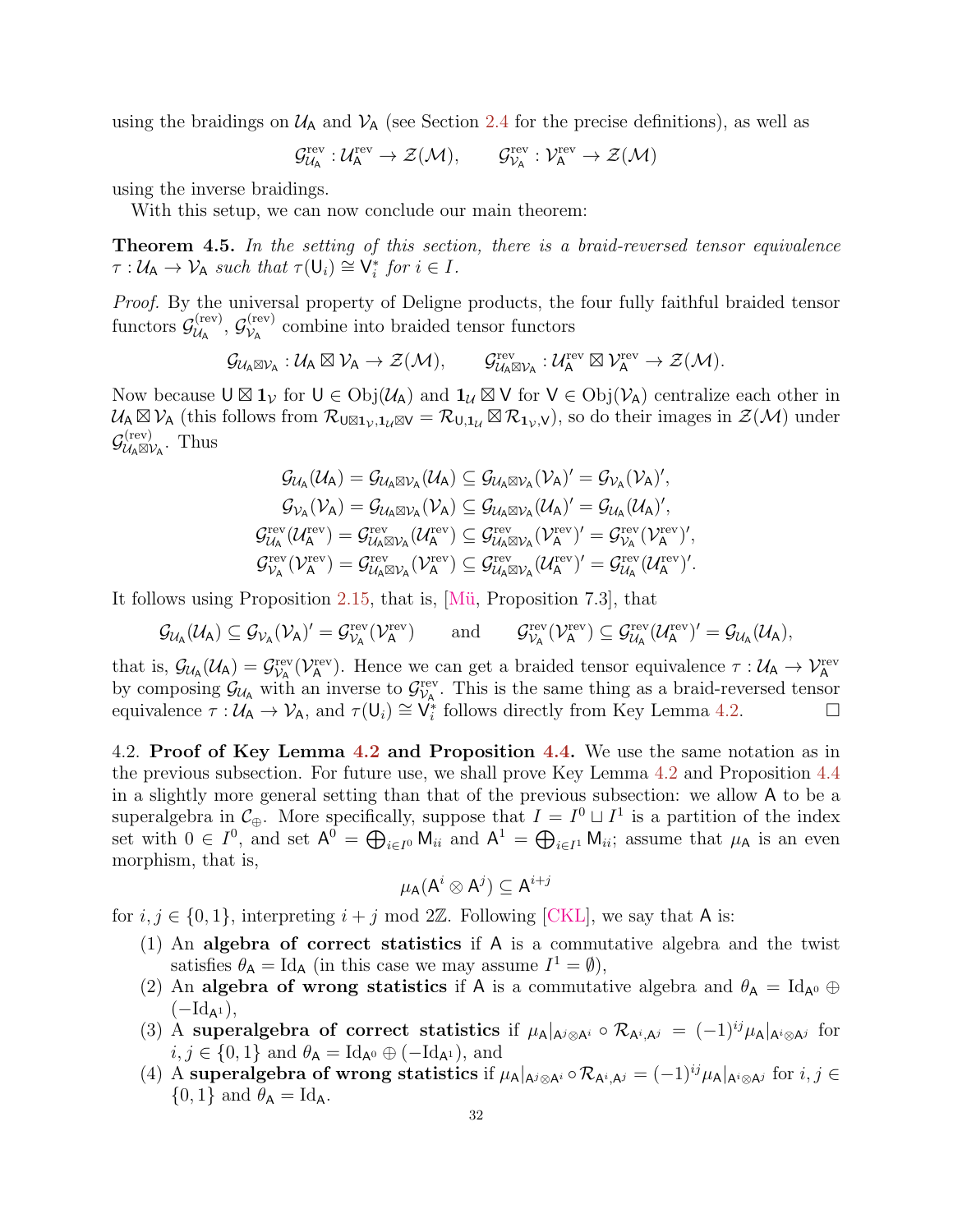using the braidings on $\mathcal{U}_{\mathsf{A}}$ and $\mathcal{V}_{\mathsf{A}}$ (see Section 2.4 for the precise definitions), as well as

$$\mathcal{G}^{\mathrm{rev}}_{\mathcal{U}_{\mathsf{A}}} : \mathcal{U}^{\mathrm{rev}}_{\mathsf{A}} \to \mathcal{Z}(\mathcal{M}), \qquad \mathcal{G}^{\mathrm{rev}}_{\mathcal{V}_{\mathsf{A}}} : \mathcal{V}^{\mathrm{rev}}_{\mathsf{A}} \to \mathcal{Z}(\mathcal{M})$$

using the inverse braidings.

With this setup, we can now conclude our main theorem:

**Theorem 4.5.** *In the setting of this section, there is a braid-reversed tensor equivalence $\tau : \mathcal{U}_{\mathsf{A}} \to \mathcal{V}_{\mathsf{A}}$ such that $\tau(\mathsf{U}_i) \cong \mathsf{V}_i^*$ for $i \in I$.*

*Proof.* By the universal property of Deligne products, the four fully faithful braided tensor functors $\mathcal{G}^{(\mathrm{rev})}_{\mathcal{U}_{\mathsf{A}}}$, $\mathcal{G}^{(\mathrm{rev})}_{\mathcal{V}_{\mathsf{A}}}$ combine into braided tensor functors

$$\mathcal{G}_{\mathcal{U}_{\mathsf{A}}\boxtimes\mathcal{V}_{\mathsf{A}}} : \mathcal{U}_{\mathsf{A}} \boxtimes \mathcal{V}_{\mathsf{A}} \to \mathcal{Z}(\mathcal{M}), \qquad \mathcal{G}^{\mathrm{rev}}_{\mathcal{U}_{\mathsf{A}}\boxtimes\mathcal{V}_{\mathsf{A}}} : \mathcal{U}^{\mathrm{rev}}_{\mathsf{A}} \boxtimes \mathcal{V}^{\mathrm{rev}}_{\mathsf{A}} \to \mathcal{Z}(\mathcal{M}).$$

Now because $\mathsf{U} \boxtimes \mathbf{1}_{\mathcal{V}}$ for $\mathsf{U} \in \mathrm{Obj}(\mathcal{U}_{\mathsf{A}})$ and $\mathbf{1}_{\mathcal{U}} \boxtimes \mathsf{V}$ for $\mathsf{V} \in \mathrm{Obj}(\mathcal{V}_{\mathsf{A}})$ centralize each other in $\mathcal{U}_{\mathsf{A}} \boxtimes \mathcal{V}_{\mathsf{A}}$ (this follows from $\mathcal{R}_{\mathsf{U}\boxtimes\mathbf{1}_{\mathcal{V}},\mathbf{1}_{\mathcal{U}}\boxtimes\mathsf{V}} = \mathcal{R}_{\mathsf{U},\mathbf{1}_{\mathcal{U}}} \boxtimes \mathcal{R}_{\mathbf{1}_{\mathcal{V}},\mathsf{V}}$), so do their images in $\mathcal{Z}(\mathcal{M})$ under $\mathcal{G}^{(\mathrm{rev})}_{\mathcal{U}_{\mathsf{A}}\boxtimes\mathcal{V}_{\mathsf{A}}}$. Thus

$$\begin{aligned}
\mathcal{G}_{\mathcal{U}_{\mathsf{A}}}(\mathcal{U}_{\mathsf{A}}) = \mathcal{G}_{\mathcal{U}_{\mathsf{A}}\boxtimes\mathcal{V}_{\mathsf{A}}}(\mathcal{U}_{\mathsf{A}}) &\subseteq \mathcal{G}_{\mathcal{U}_{\mathsf{A}}\boxtimes\mathcal{V}_{\mathsf{A}}}(\mathcal{V}_{\mathsf{A}})' = \mathcal{G}_{\mathcal{V}_{\mathsf{A}}}(\mathcal{V}_{\mathsf{A}})',\\
\mathcal{G}_{\mathcal{V}_{\mathsf{A}}}(\mathcal{V}_{\mathsf{A}}) = \mathcal{G}_{\mathcal{U}_{\mathsf{A}}\boxtimes\mathcal{V}_{\mathsf{A}}}(\mathcal{V}_{\mathsf{A}}) &\subseteq \mathcal{G}_{\mathcal{U}_{\mathsf{A}}\boxtimes\mathcal{V}_{\mathsf{A}}}(\mathcal{U}_{\mathsf{A}})' = \mathcal{G}_{\mathcal{U}_{\mathsf{A}}}(\mathcal{U}_{\mathsf{A}})',\\
\mathcal{G}^{\mathrm{rev}}_{\mathcal{U}_{\mathsf{A}}}(\mathcal{U}^{\mathrm{rev}}_{\mathsf{A}}) = \mathcal{G}^{\mathrm{rev}}_{\mathcal{U}_{\mathsf{A}}\boxtimes\mathcal{V}_{\mathsf{A}}}(\mathcal{U}^{\mathrm{rev}}_{\mathsf{A}}) &\subseteq \mathcal{G}^{\mathrm{rev}}_{\mathcal{U}_{\mathsf{A}}\boxtimes\mathcal{V}_{\mathsf{A}}}(\mathcal{V}^{\mathrm{rev}}_{\mathsf{A}})' = \mathcal{G}^{\mathrm{rev}}_{\mathcal{V}_{\mathsf{A}}}(\mathcal{V}^{\mathrm{rev}}_{\mathsf{A}})',\\
\mathcal{G}^{\mathrm{rev}}_{\mathcal{V}_{\mathsf{A}}}(\mathcal{V}^{\mathrm{rev}}_{\mathsf{A}}) = \mathcal{G}^{\mathrm{rev}}_{\mathcal{U}_{\mathsf{A}}\boxtimes\mathcal{V}_{\mathsf{A}}}(\mathcal{V}^{\mathrm{rev}}_{\mathsf{A}}) &\subseteq \mathcal{G}^{\mathrm{rev}}_{\mathcal{U}_{\mathsf{A}}\boxtimes\mathcal{V}_{\mathsf{A}}}(\mathcal{U}^{\mathrm{rev}}_{\mathsf{A}})' = \mathcal{G}^{\mathrm{rev}}_{\mathcal{U}_{\mathsf{A}}}(\mathcal{U}^{\mathrm{rev}}_{\mathsf{A}})'.
\end{aligned}$$

It follows using Proposition 2.15, that is, [Mü, Proposition 7.3], that

$$\mathcal{G}_{\mathcal{U}_{\mathsf{A}}}(\mathcal{U}_{\mathsf{A}}) \subseteq \mathcal{G}_{\mathcal{V}_{\mathsf{A}}}(\mathcal{V}_{\mathsf{A}})' = \mathcal{G}^{\mathrm{rev}}_{\mathcal{V}_{\mathsf{A}}}(\mathcal{V}^{\mathrm{rev}}_{\mathsf{A}}) \qquad \text{and} \qquad \mathcal{G}^{\mathrm{rev}}_{\mathcal{V}_{\mathsf{A}}}(\mathcal{V}^{\mathrm{rev}}_{\mathsf{A}}) \subseteq \mathcal{G}^{\mathrm{rev}}_{\mathcal{U}_{\mathsf{A}}}(\mathcal{U}^{\mathrm{rev}}_{\mathsf{A}})' = \mathcal{G}_{\mathcal{U}_{\mathsf{A}}}(\mathcal{U}_{\mathsf{A}}),$$

that is, $\mathcal{G}_{\mathcal{U}_{\mathsf{A}}}(\mathcal{U}_{\mathsf{A}}) = \mathcal{G}^{\mathrm{rev}}_{\mathcal{V}_{\mathsf{A}}}(\mathcal{V}^{\mathrm{rev}}_{\mathsf{A}})$. Hence we can get a braided tensor equivalence $\tau : \mathcal{U}_{\mathsf{A}} \to \mathcal{V}^{\mathrm{rev}}_{\mathsf{A}}$ by composing $\mathcal{G}_{\mathcal{U}_{\mathsf{A}}}$ with an inverse to $\mathcal{G}^{\mathrm{rev}}_{\mathcal{V}_{\mathsf{A}}}$. This is the same thing as a braid-reversed tensor equivalence $\tau : \mathcal{U}_{\mathsf{A}} \to \mathcal{V}_{\mathsf{A}}$, and $\tau(\mathsf{U}_i) \cong \mathsf{V}_i^*$ follows directly from Key Lemma 4.2. □

4.2. **Proof of Key Lemma 4.2 and Proposition 4.4.** We use the same notation as in the previous subsection. For future use, we shall prove Key Lemma 4.2 and Proposition 4.4 in a slightly more general setting than that of the previous subsection: we allow $\mathsf{A}$ to be a superalgebra in $\mathcal{C}_{\oplus}$. More specifically, suppose that $I = I^0 \sqcup I^1$ is a partition of the index set with $0 \in I^0$, and set $\mathsf{A}^0 = \bigoplus_{i\in I^0} \mathsf{M}_{ii}$ and $\mathsf{A}^1 = \bigoplus_{i\in I^1} \mathsf{M}_{ii}$; assume that $\mu_{\mathsf{A}}$ is an even morphism, that is,

$$\mu_{\mathsf{A}}(\mathsf{A}^i \otimes \mathsf{A}^j) \subseteq \mathsf{A}^{i+j}$$

for $i, j \in \{0, 1\}$, interpreting $i + j$ mod $2\mathbb{Z}$. Following [CKL], we say that $\mathsf{A}$ is:

1. An **algebra of correct statistics** if $\mathsf{A}$ is a commutative algebra and the twist satisfies $\theta_{\mathsf{A}} = \mathrm{Id}_{\mathsf{A}}$ (in this case we may assume $I^1 = \emptyset$),
2. An **algebra of wrong statistics** if $\mathsf{A}$ is a commutative algebra and $\theta_{\mathsf{A}} = \mathrm{Id}_{\mathsf{A}^0} \oplus (-\mathrm{Id}_{\mathsf{A}^1})$,
3. A **superalgebra of correct statistics** if $\mu_{\mathsf{A}}|_{\mathsf{A}^j\otimes\mathsf{A}^i} \circ \mathcal{R}_{\mathsf{A}^i,\mathsf{A}^j} = (-1)^{ij}\mu_{\mathsf{A}}|_{\mathsf{A}^i\otimes\mathsf{A}^j}$ for $i, j \in \{0, 1\}$ and $\theta_{\mathsf{A}} = \mathrm{Id}_{\mathsf{A}^0} \oplus (-\mathrm{Id}_{\mathsf{A}^1})$, and
4. A **superalgebra of wrong statistics** if $\mu_{\mathsf{A}}|_{\mathsf{A}^j\otimes\mathsf{A}^i} \circ \mathcal{R}_{\mathsf{A}^i,\mathsf{A}^j} = (-1)^{ij}\mu_{\mathsf{A}}|_{\mathsf{A}^i\otimes\mathsf{A}^j}$ for $i, j \in \{0, 1\}$ and $\theta_{\mathsf{A}} = \mathrm{Id}_{\mathsf{A}}$.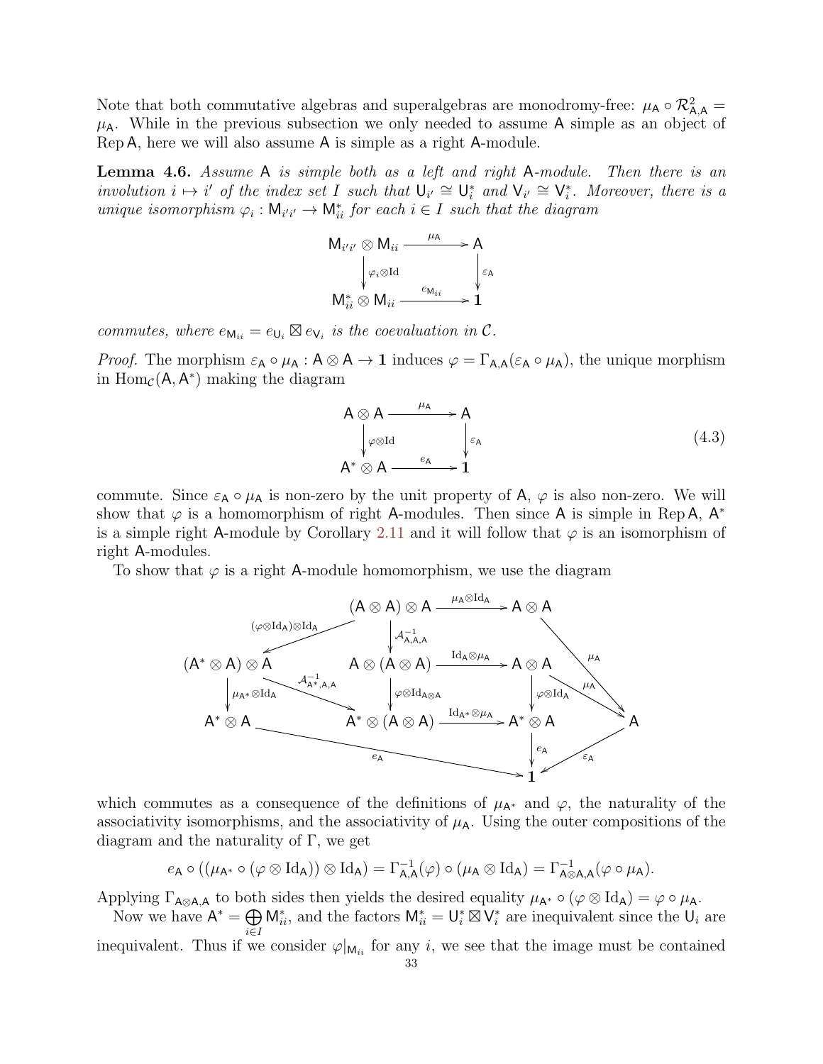Note that both commutative algebras and superalgebras are monodromy-free: $\mu_{\mathsf{A}} \circ \mathcal{R}^2_{\mathsf{A},\mathsf{A}} = \mu_{\mathsf{A}}$. While in the previous subsection we only needed to assume $\mathsf{A}$ simple as an object of $\operatorname{Rep}\mathsf{A}$, here we will also assume $\mathsf{A}$ is simple as a right $\mathsf{A}$-module.

**Lemma 4.6.** *Assume $\mathsf{A}$ is simple both as a left and right $\mathsf{A}$-module. Then there is an involution $i \mapsto i'$ of the index set $I$ such that $\mathsf{U}_{i'} \cong \mathsf{U}_i^*$ and $\mathsf{V}_{i'} \cong \mathsf{V}_i^*$. Moreover, there is a unique isomorphism $\varphi_i : \mathsf{M}_{i'i'} \to \mathsf{M}_{ii}^*$ for each $i \in I$ such that the diagram*

$$\begin{array}{ccc}
\mathsf{M}_{i'i'} \otimes \mathsf{M}_{ii} & \xrightarrow{\mu_{\mathsf{A}}} & \mathsf{A} \\
\downarrow{\scriptstyle \varphi_i \otimes \mathrm{Id}} & & \downarrow{\scriptstyle \varepsilon_{\mathsf{A}}} \\
\mathsf{M}_{ii}^* \otimes \mathsf{M}_{ii} & \xrightarrow{e_{\mathsf{M}_{ii}}} & \mathbf{1}
\end{array}$$

*commutes, where $e_{\mathsf{M}_{ii}} = e_{\mathsf{U}_i} \boxtimes e_{\mathsf{V}_i}$ is the coevaluation in $\mathcal{C}$.*

*Proof.* The morphism $\varepsilon_{\mathsf{A}} \circ \mu_{\mathsf{A}} : \mathsf{A} \otimes \mathsf{A} \to \mathbf{1}$ induces $\varphi = \Gamma_{\mathsf{A},\mathsf{A}}(\varepsilon_{\mathsf{A}} \circ \mu_{\mathsf{A}})$, the unique morphism in $\operatorname{Hom}_{\mathcal{C}}(\mathsf{A}, \mathsf{A}^*)$ making the diagram

$$\begin{array}{ccc}
\mathsf{A} \otimes \mathsf{A} & \xrightarrow{\mu_{\mathsf{A}}} & \mathsf{A} \\
\downarrow{\scriptstyle \varphi \otimes \mathrm{Id}} & & \downarrow{\scriptstyle \varepsilon_{\mathsf{A}}} \\
\mathsf{A}^* \otimes \mathsf{A} & \xrightarrow{e_{\mathsf{A}}} & \mathbf{1}
\end{array} \tag{4.3}$$

commute. Since $\varepsilon_{\mathsf{A}} \circ \mu_{\mathsf{A}}$ is non-zero by the unit property of $\mathsf{A}$, $\varphi$ is also non-zero. We will show that $\varphi$ is a homomorphism of right $\mathsf{A}$-modules. Then since $\mathsf{A}$ is simple in $\operatorname{Rep}\mathsf{A}$, $\mathsf{A}^*$ is a simple right $\mathsf{A}$-module by Corollary 2.11 and it will follow that $\varphi$ is an isomorphism of right $\mathsf{A}$-modules.

To show that $\varphi$ is a right $\mathsf{A}$-module homomorphism, we use the diagram

$$\begin{array}{ccccccc}
 & & (\mathsf{A} \otimes \mathsf{A}) \otimes \mathsf{A} & \xrightarrow{\mu_{\mathsf{A}} \otimes \mathrm{Id}_{\mathsf{A}}} & \mathsf{A} \otimes \mathsf{A} & & \\
 & \swarrow{\scriptstyle (\varphi \otimes \mathrm{Id}_{\mathsf{A}}) \otimes \mathrm{Id}_{\mathsf{A}}} & \downarrow{\scriptstyle \mathcal{A}^{-1}_{\mathsf{A},\mathsf{A},\mathsf{A}}} & & & \searrow{\scriptstyle \mu_{\mathsf{A}}} & \\
(\mathsf{A}^* \otimes \mathsf{A}) \otimes \mathsf{A} & & \mathsf{A} \otimes (\mathsf{A} \otimes \mathsf{A}) & \xrightarrow{\mathrm{Id}_{\mathsf{A}} \otimes \mu_{\mathsf{A}}} & \mathsf{A} \otimes \mathsf{A} & \xrightarrow{\mu_{\mathsf{A}}} & \mathsf{A} \\
\downarrow{\scriptstyle \mu_{\mathsf{A}^*} \otimes \mathrm{Id}_{\mathsf{A}}} & \searrow{\scriptstyle \mathcal{A}^{-1}_{\mathsf{A}^*,\mathsf{A},\mathsf{A}}} & \downarrow{\scriptstyle \varphi \otimes \mathrm{Id}_{\mathsf{A} \otimes \mathsf{A}}} & & \downarrow{\scriptstyle \varphi \otimes \mathrm{Id}_{\mathsf{A}}} & & \\
\mathsf{A}^* \otimes \mathsf{A} & & \mathsf{A}^* \otimes (\mathsf{A} \otimes \mathsf{A}) & \xrightarrow{\mathrm{Id}_{\mathsf{A}^*} \otimes \mu_{\mathsf{A}}} & \mathsf{A}^* \otimes \mathsf{A} & & \\
 & \searrow{\scriptstyle e_{\mathsf{A}}} & & & \downarrow{\scriptstyle e_{\mathsf{A}}} & \swarrow{\scriptstyle \varepsilon_{\mathsf{A}}} & \\
 & & & & \mathbf{1} & &
\end{array}$$

which commutes as a consequence of the definitions of $\mu_{\mathsf{A}^*}$ and $\varphi$, the naturality of the associativity isomorphisms, and the associativity of $\mu_{\mathsf{A}}$. Using the outer compositions of the diagram and the naturality of $\Gamma$, we get

$$e_{\mathsf{A}} \circ ((\mu_{\mathsf{A}^*} \circ (\varphi \otimes \mathrm{Id}_{\mathsf{A}})) \otimes \mathrm{Id}_{\mathsf{A}}) = \Gamma^{-1}_{\mathsf{A},\mathsf{A}}(\varphi) \circ (\mu_{\mathsf{A}} \otimes \mathrm{Id}_{\mathsf{A}}) = \Gamma^{-1}_{\mathsf{A} \otimes \mathsf{A},\mathsf{A}}(\varphi \circ \mu_{\mathsf{A}}).$$

Applying $\Gamma_{\mathsf{A} \otimes \mathsf{A},\mathsf{A}}$ to both sides then yields the desired equality $\mu_{\mathsf{A}^*} \circ (\varphi \otimes \mathrm{Id}_{\mathsf{A}}) = \varphi \circ \mu_{\mathsf{A}}$.

Now we have $\mathsf{A}^* = \bigoplus_{i \in I} \mathsf{M}_{ii}^*$, and the factors $\mathsf{M}_{ii}^* = \mathsf{U}_i^* \boxtimes \mathsf{V}_i^*$ are inequivalent since the $\mathsf{U}_i$ are inequivalent. Thus if we consider $\varphi|_{\mathsf{M}_{ii}}$ for any $i$, we see that the image must be contained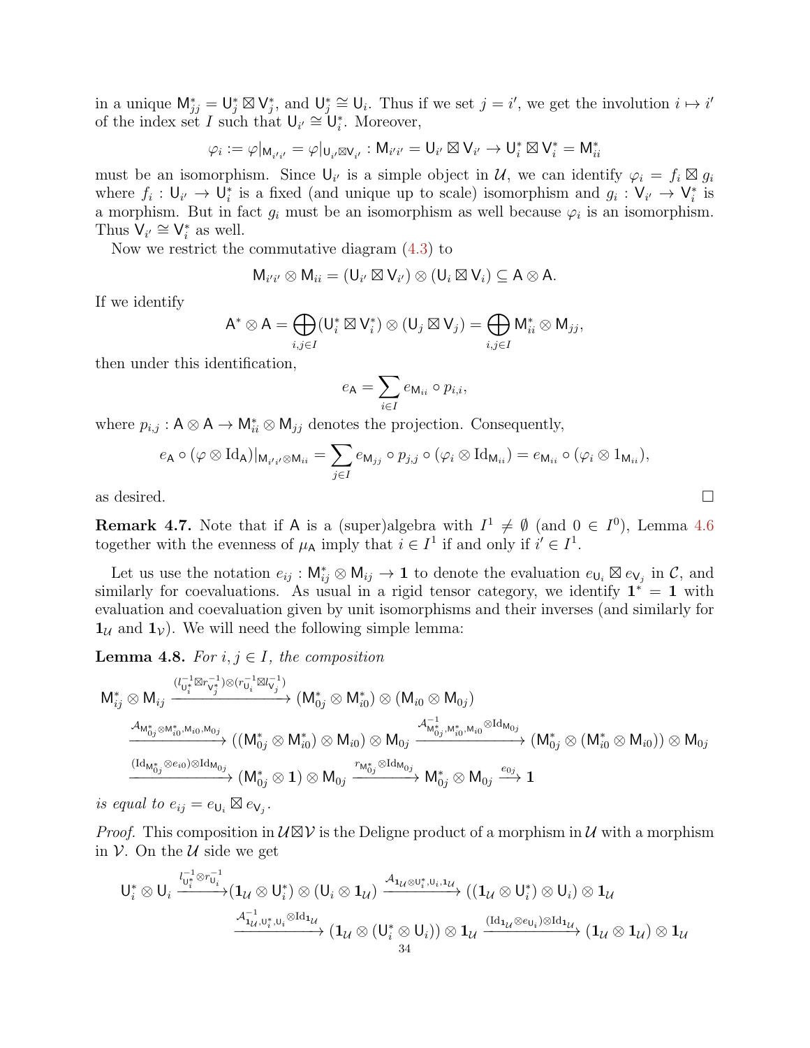in a unique $\mathsf{M}_{jj}^* = \mathsf{U}_j^* \boxtimes \mathsf{V}_j^*$, and $\mathsf{U}_j^* \cong \mathsf{U}_i$. Thus if we set $j = i'$, we get the involution $i \mapsto i'$ of the index set $I$ such that $\mathsf{U}_{i'} \cong \mathsf{U}_i^*$. Moreover,

$$\varphi_i := \varphi|_{\mathsf{M}_{i'i'}} = \varphi|_{\mathsf{U}_{i'} \boxtimes \mathsf{V}_{i'}} : \mathsf{M}_{i'i'} = \mathsf{U}_{i'} \boxtimes \mathsf{V}_{i'} \to \mathsf{U}_i^* \boxtimes \mathsf{V}_i^* = \mathsf{M}_{ii}^*$$

must be an isomorphism. Since $\mathsf{U}_{i'}$ is a simple object in $\mathcal{U}$, we can identify $\varphi_i = f_i \boxtimes g_i$ where $f_i : \mathsf{U}_{i'} \to \mathsf{U}_i^*$ is a fixed (and unique up to scale) isomorphism and $g_i : \mathsf{V}_{i'} \to \mathsf{V}_i^*$ is a morphism. But in fact $g_i$ must be an isomorphism as well because $\varphi_i$ is an isomorphism. Thus $\mathsf{V}_{i'} \cong \mathsf{V}_i^*$ as well.

Now we restrict the commutative diagram (4.3) to

$$\mathsf{M}_{i'i'} \otimes \mathsf{M}_{ii} = (\mathsf{U}_{i'} \boxtimes \mathsf{V}_{i'}) \otimes (\mathsf{U}_i \boxtimes \mathsf{V}_i) \subseteq \mathsf{A} \otimes \mathsf{A}.$$

If we identify

$$\mathsf{A}^* \otimes \mathsf{A} = \bigoplus_{i,j \in I} (\mathsf{U}_i^* \boxtimes \mathsf{V}_i^*) \otimes (\mathsf{U}_j \boxtimes \mathsf{V}_j) = \bigoplus_{i,j \in I} \mathsf{M}_{ii}^* \otimes \mathsf{M}_{jj},$$

then under this identification,

$$e_\mathsf{A} = \sum_{i \in I} e_{\mathsf{M}_{ii}} \circ p_{i,i},$$

where $p_{i,j} : \mathsf{A} \otimes \mathsf{A} \to \mathsf{M}_{ii}^* \otimes \mathsf{M}_{jj}$ denotes the projection. Consequently,

$$e_\mathsf{A} \circ (\varphi \otimes \mathrm{Id}_\mathsf{A})|_{\mathsf{M}_{i'i'} \otimes \mathsf{M}_{ii}} = \sum_{j \in I} e_{\mathsf{M}_{jj}} \circ p_{j,j} \circ (\varphi_i \otimes \mathrm{Id}_{\mathsf{M}_{ii}}) = e_{\mathsf{M}_{ii}} \circ (\varphi_i \otimes 1_{\mathsf{M}_{ii}}),$$

as desired. □

**Remark 4.7.** Note that if $\mathsf{A}$ is a (super)algebra with $I^1 \neq \emptyset$ (and $0 \in I^0$), Lemma 4.6 together with the evenness of $\mu_\mathsf{A}$ imply that $i \in I^1$ if and only if $i' \in I^1$.

Let us use the notation $e_{ij} : \mathsf{M}_{ij}^* \otimes \mathsf{M}_{ij} \to \mathbf{1}$ to denote the evaluation $e_{\mathsf{U}_i} \boxtimes e_{\mathsf{V}_j}$ in $\mathcal{C}$, and similarly for coevaluations. As usual in a rigid tensor category, we identify $\mathbf{1}^* = \mathbf{1}$ with evaluation and coevaluation given by unit isomorphisms and their inverses (and similarly for $\mathbf{1}_\mathcal{U}$ and $\mathbf{1}_\mathcal{V}$). We will need the following simple lemma:

**Lemma 4.8.** *For $i, j \in I$, the composition*

$$\mathsf{M}_{ij}^* \otimes \mathsf{M}_{ij} \xrightarrow{(l_{\mathsf{U}_i^*}^{-1} \boxtimes r_{\mathsf{V}_j^*}^{-1}) \otimes (r_{\mathsf{U}_i}^{-1} \boxtimes l_{\mathsf{V}_j}^{-1})} (\mathsf{M}_{0j}^* \otimes \mathsf{M}_{i0}^*) \otimes (\mathsf{M}_{i0} \otimes \mathsf{M}_{0j})$$
$$\xrightarrow{\mathcal{A}_{\mathsf{M}_{0j}^* \otimes \mathsf{M}_{i0}^*, \mathsf{M}_{i0}, \mathsf{M}_{0j}}} ((\mathsf{M}_{0j}^* \otimes \mathsf{M}_{i0}^*) \otimes \mathsf{M}_{i0}) \otimes \mathsf{M}_{0j} \xrightarrow{\mathcal{A}^{-1}_{\mathsf{M}_{0j}^*, \mathsf{M}_{i0}^*, \mathsf{M}_{i0}} \otimes \mathrm{Id}_{\mathsf{M}_{0j}}} (\mathsf{M}_{0j}^* \otimes (\mathsf{M}_{i0}^* \otimes \mathsf{M}_{i0})) \otimes \mathsf{M}_{0j}$$
$$\xrightarrow{(\mathrm{Id}_{\mathsf{M}_{0j}^*} \otimes e_{i0}) \otimes \mathrm{Id}_{\mathsf{M}_{0j}}} (\mathsf{M}_{0j}^* \otimes \mathbf{1}) \otimes \mathsf{M}_{0j} \xrightarrow{r_{\mathsf{M}_{0j}^*} \otimes \mathrm{Id}_{\mathsf{M}_{0j}}} \mathsf{M}_{0j}^* \otimes \mathsf{M}_{0j} \xrightarrow{e_{0j}} \mathbf{1}$$

*is equal to $e_{ij} = e_{\mathsf{U}_i} \boxtimes e_{\mathsf{V}_j}$.*

*Proof.* This composition in $\mathcal{U} \boxtimes \mathcal{V}$ is the Deligne product of a morphism in $\mathcal{U}$ with a morphism in $\mathcal{V}$. On the $\mathcal{U}$ side we get

$$\mathsf{U}_i^* \otimes \mathsf{U}_i \xrightarrow{l_{\mathsf{U}_i^*}^{-1} \otimes r_{\mathsf{U}_i}^{-1}} (\mathbf{1}_\mathcal{U} \otimes \mathsf{U}_i^*) \otimes (\mathsf{U}_i \otimes \mathbf{1}_\mathcal{U}) \xrightarrow{\mathcal{A}_{\mathbf{1}_\mathcal{U} \otimes \mathsf{U}_i^*, \mathsf{U}_i, \mathbf{1}_\mathcal{U}}} ((\mathbf{1}_\mathcal{U} \otimes \mathsf{U}_i^*) \otimes \mathsf{U}_i) \otimes \mathbf{1}_\mathcal{U}$$
$$\xrightarrow{\mathcal{A}^{-1}_{\mathbf{1}_\mathcal{U}, \mathsf{U}_i^*, \mathsf{U}_i} \otimes \mathrm{Id}_{\mathbf{1}_\mathcal{U}}} (\mathbf{1}_\mathcal{U} \otimes (\mathsf{U}_i^* \otimes \mathsf{U}_i)) \otimes \mathbf{1}_\mathcal{U} \xrightarrow{(\mathrm{Id}_{\mathbf{1}_\mathcal{U}} \otimes e_{\mathsf{U}_i}) \otimes \mathrm{Id}_{\mathbf{1}_\mathcal{U}}} (\mathbf{1}_\mathcal{U} \otimes \mathbf{1}_\mathcal{U}) \otimes \mathbf{1}_\mathcal{U}$$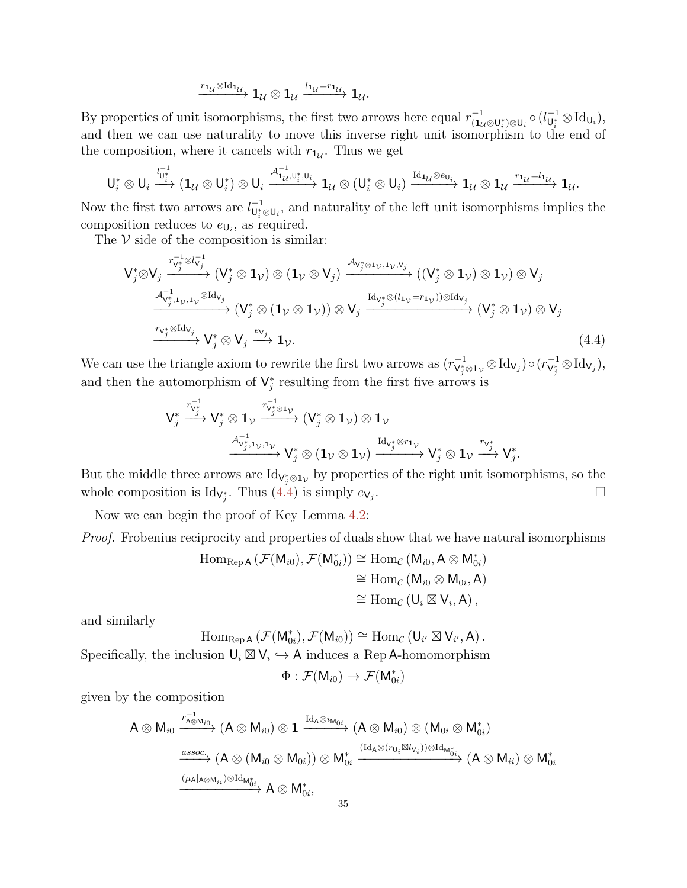$$\xrightarrow{r_{\mathbf{1}_{\mathcal{U}}}\otimes \mathrm{Id}_{\mathbf{1}_{\mathcal{U}}}} \mathbf{1}_{\mathcal{U}} \otimes \mathbf{1}_{\mathcal{U}} \xrightarrow{l_{\mathbf{1}_{\mathcal{U}}}=r_{\mathbf{1}_{\mathcal{U}}}} \mathbf{1}_{\mathcal{U}}.$$

By properties of unit isomorphisms, the first two arrows here equal $r^{-1}_{(\mathbf{1}_{\mathcal{U}}\otimes \mathsf{U}_i^*)\otimes \mathsf{U}_i} \circ (l^{-1}_{\mathsf{U}_i^*} \otimes \mathrm{Id}_{\mathsf{U}_i})$, and then we can use naturality to move this inverse right unit isomorphism to the end of the composition, where it cancels with $r_{\mathbf{1}_{\mathcal{U}}}$. Thus we get

$$\mathsf{U}_i^* \otimes \mathsf{U}_i \xrightarrow{l^{-1}_{\mathsf{U}_i^*}} (\mathbf{1}_{\mathcal{U}} \otimes \mathsf{U}_i^*) \otimes \mathsf{U}_i \xrightarrow{\mathcal{A}^{-1}_{\mathbf{1}_{\mathcal{U}},\mathsf{U}_i^*,\mathsf{U}_i}} \mathbf{1}_{\mathcal{U}} \otimes (\mathsf{U}_i^* \otimes \mathsf{U}_i) \xrightarrow{\mathrm{Id}_{\mathbf{1}_{\mathcal{U}}}\otimes e_{\mathsf{U}_i}} \mathbf{1}_{\mathcal{U}} \otimes \mathbf{1}_{\mathcal{U}} \xrightarrow{r_{\mathbf{1}_{\mathcal{U}}}=l_{\mathbf{1}_{\mathcal{U}}}} \mathbf{1}_{\mathcal{U}}.$$

Now the first two arrows are $l^{-1}_{\mathsf{U}_i^*\otimes \mathsf{U}_i}$, and naturality of the left unit isomorphisms implies the composition reduces to $e_{\mathsf{U}_i}$, as required.

The $\mathcal{V}$ side of the composition is similar:

$$\begin{aligned}
\mathsf{V}_j^*\otimes \mathsf{V}_j &\xrightarrow{r^{-1}_{\mathsf{V}_j^*}\otimes l^{-1}_{\mathsf{V}_j}} (\mathsf{V}_j^* \otimes \mathbf{1}_{\mathcal{V}}) \otimes (\mathbf{1}_{\mathcal{V}} \otimes \mathsf{V}_j) \xrightarrow{\mathcal{A}_{\mathsf{V}_j^*\otimes \mathbf{1}_{\mathcal{V}},\mathbf{1}_{\mathcal{V}},\mathsf{V}_j}} ((\mathsf{V}_j^* \otimes \mathbf{1}_{\mathcal{V}}) \otimes \mathbf{1}_{\mathcal{V}}) \otimes \mathsf{V}_j \\
&\xrightarrow{\mathcal{A}^{-1}_{\mathsf{V}_j^*,\mathbf{1}_{\mathcal{V}},\mathbf{1}_{\mathcal{V}}}\otimes \mathrm{Id}_{\mathsf{V}_j}} (\mathsf{V}_j^* \otimes (\mathbf{1}_{\mathcal{V}} \otimes \mathbf{1}_{\mathcal{V}})) \otimes \mathsf{V}_j \xrightarrow{\mathrm{Id}_{\mathsf{V}_j^*}\otimes (l_{\mathbf{1}_{\mathcal{V}}}=r_{\mathbf{1}_{\mathcal{V}}})\otimes \mathrm{Id}_{\mathsf{V}_j}} (\mathsf{V}_j^* \otimes \mathbf{1}_{\mathcal{V}}) \otimes \mathsf{V}_j \\
&\xrightarrow{r_{\mathsf{V}_j^*}\otimes \mathrm{Id}_{\mathsf{V}_j}} \mathsf{V}_j^* \otimes \mathsf{V}_j \xrightarrow{e_{\mathsf{V}_j}} \mathbf{1}_{\mathcal{V}}.
\end{aligned} \tag{4.4}$$

We can use the triangle axiom to rewrite the first two arrows as $(r^{-1}_{\mathsf{V}_j^*\otimes \mathbf{1}_{\mathcal{V}}} \otimes \mathrm{Id}_{\mathsf{V}_j}) \circ (r^{-1}_{\mathsf{V}_j^*} \otimes \mathrm{Id}_{\mathsf{V}_j})$, and then the automorphism of $\mathsf{V}_j^*$ resulting from the first five arrows is

$$\begin{aligned}
\mathsf{V}_j^* &\xrightarrow{r^{-1}_{\mathsf{V}_j^*}} \mathsf{V}_j^* \otimes \mathbf{1}_{\mathcal{V}} \xrightarrow{r^{-1}_{\mathsf{V}_j^*\otimes \mathbf{1}_{\mathcal{V}}}} (\mathsf{V}_j^* \otimes \mathbf{1}_{\mathcal{V}}) \otimes \mathbf{1}_{\mathcal{V}} \\
&\xrightarrow{\mathcal{A}^{-1}_{\mathsf{V}_j^*,\mathbf{1}_{\mathcal{V}},\mathbf{1}_{\mathcal{V}}}} \mathsf{V}_j^* \otimes (\mathbf{1}_{\mathcal{V}} \otimes \mathbf{1}_{\mathcal{V}}) \xrightarrow{\mathrm{Id}_{\mathsf{V}_j^*}\otimes r_{\mathbf{1}_{\mathcal{V}}}} \mathsf{V}_j^* \otimes \mathbf{1}_{\mathcal{V}} \xrightarrow{r_{\mathsf{V}_j^*}} \mathsf{V}_j^*.
\end{aligned}$$

But the middle three arrows are $\mathrm{Id}_{\mathsf{V}_j^*\otimes \mathbf{1}_{\mathcal{V}}}$ by properties of the right unit isomorphisms, so the whole composition is $\mathrm{Id}_{\mathsf{V}_j^*}$. Thus (4.4) is simply $e_{\mathsf{V}_j}$. □

Now we can begin the proof of Key Lemma 4.2:

*Proof.* Frobenius reciprocity and properties of duals show that we have natural isomorphisms

$$\begin{aligned}
\mathrm{Hom}_{\mathrm{Rep}\,\mathsf{A}}\left(\mathcal{F}(\mathsf{M}_{i0}), \mathcal{F}(\mathsf{M}_{0i}^*)\right) &\cong \mathrm{Hom}_{\mathcal{C}}\left(\mathsf{M}_{i0}, \mathsf{A} \otimes \mathsf{M}_{0i}^*\right) \\
&\cong \mathrm{Hom}_{\mathcal{C}}\left(\mathsf{M}_{i0} \otimes \mathsf{M}_{0i}, \mathsf{A}\right) \\
&\cong \mathrm{Hom}_{\mathcal{C}}\left(\mathsf{U}_i \boxtimes \mathsf{V}_i, \mathsf{A}\right),
\end{aligned}$$

and similarly

$$\mathrm{Hom}_{\mathrm{Rep}\,\mathsf{A}}\left(\mathcal{F}(\mathsf{M}_{0i}^*), \mathcal{F}(\mathsf{M}_{i0})\right) \cong \mathrm{Hom}_{\mathcal{C}}\left(\mathsf{U}_{i'} \boxtimes \mathsf{V}_{i'}, \mathsf{A}\right).$$

Specifically, the inclusion $\mathsf{U}_i \boxtimes \mathsf{V}_i \hookrightarrow \mathsf{A}$ induces a $\mathrm{Rep}\,\mathsf{A}$-homomorphism

$$\Phi : \mathcal{F}(\mathsf{M}_{i0}) \to \mathcal{F}(\mathsf{M}_{0i}^*)$$

given by the composition

$$\begin{aligned}
\mathsf{A} \otimes \mathsf{M}_{i0} &\xrightarrow{r^{-1}_{\mathsf{A}\otimes \mathsf{M}_{i0}}} (\mathsf{A} \otimes \mathsf{M}_{i0}) \otimes \mathbf{1} \xrightarrow{\mathrm{Id}_{\mathsf{A}}\otimes i_{\mathsf{M}_{0i}}} (\mathsf{A} \otimes \mathsf{M}_{i0}) \otimes (\mathsf{M}_{0i} \otimes \mathsf{M}_{0i}^*) \\
&\xrightarrow{assoc.} (\mathsf{A} \otimes (\mathsf{M}_{i0} \otimes \mathsf{M}_{0i})) \otimes \mathsf{M}_{0i}^* \xrightarrow{(\mathrm{Id}_{\mathsf{A}}\otimes (r_{\mathsf{U}_i}\boxtimes l_{\mathsf{V}_i}))\otimes \mathrm{Id}_{\mathsf{M}_{0i}^*}} (\mathsf{A} \otimes \mathsf{M}_{ii}) \otimes \mathsf{M}_{0i}^* \\
&\xrightarrow{(\mu_{\mathsf{A}}|_{\mathsf{A}\otimes \mathsf{M}_{ii}})\otimes \mathrm{Id}_{\mathsf{M}_{0i}^*}} \mathsf{A} \otimes \mathsf{M}_{0i}^*,
\end{aligned}$$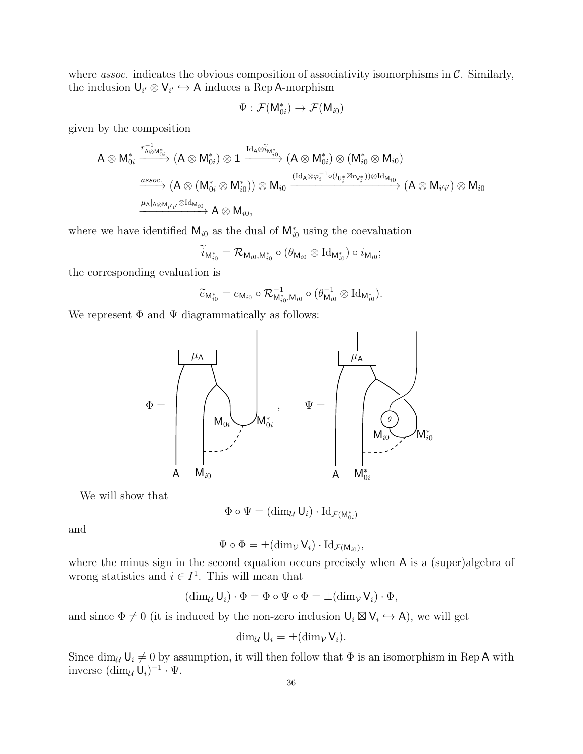where *assoc.* indicates the obvious composition of associativity isomorphisms in $\mathcal{C}$. Similarly, the inclusion $\mathsf{U}_{i'} \otimes \mathsf{V}_{i'} \hookrightarrow \mathsf{A}$ induces a $\operatorname{Rep}\mathsf{A}$-morphism

$$\Psi : \mathcal{F}(\mathsf{M}_{0i}^*) \to \mathcal{F}(\mathsf{M}_{i0})$$

given by the composition

$$\begin{aligned}
\mathsf{A} \otimes \mathsf{M}_{0i}^* &\xrightarrow{r_{\mathsf{A}\otimes\mathsf{M}_{0i}^*}^{-1}} (\mathsf{A} \otimes \mathsf{M}_{0i}^*) \otimes \mathbf{1} \xrightarrow{\mathrm{Id}_\mathsf{A}\otimes\widetilde{i}_{\mathsf{M}_{i0}^*}} (\mathsf{A} \otimes \mathsf{M}_{0i}^*) \otimes (\mathsf{M}_{i0}^* \otimes \mathsf{M}_{i0}) \\
&\xrightarrow{assoc.} (\mathsf{A} \otimes (\mathsf{M}_{0i}^* \otimes \mathsf{M}_{i0}^*)) \otimes \mathsf{M}_{i0} \xrightarrow{(\mathrm{Id}_\mathsf{A}\otimes\varphi_i^{-1}\circ(l_{\mathsf{U}_i^*}\boxtimes r_{\mathsf{V}_i^*}))\otimes\mathrm{Id}_{\mathsf{M}_{i0}}} (\mathsf{A} \otimes \mathsf{M}_{i'i'}) \otimes \mathsf{M}_{i0} \\
&\xrightarrow{\mu_\mathsf{A}|_{\mathsf{A}\otimes\mathsf{M}_{i'i'}}\otimes\mathrm{Id}_{\mathsf{M}_{i0}}} \mathsf{A} \otimes \mathsf{M}_{i0},
\end{aligned}$$

where we have identified $\mathsf{M}_{i0}$ as the dual of $\mathsf{M}_{i0}^*$ using the coevaluation

$$\widetilde{i}_{\mathsf{M}_{i0}^*} = \mathcal{R}_{\mathsf{M}_{i0},\mathsf{M}_{i0}^*} \circ (\theta_{\mathsf{M}_{i0}} \otimes \mathrm{Id}_{\mathsf{M}_{i0}^*}) \circ i_{\mathsf{M}_{i0}};$$

the corresponding evaluation is

$$\widetilde{e}_{\mathsf{M}_{i0}^*} = e_{\mathsf{M}_{i0}} \circ \mathcal{R}_{\mathsf{M}_{i0}^*,\mathsf{M}_{i0}}^{-1} \circ (\theta_{\mathsf{M}_{i0}}^{-1} \otimes \mathrm{Id}_{\mathsf{M}_{i0}^*}).$$

We represent $\Phi$ and $\Psi$ diagrammatically as follows:

[Diagrams of $\Phi$ (with labels $\mu_\mathsf{A}$, $\mathsf{M}_{0i}$, $\mathsf{M}_{0i}^*$, $\mathsf{A}$, $\mathsf{M}_{i0}$) and $\Psi$ (with labels $\mu_\mathsf{A}$, $\theta$, $\mathsf{M}_{i0}$, $\mathsf{M}_{i0}^*$, $\mathsf{A}$, $\mathsf{M}_{0i}^*$)]

We will show that

$$\Phi \circ \Psi = (\dim_\mathcal{U} \mathsf{U}_i) \cdot \mathrm{Id}_{\mathcal{F}(\mathsf{M}_{0i}^*)}$$

and

$$\Psi \circ \Phi = \pm(\dim_\mathcal{V} \mathsf{V}_i) \cdot \mathrm{Id}_{\mathcal{F}(\mathsf{M}_{i0})},$$

where the minus sign in the second equation occurs precisely when $\mathsf{A}$ is a (super)algebra of wrong statistics and $i \in I^1$. This will mean that

$$(\dim_\mathcal{U} \mathsf{U}_i) \cdot \Phi = \Phi \circ \Psi \circ \Phi = \pm(\dim_\mathcal{V} \mathsf{V}_i) \cdot \Phi,$$

and since $\Phi \neq 0$ (it is induced by the non-zero inclusion $\mathsf{U}_i \boxtimes \mathsf{V}_i \hookrightarrow \mathsf{A}$), we will get

$$\dim_\mathcal{U} \mathsf{U}_i = \pm(\dim_\mathcal{V} \mathsf{V}_i).$$

Since $\dim_\mathcal{U} \mathsf{U}_i \neq 0$ by assumption, it will then follow that $\Phi$ is an isomorphism in $\operatorname{Rep}\mathsf{A}$ with inverse $(\dim_\mathcal{U} \mathsf{U}_i)^{-1} \cdot \Psi$.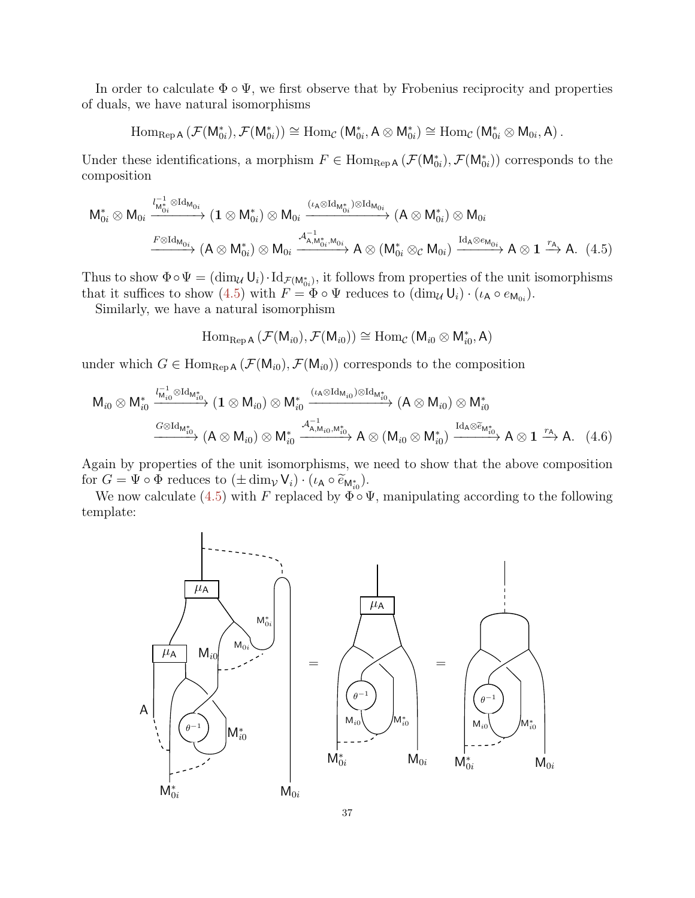In order to calculate $\Phi \circ \Psi$, we first observe that by Frobenius reciprocity and properties of duals, we have natural isomorphisms

$$\mathrm{Hom}_{\mathrm{Rep}\,\mathsf{A}}\left(\mathcal{F}(\mathsf{M}_{0i}^*), \mathcal{F}(\mathsf{M}_{0i}^*)\right) \cong \mathrm{Hom}_{\mathcal{C}}\left(\mathsf{M}_{0i}^*, \mathsf{A} \otimes \mathsf{M}_{0i}^*\right) \cong \mathrm{Hom}_{\mathcal{C}}\left(\mathsf{M}_{0i}^* \otimes \mathsf{M}_{0i}, \mathsf{A}\right).$$

Under these identifications, a morphism $F \in \mathrm{Hom}_{\mathrm{Rep}\,\mathsf{A}}\left(\mathcal{F}(\mathsf{M}_{0i}^*), \mathcal{F}(\mathsf{M}_{0i}^*)\right)$ corresponds to the composition

$$\mathsf{M}_{0i}^* \otimes \mathsf{M}_{0i} \xrightarrow{l_{\mathsf{M}_{0i}^*}^{-1} \otimes \mathrm{Id}_{\mathsf{M}_{0i}}} (\mathbf{1} \otimes \mathsf{M}_{0i}^*) \otimes \mathsf{M}_{0i} \xrightarrow{(\iota_{\mathsf{A}} \otimes \mathrm{Id}_{\mathsf{M}_{0i}^*}) \otimes \mathrm{Id}_{\mathsf{M}_{0i}}} (\mathsf{A} \otimes \mathsf{M}_{0i}^*) \otimes \mathsf{M}_{0i}$$
$$\xrightarrow{F \otimes \mathrm{Id}_{\mathsf{M}_{0i}}} (\mathsf{A} \otimes \mathsf{M}_{0i}^*) \otimes \mathsf{M}_{0i} \xrightarrow{\mathcal{A}_{\mathsf{A},\mathsf{M}_{0i}^*,\mathsf{M}_{0i}}^{-1}} \mathsf{A} \otimes (\mathsf{M}_{0i}^* \otimes_{\mathcal{C}} \mathsf{M}_{0i}) \xrightarrow{\mathrm{Id}_{\mathsf{A}} \otimes e_{\mathsf{M}_{0i}}} \mathsf{A} \otimes \mathbf{1} \xrightarrow{r_{\mathsf{A}}} \mathsf{A}. \quad (4.5)$$

Thus to show $\Phi \circ \Psi = (\dim_{\mathcal{U}} \mathsf{U}_i) \cdot \mathrm{Id}_{\mathcal{F}(\mathsf{M}_{0i}^*)}$, it follows from properties of the unit isomorphisms that it suffices to show (4.5) with $F = \Phi \circ \Psi$ reduces to $(\dim_{\mathcal{U}} \mathsf{U}_i) \cdot (\iota_{\mathsf{A}} \circ e_{\mathsf{M}_{0i}})$.

Similarly, we have a natural isomorphism

$$\mathrm{Hom}_{\mathrm{Rep}\,\mathsf{A}}\left(\mathcal{F}(\mathsf{M}_{i0}), \mathcal{F}(\mathsf{M}_{i0})\right) \cong \mathrm{Hom}_{\mathcal{C}}\left(\mathsf{M}_{i0} \otimes \mathsf{M}_{i0}^*, \mathsf{A}\right)$$

under which $G \in \mathrm{Hom}_{\mathrm{Rep}\,\mathsf{A}}\left(\mathcal{F}(\mathsf{M}_{i0}), \mathcal{F}(\mathsf{M}_{i0})\right)$ corresponds to the composition

$$\mathsf{M}_{i0} \otimes \mathsf{M}_{i0}^* \xrightarrow{l_{\mathsf{M}_{i0}}^{-1} \otimes \mathrm{Id}_{\mathsf{M}_{i0}^*}} (\mathbf{1} \otimes \mathsf{M}_{i0}) \otimes \mathsf{M}_{i0}^* \xrightarrow{(\iota_{\mathsf{A}} \otimes \mathrm{Id}_{\mathsf{M}_{i0}}) \otimes \mathrm{Id}_{\mathsf{M}_{i0}^*}} (\mathsf{A} \otimes \mathsf{M}_{i0}) \otimes \mathsf{M}_{i0}^*$$
$$\xrightarrow{G \otimes \mathrm{Id}_{\mathsf{M}_{i0}^*}} (\mathsf{A} \otimes \mathsf{M}_{i0}) \otimes \mathsf{M}_{i0}^* \xrightarrow{\mathcal{A}_{\mathsf{A},\mathsf{M}_{i0},\mathsf{M}_{i0}^*}^{-1}} \mathsf{A} \otimes (\mathsf{M}_{i0} \otimes \mathsf{M}_{i0}^*) \xrightarrow{\mathrm{Id}_{\mathsf{A}} \otimes \widetilde{e}_{\mathsf{M}_{i0}^*}} \mathsf{A} \otimes \mathbf{1} \xrightarrow{r_{\mathsf{A}}} \mathsf{A}. \quad (4.6)$$

Again by properties of the unit isomorphisms, we need to show that the above composition for $G = \Psi \circ \Phi$ reduces to $(\pm \dim_{\mathcal{V}} \mathsf{V}_i) \cdot (\iota_{\mathsf{A}} \circ \widetilde{e}_{\mathsf{M}_{i0}^*})$.

We now calculate (4.5) with $F$ replaced by $\Phi \circ \Psi$, manipulating according to the following template: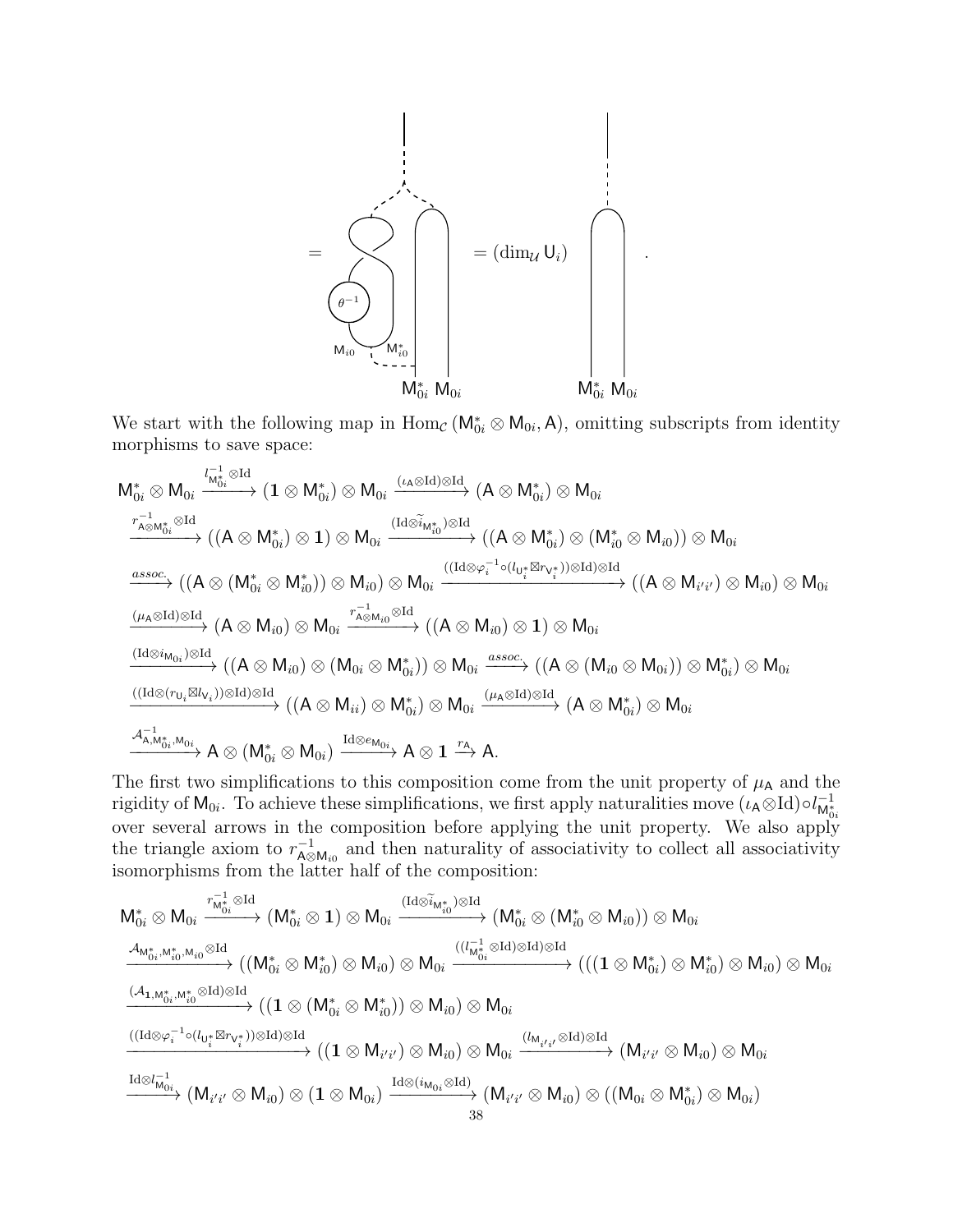$$= \quad [\text{diagram}] \quad = (\dim_{\mathcal{U}} \mathsf{U}_i) \quad [\text{diagram}] \quad .$$

We start with the following map in $\mathrm{Hom}_{\mathcal{C}}(\mathsf{M}_{0i}^* \otimes \mathsf{M}_{0i}, \mathsf{A})$, omitting subscripts from identity morphisms to save space:

$$\mathsf{M}_{0i}^* \otimes \mathsf{M}_{0i} \xrightarrow{l_{\mathsf{M}_{0i}^*}^{-1} \otimes \mathrm{Id}} (\mathbf{1} \otimes \mathsf{M}_{0i}^*) \otimes \mathsf{M}_{0i} \xrightarrow{(\iota_{\mathsf{A}} \otimes \mathrm{Id}) \otimes \mathrm{Id}} (\mathsf{A} \otimes \mathsf{M}_{0i}^*) \otimes \mathsf{M}_{0i}$$

$$\xrightarrow{r_{\mathsf{A} \otimes \mathsf{M}_{0i}^*}^{-1} \otimes \mathrm{Id}} ((\mathsf{A} \otimes \mathsf{M}_{0i}^*) \otimes \mathbf{1}) \otimes \mathsf{M}_{0i} \xrightarrow{(\mathrm{Id} \otimes \widetilde{i}_{\mathsf{M}_{i0}^*}) \otimes \mathrm{Id}} ((\mathsf{A} \otimes \mathsf{M}_{0i}^*) \otimes (\mathsf{M}_{i0}^* \otimes \mathsf{M}_{i0})) \otimes \mathsf{M}_{0i}$$

$$\xrightarrow{assoc.} ((\mathsf{A} \otimes (\mathsf{M}_{0i}^* \otimes \mathsf{M}_{i0}^*)) \otimes \mathsf{M}_{i0}) \otimes \mathsf{M}_{0i} \xrightarrow{((\mathrm{Id} \otimes \varphi_i^{-1} \circ (l_{\mathsf{U}_i^*} \boxtimes r_{\mathsf{V}_i^*})) \otimes \mathrm{Id}) \otimes \mathrm{Id}} ((\mathsf{A} \otimes \mathsf{M}_{i'i'}) \otimes \mathsf{M}_{i0}) \otimes \mathsf{M}_{0i}$$

$$\xrightarrow{(\mu_{\mathsf{A}} \otimes \mathrm{Id}) \otimes \mathrm{Id}} (\mathsf{A} \otimes \mathsf{M}_{i0}) \otimes \mathsf{M}_{0i} \xrightarrow{r_{\mathsf{A} \otimes \mathsf{M}_{i0}}^{-1} \otimes \mathrm{Id}} ((\mathsf{A} \otimes \mathsf{M}_{i0}) \otimes \mathbf{1}) \otimes \mathsf{M}_{0i}$$

$$\xrightarrow{(\mathrm{Id} \otimes i_{\mathsf{M}_{0i}}) \otimes \mathrm{Id}} ((\mathsf{A} \otimes \mathsf{M}_{i0}) \otimes (\mathsf{M}_{0i} \otimes \mathsf{M}_{0i}^*)) \otimes \mathsf{M}_{0i} \xrightarrow{assoc.} ((\mathsf{A} \otimes (\mathsf{M}_{i0} \otimes \mathsf{M}_{0i})) \otimes \mathsf{M}_{0i}^*) \otimes \mathsf{M}_{0i}$$

$$\xrightarrow{((\mathrm{Id} \otimes (r_{\mathsf{U}_i} \boxtimes l_{\mathsf{V}_i})) \otimes \mathrm{Id}) \otimes \mathrm{Id}} ((\mathsf{A} \otimes \mathsf{M}_{ii}) \otimes \mathsf{M}_{0i}^*) \otimes \mathsf{M}_{0i} \xrightarrow{(\mu_{\mathsf{A}} \otimes \mathrm{Id}) \otimes \mathrm{Id}} (\mathsf{A} \otimes \mathsf{M}_{0i}^*) \otimes \mathsf{M}_{0i}$$

$$\xrightarrow{\mathcal{A}_{\mathsf{A}, \mathsf{M}_{0i}^*, \mathsf{M}_{0i}}^{-1}} \mathsf{A} \otimes (\mathsf{M}_{0i}^* \otimes \mathsf{M}_{0i}) \xrightarrow{\mathrm{Id} \otimes e_{\mathsf{M}_{0i}}} \mathsf{A} \otimes \mathbf{1} \xrightarrow{r_{\mathsf{A}}} \mathsf{A}.$$

The first two simplifications to this composition come from the unit property of $\mu_{\mathsf{A}}$ and the rigidity of $\mathsf{M}_{0i}$. To achieve these simplifications, we first apply naturalities move $(\iota_{\mathsf{A}} \otimes \mathrm{Id}) \circ l_{\mathsf{M}_{0i}^*}^{-1}$ over several arrows in the composition before applying the unit property. We also apply the triangle axiom to $r_{\mathsf{A} \otimes \mathsf{M}_{i0}}^{-1}$ and then naturality of associativity to collect all associativity isomorphisms from the latter half of the composition:

$$\mathsf{M}_{0i}^* \otimes \mathsf{M}_{0i} \xrightarrow{r_{\mathsf{M}_{0i}^*}^{-1} \otimes \mathrm{Id}} (\mathsf{M}_{0i}^* \otimes \mathbf{1}) \otimes \mathsf{M}_{0i} \xrightarrow{(\mathrm{Id} \otimes \widetilde{i}_{\mathsf{M}_{i0}^*}) \otimes \mathrm{Id}} (\mathsf{M}_{0i}^* \otimes (\mathsf{M}_{i0}^* \otimes \mathsf{M}_{i0})) \otimes \mathsf{M}_{0i}$$

$$\xrightarrow{\mathcal{A}_{\mathsf{M}_{0i}^*, \mathsf{M}_{i0}^*, \mathsf{M}_{i0}} \otimes \mathrm{Id}} ((\mathsf{M}_{0i}^* \otimes \mathsf{M}_{i0}^*) \otimes \mathsf{M}_{i0}) \otimes \mathsf{M}_{0i} \xrightarrow{((l_{\mathsf{M}_{0i}^*}^{-1} \otimes \mathrm{Id}) \otimes \mathrm{Id}) \otimes \mathrm{Id}} (((\mathbf{1} \otimes \mathsf{M}_{0i}^*) \otimes \mathsf{M}_{i0}^*) \otimes \mathsf{M}_{i0}) \otimes \mathsf{M}_{0i}$$

$$\xrightarrow{(\mathcal{A}_{\mathbf{1}, \mathsf{M}_{0i}^*, \mathsf{M}_{i0}^*} \otimes \mathrm{Id}) \otimes \mathrm{Id}} ((\mathbf{1} \otimes (\mathsf{M}_{0i}^* \otimes \mathsf{M}_{i0}^*)) \otimes \mathsf{M}_{i0}) \otimes \mathsf{M}_{0i}$$

$$\xrightarrow{((\mathrm{Id} \otimes \varphi_i^{-1} \circ (l_{\mathsf{U}_i^*} \boxtimes r_{\mathsf{V}_i^*})) \otimes \mathrm{Id}) \otimes \mathrm{Id}} ((\mathbf{1} \otimes \mathsf{M}_{i'i'}) \otimes \mathsf{M}_{i0}) \otimes \mathsf{M}_{0i} \xrightarrow{(l_{\mathsf{M}_{i'i'}} \otimes \mathrm{Id}) \otimes \mathrm{Id}} (\mathsf{M}_{i'i'} \otimes \mathsf{M}_{i0}) \otimes \mathsf{M}_{0i}$$

$$\xrightarrow{\mathrm{Id} \otimes l_{\mathsf{M}_{0i}}^{-1}} (\mathsf{M}_{i'i'} \otimes \mathsf{M}_{i0}) \otimes (\mathbf{1} \otimes \mathsf{M}_{0i}) \xrightarrow{\mathrm{Id} \otimes (i_{\mathsf{M}_{0i}} \otimes \mathrm{Id})} (\mathsf{M}_{i'i'} \otimes \mathsf{M}_{i0}) \otimes ((\mathsf{M}_{0i} \otimes \mathsf{M}_{0i}^*) \otimes \mathsf{M}_{0i})$$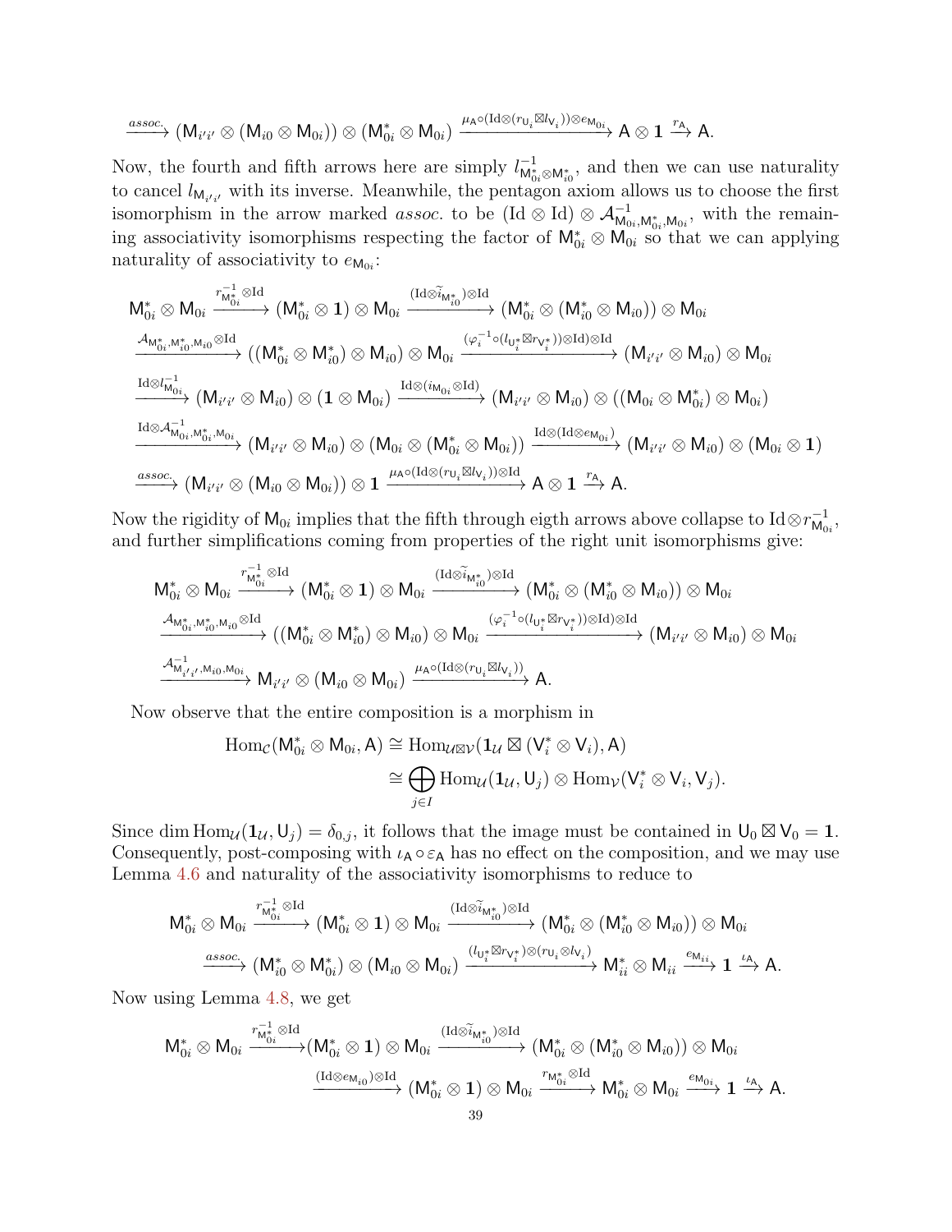$$\xrightarrow{assoc.} (\mathsf{M}_{i'i'} \otimes (\mathsf{M}_{i0} \otimes \mathsf{M}_{0i})) \otimes (\mathsf{M}_{0i}^* \otimes \mathsf{M}_{0i}) \xrightarrow{\mu_\mathsf{A}\circ(\mathrm{Id}\otimes(r_{\mathsf{U}_i}\boxtimes l_{\mathsf{V}_i}))\otimes e_{\mathsf{M}_{0i}}} \mathsf{A}\otimes\mathbf{1} \xrightarrow{r_\mathsf{A}} \mathsf{A}.$$

Now, the fourth and fifth arrows here are simply $l^{-1}_{\mathsf{M}_{0i}^*\otimes\mathsf{M}_{i0}^*}$, and then we can use naturality to cancel $l_{\mathsf{M}_{i'i'}}$ with its inverse. Meanwhile, the pentagon axiom allows us to choose the first isomorphism in the arrow marked *assoc.* to be $(\mathrm{Id}\otimes\mathrm{Id})\otimes\mathcal{A}^{-1}_{\mathsf{M}_{0i},\mathsf{M}_{0i}^*,\mathsf{M}_{0i}}$, with the remaining associativity isomorphisms respecting the factor of $\mathsf{M}_{0i}^*\otimes\mathsf{M}_{0i}$ so that we can applying naturality of associativity to $e_{\mathsf{M}_{0i}}$:

$$\mathsf{M}_{0i}^*\otimes\mathsf{M}_{0i} \xrightarrow{r^{-1}_{\mathsf{M}_{0i}^*}\otimes\mathrm{Id}} (\mathsf{M}_{0i}^*\otimes\mathbf{1})\otimes\mathsf{M}_{0i} \xrightarrow{(\mathrm{Id}\otimes\widetilde{i}_{\mathsf{M}_{i0}^*})\otimes\mathrm{Id}} (\mathsf{M}_{0i}^*\otimes(\mathsf{M}_{i0}^*\otimes\mathsf{M}_{i0}))\otimes\mathsf{M}_{0i}$$
$$\xrightarrow{\mathcal{A}_{\mathsf{M}_{0i}^*,\mathsf{M}_{i0}^*,\mathsf{M}_{i0}}\otimes\mathrm{Id}} ((\mathsf{M}_{0i}^*\otimes\mathsf{M}_{i0}^*)\otimes\mathsf{M}_{i0})\otimes\mathsf{M}_{0i} \xrightarrow{(\varphi_i^{-1}\circ(l_{\mathsf{U}_i^*}\boxtimes r_{\mathsf{V}_i^*}))\otimes\mathrm{Id})\otimes\mathrm{Id}} (\mathsf{M}_{i'i'}\otimes\mathsf{M}_{i0})\otimes\mathsf{M}_{0i}$$
$$\xrightarrow{\mathrm{Id}\otimes l^{-1}_{\mathsf{M}_{0i}}} (\mathsf{M}_{i'i'}\otimes\mathsf{M}_{i0})\otimes(\mathbf{1}\otimes\mathsf{M}_{0i}) \xrightarrow{\mathrm{Id}\otimes(i_{\mathsf{M}_{0i}}\otimes\mathrm{Id})} (\mathsf{M}_{i'i'}\otimes\mathsf{M}_{i0})\otimes((\mathsf{M}_{0i}\otimes\mathsf{M}_{0i}^*)\otimes\mathsf{M}_{0i})$$
$$\xrightarrow{\mathrm{Id}\otimes\mathcal{A}^{-1}_{\mathsf{M}_{0i},\mathsf{M}_{0i}^*,\mathsf{M}_{0i}}} (\mathsf{M}_{i'i'}\otimes\mathsf{M}_{i0})\otimes(\mathsf{M}_{0i}\otimes(\mathsf{M}_{0i}^*\otimes\mathsf{M}_{0i})) \xrightarrow{\mathrm{Id}\otimes(\mathrm{Id}\otimes e_{\mathsf{M}_{0i}})} (\mathsf{M}_{i'i'}\otimes\mathsf{M}_{i0})\otimes(\mathsf{M}_{0i}\otimes\mathbf{1})$$
$$\xrightarrow{assoc.} (\mathsf{M}_{i'i'}\otimes(\mathsf{M}_{i0}\otimes\mathsf{M}_{0i}))\otimes\mathbf{1} \xrightarrow{\mu_\mathsf{A}\circ(\mathrm{Id}\otimes(r_{\mathsf{U}_i}\boxtimes l_{\mathsf{V}_i}))\otimes\mathrm{Id}} \mathsf{A}\otimes\mathbf{1} \xrightarrow{r_\mathsf{A}} \mathsf{A}.$$

Now the rigidity of $\mathsf{M}_{0i}$ implies that the fifth through eigth arrows above collapse to $\mathrm{Id}\otimes r^{-1}_{\mathsf{M}_{0i}}$, and further simplifications coming from properties of the right unit isomorphisms give:

$$\mathsf{M}_{0i}^*\otimes\mathsf{M}_{0i} \xrightarrow{r^{-1}_{\mathsf{M}_{0i}^*}\otimes\mathrm{Id}} (\mathsf{M}_{0i}^*\otimes\mathbf{1})\otimes\mathsf{M}_{0i} \xrightarrow{(\mathrm{Id}\otimes\widetilde{i}_{\mathsf{M}_{i0}^*})\otimes\mathrm{Id}} (\mathsf{M}_{0i}^*\otimes(\mathsf{M}_{i0}^*\otimes\mathsf{M}_{i0}))\otimes\mathsf{M}_{0i}$$
$$\xrightarrow{\mathcal{A}_{\mathsf{M}_{0i}^*,\mathsf{M}_{i0}^*,\mathsf{M}_{i0}}\otimes\mathrm{Id}} ((\mathsf{M}_{0i}^*\otimes\mathsf{M}_{i0}^*)\otimes\mathsf{M}_{i0})\otimes\mathsf{M}_{0i} \xrightarrow{(\varphi_i^{-1}\circ(l_{\mathsf{U}_i^*}\boxtimes r_{\mathsf{V}_i^*}))\otimes\mathrm{Id})\otimes\mathrm{Id}} (\mathsf{M}_{i'i'}\otimes\mathsf{M}_{i0})\otimes\mathsf{M}_{0i}$$
$$\xrightarrow{\mathcal{A}^{-1}_{\mathsf{M}_{i'i'},\mathsf{M}_{i0},\mathsf{M}_{0i}}} \mathsf{M}_{i'i'}\otimes(\mathsf{M}_{i0}\otimes\mathsf{M}_{0i}) \xrightarrow{\mu_\mathsf{A}\circ(\mathrm{Id}\otimes(r_{\mathsf{U}_i}\boxtimes l_{\mathsf{V}_i}))} \mathsf{A}.$$

Now observe that the entire composition is a morphism in

$$\begin{aligned}\mathrm{Hom}_\mathcal{C}(\mathsf{M}_{0i}^*\otimes\mathsf{M}_{0i},\mathsf{A}) &\cong \mathrm{Hom}_{\mathcal{U}\boxtimes\mathcal{V}}(\mathbf{1}_\mathcal{U}\boxtimes(\mathsf{V}_i^*\otimes\mathsf{V}_i),\mathsf{A})\\ &\cong \bigoplus_{j\in I}\mathrm{Hom}_\mathcal{U}(\mathbf{1}_\mathcal{U},\mathsf{U}_j)\otimes\mathrm{Hom}_\mathcal{V}(\mathsf{V}_i^*\otimes\mathsf{V}_i,\mathsf{V}_j).\end{aligned}$$

Since $\dim\mathrm{Hom}_\mathcal{U}(\mathbf{1}_\mathcal{U},\mathsf{U}_j)=\delta_{0,j}$, it follows that the image must be contained in $\mathsf{U}_0\boxtimes\mathsf{V}_0=\mathbf{1}$. Consequently, post-composing with $\iota_\mathsf{A}\circ\varepsilon_\mathsf{A}$ has no effect on the composition, and we may use Lemma 4.6 and naturality of associativity isomorphisms to reduce to

$$\mathsf{M}_{0i}^*\otimes\mathsf{M}_{0i} \xrightarrow{r^{-1}_{\mathsf{M}_{0i}^*}\otimes\mathrm{Id}} (\mathsf{M}_{0i}^*\otimes\mathbf{1})\otimes\mathsf{M}_{0i} \xrightarrow{(\mathrm{Id}\otimes\widetilde{i}_{\mathsf{M}_{i0}^*})\otimes\mathrm{Id}} (\mathsf{M}_{0i}^*\otimes(\mathsf{M}_{i0}^*\otimes\mathsf{M}_{i0}))\otimes\mathsf{M}_{0i}$$
$$\xrightarrow{assoc.} (\mathsf{M}_{i0}^*\otimes\mathsf{M}_{0i}^*)\otimes(\mathsf{M}_{i0}\otimes\mathsf{M}_{0i}) \xrightarrow{(l_{\mathsf{U}_i^*}\boxtimes r_{\mathsf{V}_i^*})\otimes(r_{\mathsf{U}_i}\otimes l_{\mathsf{V}_i})} \mathsf{M}_{ii}^*\otimes\mathsf{M}_{ii} \xrightarrow{e_{\mathsf{M}_{ii}}} \mathbf{1} \xrightarrow{\iota_\mathsf{A}} \mathsf{A}.$$

Now using Lemma 4.8, we get

$$\mathsf{M}_{0i}^*\otimes\mathsf{M}_{0i} \xrightarrow{r^{-1}_{\mathsf{M}_{0i}^*}\otimes\mathrm{Id}} (\mathsf{M}_{0i}^*\otimes\mathbf{1})\otimes\mathsf{M}_{0i} \xrightarrow{(\mathrm{Id}\otimes\widetilde{i}_{\mathsf{M}_{i0}^*})\otimes\mathrm{Id}} (\mathsf{M}_{0i}^*\otimes(\mathsf{M}_{i0}^*\otimes\mathsf{M}_{i0}))\otimes\mathsf{M}_{0i}$$
$$\xrightarrow{(\mathrm{Id}\otimes e_{\mathsf{M}_{i0}})\otimes\mathrm{Id}} (\mathsf{M}_{0i}^*\otimes\mathbf{1})\otimes\mathsf{M}_{0i} \xrightarrow{r_{\mathsf{M}_{0i}^*}\otimes\mathrm{Id}} \mathsf{M}_{0i}^*\otimes\mathsf{M}_{0i} \xrightarrow{e_{\mathsf{M}_{0i}}} \mathbf{1} \xrightarrow{\iota_\mathsf{A}} \mathsf{A}.$$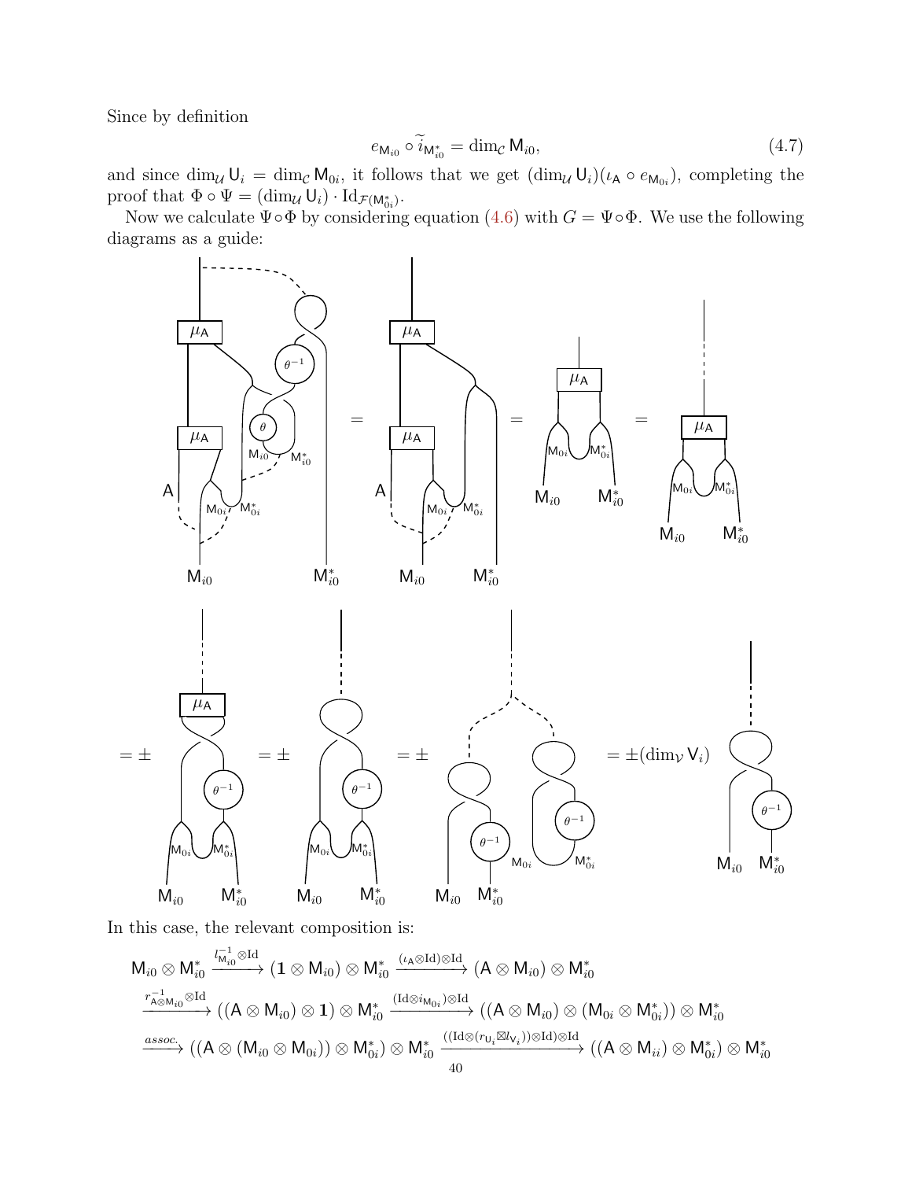Since by definition

$$e_{\mathsf{M}_{i0}} \circ \widetilde{i}_{\mathsf{M}_{i0}^*} = \dim_{\mathcal{C}} \mathsf{M}_{i0}, \tag{4.7}$$

and since $\dim_{\mathcal{U}} \mathsf{U}_i = \dim_{\mathcal{C}} \mathsf{M}_{0i}$, it follows that we get $(\dim_{\mathcal{U}} \mathsf{U}_i)(\iota_{\mathsf{A}} \circ e_{\mathsf{M}_{0i}})$, completing the proof that $\Phi \circ \Psi = (\dim_{\mathcal{U}} \mathsf{U}_i) \cdot \mathrm{Id}_{\mathcal{F}(\mathsf{M}_{0i}^*)}$.

Now we calculate $\Psi \circ \Phi$ by considering equation (4.6) with $G = \Psi \circ \Phi$. We use the following diagrams as a guide:

$$= \qquad = \qquad =$$

$$= \pm \qquad = \pm \qquad = \pm \qquad = \pm(\dim_{\mathcal{V}} \mathsf{V}_i)$$

In this case, the relevant composition is:

$$\mathsf{M}_{i0} \otimes \mathsf{M}_{i0}^* \xrightarrow{l_{\mathsf{M}_{i0}}^{-1} \otimes \mathrm{Id}} (\mathbf{1} \otimes \mathsf{M}_{i0}) \otimes \mathsf{M}_{i0}^* \xrightarrow{(\iota_{\mathsf{A}} \otimes \mathrm{Id}) \otimes \mathrm{Id}} (\mathsf{A} \otimes \mathsf{M}_{i0}) \otimes \mathsf{M}_{i0}^*$$

$$\xrightarrow{r_{\mathsf{A} \otimes \mathsf{M}_{i0}}^{-1} \otimes \mathrm{Id}} ((\mathsf{A} \otimes \mathsf{M}_{i0}) \otimes \mathbf{1}) \otimes \mathsf{M}_{i0}^* \xrightarrow{(\mathrm{Id} \otimes i_{\mathsf{M}_{0i}}) \otimes \mathrm{Id}} ((\mathsf{A} \otimes \mathsf{M}_{i0}) \otimes (\mathsf{M}_{0i} \otimes \mathsf{M}_{0i}^*)) \otimes \mathsf{M}_{i0}^*$$

$$\xrightarrow{assoc.} ((\mathsf{A} \otimes (\mathsf{M}_{i0} \otimes \mathsf{M}_{0i})) \otimes \mathsf{M}_{0i}^*) \otimes \mathsf{M}_{i0}^* \xrightarrow{((\mathrm{Id} \otimes (r_{\mathsf{U}_i} \boxtimes l_{\mathsf{V}_i})) \otimes \mathrm{Id}) \otimes \mathrm{Id}} ((\mathsf{A} \otimes \mathsf{M}_{ii}) \otimes \mathsf{M}_{0i}^*) \otimes \mathsf{M}_{i0}^*$$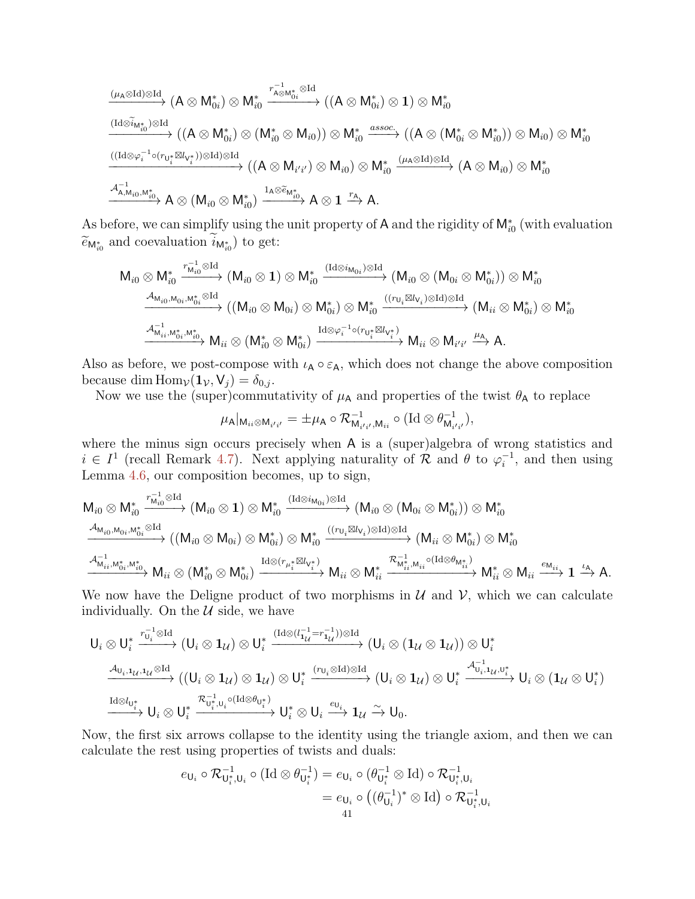$$\xrightarrow{(\mu_{\mathsf{A}}\otimes\mathrm{Id})\otimes\mathrm{Id}} (\mathsf{A}\otimes\mathsf{M}_{0i}^*)\otimes\mathsf{M}_{i0}^* \xrightarrow{r^{-1}_{\mathsf{A}\otimes\mathsf{M}_{0i}^*}\otimes\mathrm{Id}} ((\mathsf{A}\otimes\mathsf{M}_{0i}^*)\otimes\mathbf{1})\otimes\mathsf{M}_{i0}^*$$

$$\xrightarrow{(\mathrm{Id}\otimes\widetilde{i}_{\mathsf{M}_{i0}^*})\otimes\mathrm{Id}} ((\mathsf{A}\otimes\mathsf{M}_{0i}^*)\otimes(\mathsf{M}_{i0}^*\otimes\mathsf{M}_{i0}))\otimes\mathsf{M}_{i0}^* \xrightarrow{assoc.} ((\mathsf{A}\otimes(\mathsf{M}_{0i}^*\otimes\mathsf{M}_{i0}^*))\otimes\mathsf{M}_{i0})\otimes\mathsf{M}_{i0}^*$$

$$\xrightarrow{((\mathrm{Id}\otimes\varphi_i^{-1}\circ(r_{\mathsf{U}_i^*}\boxtimes l_{\mathsf{V}_i^*}))\otimes\mathrm{Id})\otimes\mathrm{Id}} ((\mathsf{A}\otimes\mathsf{M}_{i'i'})\otimes\mathsf{M}_{i0})\otimes\mathsf{M}_{i0}^* \xrightarrow{(\mu_{\mathsf{A}}\otimes\mathrm{Id})\otimes\mathrm{Id}} (\mathsf{A}\otimes\mathsf{M}_{i0})\otimes\mathsf{M}_{i0}^*$$

$$\xrightarrow{\mathcal{A}^{-1}_{\mathsf{A},\mathsf{M}_{i0},\mathsf{M}_{i0}^*}} \mathsf{A}\otimes(\mathsf{M}_{i0}\otimes\mathsf{M}_{i0}^*) \xrightarrow{1_{\mathsf{A}}\otimes\widetilde{e}_{\mathsf{M}_{i0}^*}} \mathsf{A}\otimes\mathbf{1}\xrightarrow{r_{\mathsf{A}}}\mathsf{A}.$$

As before, we can simplify using the unit property of $\mathsf{A}$ and the rigidity of $\mathsf{M}_{i0}^*$ (with evaluation $\widetilde{e}_{\mathsf{M}_{i0}^*}$ and coevaluation $\widetilde{i}_{\mathsf{M}_{i0}^*}$) to get:

$$\mathsf{M}_{i0}\otimes\mathsf{M}_{i0}^* \xrightarrow{r^{-1}_{\mathsf{M}_{i0}}\otimes\mathrm{Id}} (\mathsf{M}_{i0}\otimes\mathbf{1})\otimes\mathsf{M}_{i0}^* \xrightarrow{(\mathrm{Id}\otimes i_{\mathsf{M}_{0i}})\otimes\mathrm{Id}} (\mathsf{M}_{i0}\otimes(\mathsf{M}_{0i}\otimes\mathsf{M}_{0i}^*))\otimes\mathsf{M}_{i0}^*$$

$$\xrightarrow{\mathcal{A}_{\mathsf{M}_{i0},\mathsf{M}_{0i},\mathsf{M}_{0i}^*}\otimes\mathrm{Id}} ((\mathsf{M}_{i0}\otimes\mathsf{M}_{0i})\otimes\mathsf{M}_{0i}^*)\otimes\mathsf{M}_{i0}^* \xrightarrow{((r_{\mathsf{U}_i}\boxtimes l_{\mathsf{V}_i})\otimes\mathrm{Id})\otimes\mathrm{Id}} (\mathsf{M}_{ii}\otimes\mathsf{M}_{0i}^*)\otimes\mathsf{M}_{i0}^*$$

$$\xrightarrow{\mathcal{A}^{-1}_{\mathsf{M}_{ii},\mathsf{M}_{0i}^*,\mathsf{M}_{i0}^*}} \mathsf{M}_{ii}\otimes(\mathsf{M}_{i0}^*\otimes\mathsf{M}_{0i}^*) \xrightarrow{\mathrm{Id}\otimes\varphi_i^{-1}\circ(r_{\mathsf{U}_i^*}\boxtimes l_{\mathsf{V}_i^*})} \mathsf{M}_{ii}\otimes\mathsf{M}_{i'i'}\xrightarrow{\mu_{\mathsf{A}}}\mathsf{A}.$$

Also as before, we post-compose with $\iota_{\mathsf{A}}\circ\varepsilon_{\mathsf{A}}$, which does not change the above composition because $\dim\mathrm{Hom}_{\mathcal{V}}(\mathbf{1}_{\mathcal{V}},\mathsf{V}_j)=\delta_{0,j}$.

Now we use the (super)commutativity of $\mu_{\mathsf{A}}$ and properties of the twist $\theta_{\mathsf{A}}$ to replace

$$\mu_{\mathsf{A}}|_{\mathsf{M}_{ii}\otimes\mathsf{M}_{i'i'}} = \pm\mu_{\mathsf{A}}\circ\mathcal{R}^{-1}_{\mathsf{M}_{i'i'},\mathsf{M}_{ii}}\circ(\mathrm{Id}\otimes\theta^{-1}_{\mathsf{M}_{i'i'}}),$$

where the minus sign occurs precisely when $\mathsf{A}$ is a (super)algebra of wrong statistics and $i\in I^1$ (recall Remark 4.7). Next applying naturality of $\mathcal{R}$ and $\theta$ to $\varphi_i^{-1}$, and then using Lemma 4.6, our composition becomes, up to sign,

$$\mathsf{M}_{i0}\otimes\mathsf{M}_{i0}^* \xrightarrow{r^{-1}_{\mathsf{M}_{i0}}\otimes\mathrm{Id}} (\mathsf{M}_{i0}\otimes\mathbf{1})\otimes\mathsf{M}_{i0}^* \xrightarrow{(\mathrm{Id}\otimes i_{\mathsf{M}_{0i}})\otimes\mathrm{Id}} (\mathsf{M}_{i0}\otimes(\mathsf{M}_{0i}\otimes\mathsf{M}_{0i}^*))\otimes\mathsf{M}_{i0}^*$$

$$\xrightarrow{\mathcal{A}_{\mathsf{M}_{i0},\mathsf{M}_{0i},\mathsf{M}_{0i}^*}\otimes\mathrm{Id}} ((\mathsf{M}_{i0}\otimes\mathsf{M}_{0i})\otimes\mathsf{M}_{0i}^*)\otimes\mathsf{M}_{i0}^* \xrightarrow{((r_{\mathsf{U}_i}\boxtimes l_{\mathsf{V}_i})\otimes\mathrm{Id})\otimes\mathrm{Id}} (\mathsf{M}_{ii}\otimes\mathsf{M}_{0i}^*)\otimes\mathsf{M}_{i0}^*$$

$$\xrightarrow{\mathcal{A}^{-1}_{\mathsf{M}_{ii},\mathsf{M}_{0i}^*,\mathsf{M}_{i0}^*}} \mathsf{M}_{ii}\otimes(\mathsf{M}_{i0}^*\otimes\mathsf{M}_{0i}^*) \xrightarrow{\mathrm{Id}\otimes(r_{\mu_i^*}\boxtimes l_{\mathsf{V}_i^*})} \mathsf{M}_{ii}\otimes\mathsf{M}_{ii}^* \xrightarrow{\mathcal{R}^{-1}_{\mathsf{M}_{ii}^*,\mathsf{M}_{ii}}\circ(\mathrm{Id}\otimes\theta_{\mathsf{M}_{ii}^*})} \mathsf{M}_{ii}^*\otimes\mathsf{M}_{ii}\xrightarrow{e_{\mathsf{M}_{ii}}}\mathbf{1}\xrightarrow{\iota_{\mathsf{A}}}\mathsf{A}.$$

We now have the Deligne product of two morphisms in $\mathcal{U}$ and $\mathcal{V}$, which we can calculate individually. On the $\mathcal{U}$ side, we have

$$\mathsf{U}_i\otimes\mathsf{U}_i^* \xrightarrow{r^{-1}_{\mathsf{U}_i}\otimes\mathrm{Id}} (\mathsf{U}_i\otimes\mathbf{1}_{\mathcal{U}})\otimes\mathsf{U}_i^* \xrightarrow{(\mathrm{Id}\otimes(l^{-1}_{\mathbf{1}_{\mathcal{U}}}=r^{-1}_{\mathbf{1}_{\mathcal{U}}}))\otimes\mathrm{Id}} (\mathsf{U}_i\otimes(\mathbf{1}_{\mathcal{U}}\otimes\mathbf{1}_{\mathcal{U}}))\otimes\mathsf{U}_i^*$$

$$\xrightarrow{\mathcal{A}_{\mathsf{U}_i,\mathbf{1}_{\mathcal{U}},\mathbf{1}_{\mathcal{U}}}\otimes\mathrm{Id}} ((\mathsf{U}_i\otimes\mathbf{1}_{\mathcal{U}})\otimes\mathbf{1}_{\mathcal{U}})\otimes\mathsf{U}_i^* \xrightarrow{(r_{\mathsf{U}_i}\otimes\mathrm{Id})\otimes\mathrm{Id}} (\mathsf{U}_i\otimes\mathbf{1}_{\mathcal{U}})\otimes\mathsf{U}_i^* \xrightarrow{\mathcal{A}^{-1}_{\mathsf{U}_i,\mathbf{1}_{\mathcal{U}},\mathsf{U}_i^*}} \mathsf{U}_i\otimes(\mathbf{1}_{\mathcal{U}}\otimes\mathsf{U}_i^*)$$

$$\xrightarrow{\mathrm{Id}\otimes l_{\mathsf{U}_i^*}} \mathsf{U}_i\otimes\mathsf{U}_i^* \xrightarrow{\mathcal{R}^{-1}_{\mathsf{U}_i^*,\mathsf{U}_i}\circ(\mathrm{Id}\otimes\theta_{\mathsf{U}_i^*})} \mathsf{U}_i^*\otimes\mathsf{U}_i\xrightarrow{e_{\mathsf{U}_i}}\mathbf{1}_{\mathcal{U}}\xrightarrow{\sim}\mathsf{U}_0.$$

Now, the first six arrows collapse to the identity using the triangle axiom, and then we can calculate the rest using properties of twists and duals:

$$\begin{aligned}
e_{\mathsf{U}_i}\circ\mathcal{R}^{-1}_{\mathsf{U}_i^*,\mathsf{U}_i}\circ(\mathrm{Id}\otimes\theta^{-1}_{\mathsf{U}_i^*}) &= e_{\mathsf{U}_i}\circ(\theta^{-1}_{\mathsf{U}_i^*}\otimes\mathrm{Id})\circ\mathcal{R}^{-1}_{\mathsf{U}_i^*,\mathsf{U}_i}\\
&= e_{\mathsf{U}_i}\circ\left((\theta^{-1}_{\mathsf{U}_i})^*\otimes\mathrm{Id}\right)\circ\mathcal{R}^{-1}_{\mathsf{U}_i^*,\mathsf{U}_i}
\end{aligned}$$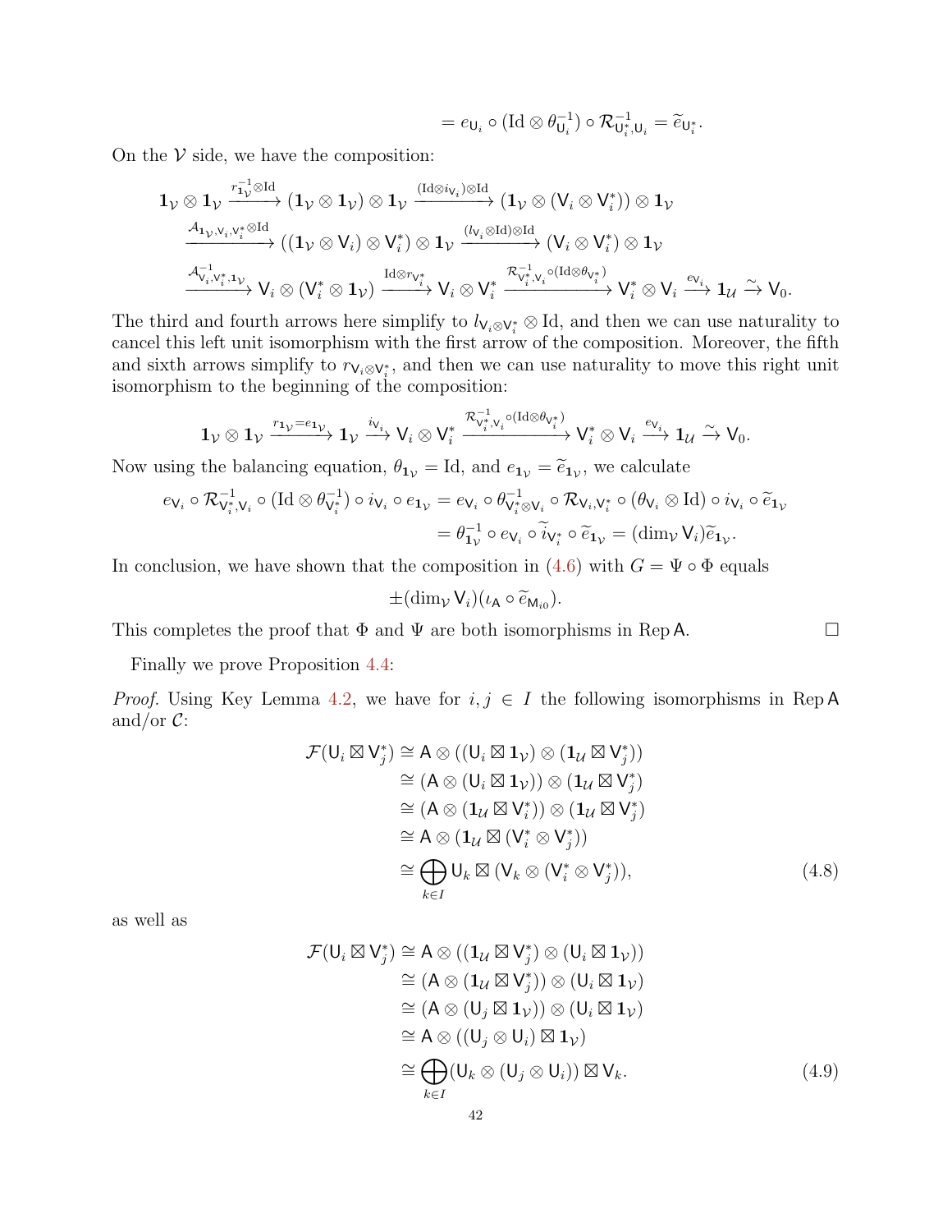$$= e_{\mathsf{U}_i} \circ (\mathrm{Id} \otimes \theta_{\mathsf{U}_i}^{-1}) \circ \mathcal{R}_{\mathsf{U}_i^*, \mathsf{U}_i}^{-1} = \widetilde{e}_{\mathsf{U}_i^*}.$$

On the $\mathcal{V}$ side, we have the composition:

$$\begin{aligned}
&\mathbf{1}_{\mathcal{V}} \otimes \mathbf{1}_{\mathcal{V}} \xrightarrow{r_{\mathbf{1}_{\mathcal{V}}}^{-1} \otimes \mathrm{Id}} (\mathbf{1}_{\mathcal{V}} \otimes \mathbf{1}_{\mathcal{V}}) \otimes \mathbf{1}_{\mathcal{V}} \xrightarrow{(\mathrm{Id} \otimes i_{\mathsf{V}_i}) \otimes \mathrm{Id}} (\mathbf{1}_{\mathcal{V}} \otimes (\mathsf{V}_i \otimes \mathsf{V}_i^*)) \otimes \mathbf{1}_{\mathcal{V}} \\
&\xrightarrow{\mathcal{A}_{\mathbf{1}_{\mathcal{V}}, \mathsf{V}_i, \mathsf{V}_i^*} \otimes \mathrm{Id}} ((\mathbf{1}_{\mathcal{V}} \otimes \mathsf{V}_i) \otimes \mathsf{V}_i^*) \otimes \mathbf{1}_{\mathcal{V}} \xrightarrow{(l_{\mathsf{V}_i} \otimes \mathrm{Id}) \otimes \mathrm{Id}} (\mathsf{V}_i \otimes \mathsf{V}_i^*) \otimes \mathbf{1}_{\mathcal{V}} \\
&\xrightarrow{\mathcal{A}_{\mathsf{V}_i, \mathsf{V}_i^*, \mathbf{1}_{\mathcal{V}}}^{-1}} \mathsf{V}_i \otimes (\mathsf{V}_i^* \otimes \mathbf{1}_{\mathcal{V}}) \xrightarrow{\mathrm{Id} \otimes r_{\mathsf{V}_i^*}} \mathsf{V}_i \otimes \mathsf{V}_i^* \xrightarrow{\mathcal{R}_{\mathsf{V}_i^*, \mathsf{V}_i}^{-1} \circ (\mathrm{Id} \otimes \theta_{\mathsf{V}_i^*})} \mathsf{V}_i^* \otimes \mathsf{V}_i \xrightarrow{e_{\mathsf{V}_i}} \mathbf{1}_{\mathcal{U}} \xrightarrow{\sim} \mathsf{V}_0.
\end{aligned}$$

The third and fourth arrows here simplify to $l_{\mathsf{V}_i \otimes \mathsf{V}_i^*} \otimes \mathrm{Id}$, and then we can use naturality to cancel this left unit isomorphism with the first arrow of the composition. Moreover, the fifth and sixth arrows simplify to $r_{\mathsf{V}_i \otimes \mathsf{V}_i^*}$, and then we can use naturality to move this right unit isomorphism to the beginning of the composition:

$$\mathbf{1}_{\mathcal{V}} \otimes \mathbf{1}_{\mathcal{V}} \xrightarrow{r_{\mathbf{1}_{\mathcal{V}}} = e_{\mathbf{1}_{\mathcal{V}}}} \mathbf{1}_{\mathcal{V}} \xrightarrow{i_{\mathsf{V}_i}} \mathsf{V}_i \otimes \mathsf{V}_i^* \xrightarrow{\mathcal{R}_{\mathsf{V}_i^*, \mathsf{V}_i}^{-1} \circ (\mathrm{Id} \otimes \theta_{\mathsf{V}_i^*})} \mathsf{V}_i^* \otimes \mathsf{V}_i \xrightarrow{e_{\mathsf{V}_i}} \mathbf{1}_{\mathcal{U}} \xrightarrow{\sim} \mathsf{V}_0.$$

Now using the balancing equation, $\theta_{\mathbf{1}_{\mathcal{V}}} = \mathrm{Id}$, and $e_{\mathbf{1}_{\mathcal{V}}} = \widetilde{e}_{\mathbf{1}_{\mathcal{V}}}$, we calculate

$$\begin{aligned}
e_{\mathsf{V}_i} \circ \mathcal{R}_{\mathsf{V}_i^*, \mathsf{V}_i}^{-1} \circ (\mathrm{Id} \otimes \theta_{\mathsf{V}_i^*}^{-1}) \circ i_{\mathsf{V}_i} \circ e_{\mathbf{1}_{\mathcal{V}}} &= e_{\mathsf{V}_i} \circ \theta_{\mathsf{V}_i^* \otimes \mathsf{V}_i}^{-1} \circ \mathcal{R}_{\mathsf{V}_i, \mathsf{V}_i^*} \circ (\theta_{\mathsf{V}_i} \otimes \mathrm{Id}) \circ i_{\mathsf{V}_i} \circ \widetilde{e}_{\mathbf{1}_{\mathcal{V}}} \\
&= \theta_{\mathbf{1}_{\mathcal{V}}}^{-1} \circ e_{\mathsf{V}_i} \circ \widetilde{i}_{\mathsf{V}_i^*} \circ \widetilde{e}_{\mathbf{1}_{\mathcal{V}}} = (\dim_{\mathcal{V}} \mathsf{V}_i) \widetilde{e}_{\mathbf{1}_{\mathcal{V}}}.
\end{aligned}$$

In conclusion, we have shown that the composition in (4.6) with $G = \Psi \circ \Phi$ equals

$$\pm (\dim_{\mathcal{V}} \mathsf{V}_i)(\iota_{\mathsf{A}} \circ \widetilde{e}_{\mathsf{M}_{i0}}).$$

This completes the proof that $\Phi$ and $\Psi$ are both isomorphisms in $\mathrm{Rep}\,\mathsf{A}$. $\square$

Finally we prove Proposition 4.4:

*Proof.* Using Key Lemma 4.2, we have for $i, j \in I$ the following isomorphisms in $\mathrm{Rep}\,\mathsf{A}$ and/or $\mathcal{C}$:

$$\begin{aligned}
\mathcal{F}(\mathsf{U}_i \boxtimes \mathsf{V}_j^*) &\cong \mathsf{A} \otimes ((\mathsf{U}_i \boxtimes \mathbf{1}_{\mathcal{V}}) \otimes (\mathbf{1}_{\mathcal{U}} \boxtimes \mathsf{V}_j^*)) \\
&\cong (\mathsf{A} \otimes (\mathsf{U}_i \boxtimes \mathbf{1}_{\mathcal{V}})) \otimes (\mathbf{1}_{\mathcal{U}} \boxtimes \mathsf{V}_j^*) \\
&\cong (\mathsf{A} \otimes (\mathbf{1}_{\mathcal{U}} \boxtimes \mathsf{V}_i^*)) \otimes (\mathbf{1}_{\mathcal{U}} \boxtimes \mathsf{V}_j^*) \\
&\cong \mathsf{A} \otimes (\mathbf{1}_{\mathcal{U}} \boxtimes (\mathsf{V}_i^* \otimes \mathsf{V}_j^*)) \\
&\cong \bigoplus_{k \in I} \mathsf{U}_k \boxtimes (\mathsf{V}_k \otimes (\mathsf{V}_i^* \otimes \mathsf{V}_j^*)),
\end{aligned} \tag{4.8}$$

as well as

$$\begin{aligned}
\mathcal{F}(\mathsf{U}_i \boxtimes \mathsf{V}_j^*) &\cong \mathsf{A} \otimes ((\mathbf{1}_{\mathcal{U}} \boxtimes \mathsf{V}_j^*) \otimes (\mathsf{U}_i \boxtimes \mathbf{1}_{\mathcal{V}})) \\
&\cong (\mathsf{A} \otimes (\mathbf{1}_{\mathcal{U}} \boxtimes \mathsf{V}_j^*)) \otimes (\mathsf{U}_i \boxtimes \mathbf{1}_{\mathcal{V}}) \\
&\cong (\mathsf{A} \otimes (\mathsf{U}_j \boxtimes \mathbf{1}_{\mathcal{V}})) \otimes (\mathsf{U}_i \boxtimes \mathbf{1}_{\mathcal{V}}) \\
&\cong \mathsf{A} \otimes ((\mathsf{U}_j \otimes \mathsf{U}_i) \boxtimes \mathbf{1}_{\mathcal{V}}) \\
&\cong \bigoplus_{k \in I} (\mathsf{U}_k \otimes (\mathsf{U}_j \otimes \mathsf{U}_i)) \boxtimes \mathsf{V}_k.
\end{aligned} \tag{4.9}$$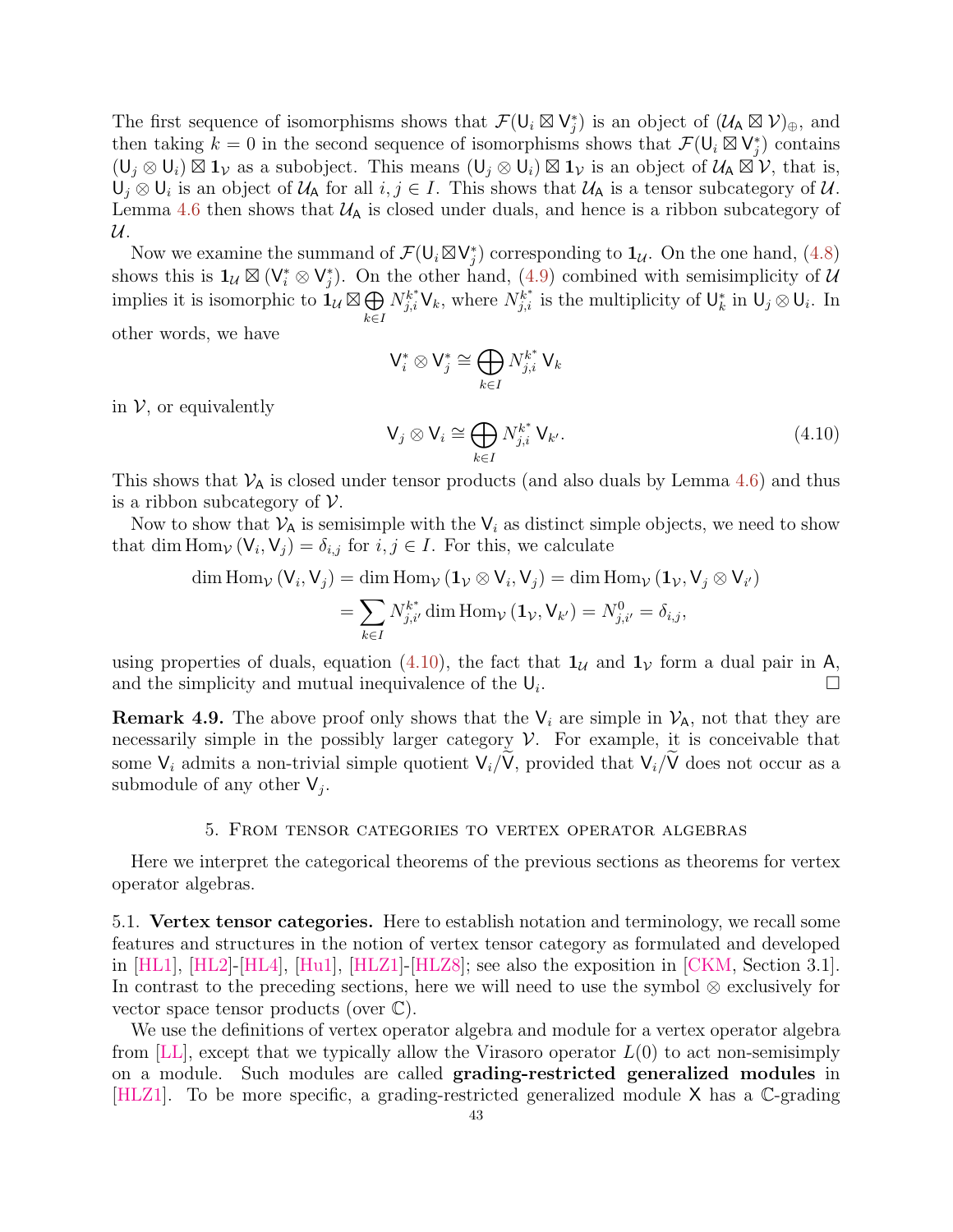The first sequence of isomorphisms shows that $\mathcal{F}(\mathsf{U}_i \boxtimes \mathsf{V}_j^*)$ is an object of $(\mathcal{U}_\mathsf{A} \boxtimes \mathcal{V})_\oplus$, and then taking $k = 0$ in the second sequence of isomorphisms shows that $\mathcal{F}(\mathsf{U}_i \boxtimes \mathsf{V}_j^*)$ contains $(\mathsf{U}_j \otimes \mathsf{U}_i) \boxtimes \mathbf{1}_\mathcal{V}$ as a subobject. This means $(\mathsf{U}_j \otimes \mathsf{U}_i) \boxtimes \mathbf{1}_\mathcal{V}$ is an object of $\mathcal{U}_\mathsf{A} \boxtimes \mathcal{V}$, that is, $\mathsf{U}_j \otimes \mathsf{U}_i$ is an object of $\mathcal{U}_\mathsf{A}$ for all $i, j \in I$. This shows that $\mathcal{U}_\mathsf{A}$ is a tensor subcategory of $\mathcal{U}$. Lemma 4.6 then shows that $\mathcal{U}_\mathsf{A}$ is closed under duals, and hence is a ribbon subcategory of $\mathcal{U}$.

Now we examine the summand of $\mathcal{F}(\mathsf{U}_i \boxtimes \mathsf{V}_j^*)$ corresponding to $\mathbf{1}_\mathcal{U}$. On the one hand, (4.8) shows this is $\mathbf{1}_\mathcal{U} \boxtimes (\mathsf{V}_i^* \otimes \mathsf{V}_j^*)$. On the other hand, (4.9) combined with semisimplicity of $\mathcal{U}$ implies it is isomorphic to $\mathbf{1}_\mathcal{U} \boxtimes \bigoplus_{k \in I} N_{j,i}^{k^*} \mathsf{V}_k$, where $N_{j,i}^{k^*}$ is the multiplicity of $\mathsf{U}_k^*$ in $\mathsf{U}_j \otimes \mathsf{U}_i$. In other words, we have

$$\mathsf{V}_i^* \otimes \mathsf{V}_j^* \cong \bigoplus_{k \in I} N_{j,i}^{k^*} \, \mathsf{V}_k$$

in $\mathcal{V}$, or equivalently

$$\mathsf{V}_j \otimes \mathsf{V}_i \cong \bigoplus_{k \in I} N_{j,i}^{k^*} \, \mathsf{V}_{k'}. \tag{4.10}$$

This shows that $\mathcal{V}_\mathsf{A}$ is closed under tensor products (and also duals by Lemma 4.6) and thus is a ribbon subcategory of $\mathcal{V}$.

Now to show that $\mathcal{V}_\mathsf{A}$ is semisimple with the $\mathsf{V}_i$ as distinct simple objects, we need to show that $\dim \mathrm{Hom}_\mathcal{V}(\mathsf{V}_i, \mathsf{V}_j) = \delta_{i,j}$ for $i, j \in I$. For this, we calculate

$$\begin{aligned}
\dim \mathrm{Hom}_\mathcal{V}(\mathsf{V}_i, \mathsf{V}_j) &= \dim \mathrm{Hom}_\mathcal{V}(\mathbf{1}_\mathcal{V} \otimes \mathsf{V}_i, \mathsf{V}_j) = \dim \mathrm{Hom}_\mathcal{V}(\mathbf{1}_\mathcal{V}, \mathsf{V}_j \otimes \mathsf{V}_{i'}) \\
&= \sum_{k \in I} N_{j,i'}^{k^*} \dim \mathrm{Hom}_\mathcal{V}(\mathbf{1}_\mathcal{V}, \mathsf{V}_{k'}) = N_{j,i'}^{0} = \delta_{i,j},
\end{aligned}$$

using properties of duals, equation (4.10), the fact that $\mathbf{1}_\mathcal{U}$ and $\mathbf{1}_\mathcal{V}$ form a dual pair in $\mathsf{A}$, and the simplicity and mutual inequivalence of the $\mathsf{U}_i$. $\square$

**Remark 4.9.** The above proof only shows that the $\mathsf{V}_i$ are simple in $\mathcal{V}_\mathsf{A}$, not that they are necessarily simple in the possibly larger category $\mathcal{V}$. For example, it is conceivable that some $\mathsf{V}_i$ admits a non-trivial simple quotient $\mathsf{V}_i/\widetilde{\mathsf{V}}$, provided that $\mathsf{V}_i/\widetilde{\mathsf{V}}$ does not occur as a submodule of any other $\mathsf{V}_j$.

## 5. From tensor categories to vertex operator algebras

Here we interpret the categorical theorems of the previous sections as theorems for vertex operator algebras.

### 5.1. Vertex tensor categories.

Here to establish notation and terminology, we recall some features and structures in the notion of vertex tensor category as formulated and developed in [HL1], [HL2]-[HL4], [Hu1], [HLZ1]-[HLZ8]; see also the exposition in [CKM, Section 3.1]. In contrast to the preceding sections, here we will need to use the symbol $\otimes$ exclusively for vector space tensor products (over $\mathbb{C}$).

We use the definitions of vertex operator algebra and module for a vertex operator algebra from [LL], except that we typically allow the Virasoro operator $L(0)$ to act non-semisimply on a module. Such modules are called **grading-restricted generalized modules** in [HLZ1]. To be more specific, a grading-restricted generalized module $\mathsf{X}$ has a $\mathbb{C}$-grading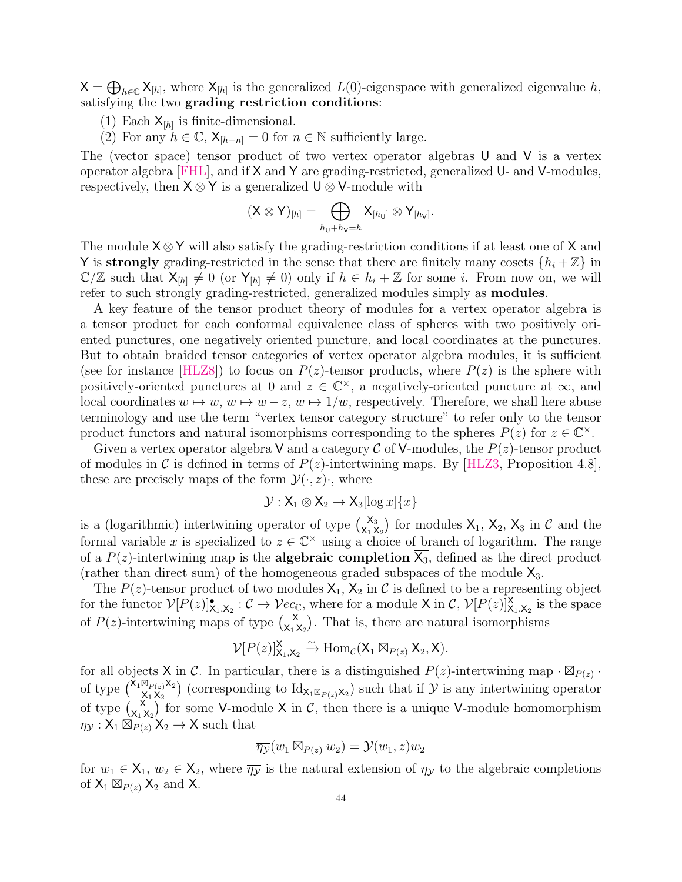$\mathsf{X} = \bigoplus_{h\in\mathbb{C}} \mathsf{X}_{[h]}$, where $\mathsf{X}_{[h]}$ is the generalized $L(0)$-eigenspace with generalized eigenvalue $h$, satisfying the two **grading restriction conditions**:

(1) Each $\mathsf{X}_{[h]}$ is finite-dimensional.
(2) For any $h \in \mathbb{C}$, $\mathsf{X}_{[h-n]} = 0$ for $n \in \mathbb{N}$ sufficiently large.

The (vector space) tensor product of two vertex operator algebras $\mathsf{U}$ and $\mathsf{V}$ is a vertex operator algebra [FHL], and if $\mathsf{X}$ and $\mathsf{Y}$ are grading-restricted, generalized $\mathsf{U}$- and $\mathsf{V}$-modules, respectively, then $\mathsf{X} \otimes \mathsf{Y}$ is a generalized $\mathsf{U} \otimes \mathsf{V}$-module with

$$(\mathsf{X} \otimes \mathsf{Y})_{[h]} = \bigoplus_{h_{\mathsf{U}}+h_{\mathsf{V}}=h} \mathsf{X}_{[h_{\mathsf{U}}]} \otimes \mathsf{Y}_{[h_{\mathsf{V}}]}.$$

The module $\mathsf{X} \otimes \mathsf{Y}$ will also satisfy the grading-restriction conditions if at least one of $\mathsf{X}$ and $\mathsf{Y}$ is **strongly** grading-restricted in the sense that there are finitely many cosets $\{h_i + \mathbb{Z}\}$ in $\mathbb{C}/\mathbb{Z}$ such that $\mathsf{X}_{[h]} \neq 0$ (or $\mathsf{Y}_{[h]} \neq 0$) only if $h \in h_i + \mathbb{Z}$ for some $i$. From now on, we will refer to such strongly grading-restricted, generalized modules simply as **modules**.

A key feature of the tensor product theory of modules for a vertex operator algebra is a tensor product for each conformal equivalence class of spheres with two positively oriented punctures, one negatively oriented puncture, and local coordinates at the punctures. But to obtain braided tensor categories of vertex operator algebra modules, it is sufficient (see for instance [HLZ8]) to focus on $P(z)$-tensor products, where $P(z)$ is the sphere with positively-oriented punctures at 0 and $z \in \mathbb{C}^\times$, a negatively-oriented puncture at $\infty$, and local coordinates $w \mapsto w$, $w \mapsto w - z$, $w \mapsto 1/w$, respectively. Therefore, we shall here abuse terminology and use the term "vertex tensor category structure" to refer only to the tensor product functors and natural isomorphisms corresponding to the spheres $P(z)$ for $z \in \mathbb{C}^\times$.

Given a vertex operator algebra $\mathsf{V}$ and a category $\mathcal{C}$ of $\mathsf{V}$-modules, the $P(z)$-tensor product of modules in $\mathcal{C}$ is defined in terms of $P(z)$-intertwining maps. By [HLZ3, Proposition 4.8], these are precisely maps of the form $\mathcal{Y}(\cdot, z)\cdot$, where

$$\mathcal{Y} : \mathsf{X}_1 \otimes \mathsf{X}_2 \to \mathsf{X}_3[\log x]\{x\}$$

is a (logarithmic) intertwining operator of type $\binom{\mathsf{X}_3}{\mathsf{X}_1\,\mathsf{X}_2}$ for modules $\mathsf{X}_1$, $\mathsf{X}_2$, $\mathsf{X}_3$ in $\mathcal{C}$ and the formal variable $x$ is specialized to $z \in \mathbb{C}^\times$ using a choice of branch of logarithm. The range of a $P(z)$-intertwining map is the **algebraic completion** $\overline{\mathsf{X}_3}$, defined as the direct product (rather than direct sum) of the homogeneous graded subspaces of the module $\mathsf{X}_3$.

The $P(z)$-tensor product of two modules $\mathsf{X}_1$, $\mathsf{X}_2$ in $\mathcal{C}$ is defined to be a representing object for the functor $\mathcal{V}[P(z)]^{\bullet}_{\mathsf{X}_1,\mathsf{X}_2} : \mathcal{C} \to \mathcal{V}ec_{\mathbb{C}}$, where for a module $\mathsf{X}$ in $\mathcal{C}$, $\mathcal{V}[P(z)]^{\mathsf{X}}_{\mathsf{X}_1,\mathsf{X}_2}$ is the space of $P(z)$-intertwining maps of type $\binom{\mathsf{X}}{\mathsf{X}_1\,\mathsf{X}_2}$. That is, there are natural isomorphisms

$$\mathcal{V}[P(z)]^{\mathsf{X}}_{\mathsf{X}_1,\mathsf{X}_2} \xrightarrow{\sim} \mathrm{Hom}_{\mathcal{C}}(\mathsf{X}_1 \boxtimes_{P(z)} \mathsf{X}_2, \mathsf{X}).$$

for all objects $\mathsf{X}$ in $\mathcal{C}$. In particular, there is a distinguished $P(z)$-intertwining map $\cdot \boxtimes_{P(z)} \cdot$ of type $\binom{\mathsf{X}_1 \boxtimes_{P(z)} \mathsf{X}_2}{\mathsf{X}_1\,\mathsf{X}_2}$ (corresponding to $\mathrm{Id}_{\mathsf{X}_1 \boxtimes_{P(z)} \mathsf{X}_2}$) such that if $\mathcal{Y}$ is any intertwining operator of type $\binom{\mathsf{X}}{\mathsf{X}_1\,\mathsf{X}_2}$ for some $\mathsf{V}$-module $\mathsf{X}$ in $\mathcal{C}$, then there is a unique $\mathsf{V}$-module homomorphism $\eta_{\mathcal{Y}} : \mathsf{X}_1 \boxtimes_{P(z)} \mathsf{X}_2 \to \mathsf{X}$ such that

$$\overline{\eta_{\mathcal{Y}}}(w_1 \boxtimes_{P(z)} w_2) = \mathcal{Y}(w_1, z)w_2$$

for $w_1 \in \mathsf{X}_1$, $w_2 \in \mathsf{X}_2$, where $\overline{\eta_{\mathcal{Y}}}$ is the natural extension of $\eta_{\mathcal{Y}}$ to the algebraic completions of $\mathsf{X}_1 \boxtimes_{P(z)} \mathsf{X}_2$ and $\mathsf{X}$.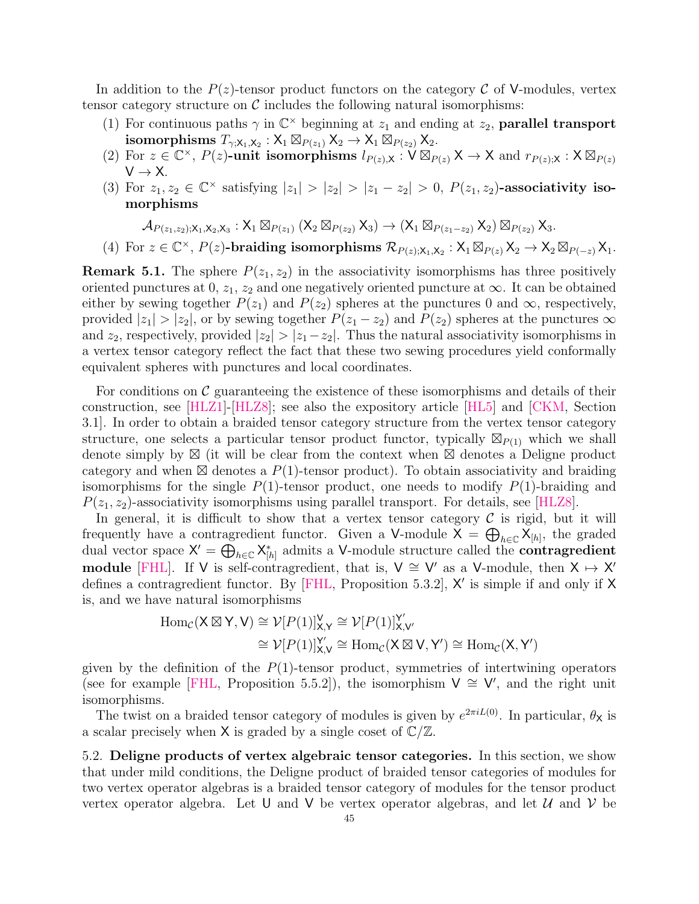In addition to the $P(z)$-tensor product functors on the category $\mathcal{C}$ of $\mathsf{V}$-modules, vertex tensor category structure on $\mathcal{C}$ includes the following natural isomorphisms:

1. For continuous paths $\gamma$ in $\mathbb{C}^\times$ beginning at $z_1$ and ending at $z_2$, **parallel transport isomorphisms** $T_{\gamma;\mathsf{X}_1,\mathsf{X}_2} : \mathsf{X}_1 \boxtimes_{P(z_1)} \mathsf{X}_2 \to \mathsf{X}_1 \boxtimes_{P(z_2)} \mathsf{X}_2$.
2. For $z \in \mathbb{C}^\times$, $P(z)$**-unit isomorphisms** $l_{P(z),\mathsf{X}} : \mathsf{V} \boxtimes_{P(z)} \mathsf{X} \to \mathsf{X}$ and $r_{P(z);\mathsf{X}} : \mathsf{X} \boxtimes_{P(z)} \mathsf{V} \to \mathsf{X}$.
3. For $z_1, z_2 \in \mathbb{C}^\times$ satisfying $|z_1| > |z_2| > |z_1 - z_2| > 0$, $P(z_1,z_2)$**-associativity isomorphisms**
$$\mathcal{A}_{P(z_1,z_2);\mathsf{X}_1,\mathsf{X}_2,\mathsf{X}_3} : \mathsf{X}_1 \boxtimes_{P(z_1)} (\mathsf{X}_2 \boxtimes_{P(z_2)} \mathsf{X}_3) \to (\mathsf{X}_1 \boxtimes_{P(z_1-z_2)} \mathsf{X}_2) \boxtimes_{P(z_2)} \mathsf{X}_3.$$
4. For $z \in \mathbb{C}^\times$, $P(z)$**-braiding isomorphisms** $\mathcal{R}_{P(z);\mathsf{X}_1,\mathsf{X}_2} : \mathsf{X}_1 \boxtimes_{P(z)} \mathsf{X}_2 \to \mathsf{X}_2 \boxtimes_{P(-z)} \mathsf{X}_1$.

**Remark 5.1.** The sphere $P(z_1,z_2)$ in the associativity isomorphisms has three positively oriented punctures at $0$, $z_1$, $z_2$ and one negatively oriented puncture at $\infty$. It can be obtained either by sewing together $P(z_1)$ and $P(z_2)$ spheres at the punctures $0$ and $\infty$, respectively, provided $|z_1| > |z_2|$, or by sewing together $P(z_1 - z_2)$ and $P(z_2)$ spheres at the punctures $\infty$ and $z_2$, respectively, provided $|z_2| > |z_1 - z_2|$. Thus the natural associativity isomorphisms in a vertex tensor category reflect the fact that these two sewing procedures yield conformally equivalent spheres with punctures and local coordinates.

For conditions on $\mathcal{C}$ guaranteeing the existence of these isomorphisms and details of their construction, see [HLZ1]-[HLZ8]; see also the expository article [HL5] and [CKM, Section 3.1]. In order to obtain a braided tensor category structure from the vertex tensor category structure, one selects a particular tensor product functor, typically $\boxtimes_{P(1)}$ which we shall denote simply by $\boxtimes$ (it will be clear from the context when $\boxtimes$ denotes a Deligne product category and when $\boxtimes$ denotes a $P(1)$-tensor product). To obtain associativity and braiding isomorphisms for the single $P(1)$-tensor product, one needs to modify $P(1)$-braiding and $P(z_1,z_2)$-associativity isomorphisms using parallel transport. For details, see [HLZ8].

In general, it is difficult to show that a vertex tensor category $\mathcal{C}$ is rigid, but it will frequently have a contragredient functor. Given a $\mathsf{V}$-module $\mathsf{X} = \bigoplus_{h\in\mathbb{C}} \mathsf{X}_{[h]}$, the graded dual vector space $\mathsf{X}' = \bigoplus_{h\in\mathbb{C}} \mathsf{X}_{[h]}^*$ admits a $\mathsf{V}$-module structure called the **contragredient module** [FHL]. If $\mathsf{V}$ is self-contragredient, that is, $\mathsf{V} \cong \mathsf{V}'$ as a $\mathsf{V}$-module, then $\mathsf{X} \mapsto \mathsf{X}'$ defines a contragredient functor. By [FHL, Proposition 5.3.2], $\mathsf{X}'$ is simple if and only if $\mathsf{X}$ is, and we have natural isomorphisms

$$\begin{aligned}\mathrm{Hom}_{\mathcal{C}}(\mathsf{X} \boxtimes \mathsf{Y}, \mathsf{V}) &\cong \mathcal{V}[P(1)]_{\mathsf{X},\mathsf{Y}}^{\mathsf{V}} \cong \mathcal{V}[P(1)]_{\mathsf{X},\mathsf{V}'}^{\mathsf{Y}'} \\ &\cong \mathcal{V}[P(1)]_{\mathsf{X},\mathsf{V}}^{\mathsf{Y}'} \cong \mathrm{Hom}_{\mathcal{C}}(\mathsf{X} \boxtimes \mathsf{V}, \mathsf{Y}') \cong \mathrm{Hom}_{\mathcal{C}}(\mathsf{X}, \mathsf{Y}')\end{aligned}$$

given by the definition of the $P(1)$-tensor product, symmetries of intertwining operators (see for example [FHL, Proposition 5.5.2]), the isomorphism $\mathsf{V} \cong \mathsf{V}'$, and the right unit isomorphisms.

The twist on a braided tensor category of modules is given by $e^{2\pi i L(0)}$. In particular, $\theta_{\mathsf{X}}$ is a scalar precisely when $\mathsf{X}$ is graded by a single coset of $\mathbb{C}/\mathbb{Z}$.

5.2. **Deligne products of vertex algebraic tensor categories.** In this section, we show that under mild conditions, the Deligne product of braided tensor categories of modules for two vertex operator algebras is a braided tensor category of modules for the tensor product vertex operator algebra. Let $\mathsf{U}$ and $\mathsf{V}$ be vertex operator algebras, and let $\mathcal{U}$ and $\mathcal{V}$ be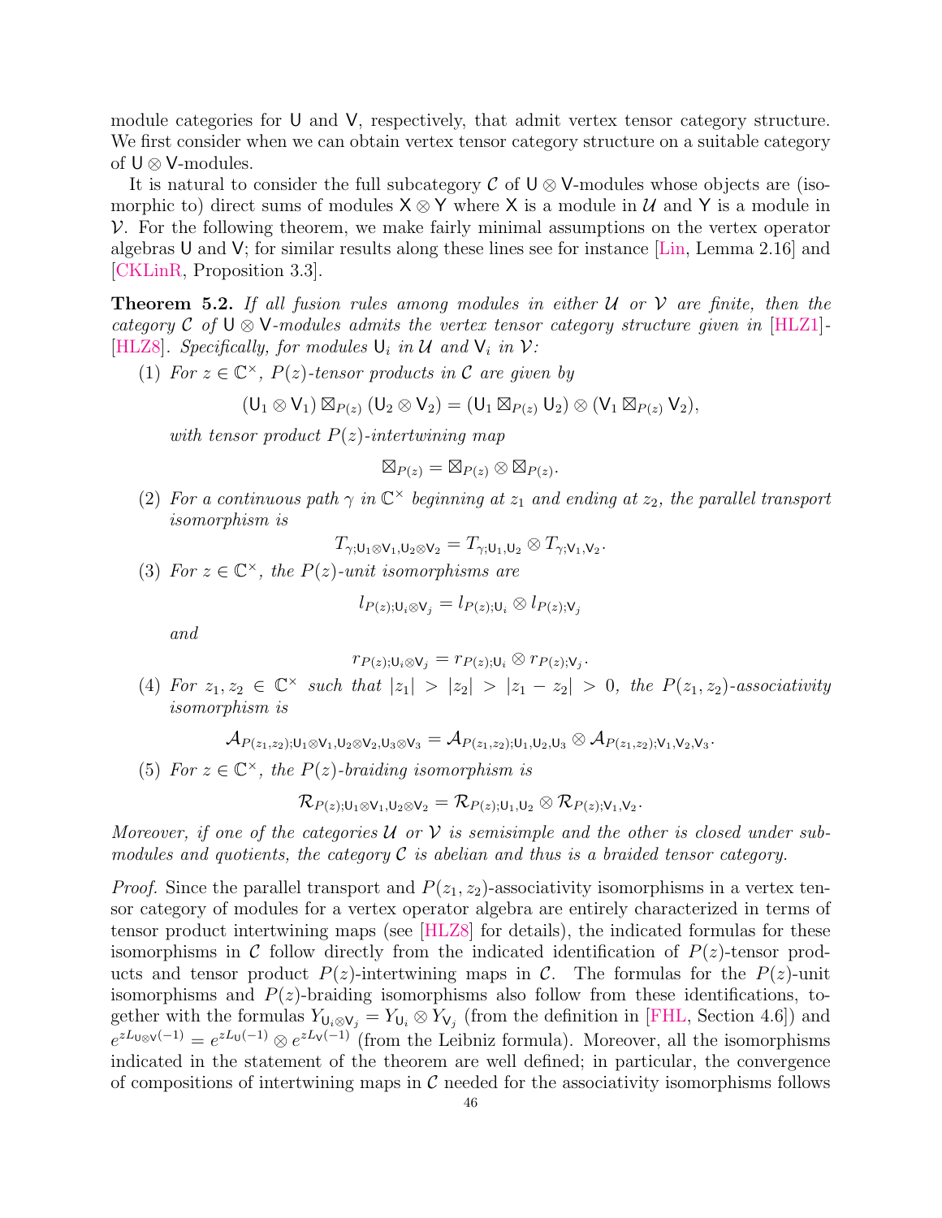module categories for $\mathsf{U}$ and $\mathsf{V}$, respectively, that admit vertex tensor category structure. We first consider when we can obtain vertex tensor category structure on a suitable category of $\mathsf{U}\otimes\mathsf{V}$-modules.

It is natural to consider the full subcategory $\mathcal{C}$ of $\mathsf{U}\otimes\mathsf{V}$-modules whose objects are (isomorphic to) direct sums of modules $\mathsf{X}\otimes\mathsf{Y}$ where $\mathsf{X}$ is a module in $\mathcal{U}$ and $\mathsf{Y}$ is a module in $\mathcal{V}$. For the following theorem, we make fairly minimal assumptions on the vertex operator algebras $\mathsf{U}$ and $\mathsf{V}$; for similar results along these lines see for instance [Lin, Lemma 2.16] and [CKLinR, Proposition 3.3].

**Theorem 5.2.** *If all fusion rules among modules in either $\mathcal{U}$ or $\mathcal{V}$ are finite, then the category $\mathcal{C}$ of $\mathsf{U}\otimes\mathsf{V}$-modules admits the vertex tensor category structure given in [HLZ1]-[HLZ8]. Specifically, for modules $\mathsf{U}_i$ in $\mathcal{U}$ and $\mathsf{V}_i$ in $\mathcal{V}$:*

(1) *For $z\in\mathbb{C}^\times$, $P(z)$-tensor products in $\mathcal{C}$ are given by*
$$(\mathsf{U}_1\otimes\mathsf{V}_1)\boxtimes_{P(z)}(\mathsf{U}_2\otimes\mathsf{V}_2) = (\mathsf{U}_1\boxtimes_{P(z)}\mathsf{U}_2)\otimes(\mathsf{V}_1\boxtimes_{P(z)}\mathsf{V}_2),$$
*with tensor product $P(z)$-intertwining map*
$$\boxtimes_{P(z)} = \boxtimes_{P(z)}\otimes\boxtimes_{P(z)}.$$

(2) *For a continuous path $\gamma$ in $\mathbb{C}^\times$ beginning at $z_1$ and ending at $z_2$, the parallel transport isomorphism is*
$$T_{\gamma;\mathsf{U}_1\otimes\mathsf{V}_1,\mathsf{U}_2\otimes\mathsf{V}_2} = T_{\gamma;\mathsf{U}_1,\mathsf{U}_2}\otimes T_{\gamma;\mathsf{V}_1,\mathsf{V}_2}.$$

(3) *For $z\in\mathbb{C}^\times$, the $P(z)$-unit isomorphisms are*
$$l_{P(z);\mathsf{U}_i\otimes\mathsf{V}_j} = l_{P(z);\mathsf{U}_i}\otimes l_{P(z);\mathsf{V}_j}$$
*and*
$$r_{P(z);\mathsf{U}_i\otimes\mathsf{V}_j} = r_{P(z);\mathsf{U}_i}\otimes r_{P(z);\mathsf{V}_j}.$$

(4) *For $z_1,z_2\in\mathbb{C}^\times$ such that $|z_1|>|z_2|>|z_1-z_2|>0$, the $P(z_1,z_2)$-associativity isomorphism is*
$$\mathcal{A}_{P(z_1,z_2);\mathsf{U}_1\otimes\mathsf{V}_1,\mathsf{U}_2\otimes\mathsf{V}_2,\mathsf{U}_3\otimes\mathsf{V}_3} = \mathcal{A}_{P(z_1,z_2);\mathsf{U}_1,\mathsf{U}_2,\mathsf{U}_3}\otimes\mathcal{A}_{P(z_1,z_2);\mathsf{V}_1,\mathsf{V}_2,\mathsf{V}_3}.$$

(5) *For $z\in\mathbb{C}^\times$, the $P(z)$-braiding isomorphism is*
$$\mathcal{R}_{P(z);\mathsf{U}_1\otimes\mathsf{V}_1,\mathsf{U}_2\otimes\mathsf{V}_2} = \mathcal{R}_{P(z);\mathsf{U}_1,\mathsf{U}_2}\otimes\mathcal{R}_{P(z);\mathsf{V}_1,\mathsf{V}_2}.$$

*Moreover, if one of the categories $\mathcal{U}$ or $\mathcal{V}$ is semisimple and the other is closed under submodules and quotients, the category $\mathcal{C}$ is abelian and thus is a braided tensor category.*

*Proof.* Since the parallel transport and $P(z_1,z_2)$-associativity isomorphisms in a vertex tensor category of modules for a vertex operator algebra are entirely characterized in terms of tensor product intertwining maps (see [HLZ8] for details), the indicated formulas for these isomorphisms in $\mathcal{C}$ follow directly from the indicated identification of $P(z)$-tensor products and tensor product $P(z)$-intertwining maps in $\mathcal{C}$. The formulas for the $P(z)$-unit isomorphisms and $P(z)$-braiding isomorphisms also follow from these identifications, together with the formulas $Y_{\mathsf{U}_i\otimes\mathsf{V}_j} = Y_{\mathsf{U}_i}\otimes Y_{\mathsf{V}_j}$ (from the definition in [FHL, Section 4.6]) and $e^{zL_{\mathsf{U}\otimes\mathsf{V}}(-1)} = e^{zL_{\mathsf{U}}(-1)}\otimes e^{zL_{\mathsf{V}}(-1)}$ (from the Leibniz formula). Moreover, all the isomorphisms indicated in the statement of the theorem are well defined; in particular, the convergence of compositions of intertwining maps in $\mathcal{C}$ needed for the associativity isomorphisms follows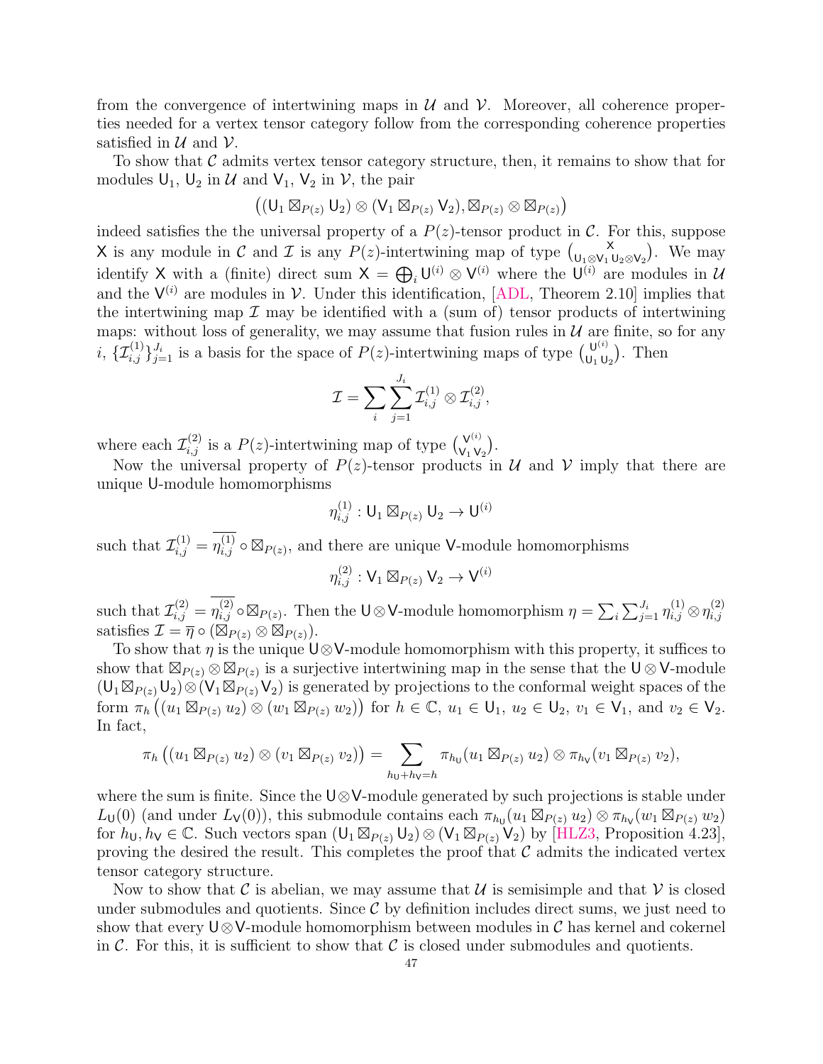from the convergence of intertwining maps in $\mathcal{U}$ and $\mathcal{V}$. Moreover, all coherence properties needed for a vertex tensor category follow from the corresponding coherence properties satisfied in $\mathcal{U}$ and $\mathcal{V}$.

To show that $\mathcal{C}$ admits vertex tensor category structure, then, it remains to show that for modules $\mathsf{U}_1$, $\mathsf{U}_2$ in $\mathcal{U}$ and $\mathsf{V}_1$, $\mathsf{V}_2$ in $\mathcal{V}$, the pair

$$\big((\mathsf{U}_1 \boxtimes_{P(z)} \mathsf{U}_2) \otimes (\mathsf{V}_1 \boxtimes_{P(z)} \mathsf{V}_2), \boxtimes_{P(z)} \otimes \boxtimes_{P(z)}\big)$$

indeed satisfies the the universal property of a $P(z)$-tensor product in $\mathcal{C}$. For this, suppose $\mathsf{X}$ is any module in $\mathcal{C}$ and $\mathcal{I}$ is any $P(z)$-intertwining map of type $\binom{\mathsf{X}}{\mathsf{U}_1\otimes\mathsf{V}_1\ \mathsf{U}_2\otimes\mathsf{V}_2}$. We may identify $\mathsf{X}$ with a (finite) direct sum $\mathsf{X} = \bigoplus_i \mathsf{U}^{(i)} \otimes \mathsf{V}^{(i)}$ where the $\mathsf{U}^{(i)}$ are modules in $\mathcal{U}$ and the $\mathsf{V}^{(i)}$ are modules in $\mathcal{V}$. Under this identification, [ADL, Theorem 2.10] implies that the intertwining map $\mathcal{I}$ may be identified with a (sum of) tensor products of intertwining maps: without loss of generality, we may assume that fusion rules in $\mathcal{U}$ are finite, so for any $i$, $\{\mathcal{I}^{(1)}_{i,j}\}_{j=1}^{J_i}$ is a basis for the space of $P(z)$-intertwining maps of type $\binom{\mathsf{U}^{(i)}}{\mathsf{U}_1\ \mathsf{U}_2}$. Then

$$\mathcal{I} = \sum_i \sum_{j=1}^{J_i} \mathcal{I}^{(1)}_{i,j} \otimes \mathcal{I}^{(2)}_{i,j},$$

where each $\mathcal{I}^{(2)}_{i,j}$ is a $P(z)$-intertwining map of type $\binom{\mathsf{V}^{(i)}}{\mathsf{V}_1\ \mathsf{V}_2}$.

Now the universal property of $P(z)$-tensor products in $\mathcal{U}$ and $\mathcal{V}$ imply that there are unique $\mathsf{U}$-module homomorphisms

$$\eta^{(1)}_{i,j} : \mathsf{U}_1 \boxtimes_{P(z)} \mathsf{U}_2 \to \mathsf{U}^{(i)}$$

such that $\mathcal{I}^{(1)}_{i,j} = \overline{\eta^{(1)}_{i,j}} \circ \boxtimes_{P(z)}$, and there are unique $\mathsf{V}$-module homomorphisms

$$\eta^{(2)}_{i,j} : \mathsf{V}_1 \boxtimes_{P(z)} \mathsf{V}_2 \to \mathsf{V}^{(i)}$$

such that $\mathcal{I}^{(2)}_{i,j} = \overline{\eta^{(2)}_{i,j}} \circ \boxtimes_{P(z)}$. Then the $\mathsf{U}\otimes\mathsf{V}$-module homomorphism $\eta = \sum_i \sum_{j=1}^{J_i} \eta^{(1)}_{i,j} \otimes \eta^{(2)}_{i,j}$ satisfies $\mathcal{I} = \overline{\eta} \circ (\boxtimes_{P(z)} \otimes \boxtimes_{P(z)})$.

To show that $\eta$ is the unique $\mathsf{U}\otimes\mathsf{V}$-module homomorphism with this property, it suffices to show that $\boxtimes_{P(z)} \otimes \boxtimes_{P(z)}$ is a surjective intertwining map in the sense that the $\mathsf{U}\otimes\mathsf{V}$-module $(\mathsf{U}_1 \boxtimes_{P(z)} \mathsf{U}_2) \otimes (\mathsf{V}_1 \boxtimes_{P(z)} \mathsf{V}_2)$ is generated by projections to the conformal weight spaces of the form $\pi_h\big((u_1 \boxtimes_{P(z)} u_2) \otimes (w_1 \boxtimes_{P(z)} w_2)\big)$ for $h \in \mathbb{C}$, $u_1 \in \mathsf{U}_1$, $u_2 \in \mathsf{U}_2$, $v_1 \in \mathsf{V}_1$, and $v_2 \in \mathsf{V}_2$. In fact,

$$\pi_h\big((u_1 \boxtimes_{P(z)} u_2) \otimes (v_1 \boxtimes_{P(z)} v_2)\big) = \sum_{h_\mathsf{U}+h_\mathsf{V}=h} \pi_{h_\mathsf{U}}(u_1 \boxtimes_{P(z)} u_2) \otimes \pi_{h_\mathsf{V}}(v_1 \boxtimes_{P(z)} v_2),$$

where the sum is finite. Since the $\mathsf{U}\otimes\mathsf{V}$-module generated by such projections is stable under $L_\mathsf{U}(0)$ (and under $L_\mathsf{V}(0)$), this submodule contains each $\pi_{h_\mathsf{U}}(u_1 \boxtimes_{P(z)} u_2) \otimes \pi_{h_\mathsf{V}}(w_1 \boxtimes_{P(z)} w_2)$ for $h_\mathsf{U}, h_\mathsf{V} \in \mathbb{C}$. Such vectors span $(\mathsf{U}_1 \boxtimes_{P(z)} \mathsf{U}_2) \otimes (\mathsf{V}_1 \boxtimes_{P(z)} \mathsf{V}_2)$ by [HLZ3, Proposition 4.23], proving the desired the result. This completes the proof that $\mathcal{C}$ admits the indicated vertex tensor category structure.

Now to show that $\mathcal{C}$ is abelian, we may assume that $\mathcal{U}$ is semisimple and that $\mathcal{V}$ is closed under submodules and quotients. Since $\mathcal{C}$ by definition includes direct sums, we just need to show that every $\mathsf{U}\otimes\mathsf{V}$-module homomorphism between modules in $\mathcal{C}$ has kernel and cokernel in $\mathcal{C}$. For this, it is sufficient to show that $\mathcal{C}$ is closed under submodules and quotients.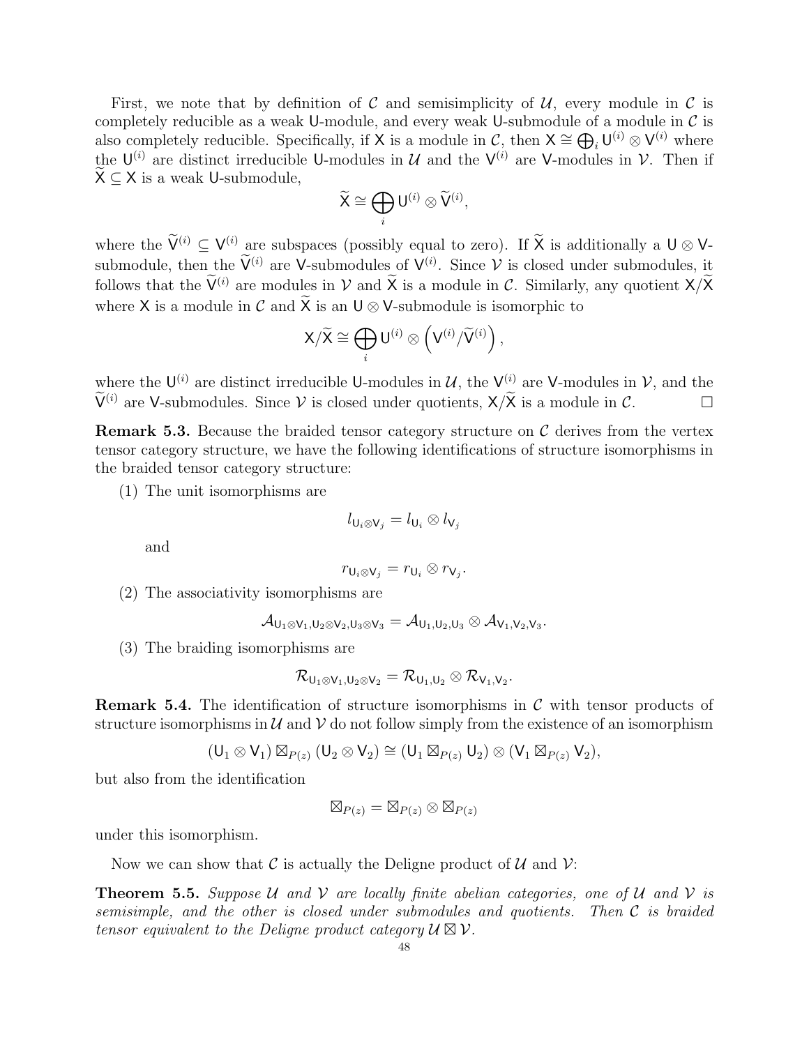First, we note that by definition of $\mathcal{C}$ and semisimplicity of $\mathcal{U}$, every module in $\mathcal{C}$ is completely reducible as a weak $\mathsf{U}$-module, and every weak $\mathsf{U}$-submodule of a module in $\mathcal{C}$ is also completely reducible. Specifically, if $\mathsf{X}$ is a module in $\mathcal{C}$, then $\mathsf{X} \cong \bigoplus_i \mathsf{U}^{(i)} \otimes \mathsf{V}^{(i)}$ where the $\mathsf{U}^{(i)}$ are distinct irreducible $\mathsf{U}$-modules in $\mathcal{U}$ and the $\mathsf{V}^{(i)}$ are $\mathsf{V}$-modules in $\mathcal{V}$. Then if $\widetilde{\mathsf{X}} \subseteq \mathsf{X}$ is a weak $\mathsf{U}$-submodule,

$$\widetilde{\mathsf{X}} \cong \bigoplus_i \mathsf{U}^{(i)} \otimes \widetilde{\mathsf{V}}^{(i)},$$

where the $\widetilde{\mathsf{V}}^{(i)} \subseteq \mathsf{V}^{(i)}$ are subspaces (possibly equal to zero). If $\widetilde{\mathsf{X}}$ is additionally a $\mathsf{U} \otimes \mathsf{V}$-submodule, then the $\widetilde{\mathsf{V}}^{(i)}$ are $\mathsf{V}$-submodules of $\mathsf{V}^{(i)}$. Since $\mathcal{V}$ is closed under submodules, it follows that the $\widetilde{\mathsf{V}}^{(i)}$ are modules in $\mathcal{V}$ and $\widetilde{\mathsf{X}}$ is a module in $\mathcal{C}$. Similarly, any quotient $\mathsf{X}/\widetilde{\mathsf{X}}$ where $\mathsf{X}$ is a module in $\mathcal{C}$ and $\widetilde{\mathsf{X}}$ is an $\mathsf{U} \otimes \mathsf{V}$-submodule is isomorphic to

$$\mathsf{X}/\widetilde{\mathsf{X}} \cong \bigoplus_i \mathsf{U}^{(i)} \otimes \left(\mathsf{V}^{(i)}/\widetilde{\mathsf{V}}^{(i)}\right),$$

where the $\mathsf{U}^{(i)}$ are distinct irreducible $\mathsf{U}$-modules in $\mathcal{U}$, the $\mathsf{V}^{(i)}$ are $\mathsf{V}$-modules in $\mathcal{V}$, and the $\widetilde{\mathsf{V}}^{(i)}$ are $\mathsf{V}$-submodules. Since $\mathcal{V}$ is closed under quotients, $\mathsf{X}/\widetilde{\mathsf{X}}$ is a module in $\mathcal{C}$. $\square$

**Remark 5.3.** Because the braided tensor category structure on $\mathcal{C}$ derives from the vertex tensor category structure, we have the following identifications of structure isomorphisms in the braided tensor category structure:

(1) The unit isomorphisms are

$$l_{\mathsf{U}_i \otimes \mathsf{V}_j} = l_{\mathsf{U}_i} \otimes l_{\mathsf{V}_j}$$

and

$$r_{\mathsf{U}_i \otimes \mathsf{V}_j} = r_{\mathsf{U}_i} \otimes r_{\mathsf{V}_j}.$$

(2) The associativity isomorphisms are

$$\mathcal{A}_{\mathsf{U}_1 \otimes \mathsf{V}_1, \mathsf{U}_2 \otimes \mathsf{V}_2, \mathsf{U}_3 \otimes \mathsf{V}_3} = \mathcal{A}_{\mathsf{U}_1, \mathsf{U}_2, \mathsf{U}_3} \otimes \mathcal{A}_{\mathsf{V}_1, \mathsf{V}_2, \mathsf{V}_3}.$$

(3) The braiding isomorphisms are

$$\mathcal{R}_{\mathsf{U}_1 \otimes \mathsf{V}_1, \mathsf{U}_2 \otimes \mathsf{V}_2} = \mathcal{R}_{\mathsf{U}_1, \mathsf{U}_2} \otimes \mathcal{R}_{\mathsf{V}_1, \mathsf{V}_2}.$$

**Remark 5.4.** The identification of structure isomorphisms in $\mathcal{C}$ with tensor products of structure isomorphisms in $\mathcal{U}$ and $\mathcal{V}$ do not follow simply from the existence of an isomorphism

$$(\mathsf{U}_1 \otimes \mathsf{V}_1) \boxtimes_{P(z)} (\mathsf{U}_2 \otimes \mathsf{V}_2) \cong (\mathsf{U}_1 \boxtimes_{P(z)} \mathsf{U}_2) \otimes (\mathsf{V}_1 \boxtimes_{P(z)} \mathsf{V}_2),$$

but also from the identification

$$\boxtimes_{P(z)} = \boxtimes_{P(z)} \otimes \boxtimes_{P(z)}$$

under this isomorphism.

Now we can show that $\mathcal{C}$ is actually the Deligne product of $\mathcal{U}$ and $\mathcal{V}$:

**Theorem 5.5.** *Suppose $\mathcal{U}$ and $\mathcal{V}$ are locally finite abelian categories, one of $\mathcal{U}$ and $\mathcal{V}$ is semisimple, and the other is closed under submodules and quotients. Then $\mathcal{C}$ is braided tensor equivalent to the Deligne product category $\mathcal{U} \boxtimes \mathcal{V}$.*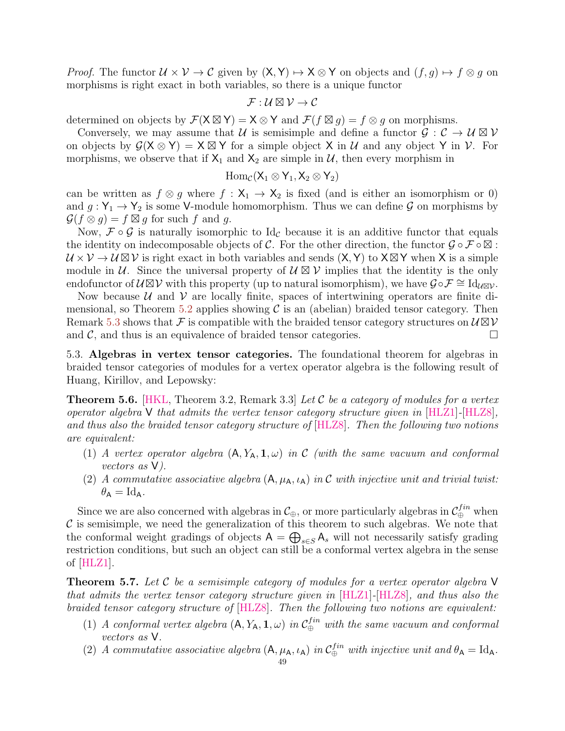*Proof.* The functor $\mathcal{U}\times\mathcal{V}\to\mathcal{C}$ given by $(\mathsf{X},\mathsf{Y})\mapsto\mathsf{X}\otimes\mathsf{Y}$ on objects and $(f,g)\mapsto f\otimes g$ on morphisms is right exact in both variables, so there is a unique functor

$$\mathcal{F}:\mathcal{U}\boxtimes\mathcal{V}\to\mathcal{C}$$

determined on objects by $\mathcal{F}(\mathsf{X}\boxtimes\mathsf{Y})=\mathsf{X}\otimes\mathsf{Y}$ and $\mathcal{F}(f\boxtimes g)=f\otimes g$ on morphisms.

Conversely, we may assume that $\mathcal{U}$ is semisimple and define a functor $\mathcal{G}:\mathcal{C}\to\mathcal{U}\boxtimes\mathcal{V}$ on objects by $\mathcal{G}(\mathsf{X}\otimes\mathsf{Y})=\mathsf{X}\boxtimes\mathsf{Y}$ for a simple object $\mathsf{X}$ in $\mathcal{U}$ and any object $\mathsf{Y}$ in $\mathcal{V}$. For morphisms, we observe that if $\mathsf{X}_1$ and $\mathsf{X}_2$ are simple in $\mathcal{U}$, then every morphism in

$$\mathrm{Hom}_{\mathcal{C}}(\mathsf{X}_1\otimes\mathsf{Y}_1,\mathsf{X}_2\otimes\mathsf{Y}_2)$$

can be written as $f\otimes g$ where $f:\mathsf{X}_1\to\mathsf{X}_2$ is fixed (and is either an isomorphism or 0) and $g:\mathsf{Y}_1\to\mathsf{Y}_2$ is some $\mathsf{V}$-module homomorphism. Thus we can define $\mathcal{G}$ on morphisms by $\mathcal{G}(f\otimes g)=f\boxtimes g$ for such $f$ and $g$.

Now, $\mathcal{F}\circ\mathcal{G}$ is naturally isomorphic to $\mathrm{Id}_{\mathcal{C}}$ because it is an additive functor that equals the identity on indecomposable objects of $\mathcal{C}$. For the other direction, the functor $\mathcal{G}\circ\mathcal{F}\circ\boxtimes:\mathcal{U}\times\mathcal{V}\to\mathcal{U}\boxtimes\mathcal{V}$ is right exact in both variables and sends $(\mathsf{X},\mathsf{Y})$ to $\mathsf{X}\boxtimes\mathsf{Y}$ when $\mathsf{X}$ is a simple module in $\mathcal{U}$. Since the universal property of $\mathcal{U}\boxtimes\mathcal{V}$ implies that the identity is the only endofunctor of $\mathcal{U}\boxtimes\mathcal{V}$ with this property (up to natural isomorphism), we have $\mathcal{G}\circ\mathcal{F}\cong\mathrm{Id}_{\mathcal{U}\boxtimes\mathcal{V}}$.

Now because $\mathcal{U}$ and $\mathcal{V}$ are locally finite, spaces of intertwining operators are finite dimensional, so Theorem 5.2 applies showing $\mathcal{C}$ is an (abelian) braided tensor category. Then Remark 5.3 shows that $\mathcal{F}$ is compatible with the braided tensor category structures on $\mathcal{U}\boxtimes\mathcal{V}$ and $\mathcal{C}$, and thus is an equivalence of braided tensor categories. □

5.3. **Algebras in vertex tensor categories.** The foundational theorem for algebras in braided tensor categories of modules for a vertex operator algebra is the following result of Huang, Kirillov, and Lepowsky:

**Theorem 5.6.** [HKL, Theorem 3.2, Remark 3.3] *Let $\mathcal{C}$ be a category of modules for a vertex operator algebra $\mathsf{V}$ that admits the vertex tensor category structure given in [HLZ1]-[HLZ8], and thus also the braided tensor category structure of [HLZ8]. Then the following two notions are equivalent:*

1. *A vertex operator algebra $(\mathsf{A},Y_{\mathsf{A}},\mathbf{1},\omega)$ in $\mathcal{C}$ (with the same vacuum and conformal vectors as $\mathsf{V}$).*
2. *A commutative associative algebra $(\mathsf{A},\mu_{\mathsf{A}},\iota_{\mathsf{A}})$ in $\mathcal{C}$ with injective unit and trivial twist: $\theta_{\mathsf{A}}=\mathrm{Id}_{\mathsf{A}}$.*

Since we are also concerned with algebras in $\mathcal{C}_\oplus$, or more particularly algebras in $\mathcal{C}_\oplus^{fin}$ when $\mathcal{C}$ is semisimple, we need the generalization of this theorem to such algebras. We note that the conformal weight gradings of objects $\mathsf{A}=\bigoplus_{s\in S}\mathsf{A}_s$ will not necessarily satisfy grading restriction conditions, but such an object can still be a conformal vertex algebra in the sense of [HLZ1].

**Theorem 5.7.** *Let $\mathcal{C}$ be a semisimple category of modules for a vertex operator algebra $\mathsf{V}$ that admits the vertex tensor category structure given in [HLZ1]-[HLZ8], and thus also the braided tensor category structure of [HLZ8]. Then the following two notions are equivalent:*

1. *A conformal vertex algebra $(\mathsf{A},Y_{\mathsf{A}},\mathbf{1},\omega)$ in $\mathcal{C}_\oplus^{fin}$ with the same vacuum and conformal vectors as $\mathsf{V}$.*
2. *A commutative associative algebra $(\mathsf{A},\mu_{\mathsf{A}},\iota_{\mathsf{A}})$ in $\mathcal{C}_\oplus^{fin}$ with injective unit and $\theta_{\mathsf{A}}=\mathrm{Id}_{\mathsf{A}}$.*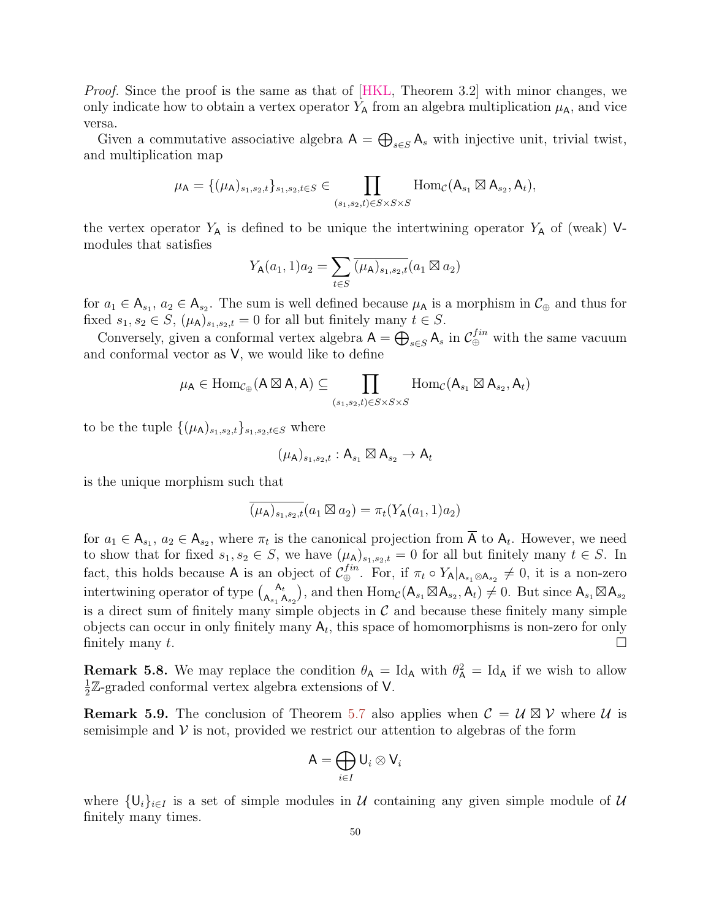*Proof.* Since the proof is the same as that of [HKL, Theorem 3.2] with minor changes, we only indicate how to obtain a vertex operator $Y_{\mathsf{A}}$ from an algebra multiplication $\mu_{\mathsf{A}}$, and vice versa.

Given a commutative associative algebra $\mathsf{A} = \bigoplus_{s \in S} \mathsf{A}_s$ with injective unit, trivial twist, and multiplication map

$$\mu_{\mathsf{A}} = \{(\mu_{\mathsf{A}})_{s_1,s_2,t}\}_{s_1,s_2,t \in S} \in \prod_{(s_1,s_2,t) \in S \times S \times S} \mathrm{Hom}_{\mathcal{C}}(\mathsf{A}_{s_1} \boxtimes \mathsf{A}_{s_2}, \mathsf{A}_t),$$

the vertex operator $Y_{\mathsf{A}}$ is defined to be unique the intertwining operator $Y_{\mathsf{A}}$ of (weak) $\mathsf{V}$-modules that satisfies

$$Y_{\mathsf{A}}(a_1, 1)a_2 = \sum_{t \in S} \overline{(\mu_{\mathsf{A}})_{s_1,s_2,t}}(a_1 \boxtimes a_2)$$

for $a_1 \in \mathsf{A}_{s_1}$, $a_2 \in \mathsf{A}_{s_2}$. The sum is well defined because $\mu_{\mathsf{A}}$ is a morphism in $\mathcal{C}_{\oplus}$ and thus for fixed $s_1, s_2 \in S$, $(\mu_{\mathsf{A}})_{s_1,s_2,t} = 0$ for all but finitely many $t \in S$.

Conversely, given a conformal vertex algebra $\mathsf{A} = \bigoplus_{s \in S} \mathsf{A}_s$ in $\mathcal{C}_{\oplus}^{fin}$ with the same vacuum and conformal vector as $\mathsf{V}$, we would like to define

$$\mu_{\mathsf{A}} \in \mathrm{Hom}_{\mathcal{C}_{\oplus}}(\mathsf{A} \boxtimes \mathsf{A}, \mathsf{A}) \subseteq \prod_{(s_1,s_2,t) \in S \times S \times S} \mathrm{Hom}_{\mathcal{C}}(\mathsf{A}_{s_1} \boxtimes \mathsf{A}_{s_2}, \mathsf{A}_t)$$

to be the tuple $\{(\mu_{\mathsf{A}})_{s_1,s_2,t}\}_{s_1,s_2,t \in S}$ where

$$(\mu_{\mathsf{A}})_{s_1,s_2,t} : \mathsf{A}_{s_1} \boxtimes \mathsf{A}_{s_2} \to \mathsf{A}_t$$

is the unique morphism such that

$$\overline{(\mu_{\mathsf{A}})_{s_1,s_2,t}}(a_1 \boxtimes a_2) = \pi_t(Y_{\mathsf{A}}(a_1, 1)a_2)$$

for $a_1 \in \mathsf{A}_{s_1}$, $a_2 \in \mathsf{A}_{s_2}$, where $\pi_t$ is the canonical projection from $\overline{\mathsf{A}}$ to $\mathsf{A}_t$. However, we need to show that for fixed $s_1, s_2 \in S$, we have $(\mu_{\mathsf{A}})_{s_1,s_2,t} = 0$ for all but finitely many $t \in S$. In fact, this holds because $\mathsf{A}$ is an object of $\mathcal{C}_{\oplus}^{fin}$. For, if $\pi_t \circ Y_{\mathsf{A}}|_{\mathsf{A}_{s_1} \otimes \mathsf{A}_{s_2}} \neq 0$, it is a non-zero intertwining operator of type $\binom{\mathsf{A}_t}{\mathsf{A}_{s_1}\,\mathsf{A}_{s_2}}$, and then $\mathrm{Hom}_{\mathcal{C}}(\mathsf{A}_{s_1} \boxtimes \mathsf{A}_{s_2}, \mathsf{A}_t) \neq 0$. But since $\mathsf{A}_{s_1} \boxtimes \mathsf{A}_{s_2}$ is a direct sum of finitely many simple objects in $\mathcal{C}$ and because these finitely many simple objects can occur in only finitely many $\mathsf{A}_t$, this space of homomorphisms is non-zero for only finitely many $t$. $\square$

**Remark 5.8.** We may replace the condition $\theta_{\mathsf{A}} = \mathrm{Id}_{\mathsf{A}}$ with $\theta_{\mathsf{A}}^2 = \mathrm{Id}_{\mathsf{A}}$ if we wish to allow $\frac{1}{2}\mathbb{Z}$-graded conformal vertex algebra extensions of $\mathsf{V}$.

**Remark 5.9.** The conclusion of Theorem 5.7 also applies when $\mathcal{C} = \mathcal{U} \boxtimes \mathcal{V}$ where $\mathcal{U}$ is semisimple and $\mathcal{V}$ is not, provided we restrict our attention to algebras of the form

$$\mathsf{A} = \bigoplus_{i \in I} \mathsf{U}_i \otimes \mathsf{V}_i$$

where $\{\mathsf{U}_i\}_{i \in I}$ is a set of simple modules in $\mathcal{U}$ containing any given simple module of $\mathcal{U}$ finitely many times.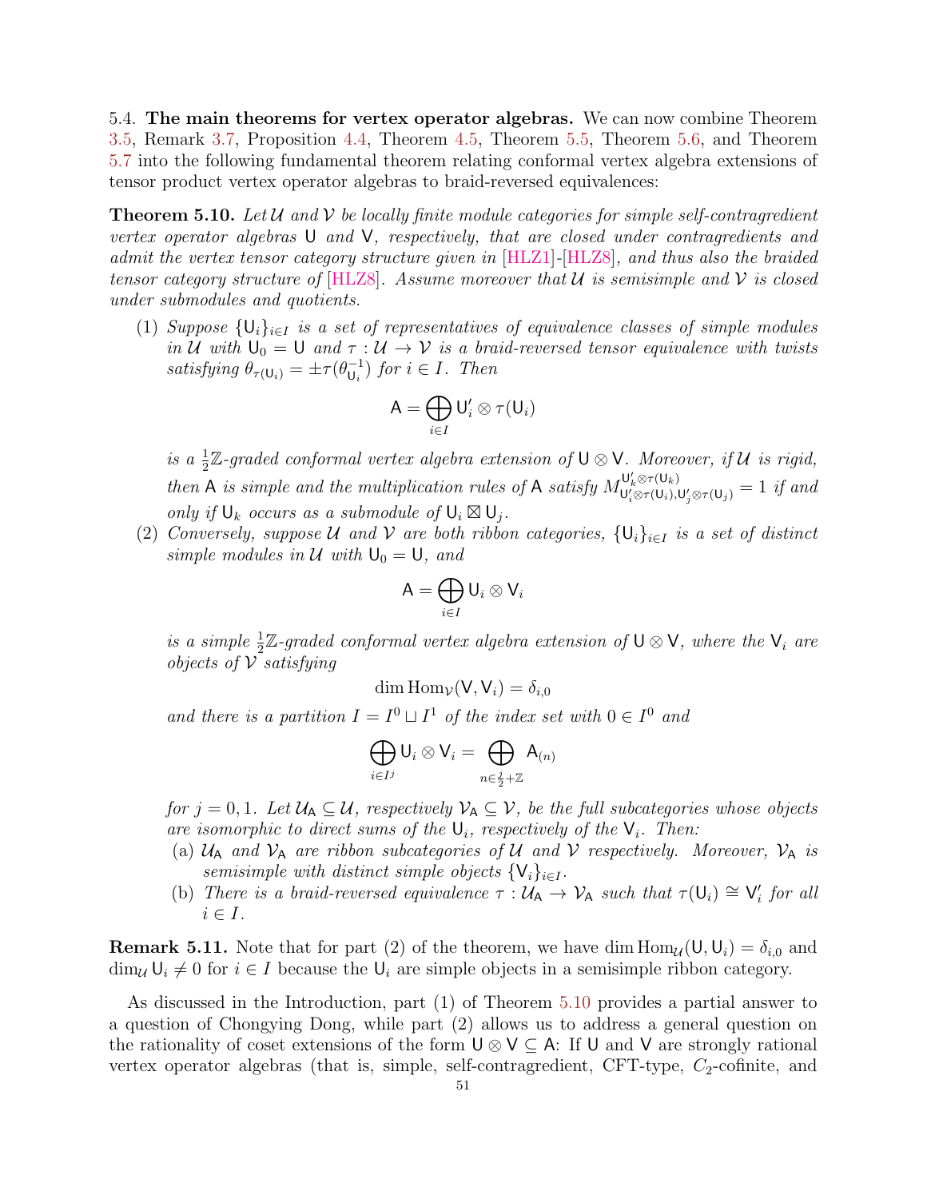5.4. **The main theorems for vertex operator algebras.** We can now combine Theorem 3.5, Remark 3.7, Proposition 4.4, Theorem 4.5, Theorem 5.5, Theorem 5.6, and Theorem 5.7 into the following fundamental theorem relating conformal vertex algebra extensions of tensor product vertex operator algebras to braid-reversed equivalences:

**Theorem 5.10.** *Let $\mathcal{U}$ and $\mathcal{V}$ be locally finite module categories for simple self-contragredient vertex operator algebras $\mathsf{U}$ and $\mathsf{V}$, respectively, that are closed under contragredients and admit the vertex tensor category structure given in [HLZ1]-[HLZ8], and thus also the braided tensor category structure of [HLZ8]. Assume moreover that $\mathcal{U}$ is semisimple and $\mathcal{V}$ is closed under submodules and quotients.*

(1) *Suppose $\{\mathsf{U}_i\}_{i\in I}$ is a set of representatives of equivalence classes of simple modules in $\mathcal{U}$ with $\mathsf{U}_0 = \mathsf{U}$ and $\tau : \mathcal{U} \to \mathcal{V}$ is a braid-reversed tensor equivalence with twists satisfying $\theta_{\tau(\mathsf{U}_i)} = \pm\tau(\theta_{\mathsf{U}_i}^{-1})$ for $i \in I$. Then*
$$\mathsf{A} = \bigoplus_{i\in I} \mathsf{U}_i' \otimes \tau(\mathsf{U}_i)$$
*is a $\frac{1}{2}\mathbb{Z}$-graded conformal vertex algebra extension of $\mathsf{U}\otimes\mathsf{V}$. Moreover, if $\mathcal{U}$ is rigid, then $\mathsf{A}$ is simple and the multiplication rules of $\mathsf{A}$ satisfy $M^{\mathsf{U}_k'\otimes\tau(\mathsf{U}_k)}_{\mathsf{U}_i'\otimes\tau(\mathsf{U}_i),\mathsf{U}_j'\otimes\tau(\mathsf{U}_j)} = 1$ if and only if $\mathsf{U}_k$ occurs as a submodule of $\mathsf{U}_i \boxtimes \mathsf{U}_j$.*

(2) *Conversely, suppose $\mathcal{U}$ and $\mathcal{V}$ are both ribbon categories, $\{\mathsf{U}_i\}_{i\in I}$ is a set of distinct simple modules in $\mathcal{U}$ with $\mathsf{U}_0 = \mathsf{U}$, and*
$$\mathsf{A} = \bigoplus_{i\in I} \mathsf{U}_i \otimes \mathsf{V}_i$$
*is a simple $\frac{1}{2}\mathbb{Z}$-graded conformal vertex algebra extension of $\mathsf{U}\otimes\mathsf{V}$, where the $\mathsf{V}_i$ are objects of $\mathcal{V}$ satisfying*
$$\dim \mathrm{Hom}_{\mathcal{V}}(\mathsf{V}, \mathsf{V}_i) = \delta_{i,0}$$
*and there is a partition $I = I^0 \sqcup I^1$ of the index set with $0 \in I^0$ and*
$$\bigoplus_{i\in I^j} \mathsf{U}_i \otimes \mathsf{V}_i = \bigoplus_{n\in\frac{j}{2}+\mathbb{Z}} \mathsf{A}_{(n)}$$
*for $j = 0, 1$. Let $\mathcal{U}_\mathsf{A} \subseteq \mathcal{U}$, respectively $\mathcal{V}_\mathsf{A} \subseteq \mathcal{V}$, be the full subcategories whose objects are isomorphic to direct sums of the $\mathsf{U}_i$, respectively of the $\mathsf{V}_i$. Then:*
  (a) *$\mathcal{U}_\mathsf{A}$ and $\mathcal{V}_\mathsf{A}$ are ribbon subcategories of $\mathcal{U}$ and $\mathcal{V}$ respectively. Moreover, $\mathcal{V}_\mathsf{A}$ is semisimple with distinct simple objects $\{\mathsf{V}_i\}_{i\in I}$.*
  (b) *There is a braid-reversed equivalence $\tau : \mathcal{U}_\mathsf{A} \to \mathcal{V}_\mathsf{A}$ such that $\tau(\mathsf{U}_i) \cong \mathsf{V}_i'$ for all $i \in I$.*

**Remark 5.11.** Note that for part (2) of the theorem, we have $\dim \mathrm{Hom}_{\mathcal{U}}(\mathsf{U}, \mathsf{U}_i) = \delta_{i,0}$ and $\dim_{\mathcal{U}} \mathsf{U}_i \neq 0$ for $i \in I$ because the $\mathsf{U}_i$ are simple objects in a semisimple ribbon category.

As discussed in the Introduction, part (1) of Theorem 5.10 provides a partial answer to a question of Chongying Dong, while part (2) allows us to address a general question on the rationality of coset extensions of the form $\mathsf{U}\otimes\mathsf{V} \subseteq \mathsf{A}$: If $\mathsf{U}$ and $\mathsf{V}$ are strongly rational vertex operator algebras (that is, simple, self-contragredient, CFT-type, $C_2$-cofinite, and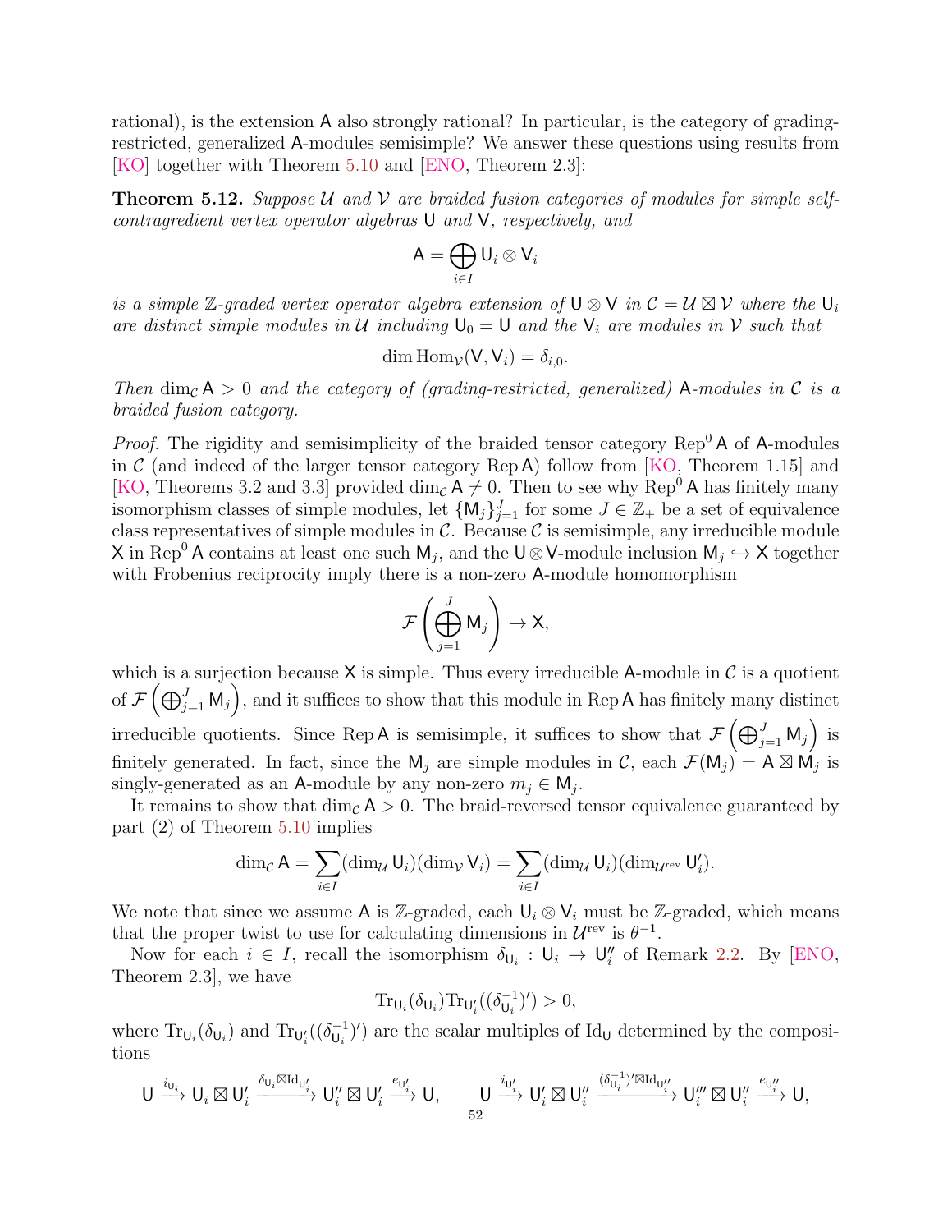rational), is the extension $\mathsf{A}$ also strongly rational? In particular, is the category of grading-restricted, generalized $\mathsf{A}$-modules semisimple? We answer these questions using results from [KO] together with Theorem 5.10 and [ENO, Theorem 2.3]:

**Theorem 5.12.** *Suppose $\mathcal{U}$ and $\mathcal{V}$ are braided fusion categories of modules for simple self-contragredient vertex operator algebras $\mathsf{U}$ and $\mathsf{V}$, respectively, and*

$$\mathsf{A} = \bigoplus_{i\in I} \mathsf{U}_i \otimes \mathsf{V}_i$$

*is a simple $\mathbb{Z}$-graded vertex operator algebra extension of $\mathsf{U}\otimes\mathsf{V}$ in $\mathcal{C} = \mathcal{U}\boxtimes\mathcal{V}$ where the $\mathsf{U}_i$ are distinct simple modules in $\mathcal{U}$ including $\mathsf{U}_0 = \mathsf{U}$ and the $\mathsf{V}_i$ are modules in $\mathcal{V}$ such that*

$$\dim \mathrm{Hom}_{\mathcal{V}}(\mathsf{V}, \mathsf{V}_i) = \delta_{i,0}.$$

*Then $\dim_{\mathcal{C}} \mathsf{A} > 0$ and the category of (grading-restricted, generalized) $\mathsf{A}$-modules in $\mathcal{C}$ is a braided fusion category.*

*Proof.* The rigidity and semisimplicity of the braided tensor category $\mathrm{Rep}^0\,\mathsf{A}$ of $\mathsf{A}$-modules in $\mathcal{C}$ (and indeed of the larger tensor category $\mathrm{Rep}\,\mathsf{A}$) follow from [KO, Theorem 1.15] and [KO, Theorems 3.2 and 3.3] provided $\dim_{\mathcal{C}} \mathsf{A} \neq 0$. Then to see why $\mathrm{Rep}^0\,\mathsf{A}$ has finitely many isomorphism classes of simple modules, let $\{\mathsf{M}_j\}_{j=1}^J$ for some $J\in\mathbb{Z}_+$ be a set of equivalence class representatives of simple modules in $\mathcal{C}$. Because $\mathcal{C}$ is semisimple, any irreducible module $\mathsf{X}$ in $\mathrm{Rep}^0\,\mathsf{A}$ contains at least one such $\mathsf{M}_j$, and the $\mathsf{U}\otimes\mathsf{V}$-module inclusion $\mathsf{M}_j \hookrightarrow \mathsf{X}$ together with Frobenius reciprocity imply there is a non-zero $\mathsf{A}$-module homomorphism

$$\mathcal{F}\left(\bigoplus_{j=1}^J \mathsf{M}_j\right) \to \mathsf{X},$$

which is a surjection because $\mathsf{X}$ is simple. Thus every irreducible $\mathsf{A}$-module in $\mathcal{C}$ is a quotient of $\mathcal{F}\left(\bigoplus_{j=1}^J \mathsf{M}_j\right)$, and it suffices to show that this module in $\mathrm{Rep}\,\mathsf{A}$ has finitely many distinct irreducible quotients. Since $\mathrm{Rep}\,\mathsf{A}$ is semisimple, it suffices to show that $\mathcal{F}\left(\bigoplus_{j=1}^J \mathsf{M}_j\right)$ is finitely generated. In fact, since the $\mathsf{M}_j$ are simple modules in $\mathcal{C}$, each $\mathcal{F}(\mathsf{M}_j) = \mathsf{A}\boxtimes\mathsf{M}_j$ is singly-generated as an $\mathsf{A}$-module by any non-zero $m_j \in \mathsf{M}_j$.

It remains to show that $\dim_{\mathcal{C}} \mathsf{A} > 0$. The braid-reversed tensor equivalence guaranteed by part (2) of Theorem 5.10 implies

$$\dim_{\mathcal{C}} \mathsf{A} = \sum_{i\in I} (\dim_{\mathcal{U}} \mathsf{U}_i)(\dim_{\mathcal{V}} \mathsf{V}_i) = \sum_{i\in I} (\dim_{\mathcal{U}} \mathsf{U}_i)(\dim_{\mathcal{U}^{\mathrm{rev}}} \mathsf{U}_i').$$

We note that since we assume $\mathsf{A}$ is $\mathbb{Z}$-graded, each $\mathsf{U}_i\otimes\mathsf{V}_i$ must be $\mathbb{Z}$-graded, which means that the proper twist to use for calculating dimensions in $\mathcal{U}^{\mathrm{rev}}$ is $\theta^{-1}$.

Now for each $i\in I$, recall the isomorphism $\delta_{\mathsf{U}_i} : \mathsf{U}_i \to \mathsf{U}_i''$ of Remark 2.2. By [ENO, Theorem 2.3], we have

$$\mathrm{Tr}_{\mathsf{U}_i}(\delta_{\mathsf{U}_i})\mathrm{Tr}_{\mathsf{U}_i'}((\delta_{\mathsf{U}_i}^{-1})') > 0,$$

where $\mathrm{Tr}_{\mathsf{U}_i}(\delta_{\mathsf{U}_i})$ and $\mathrm{Tr}_{\mathsf{U}_i'}((\delta_{\mathsf{U}_i}^{-1})')$ are the scalar multiples of $\mathrm{Id}_{\mathsf{U}}$ determined by the compositions

$$\mathsf{U} \xrightarrow{i_{\mathsf{U}_i}} \mathsf{U}_i\boxtimes\mathsf{U}_i' \xrightarrow{\delta_{\mathsf{U}_i}\boxtimes\mathrm{Id}_{\mathsf{U}_i'}} \mathsf{U}_i''\boxtimes\mathsf{U}_i' \xrightarrow{e_{\mathsf{U}_i'}} \mathsf{U}, \qquad \mathsf{U} \xrightarrow{i_{\mathsf{U}_i'}} \mathsf{U}_i'\boxtimes\mathsf{U}_i'' \xrightarrow{(\delta_{\mathsf{U}_i}^{-1})'\boxtimes\mathrm{Id}_{\mathsf{U}_i''}} \mathsf{U}_i'''\boxtimes\mathsf{U}_i'' \xrightarrow{e_{\mathsf{U}_i''}} \mathsf{U},$$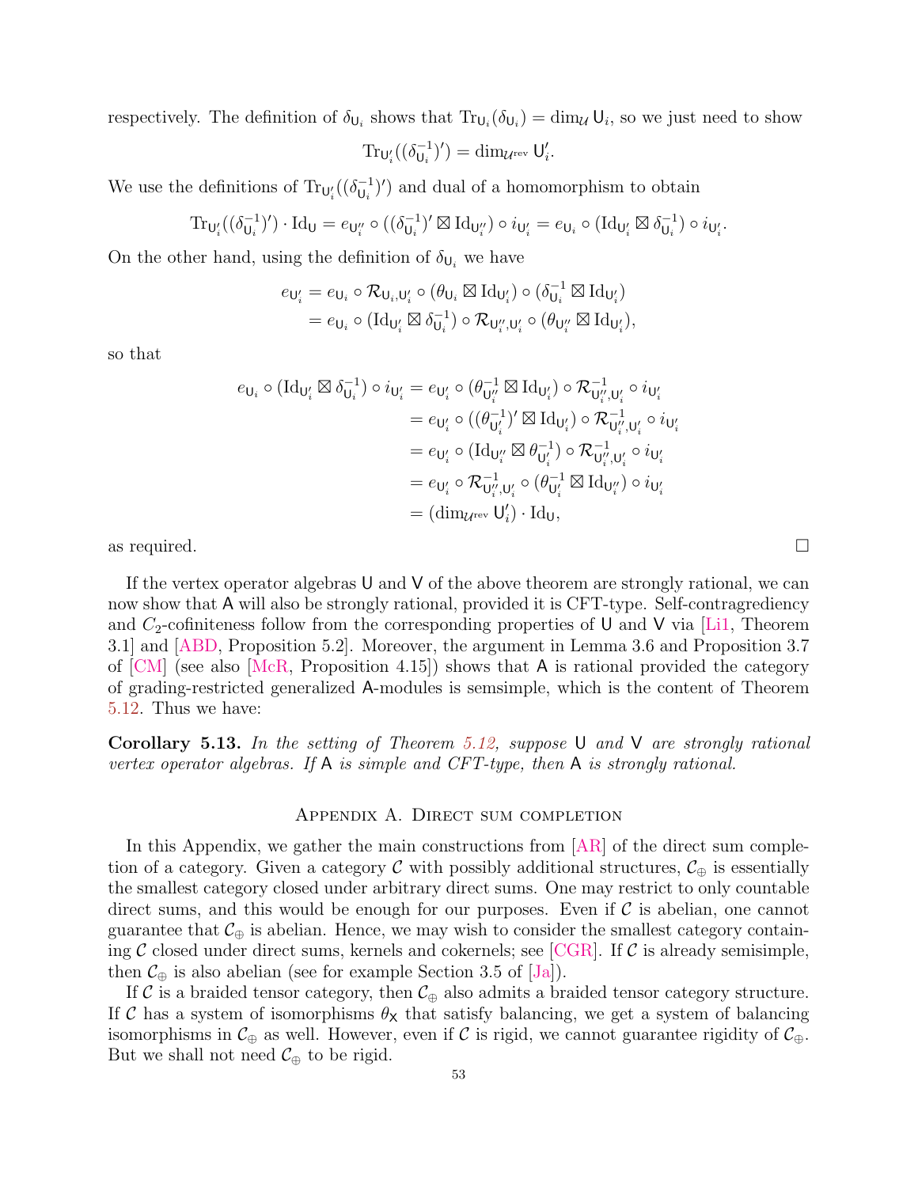respectively. The definition of $\delta_{\mathsf{U}_i}$ shows that $\mathrm{Tr}_{\mathsf{U}_i}(\delta_{\mathsf{U}_i}) = \dim_{\mathcal{U}} \mathsf{U}_i$, so we just need to show

$$\mathrm{Tr}_{\mathsf{U}_i'}((\delta_{\mathsf{U}_i}^{-1})') = \dim_{\mathcal{U}^{\mathrm{rev}}} \mathsf{U}_i'.$$

We use the definitions of $\mathrm{Tr}_{\mathsf{U}_i'}((\delta_{\mathsf{U}_i}^{-1})')$ and dual of a homomorphism to obtain

$$\mathrm{Tr}_{\mathsf{U}_i'}((\delta_{\mathsf{U}_i}^{-1})') \cdot \mathrm{Id}_{\mathsf{U}} = e_{\mathsf{U}_i''} \circ ((\delta_{\mathsf{U}_i}^{-1})' \boxtimes \mathrm{Id}_{\mathsf{U}_i''}) \circ i_{\mathsf{U}_i'} = e_{\mathsf{U}_i} \circ (\mathrm{Id}_{\mathsf{U}_i'} \boxtimes \delta_{\mathsf{U}_i}^{-1}) \circ i_{\mathsf{U}_i'}.$$

On the other hand, using the definition of $\delta_{\mathsf{U}_i}$ we have

$$\begin{aligned} e_{\mathsf{U}_i'} &= e_{\mathsf{U}_i} \circ \mathcal{R}_{\mathsf{U}_i,\mathsf{U}_i'} \circ (\theta_{\mathsf{U}_i} \boxtimes \mathrm{Id}_{\mathsf{U}_i'}) \circ (\delta_{\mathsf{U}_i}^{-1} \boxtimes \mathrm{Id}_{\mathsf{U}_i'}) \\ &= e_{\mathsf{U}_i} \circ (\mathrm{Id}_{\mathsf{U}_i'} \boxtimes \delta_{\mathsf{U}_i}^{-1}) \circ \mathcal{R}_{\mathsf{U}_i'',\mathsf{U}_i'} \circ (\theta_{\mathsf{U}_i''} \boxtimes \mathrm{Id}_{\mathsf{U}_i'}), \end{aligned}$$

so that

$$\begin{aligned} e_{\mathsf{U}_i} \circ (\mathrm{Id}_{\mathsf{U}_i'} \boxtimes \delta_{\mathsf{U}_i}^{-1}) \circ i_{\mathsf{U}_i'} &= e_{\mathsf{U}_i'} \circ (\theta_{\mathsf{U}_i''}^{-1} \boxtimes \mathrm{Id}_{\mathsf{U}_i'}) \circ \mathcal{R}_{\mathsf{U}_i'',\mathsf{U}_i'}^{-1} \circ i_{\mathsf{U}_i'} \\ &= e_{\mathsf{U}_i'} \circ ((\theta_{\mathsf{U}_i'}^{-1})' \boxtimes \mathrm{Id}_{\mathsf{U}_i'}) \circ \mathcal{R}_{\mathsf{U}_i'',\mathsf{U}_i'}^{-1} \circ i_{\mathsf{U}_i'} \\ &= e_{\mathsf{U}_i'} \circ (\mathrm{Id}_{\mathsf{U}_i''} \boxtimes \theta_{\mathsf{U}_i'}^{-1}) \circ \mathcal{R}_{\mathsf{U}_i'',\mathsf{U}_i'}^{-1} \circ i_{\mathsf{U}_i'} \\ &= e_{\mathsf{U}_i'} \circ \mathcal{R}_{\mathsf{U}_i'',\mathsf{U}_i'}^{-1} \circ (\theta_{\mathsf{U}_i'}^{-1} \boxtimes \mathrm{Id}_{\mathsf{U}_i''}) \circ i_{\mathsf{U}_i'} \\ &= (\dim_{\mathcal{U}^{\mathrm{rev}}} \mathsf{U}_i') \cdot \mathrm{Id}_{\mathsf{U}}, \end{aligned}$$

as required. □

If the vertex operator algebras $\mathsf{U}$ and $\mathsf{V}$ of the above theorem are strongly rational, we can now show that $\mathsf{A}$ will also be strongly rational, provided it is CFT-type. Self-contragrediency and $C_2$-cofiniteness follow from the corresponding properties of $\mathsf{U}$ and $\mathsf{V}$ via [Li1, Theorem 3.1] and [ABD, Proposition 5.2]. Moreover, the argument in Lemma 3.6 and Proposition 3.7 of [CM] (see also [McR, Proposition 4.15]) shows that $\mathsf{A}$ is rational provided the category of grading-restricted generalized $\mathsf{A}$-modules is semsimple, which is the content of Theorem 5.12. Thus we have:

**Corollary 5.13.** *In the setting of Theorem 5.12, suppose $\mathsf{U}$ and $\mathsf{V}$ are strongly rational vertex operator algebras. If $\mathsf{A}$ is simple and CFT-type, then $\mathsf{A}$ is strongly rational.*

## Appendix A. Direct sum completion

In this Appendix, we gather the main constructions from [AR] of the direct sum completion of a category. Given a category $\mathcal{C}$ with possibly additional structures, $\mathcal{C}_\oplus$ is essentially the smallest category closed under arbitrary direct sums. One may restrict to only countable direct sums, and this would be enough for our purposes. Even if $\mathcal{C}$ is abelian, one cannot guarantee that $\mathcal{C}_\oplus$ is abelian. Hence, we may wish to consider the smallest category containing $\mathcal{C}$ closed under direct sums, kernels and cokernels; see [CGR]. If $\mathcal{C}$ is already semisimple, then $\mathcal{C}_\oplus$ is also abelian (see for example Section 3.5 of [Ja]).

If $\mathcal{C}$ is a braided tensor category, then $\mathcal{C}_\oplus$ also admits a braided tensor category structure. If $\mathcal{C}$ has a system of isomorphisms $\theta_{\mathsf{X}}$ that satisfy balancing, we get a system of balancing isomorphisms in $\mathcal{C}_\oplus$ as well. However, even if $\mathcal{C}$ is rigid, we cannot guarantee rigidity of $\mathcal{C}_\oplus$. But we shall not need $\mathcal{C}_\oplus$ to be rigid.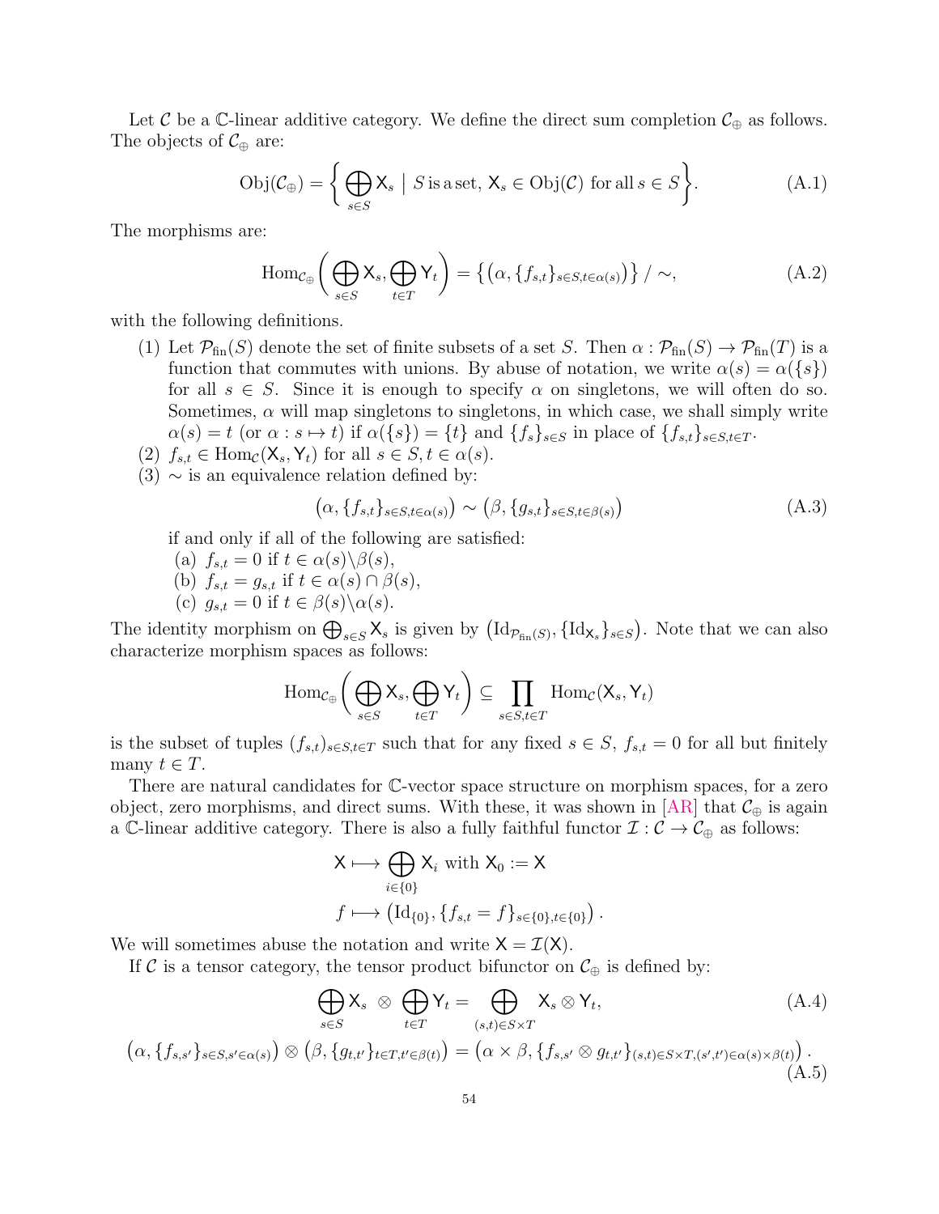Let $\mathcal{C}$ be a $\mathbb{C}$-linear additive category. We define the direct sum completion $\mathcal{C}_\oplus$ as follows. The objects of $\mathcal{C}_\oplus$ are:

$$\mathrm{Obj}(\mathcal{C}_\oplus) = \left\{ \bigoplus_{s\in S} \mathsf{X}_s \;\middle|\; S \text{ is a set, } \mathsf{X}_s \in \mathrm{Obj}(\mathcal{C}) \text{ for all } s \in S \right\}. \tag{A.1}$$

The morphisms are:

$$\mathrm{Hom}_{\mathcal{C}_\oplus}\left( \bigoplus_{s\in S} \mathsf{X}_s, \bigoplus_{t\in T} \mathsf{Y}_t \right) = \left\{ \left(\alpha, \{f_{s,t}\}_{s\in S, t\in\alpha(s)}\right) \right\} / \sim, \tag{A.2}$$

with the following definitions.

(1) Let $\mathcal{P}_{\mathrm{fin}}(S)$ denote the set of finite subsets of a set $S$. Then $\alpha : \mathcal{P}_{\mathrm{fin}}(S) \to \mathcal{P}_{\mathrm{fin}}(T)$ is a function that commutes with unions. By abuse of notation, we write $\alpha(s) = \alpha(\{s\})$ for all $s \in S$. Since it is enough to specify $\alpha$ on singletons, we will often do so. Sometimes, $\alpha$ will map singletons to singletons, in which case, we shall simply write $\alpha(s) = t$ (or $\alpha : s \mapsto t$) if $\alpha(\{s\}) = \{t\}$ and $\{f_s\}_{s\in S}$ in place of $\{f_{s,t}\}_{s\in S, t\in T}$.

(2) $f_{s,t} \in \mathrm{Hom}_{\mathcal{C}}(\mathsf{X}_s, \mathsf{Y}_t)$ for all $s \in S, t \in \alpha(s)$.

(3) $\sim$ is an equivalence relation defined by:

$$\left(\alpha, \{f_{s,t}\}_{s\in S, t\in\alpha(s)}\right) \sim \left(\beta, \{g_{s,t}\}_{s\in S, t\in\beta(s)}\right) \tag{A.3}$$

if and only if all of the following are satisfied:

(a) $f_{s,t} = 0$ if $t \in \alpha(s) \backslash \beta(s)$,

(b) $f_{s,t} = g_{s,t}$ if $t \in \alpha(s) \cap \beta(s)$,

(c) $g_{s,t} = 0$ if $t \in \beta(s) \backslash \alpha(s)$.

The identity morphism on $\bigoplus_{s\in S} \mathsf{X}_s$ is given by $\left(\mathrm{Id}_{\mathcal{P}_{\mathrm{fin}}(S)}, \{\mathrm{Id}_{\mathsf{X}_s}\}_{s\in S}\right)$. Note that we can also characterize morphism spaces as follows:

$$\mathrm{Hom}_{\mathcal{C}_\oplus}\left( \bigoplus_{s\in S} \mathsf{X}_s, \bigoplus_{t\in T} \mathsf{Y}_t \right) \subseteq \prod_{s\in S, t\in T} \mathrm{Hom}_{\mathcal{C}}(\mathsf{X}_s, \mathsf{Y}_t)$$

is the subset of tuples $(f_{s,t})_{s\in S, t\in T}$ such that for any fixed $s \in S$, $f_{s,t} = 0$ for all but finitely many $t \in T$.

There are natural candidates for $\mathbb{C}$-vector space structure on morphism spaces, for a zero object, zero morphisms, and direct sums. With these, it was shown in [AR] that $\mathcal{C}_\oplus$ is again a $\mathbb{C}$-linear additive category. There is also a fully faithful functor $\mathcal{I} : \mathcal{C} \to \mathcal{C}_\oplus$ as follows:

$$\mathsf{X} \longmapsto \bigoplus_{i\in\{0\}} \mathsf{X}_i \text{ with } \mathsf{X}_0 := \mathsf{X}$$

$$f \longmapsto \left(\mathrm{Id}_{\{0\}}, \{f_{s,t} = f\}_{s\in\{0\}, t\in\{0\}}\right).$$

We will sometimes abuse the notation and write $\mathsf{X} = \mathcal{I}(\mathsf{X})$.

If $\mathcal{C}$ is a tensor category, the tensor product bifunctor on $\mathcal{C}_\oplus$ is defined by:

$$\bigoplus_{s\in S} \mathsf{X}_s \otimes \bigoplus_{t\in T} \mathsf{Y}_t = \bigoplus_{(s,t)\in S\times T} \mathsf{X}_s \otimes \mathsf{Y}_t, \tag{A.4}$$

$$\left(\alpha, \{f_{s,s'}\}_{s\in S, s'\in\alpha(s)}\right) \otimes \left(\beta, \{g_{t,t'}\}_{t\in T, t'\in\beta(t)}\right) = \left(\alpha\times\beta, \{f_{s,s'} \otimes g_{t,t'}\}_{(s,t)\in S\times T, (s',t')\in\alpha(s)\times\beta(t)}\right). \tag{A.5}$$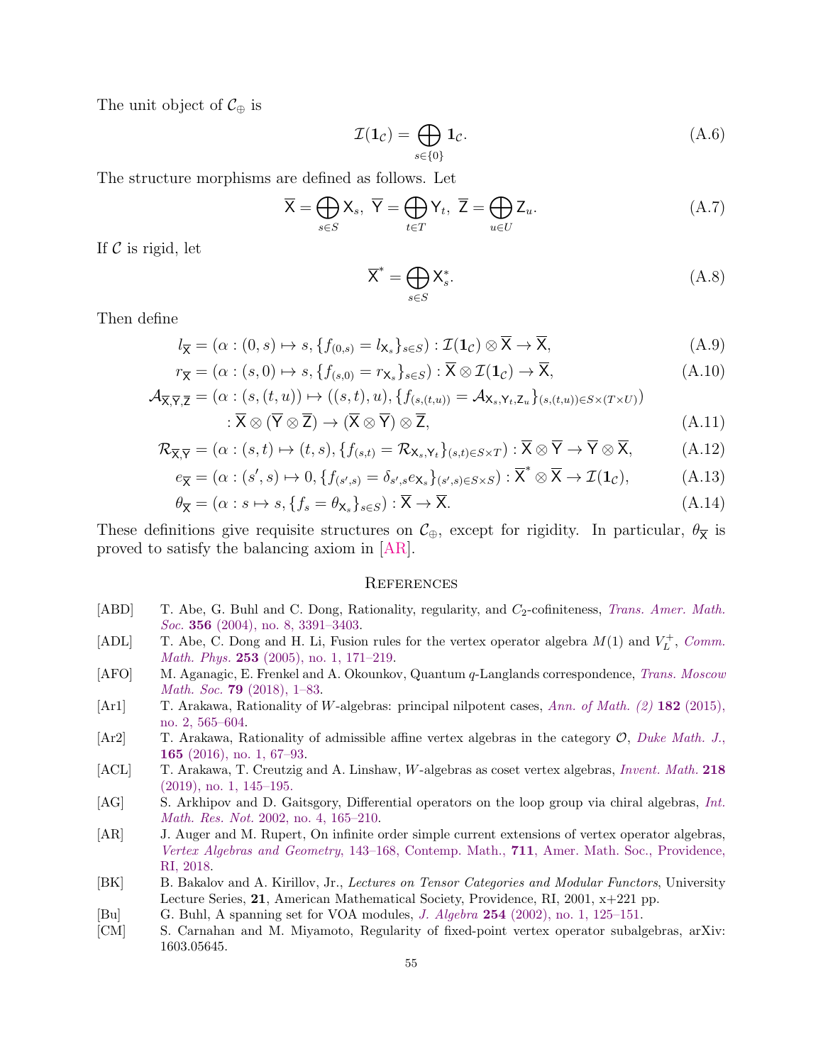The unit object of $\mathcal{C}_\oplus$ is

$$\mathcal{I}(\mathbf{1}_\mathcal{C}) = \bigoplus_{s\in\{0\}} \mathbf{1}_\mathcal{C}. \tag{A.6}$$

The structure morphisms are defined as follows. Let

$$\overline{\mathsf{X}} = \bigoplus_{s\in S} \mathsf{X}_s,\ \overline{\mathsf{Y}} = \bigoplus_{t\in T} \mathsf{Y}_t,\ \overline{\mathsf{Z}} = \bigoplus_{u\in U} \mathsf{Z}_u. \tag{A.7}$$

If $\mathcal{C}$ is rigid, let

$$\overline{\mathsf{X}}^* = \bigoplus_{s\in S} \mathsf{X}_s^*. \tag{A.8}$$

Then define

$$l_{\overline{\mathsf{X}}} = (\alpha : (0,s) \mapsto s, \{f_{(0,s)} = l_{\mathsf{X}_s}\}_{s\in S}) : \mathcal{I}(\mathbf{1}_\mathcal{C}) \otimes \overline{\mathsf{X}} \to \overline{\mathsf{X}}, \tag{A.9}$$

$$r_{\overline{\mathsf{X}}} = (\alpha : (s,0) \mapsto s, \{f_{(s,0)} = r_{\mathsf{X}_s}\}_{s\in S}) : \overline{\mathsf{X}} \otimes \mathcal{I}(\mathbf{1}_\mathcal{C}) \to \overline{\mathsf{X}}, \tag{A.10}$$

$$\begin{aligned}\mathcal{A}_{\overline{\mathsf{X}},\overline{\mathsf{Y}},\overline{\mathsf{Z}}} = (\alpha : (s,(t,u)) \mapsto ((s,t),u), \{f_{(s,(t,u))} = \mathcal{A}_{\mathsf{X}_s,\mathsf{Y}_t,\mathsf{Z}_u}\}_{(s,(t,u))\in S\times(T\times U)})\\ : \overline{\mathsf{X}} \otimes (\overline{\mathsf{Y}} \otimes \overline{\mathsf{Z}}) \to (\overline{\mathsf{X}} \otimes \overline{\mathsf{Y}}) \otimes \overline{\mathsf{Z}},\end{aligned} \tag{A.11}$$

$$\mathcal{R}_{\overline{\mathsf{X}},\overline{\mathsf{Y}}} = (\alpha : (s,t) \mapsto (t,s), \{f_{(s,t)} = \mathcal{R}_{\mathsf{X}_s,\mathsf{Y}_t}\}_{(s,t)\in S\times T}) : \overline{\mathsf{X}} \otimes \overline{\mathsf{Y}} \to \overline{\mathsf{Y}} \otimes \overline{\mathsf{X}}, \tag{A.12}$$

$$e_{\overline{\mathsf{X}}} = (\alpha : (s',s) \mapsto 0, \{f_{(s',s)} = \delta_{s',s} e_{\mathsf{X}_s}\}_{(s',s)\in S\times S}) : \overline{\mathsf{X}}^* \otimes \overline{\mathsf{X}} \to \mathcal{I}(\mathbf{1}_\mathcal{C}), \tag{A.13}$$

$$\theta_{\overline{\mathsf{X}}} = (\alpha : s \mapsto s, \{f_s = \theta_{\mathsf{X}_s}\}_{s\in S}) : \overline{\mathsf{X}} \to \overline{\mathsf{X}}. \tag{A.14}$$

These definitions give requisite structures on $\mathcal{C}_\oplus$, except for rigidity. In particular, $\theta_{\overline{\mathsf{X}}}$ is proved to satisfy the balancing axiom in [AR].

## References

[ABD] T. Abe, G. Buhl and C. Dong, Rationality, regularity, and $C_2$-cofiniteness, *Trans. Amer. Math. Soc.* **356** (2004), no. 8, 3391–3403.

[ADL] T. Abe, C. Dong and H. Li, Fusion rules for the vertex operator algebra $M(1)$ and $V_L^+$, *Comm. Math. Phys.* **253** (2005), no. 1, 171–219.

[AFO] M. Aganagic, E. Frenkel and A. Okounkov, Quantum $q$-Langlands correspondence, *Trans. Moscow Math. Soc.* **79** (2018), 1–83.

[Ar1] T. Arakawa, Rationality of $W$-algebras: principal nilpotent cases, *Ann. of Math. (2)* **182** (2015), no. 2, 565–604.

[Ar2] T. Arakawa, Rationality of admissible affine vertex algebras in the category $\mathcal{O}$, *Duke Math. J.*, **165** (2016), no. 1, 67–93.

[ACL] T. Arakawa, T. Creutzig and A. Linshaw, $W$-algebras as coset vertex algebras, *Invent. Math.* **218** (2019), no. 1, 145–195.

[AG] S. Arkhipov and D. Gaitsgory, Differential operators on the loop group via chiral algebras, *Int. Math. Res. Not.* 2002, no. 4, 165–210.

[AR] J. Auger and M. Rupert, On infinite order simple current extensions of vertex operator algebras, *Vertex Algebras and Geometry*, 143–168, Contemp. Math., **711**, Amer. Math. Soc., Providence, RI, 2018.

[BK] B. Bakalov and A. Kirillov, Jr., *Lectures on Tensor Categories and Modular Functors*, University Lecture Series, **21**, American Mathematical Society, Providence, RI, 2001, x+221 pp.

[Bu] G. Buhl, A spanning set for VOA modules, *J. Algebra* **254** (2002), no. 1, 125–151.

[CM] S. Carnahan and M. Miyamoto, Regularity of fixed-point vertex operator subalgebras, arXiv: 1603.05645.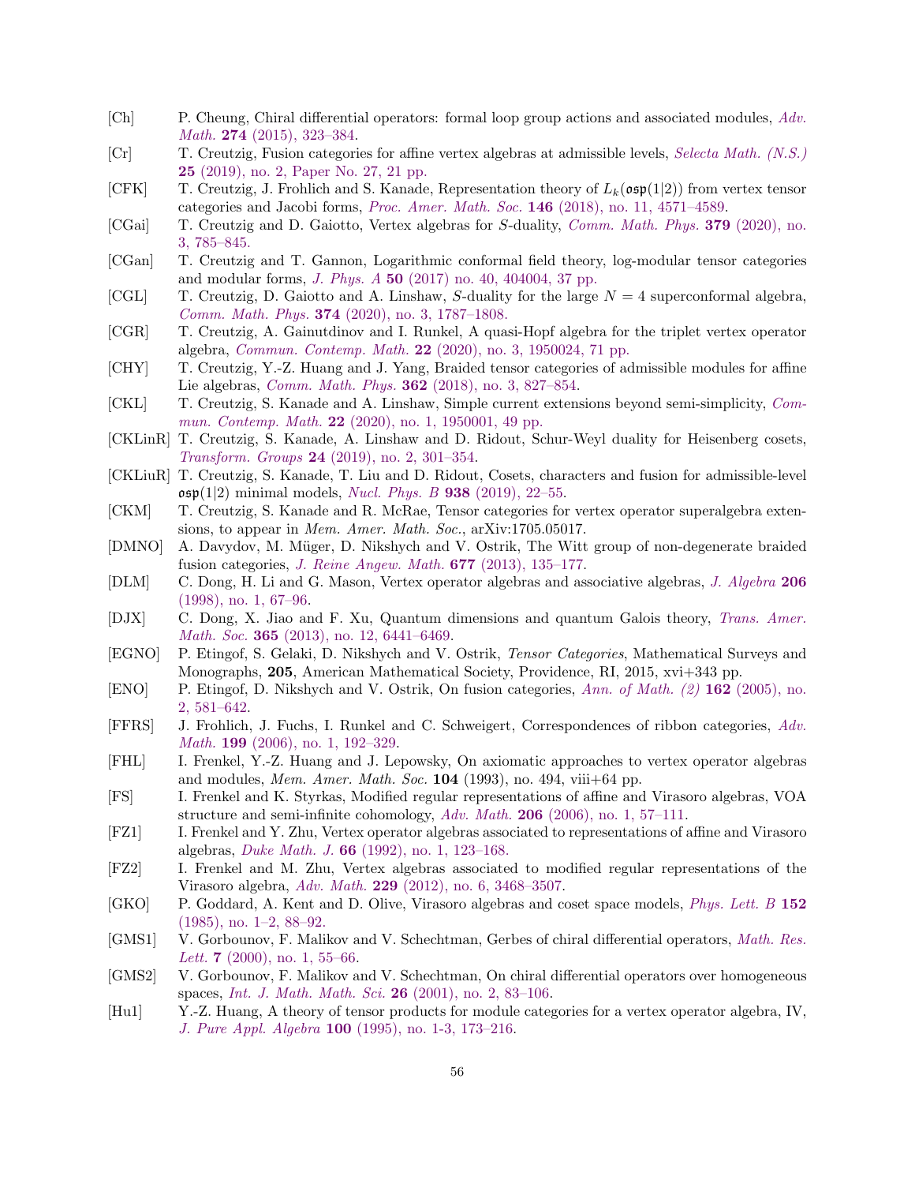[Ch] P. Cheung, Chiral differential operators: formal loop group actions and associated modules, *Adv. Math.* **274** (2015), 323–384.

[Cr] T. Creutzig, Fusion categories for affine vertex algebras at admissible levels, *Selecta Math. (N.S.)* **25** (2019), no. 2, Paper No. 27, 21 pp.

[CFK] T. Creutzig, J. Frohlich and S. Kanade, Representation theory of $L_k(\mathfrak{osp}(1|2))$ from vertex tensor categories and Jacobi forms, *Proc. Amer. Math. Soc.* **146** (2018), no. 11, 4571–4589.

[CGai] T. Creutzig and D. Gaiotto, Vertex algebras for $S$-duality, *Comm. Math. Phys.* **379** (2020), no. 3, 785–845.

[CGan] T. Creutzig and T. Gannon, Logarithmic conformal field theory, log-modular tensor categories and modular forms, *J. Phys. A* **50** (2017) no. 40, 404004, 37 pp.

[CGL] T. Creutzig, D. Gaiotto and A. Linshaw, $S$-duality for the large $N = 4$ superconformal algebra, *Comm. Math. Phys.* **374** (2020), no. 3, 1787–1808.

[CGR] T. Creutzig, A. Gainutdinov and I. Runkel, A quasi-Hopf algebra for the triplet vertex operator algebra, *Commun. Contemp. Math.* **22** (2020), no. 3, 1950024, 71 pp.

[CHY] T. Creutzig, Y.-Z. Huang and J. Yang, Braided tensor categories of admissible modules for affine Lie algebras, *Comm. Math. Phys.* **362** (2018), no. 3, 827–854.

[CKL] T. Creutzig, S. Kanade and A. Linshaw, Simple current extensions beyond semi-simplicity, *Commun. Contemp. Math.* **22** (2020), no. 1, 1950001, 49 pp.

[CKLinR] T. Creutzig, S. Kanade, A. Linshaw and D. Ridout, Schur-Weyl duality for Heisenberg cosets, *Transform. Groups* **24** (2019), no. 2, 301–354.

[CKLiuR] T. Creutzig, S. Kanade, T. Liu and D. Ridout, Cosets, characters and fusion for admissible-level $\mathfrak{osp}(1|2)$ minimal models, *Nucl. Phys. B* **938** (2019), 22–55.

[CKM] T. Creutzig, S. Kanade and R. McRae, Tensor categories for vertex operator superalgebra extensions, to appear in *Mem. Amer. Math. Soc.*, arXiv:1705.05017.

[DMNO] A. Davydov, M. Müger, D. Nikshych and V. Ostrik, The Witt group of non-degenerate braided fusion categories, *J. Reine Angew. Math.* **677** (2013), 135–177.

[DLM] C. Dong, H. Li and G. Mason, Vertex operator algebras and associative algebras, *J. Algebra* **206** (1998), no. 1, 67–96.

[DJX] C. Dong, X. Jiao and F. Xu, Quantum dimensions and quantum Galois theory, *Trans. Amer. Math. Soc.* **365** (2013), no. 12, 6441–6469.

[EGNO] P. Etingof, S. Gelaki, D. Nikshych and V. Ostrik, *Tensor Categories*, Mathematical Surveys and Monographs, **205**, American Mathematical Society, Providence, RI, 2015, xvi+343 pp.

[ENO] P. Etingof, D. Nikshych and V. Ostrik, On fusion categories, *Ann. of Math. (2)* **162** (2005), no. 2, 581–642.

[FFRS] J. Frohlich, J. Fuchs, I. Runkel and C. Schweigert, Correspondences of ribbon categories, *Adv. Math.* **199** (2006), no. 1, 192–329.

[FHL] I. Frenkel, Y.-Z. Huang and J. Lepowsky, On axiomatic approaches to vertex operator algebras and modules, *Mem. Amer. Math. Soc.* **104** (1993), no. 494, viii+64 pp.

[FS] I. Frenkel and K. Styrkas, Modified regular representations of affine and Virasoro algebras, VOA structure and semi-infinite cohomology, *Adv. Math.* **206** (2006), no. 1, 57–111.

[FZ1] I. Frenkel and Y. Zhu, Vertex operator algebras associated to representations of affine and Virasoro algebras, *Duke Math. J.* **66** (1992), no. 1, 123–168.

[FZ2] I. Frenkel and M. Zhu, Vertex algebras associated to modified regular representations of the Virasoro algebra, *Adv. Math.* **229** (2012), no. 6, 3468–3507.

[GKO] P. Goddard, A. Kent and D. Olive, Virasoro algebras and coset space models, *Phys. Lett. B* **152** (1985), no. 1–2, 88–92.

[GMS1] V. Gorbounov, F. Malikov and V. Schechtman, Gerbes of chiral differential operators, *Math. Res. Lett.* **7** (2000), no. 1, 55–66.

[GMS2] V. Gorbounov, F. Malikov and V. Schechtman, On chiral differential operators over homogeneous spaces, *Int. J. Math. Math. Sci.* **26** (2001), no. 2, 83–106.

[Hu1] Y.-Z. Huang, A theory of tensor products for module categories for a vertex operator algebra, IV, *J. Pure Appl. Algebra* **100** (1995), no. 1-3, 173–216.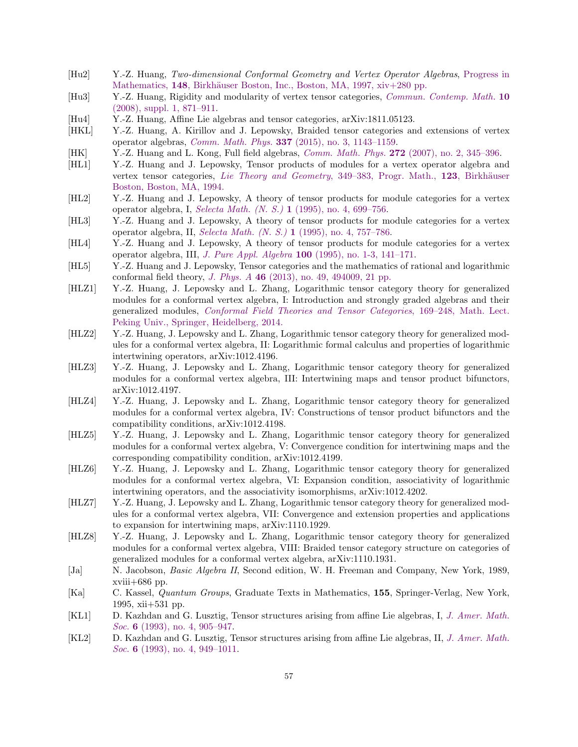[Hu2] Y.-Z. Huang, *Two-dimensional Conformal Geometry and Vertex Operator Algebras*, Progress in Mathematics, **148**, Birkhäuser Boston, Inc., Boston, MA, 1997, xiv+280 pp.

[Hu3] Y.-Z. Huang, Rigidity and modularity of vertex tensor categories, *Commun. Contemp. Math.* **10** (2008), suppl. 1, 871–911.

[Hu4] Y.-Z. Huang, Affine Lie algebras and tensor categories, arXiv:1811.05123.

[HKL] Y.-Z. Huang, A. Kirillov and J. Lepowsky, Braided tensor categories and extensions of vertex operator algebras, *Comm. Math. Phys.* **337** (2015), no. 3, 1143–1159.

[HK] Y.-Z. Huang and L. Kong, Full field algebras, *Comm. Math. Phys.* **272** (2007), no. 2, 345–396.

[HL1] Y.-Z. Huang and J. Lepowsky, Tensor products of modules for a vertex operator algebra and vertex tensor categories, *Lie Theory and Geometry*, 349–383, Progr. Math., **123**, Birkhäuser Boston, Boston, MA, 1994.

[HL2] Y.-Z. Huang and J. Lepowsky, A theory of tensor products for module categories for a vertex operator algebra, I, *Selecta Math. (N. S.)* **1** (1995), no. 4, 699–756.

[HL3] Y.-Z. Huang and J. Lepowsky, A theory of tensor products for module categories for a vertex operator algebra, II, *Selecta Math. (N. S.)* **1** (1995), no. 4, 757–786.

[HL4] Y.-Z. Huang and J. Lepowsky, A theory of tensor products for module categories for a vertex operator algebra, III, *J. Pure Appl. Algebra* **100** (1995), no. 1-3, 141–171.

[HL5] Y.-Z. Huang and J. Lepowsky, Tensor categories and the mathematics of rational and logarithmic conformal field theory, *J. Phys. A* **46** (2013), no. 49, 494009, 21 pp.

[HLZ1] Y.-Z. Huang, J. Lepowsky and L. Zhang, Logarithmic tensor category theory for generalized modules for a conformal vertex algebra, I: Introduction and strongly graded algebras and their generalized modules, *Conformal Field Theories and Tensor Categories*, 169–248, Math. Lect. Peking Univ., Springer, Heidelberg, 2014.

[HLZ2] Y.-Z. Huang, J. Lepowsky and L. Zhang, Logarithmic tensor category theory for generalized modules for a conformal vertex algebra, II: Logarithmic formal calculus and properties of logarithmic intertwining operators, arXiv:1012.4196.

[HLZ3] Y.-Z. Huang, J. Lepowsky and L. Zhang, Logarithmic tensor category theory for generalized modules for a conformal vertex algebra, III: Intertwining maps and tensor product bifunctors, arXiv:1012.4197.

[HLZ4] Y.-Z. Huang, J. Lepowsky and L. Zhang, Logarithmic tensor category theory for generalized modules for a conformal vertex algebra, IV: Constructions of tensor product bifunctors and the compatibility conditions, arXiv:1012.4198.

[HLZ5] Y.-Z. Huang, J. Lepowsky and L. Zhang, Logarithmic tensor category theory for generalized modules for a conformal vertex algebra, V: Convergence condition for intertwining maps and the corresponding compatibility condition, arXiv:1012.4199.

[HLZ6] Y.-Z. Huang, J. Lepowsky and L. Zhang, Logarithmic tensor category theory for generalized modules for a conformal vertex algebra, VI: Expansion condition, associativity of logarithmic intertwining operators, and the associativity isomorphisms, arXiv:1012.4202.

[HLZ7] Y.-Z. Huang, J. Lepowsky and L. Zhang, Logarithmic tensor category theory for generalized modules for a conformal vertex algebra, VII: Convergence and extension properties and applications to expansion for intertwining maps, arXiv:1110.1929.

[HLZ8] Y.-Z. Huang, J. Lepowsky and L. Zhang, Logarithmic tensor category theory for generalized modules for a conformal vertex algebra, VIII: Braided tensor category structure on categories of generalized modules for a conformal vertex algebra, arXiv:1110.1931.

[Ja] N. Jacobson, *Basic Algebra II*, Second edition, W. H. Freeman and Company, New York, 1989, xviii+686 pp.

[Ka] C. Kassel, *Quantum Groups*, Graduate Texts in Mathematics, **155**, Springer-Verlag, New York, 1995, xii+531 pp.

[KL1] D. Kazhdan and G. Lusztig, Tensor structures arising from affine Lie algebras, I, *J. Amer. Math. Soc.* **6** (1993), no. 4, 905–947.

[KL2] D. Kazhdan and G. Lusztig, Tensor structures arising from affine Lie algebras, II, *J. Amer. Math. Soc.* **6** (1993), no. 4, 949–1011.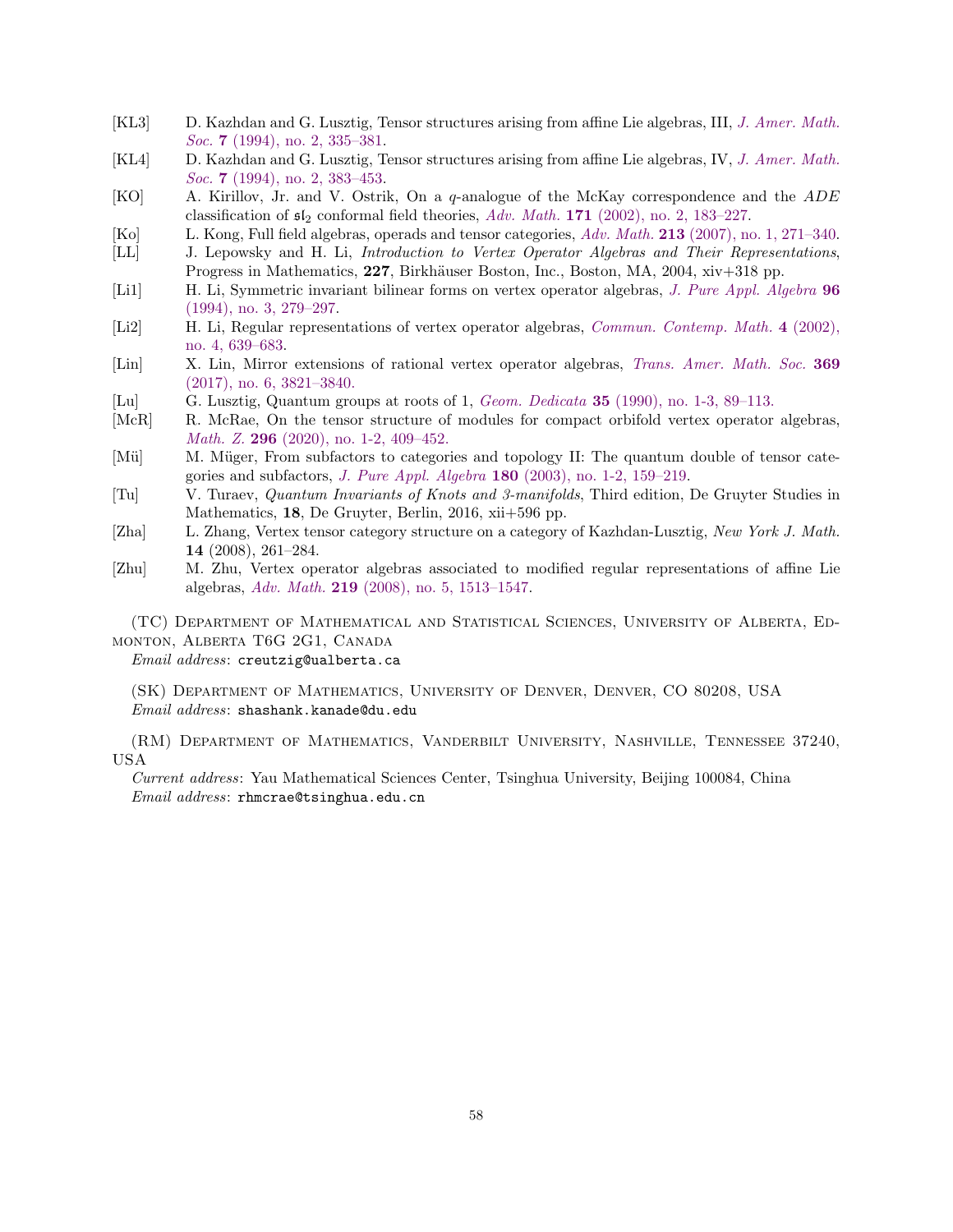[KL3] D. Kazhdan and G. Lusztig, Tensor structures arising from affine Lie algebras, III, *J. Amer. Math. Soc.* **7** (1994), no. 2, 335–381.

[KL4] D. Kazhdan and G. Lusztig, Tensor structures arising from affine Lie algebras, IV, *J. Amer. Math. Soc.* **7** (1994), no. 2, 383–453.

[KO] A. Kirillov, Jr. and V. Ostrik, On a $q$-analogue of the McKay correspondence and the $ADE$ classification of $\mathfrak{sl}_2$ conformal field theories, *Adv. Math.* **171** (2002), no. 2, 183–227.

[Ko] L. Kong, Full field algebras, operads and tensor categories, *Adv. Math.* **213** (2007), no. 1, 271–340.

[LL] J. Lepowsky and H. Li, *Introduction to Vertex Operator Algebras and Their Representations*, Progress in Mathematics, **227**, Birkhäuser Boston, Inc., Boston, MA, 2004, xiv+318 pp.

[Li1] H. Li, Symmetric invariant bilinear forms on vertex operator algebras, *J. Pure Appl. Algebra* **96** (1994), no. 3, 279–297.

[Li2] H. Li, Regular representations of vertex operator algebras, *Commun. Contemp. Math.* **4** (2002), no. 4, 639–683.

[Lin] X. Lin, Mirror extensions of rational vertex operator algebras, *Trans. Amer. Math. Soc.* **369** (2017), no. 6, 3821–3840.

[Lu] G. Lusztig, Quantum groups at roots of 1, *Geom. Dedicata* **35** (1990), no. 1-3, 89–113.

[McR] R. McRae, On the tensor structure of modules for compact orbifold vertex operator algebras, *Math. Z.* **296** (2020), no. 1-2, 409–452.

[Mü] M. Müger, From subfactors to categories and topology II: The quantum double of tensor categories and subfactors, *J. Pure Appl. Algebra* **180** (2003), no. 1-2, 159–219.

[Tu] V. Turaev, *Quantum Invariants of Knots and 3-manifolds*, Third edition, De Gruyter Studies in Mathematics, **18**, De Gruyter, Berlin, 2016, xii+596 pp.

[Zha] L. Zhang, Vertex tensor category structure on a category of Kazhdan-Lusztig, *New York J. Math.* **14** (2008), 261–284.

[Zhu] M. Zhu, Vertex operator algebras associated to modified regular representations of affine Lie algebras, *Adv. Math.* **219** (2008), no. 5, 1513–1547.

(TC) Department of Mathematical and Statistical Sciences, University of Alberta, Edmonton, Alberta T6G 2G1, Canada

*Email address*: creutzig@ualberta.ca

(SK) Department of Mathematics, University of Denver, Denver, CO 80208, USA

*Email address*: shashank.kanade@du.edu

(RM) Department of Mathematics, Vanderbilt University, Nashville, Tennessee 37240, USA

*Current address*: Yau Mathematical Sciences Center, Tsinghua University, Beijing 100084, China

*Email address*: rhmcrae@tsinghua.edu.cn